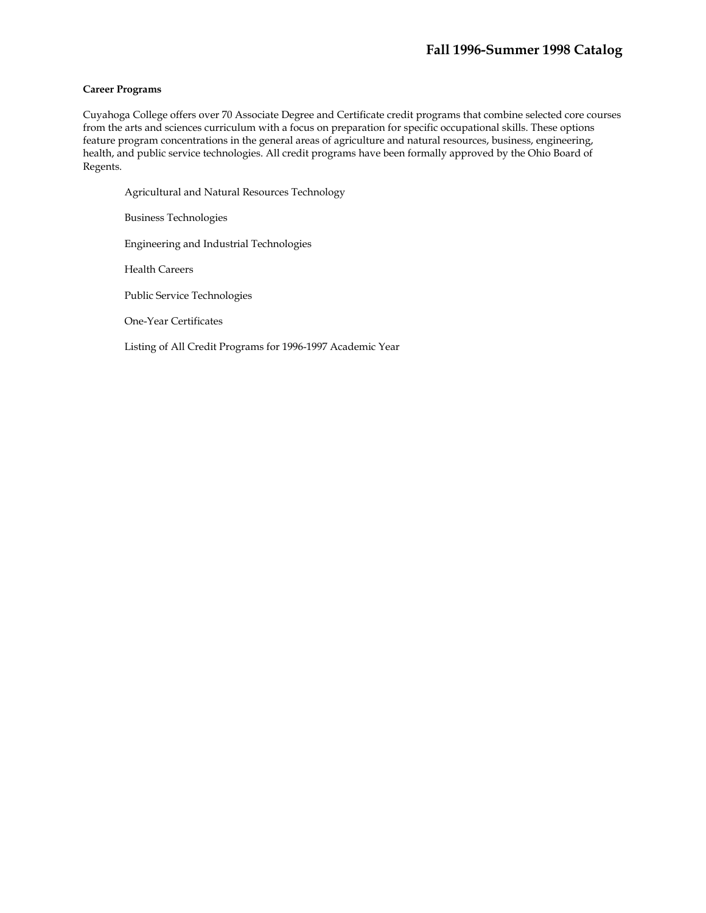# Fall 1996-Summer 1998 Catalog

**Career Programs**

Cuyahoga College offers over 70 Associate Degree and Certificate credit programs that combine selected core courses from the arts and sciences curriculum with a focus on preparation for specific occupational skills. These options feature program concentrations in the general areas of agriculture and natural resources, business, engineering, health, and public service technologies. All credit programs have been formally approved by the Ohio Board of Regents.

- Agricultural and Natural Resources Technology
- Business Technologies
- Engineering and Industrial Technologies
- Health Careers
- Public Service Technologies
- One-Year Certificates
- Listing of All Credit Programs for 1996-1997 Academic Year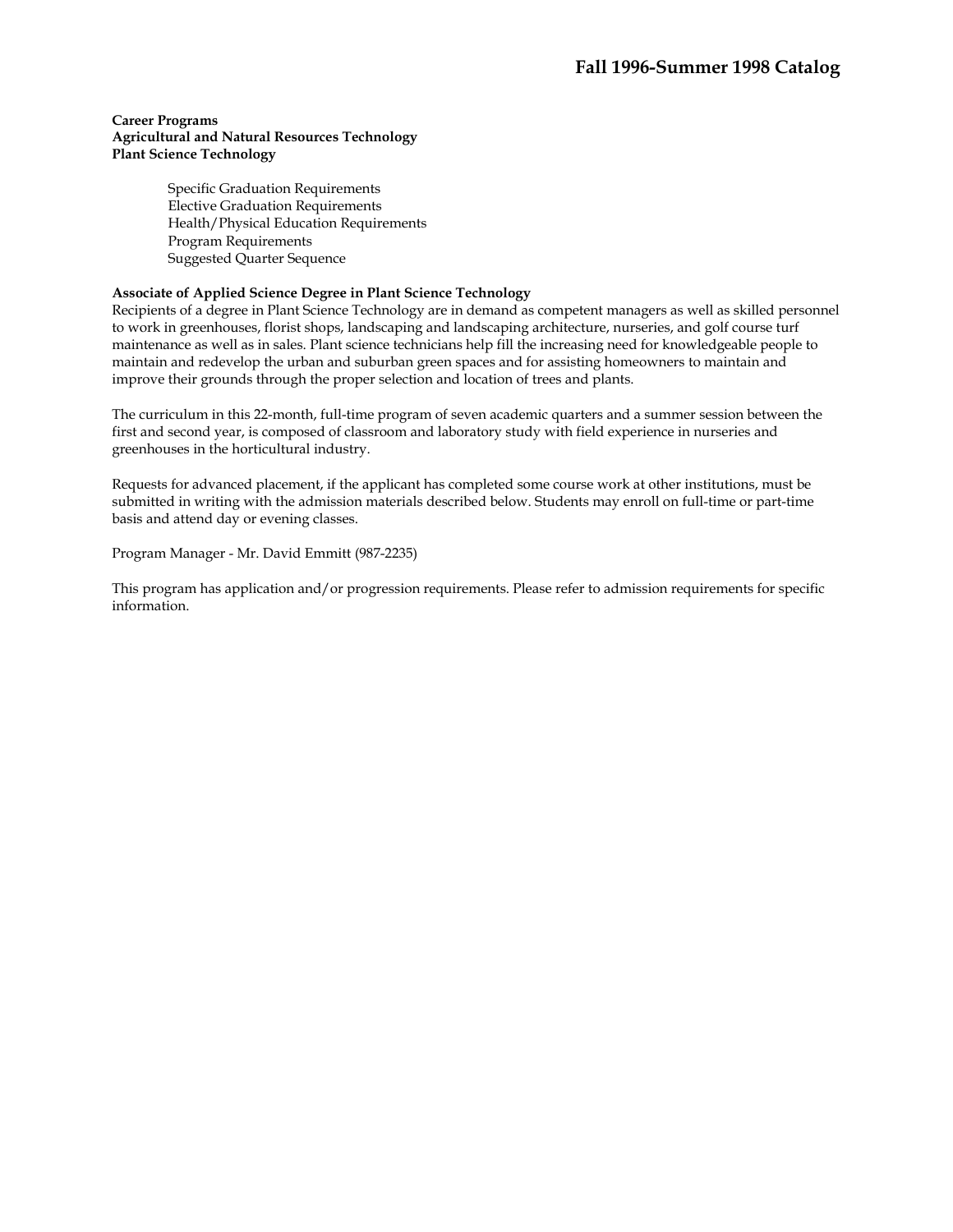**Career Programs**
**Agricultural and Natural Resources Technology**
**Plant Science Technology**

- Specific Graduation Requirements
- Elective Graduation Requirements
- Health/Physical Education Requirements
- Program Requirements
- Suggested Quarter Sequence

**Associate of Applied Science Degree in Plant Science Technology**
Recipients of a degree in Plant Science Technology are in demand as competent managers as well as skilled personnel to work in greenhouses, florist shops, landscaping and landscaping architecture, nurseries, and golf course turf maintenance as well as in sales. Plant science technicians help fill the increasing need for knowledgeable people to maintain and redevelop the urban and suburban green spaces and for assisting homeowners to maintain and improve their grounds through the proper selection and location of trees and plants.

The curriculum in this 22-month, full-time program of seven academic quarters and a summer session between the first and second year, is composed of classroom and laboratory study with field experience in nurseries and greenhouses in the horticultural industry.

Requests for advanced placement, if the applicant has completed some course work at other institutions, must be submitted in writing with the admission materials described below. Students may enroll on full-time or part-time basis and attend day or evening classes.

Program Manager - Mr. David Emmitt (987-2235)

This program has application and/or progression requirements. Please refer to admission requirements for specific information.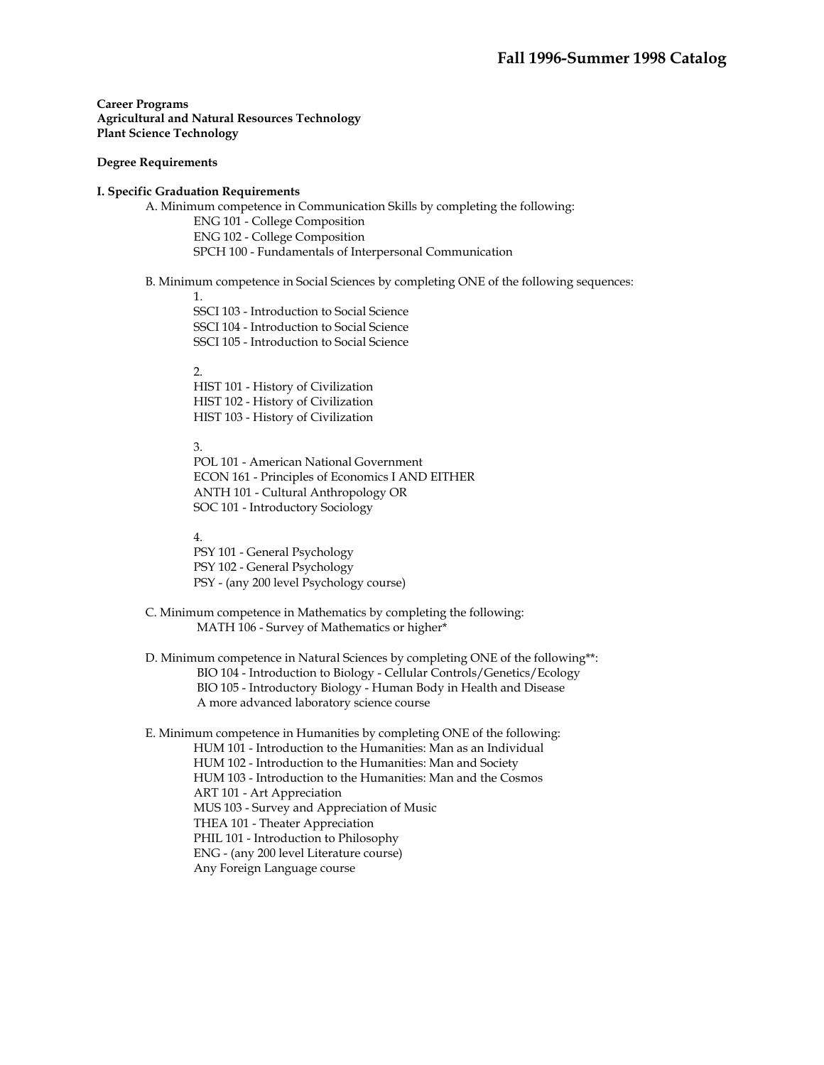**Career Programs**
**Agricultural and Natural Resources Technology**
**Plant Science Technology**

**Degree Requirements**

**I. Specific Graduation Requirements**

A. Minimum competence in Communication Skills by completing the following:

- ENG 101 - College Composition
- ENG 102 - College Composition
- SPCH 100 - Fundamentals of Interpersonal Communication

B. Minimum competence in Social Sciences by completing ONE of the following sequences:

1.
   - SSCI 103 - Introduction to Social Science
   - SSCI 104 - Introduction to Social Science
   - SSCI 105 - Introduction to Social Science

2.
   - HIST 101 - History of Civilization
   - HIST 102 - History of Civilization
   - HIST 103 - History of Civilization

3.
   - POL 101 - American National Government
   - ECON 161 - Principles of Economics I AND EITHER
   - ANTH 101 - Cultural Anthropology OR
   - SOC 101 - Introductory Sociology

4.
   - PSY 101 - General Psychology
   - PSY 102 - General Psychology
   - PSY - (any 200 level Psychology course)

C. Minimum competence in Mathematics by completing the following:

- MATH 106 - Survey of Mathematics or higher*

D. Minimum competence in Natural Sciences by completing ONE of the following**:

- BIO 104 - Introduction to Biology - Cellular Controls/Genetics/Ecology
- BIO 105 - Introductory Biology - Human Body in Health and Disease
- A more advanced laboratory science course

E. Minimum competence in Humanities by completing ONE of the following:

- HUM 101 - Introduction to the Humanities: Man as an Individual
- HUM 102 - Introduction to the Humanities: Man and Society
- HUM 103 - Introduction to the Humanities: Man and the Cosmos
- ART 101 - Art Appreciation
- MUS 103 - Survey and Appreciation of Music
- THEA 101 - Theater Appreciation
- PHIL 101 - Introduction to Philosophy
- ENG - (any 200 level Literature course)
- Any Foreign Language course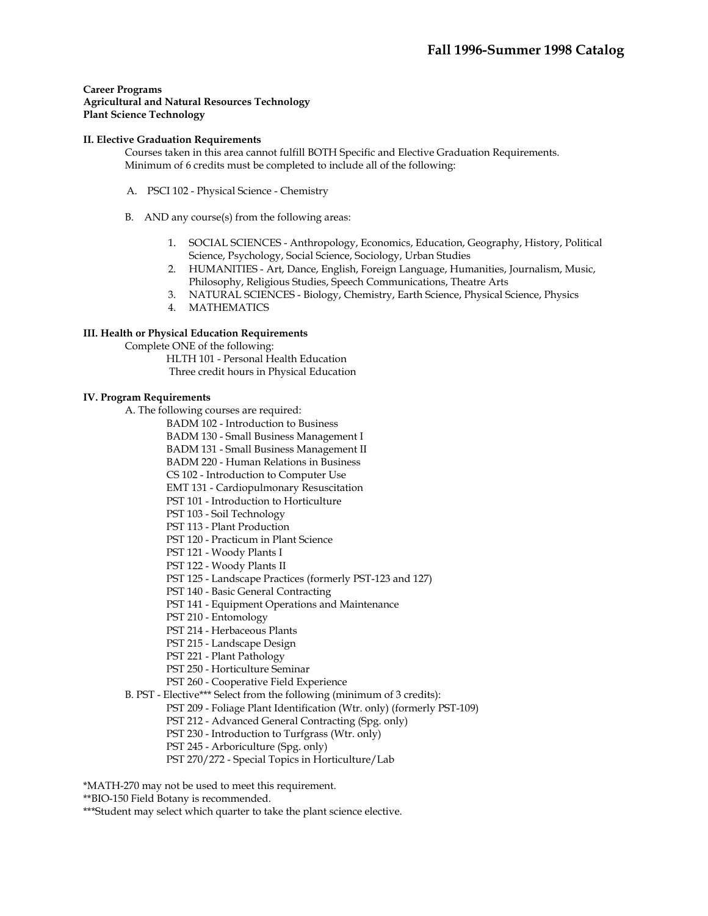**Career Programs**
**Agricultural and Natural Resources Technology**
**Plant Science Technology**

**II. Elective Graduation Requirements**

Courses taken in this area cannot fulfill BOTH Specific and Elective Graduation Requirements. Minimum of 6 credits must be completed to include all of the following:

A. PSCI 102 - Physical Science - Chemistry

B. AND any course(s) from the following areas:

1. SOCIAL SCIENCES - Anthropology, Economics, Education, Geography, History, Political Science, Psychology, Social Science, Sociology, Urban Studies
2. HUMANITIES - Art, Dance, English, Foreign Language, Humanities, Journalism, Music, Philosophy, Religious Studies, Speech Communications, Theatre Arts
3. NATURAL SCIENCES - Biology, Chemistry, Earth Science, Physical Science, Physics
4. MATHEMATICS

**III. Health or Physical Education Requirements**

Complete ONE of the following:

- HLTH 101 - Personal Health Education
- Three credit hours in Physical Education

**IV. Program Requirements**

A. The following courses are required:

- BADM 102 - Introduction to Business
- BADM 130 - Small Business Management I
- BADM 131 - Small Business Management II
- BADM 220 - Human Relations in Business
- CS 102 - Introduction to Computer Use
- EMT 131 - Cardiopulmonary Resuscitation
- PST 101 - Introduction to Horticulture
- PST 103 - Soil Technology
- PST 113 - Plant Production
- PST 120 - Practicum in Plant Science
- PST 121 - Woody Plants I
- PST 122 - Woody Plants II
- PST 125 - Landscape Practices (formerly PST-123 and 127)
- PST 140 - Basic General Contracting
- PST 141 - Equipment Operations and Maintenance
- PST 210 - Entomology
- PST 214 - Herbaceous Plants
- PST 215 - Landscape Design
- PST 221 - Plant Pathology
- PST 250 - Horticulture Seminar
- PST 260 - Cooperative Field Experience

B. PST - Elective*** Select from the following (minimum of 3 credits):

- PST 209 - Foliage Plant Identification (Wtr. only) (formerly PST-109)
- PST 212 - Advanced General Contracting (Spg. only)
- PST 230 - Introduction to Turfgrass (Wtr. only)
- PST 245 - Arboriculture (Spg. only)
- PST 270/272 - Special Topics in Horticulture/Lab

*MATH-270 may not be used to meet this requirement.

**BIO-150 Field Botany is recommended.

***Student may select which quarter to take the plant science elective.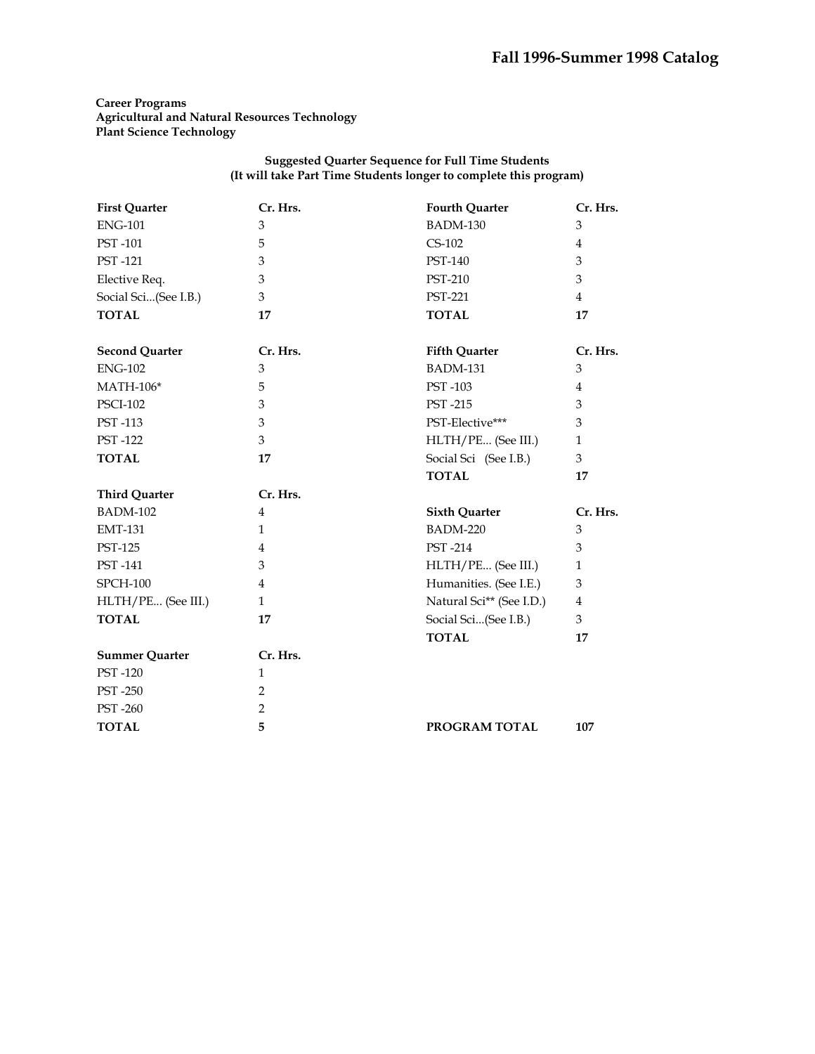**Career Programs**
**Agricultural and Natural Resources Technology**
**Plant Science Technology**

**Suggested Quarter Sequence for Full Time Students**
**(It will take Part Time Students longer to complete this program)**

| **First Quarter** | **Cr. Hrs.** |
|---|---|
| ENG-101 | 3 |
| PST -101 | 5 |
| PST -121 | 3 |
| Elective Req. | 3 |
| Social Sci...(See I.B.) | 3 |
| **TOTAL** | **17** |

| **Second Quarter** | **Cr. Hrs.** |
|---|---|
| ENG-102 | 3 |
| MATH-106* | 5 |
| PSCI-102 | 3 |
| PST -113 | 3 |
| PST -122 | 3 |
| **TOTAL** | **17** |

| **Third Quarter** | **Cr. Hrs.** |
|---|---|
| BADM-102 | 4 |
| EMT-131 | 1 |
| PST-125 | 4 |
| PST -141 | 3 |
| SPCH-100 | 4 |
| HLTH/PE... (See III.) | 1 |
| **TOTAL** | **17** |

| **Summer Quarter** | **Cr. Hrs.** |
|---|---|
| PST -120 | 1 |
| PST -250 | 2 |
| PST -260 | 2 |
| **TOTAL** | **5** |

| **Fourth Quarter** | **Cr. Hrs.** |
|---|---|
| BADM-130 | 3 |
| CS-102 | 4 |
| PST-140 | 3 |
| PST-210 | 3 |
| PST-221 | 4 |
| **TOTAL** | **17** |

| **Fifth Quarter** | **Cr. Hrs.** |
|---|---|
| BADM-131 | 3 |
| PST -103 | 4 |
| PST -215 | 3 |
| PST-Elective*** | 3 |
| HLTH/PE... (See III.) | 1 |
| Social Sci (See I.B.) | 3 |
| **TOTAL** | **17** |

| **Sixth Quarter** | **Cr. Hrs.** |
|---|---|
| BADM-220 | 3 |
| PST -214 | 3 |
| HLTH/PE... (See III.) | 1 |
| Humanities. (See I.E.) | 3 |
| Natural Sci** (See I.D.) | 4 |
| Social Sci...(See I.B.) | 3 |
| **TOTAL** | **17** |

**PROGRAM TOTAL** **107**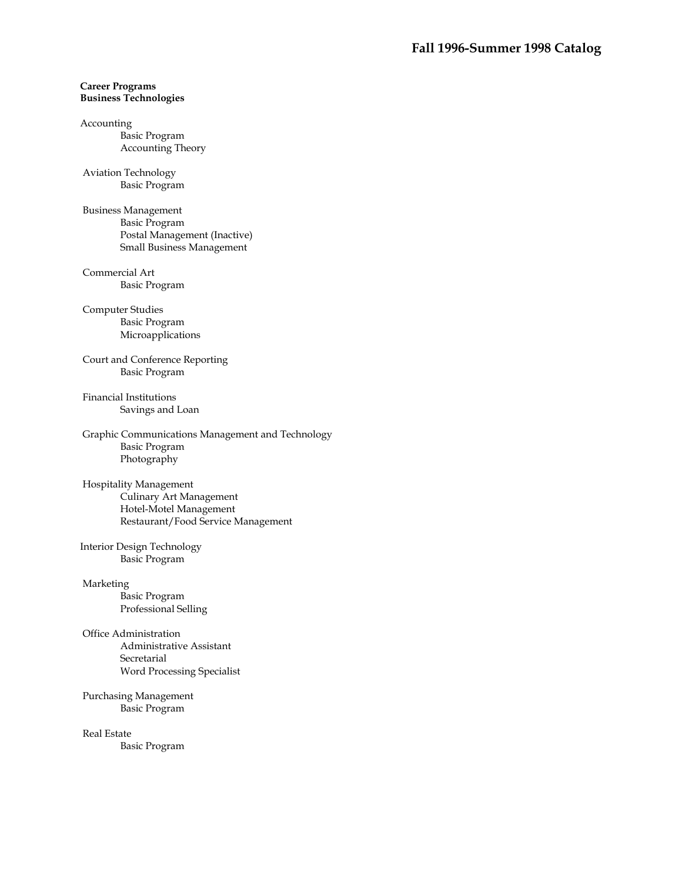**Career Programs**
**Business Technologies**

Accounting
- Basic Program
- Accounting Theory

Aviation Technology
- Basic Program

Business Management
- Basic Program
- Postal Management (Inactive)
- Small Business Management

Commercial Art
- Basic Program

Computer Studies
- Basic Program
- Microapplications

Court and Conference Reporting
- Basic Program

Financial Institutions
- Savings and Loan

Graphic Communications Management and Technology
- Basic Program
- Photography

Hospitality Management
- Culinary Art Management
- Hotel-Motel Management
- Restaurant/Food Service Management

Interior Design Technology
- Basic Program

Marketing
- Basic Program
- Professional Selling

Office Administration
- Administrative Assistant
- Secretarial
- Word Processing Specialist

Purchasing Management
- Basic Program

Real Estate
- Basic Program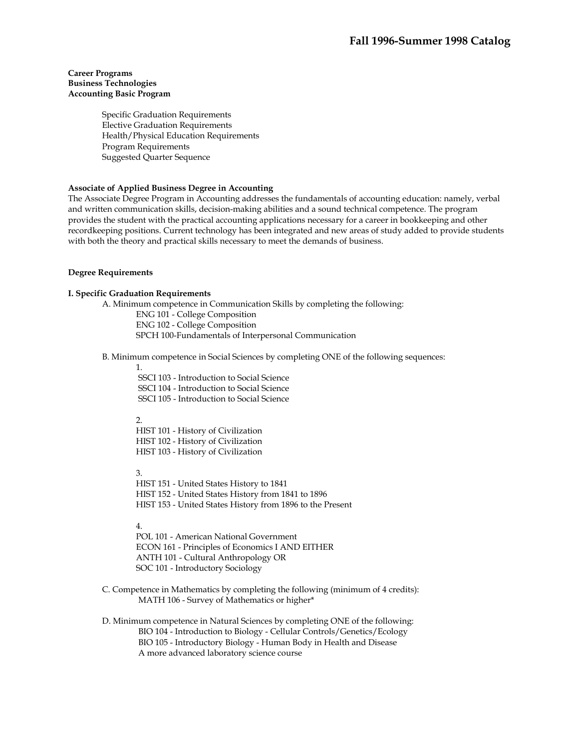**Career Programs**
**Business Technologies**
**Accounting Basic Program**

Specific Graduation Requirements
Elective Graduation Requirements
Health/Physical Education Requirements
Program Requirements
Suggested Quarter Sequence

**Associate of Applied Business Degree in Accounting**

The Associate Degree Program in Accounting addresses the fundamentals of accounting education: namely, verbal and written communication skills, decision-making abilities and a sound technical competence. The program provides the student with the practical accounting applications necessary for a career in bookkeeping and other recordkeeping positions. Current technology has been integrated and new areas of study added to provide students with both the theory and practical skills necessary to meet the demands of business.

**Degree Requirements**

**I. Specific Graduation Requirements**

A. Minimum competence in Communication Skills by completing the following:
- ENG 101 - College Composition
- ENG 102 - College Composition
- SPCH 100-Fundamentals of Interpersonal Communication

B. Minimum competence in Social Sciences by completing ONE of the following sequences:

1.
- SSCI 103 - Introduction to Social Science
- SSCI 104 - Introduction to Social Science
- SSCI 105 - Introduction to Social Science

2.
- HIST 101 - History of Civilization
- HIST 102 - History of Civilization
- HIST 103 - History of Civilization

3.
- HIST 151 - United States History to 1841
- HIST 152 - United States History from 1841 to 1896
- HIST 153 - United States History from 1896 to the Present

4.
- POL 101 - American National Government
- ECON 161 - Principles of Economics I AND EITHER
- ANTH 101 - Cultural Anthropology OR
- SOC 101 - Introductory Sociology

C. Competence in Mathematics by completing the following (minimum of 4 credits):
- MATH 106 - Survey of Mathematics or higher*

D. Minimum competence in Natural Sciences by completing ONE of the following:
- BIO 104 - Introduction to Biology - Cellular Controls/Genetics/Ecology
- BIO 105 - Introductory Biology - Human Body in Health and Disease
- A more advanced laboratory science course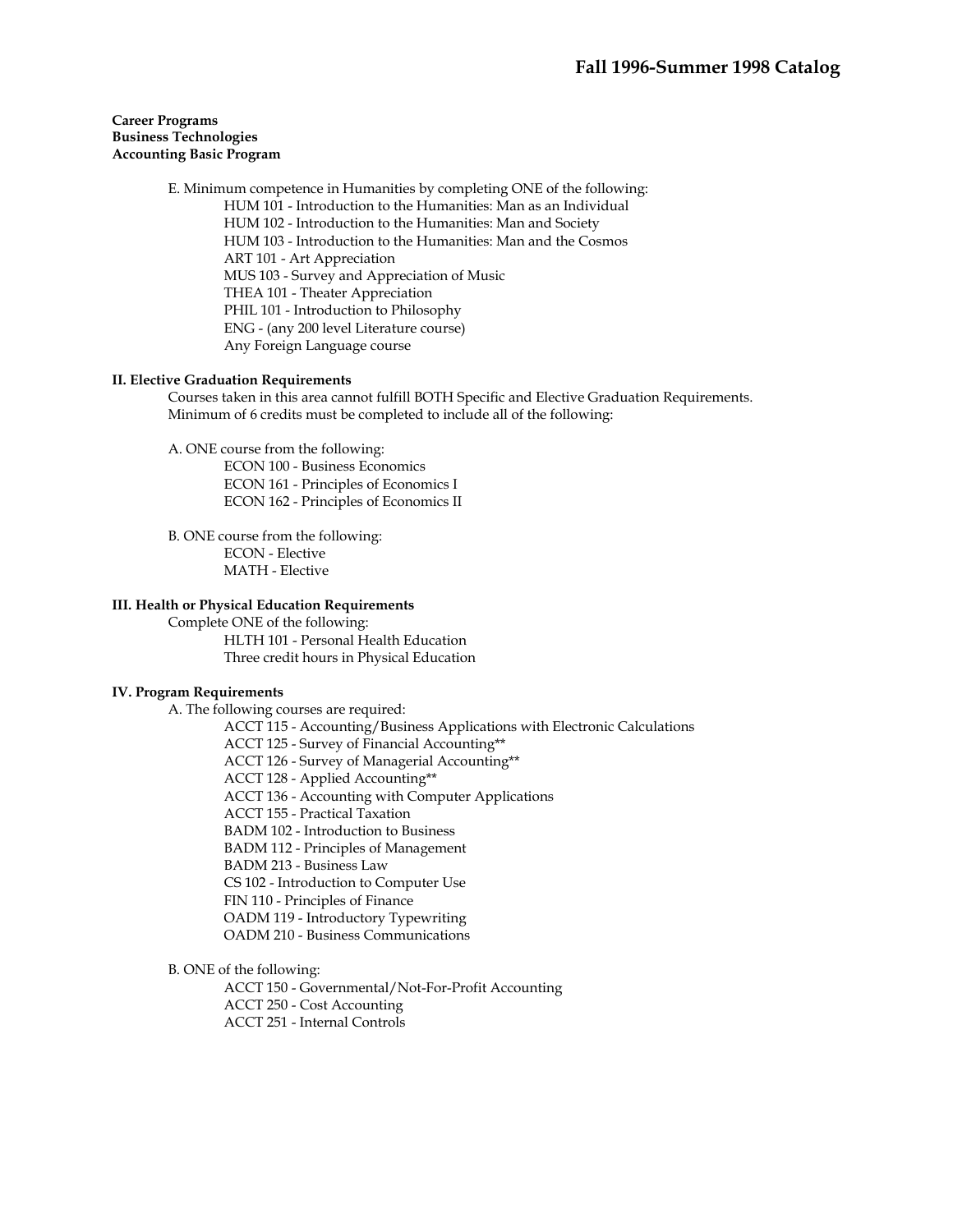**Career Programs**
**Business Technologies**
**Accounting Basic Program**

E. Minimum competence in Humanities by completing ONE of the following:
- HUM 101 - Introduction to the Humanities: Man as an Individual
- HUM 102 - Introduction to the Humanities: Man and Society
- HUM 103 - Introduction to the Humanities: Man and the Cosmos
- ART 101 - Art Appreciation
- MUS 103 - Survey and Appreciation of Music
- THEA 101 - Theater Appreciation
- PHIL 101 - Introduction to Philosophy
- ENG - (any 200 level Literature course)
- Any Foreign Language course

## II. Elective Graduation Requirements

Courses taken in this area cannot fulfill BOTH Specific and Elective Graduation Requirements.
Minimum of 6 credits must be completed to include all of the following:

A. ONE course from the following:
- ECON 100 - Business Economics
- ECON 161 - Principles of Economics I
- ECON 162 - Principles of Economics II

B. ONE course from the following:
- ECON - Elective
- MATH - Elective

## III. Health or Physical Education Requirements

Complete ONE of the following:
- HLTH 101 - Personal Health Education
- Three credit hours in Physical Education

## IV. Program Requirements

A. The following courses are required:
- ACCT 115 - Accounting/Business Applications with Electronic Calculations
- ACCT 125 - Survey of Financial Accounting**
- ACCT 126 - Survey of Managerial Accounting**
- ACCT 128 - Applied Accounting**
- ACCT 136 - Accounting with Computer Applications
- ACCT 155 - Practical Taxation
- BADM 102 - Introduction to Business
- BADM 112 - Principles of Management
- BADM 213 - Business Law
- CS 102 - Introduction to Computer Use
- FIN 110 - Principles of Finance
- OADM 119 - Introductory Typewriting
- OADM 210 - Business Communications

B. ONE of the following:
- ACCT 150 - Governmental/Not-For-Profit Accounting
- ACCT 250 - Cost Accounting
- ACCT 251 - Internal Controls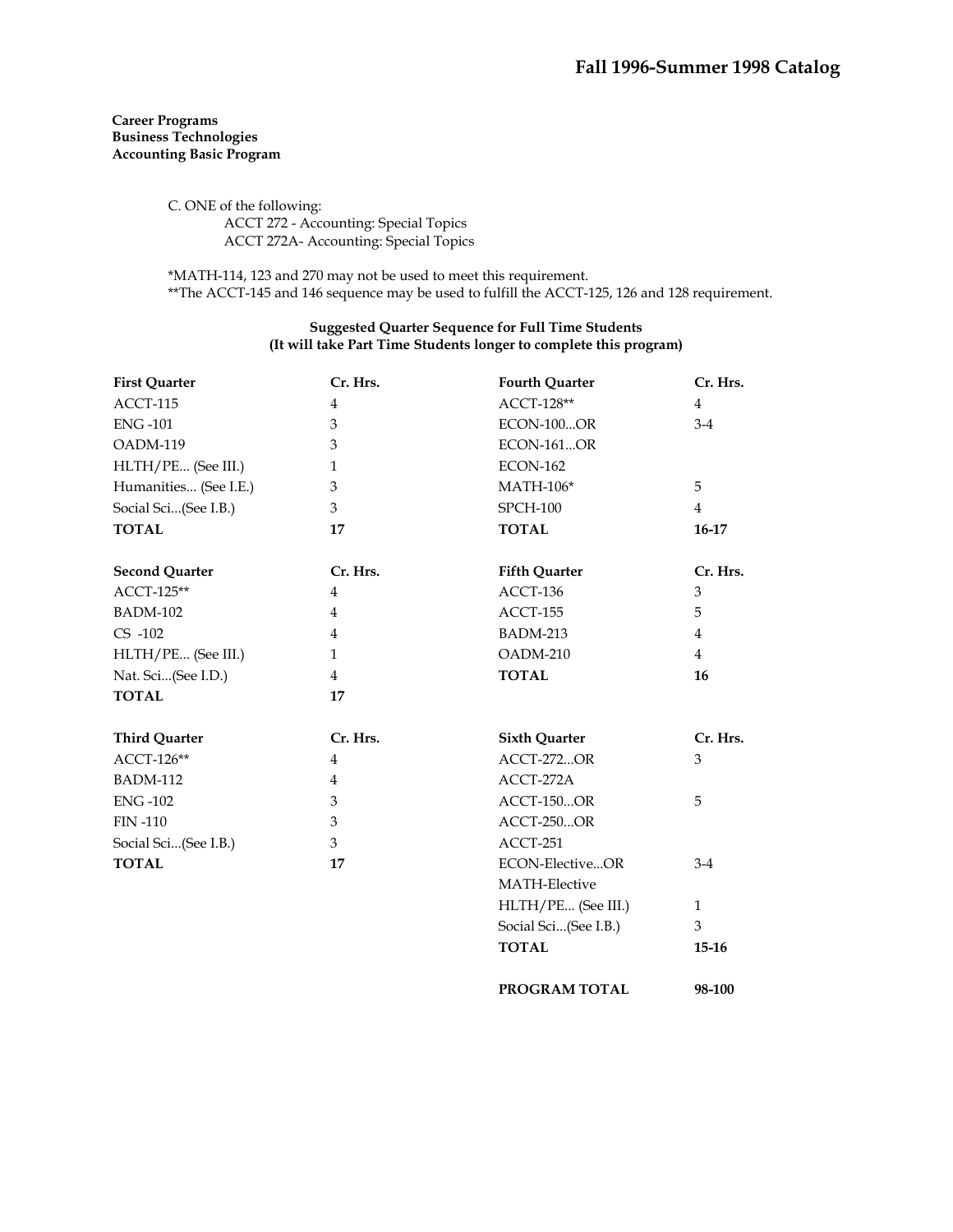**Career Programs**
**Business Technologies**
**Accounting Basic Program**

C. ONE of the following:
- ACCT 272 - Accounting: Special Topics
- ACCT 272A- Accounting: Special Topics

*MATH-114, 123 and 270 may not be used to meet this requirement.
**The ACCT-145 and 146 sequence may be used to fulfill the ACCT-125, 126 and 128 requirement.

**Suggested Quarter Sequence for Full Time Students**
**(It will take Part Time Students longer to complete this program)**

| **First Quarter** | **Cr. Hrs.** |
|---|---|
| ACCT-115 | 4 |
| ENG -101 | 3 |
| OADM-119 | 3 |
| HLTH/PE... (See III.) | 1 |
| Humanities... (See I.E.) | 3 |
| Social Sci...(See I.B.) | 3 |
| **TOTAL** | **17** |

| **Second Quarter** | **Cr. Hrs.** |
|---|---|
| ACCT-125** | 4 |
| BADM-102 | 4 |
| CS -102 | 4 |
| HLTH/PE... (See III.) | 1 |
| Nat. Sci...(See I.D.) | 4 |
| **TOTAL** | **17** |

| **Third Quarter** | **Cr. Hrs.** |
|---|---|
| ACCT-126** | 4 |
| BADM-112 | 4 |
| ENG -102 | 3 |
| FIN -110 | 3 |
| Social Sci...(See I.B.) | 3 |
| **TOTAL** | **17** |

| **Fourth Quarter** | **Cr. Hrs.** |
|---|---|
| ACCT-128** | 4 |
| ECON-100...OR | 3-4 |
| ECON-161...OR | |
| ECON-162 | |
| MATH-106* | 5 |
| SPCH-100 | 4 |
| **TOTAL** | **16-17** |

| **Fifth Quarter** | **Cr. Hrs.** |
|---|---|
| ACCT-136 | 3 |
| ACCT-155 | 5 |
| BADM-213 | 4 |
| OADM-210 | 4 |
| **TOTAL** | **16** |

| **Sixth Quarter** | **Cr. Hrs.** |
|---|---|
| ACCT-272...OR | 3 |
| ACCT-272A | |
| ACCT-150...OR | 5 |
| ACCT-250...OR | |
| ACCT-251 | |
| ECON-Elective...OR | 3-4 |
| MATH-Elective | |
| HLTH/PE... (See III.) | 1 |
| Social Sci...(See I.B.) | 3 |
| **TOTAL** | **15-16** |
| | |
| **PROGRAM TOTAL** | **98-100** |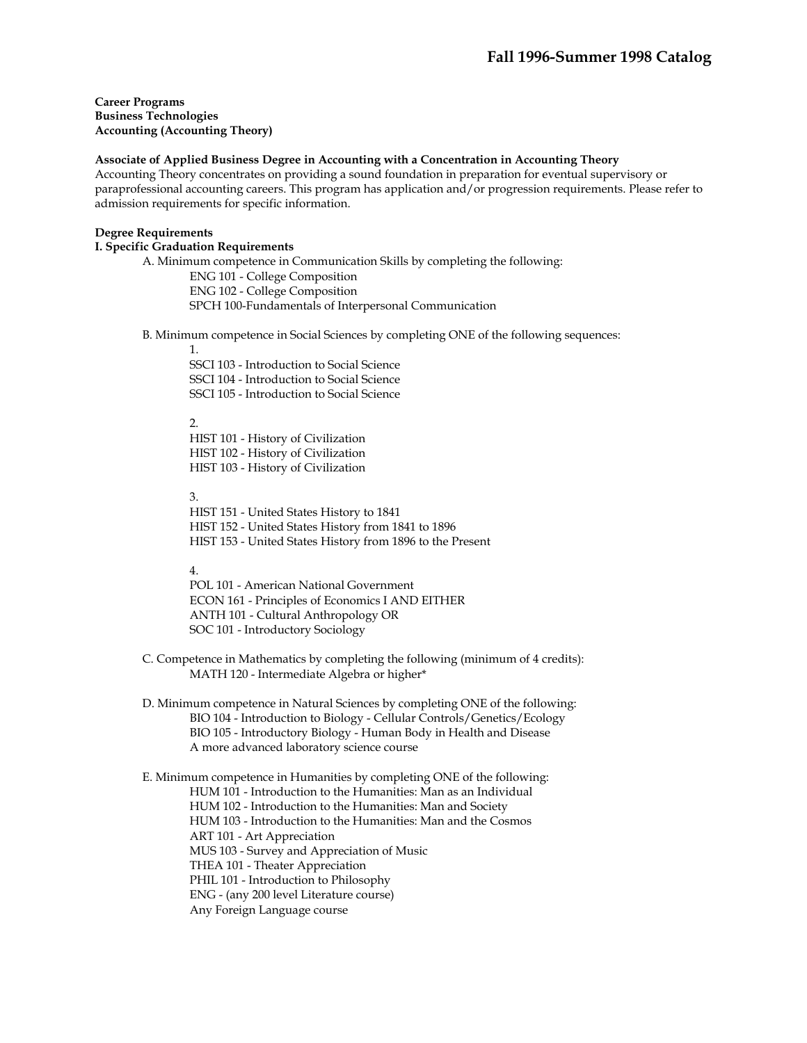**Career Programs**
**Business Technologies**
**Accounting (Accounting Theory)**

**Associate of Applied Business Degree in Accounting with a Concentration in Accounting Theory**

Accounting Theory concentrates on providing a sound foundation in preparation for eventual supervisory or paraprofessional accounting careers. This program has application and/or progression requirements. Please refer to admission requirements for specific information.

**Degree Requirements**

**I. Specific Graduation Requirements**

A. Minimum competence in Communication Skills by completing the following:

- ENG 101 - College Composition
- ENG 102 - College Composition
- SPCH 100-Fundamentals of Interpersonal Communication

B. Minimum competence in Social Sciences by completing ONE of the following sequences:

1.
   - SSCI 103 - Introduction to Social Science
   - SSCI 104 - Introduction to Social Science
   - SSCI 105 - Introduction to Social Science

2.
   - HIST 101 - History of Civilization
   - HIST 102 - History of Civilization
   - HIST 103 - History of Civilization

3.
   - HIST 151 - United States History to 1841
   - HIST 152 - United States History from 1841 to 1896
   - HIST 153 - United States History from 1896 to the Present

4.
   - POL 101 - American National Government
   - ECON 161 - Principles of Economics I AND EITHER
   - ANTH 101 - Cultural Anthropology OR
   - SOC 101 - Introductory Sociology

C. Competence in Mathematics by completing the following (minimum of 4 credits):

- MATH 120 - Intermediate Algebra or higher*

D. Minimum competence in Natural Sciences by completing ONE of the following:

- BIO 104 - Introduction to Biology - Cellular Controls/Genetics/Ecology
- BIO 105 - Introductory Biology - Human Body in Health and Disease
- A more advanced laboratory science course

E. Minimum competence in Humanities by completing ONE of the following:

- HUM 101 - Introduction to the Humanities: Man as an Individual
- HUM 102 - Introduction to the Humanities: Man and Society
- HUM 103 - Introduction to the Humanities: Man and the Cosmos
- ART 101 - Art Appreciation
- MUS 103 - Survey and Appreciation of Music
- THEA 101 - Theater Appreciation
- PHIL 101 - Introduction to Philosophy
- ENG - (any 200 level Literature course)
- Any Foreign Language course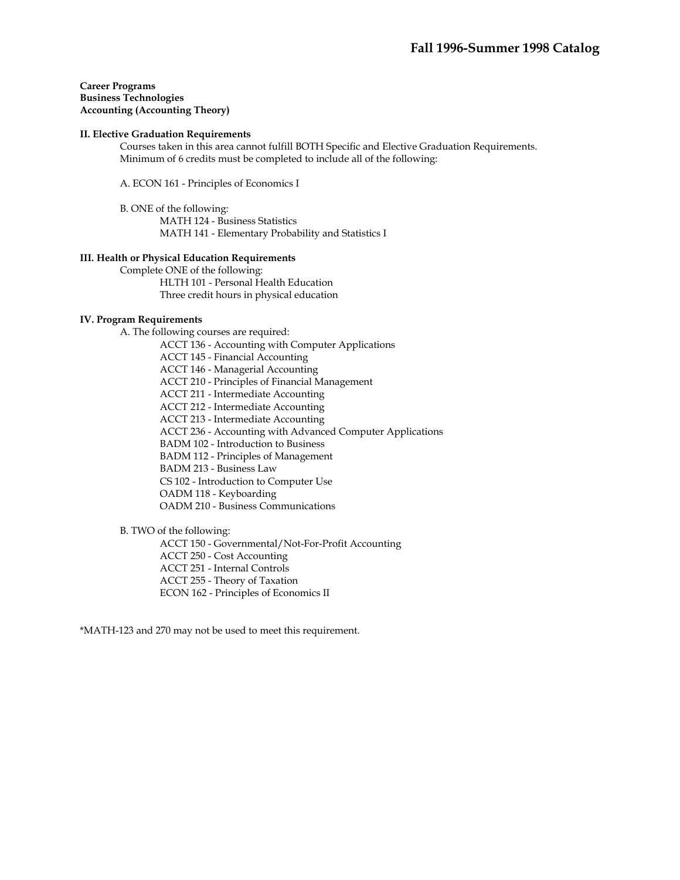**Career Programs**
**Business Technologies**
**Accounting (Accounting Theory)**

**II. Elective Graduation Requirements**

Courses taken in this area cannot fulfill BOTH Specific and Elective Graduation Requirements. Minimum of 6 credits must be completed to include all of the following:

A. ECON 161 - Principles of Economics I

B. ONE of the following:
- MATH 124 - Business Statistics
- MATH 141 - Elementary Probability and Statistics I

**III. Health or Physical Education Requirements**

Complete ONE of the following:
- HLTH 101 - Personal Health Education
- Three credit hours in physical education

**IV. Program Requirements**

A. The following courses are required:
- ACCT 136 - Accounting with Computer Applications
- ACCT 145 - Financial Accounting
- ACCT 146 - Managerial Accounting
- ACCT 210 - Principles of Financial Management
- ACCT 211 - Intermediate Accounting
- ACCT 212 - Intermediate Accounting
- ACCT 213 - Intermediate Accounting
- ACCT 236 - Accounting with Advanced Computer Applications
- BADM 102 - Introduction to Business
- BADM 112 - Principles of Management
- BADM 213 - Business Law
- CS 102 - Introduction to Computer Use
- OADM 118 - Keyboarding
- OADM 210 - Business Communications

B. TWO of the following:
- ACCT 150 - Governmental/Not-For-Profit Accounting
- ACCT 250 - Cost Accounting
- ACCT 251 - Internal Controls
- ACCT 255 - Theory of Taxation
- ECON 162 - Principles of Economics II

*MATH-123 and 270 may not be used to meet this requirement.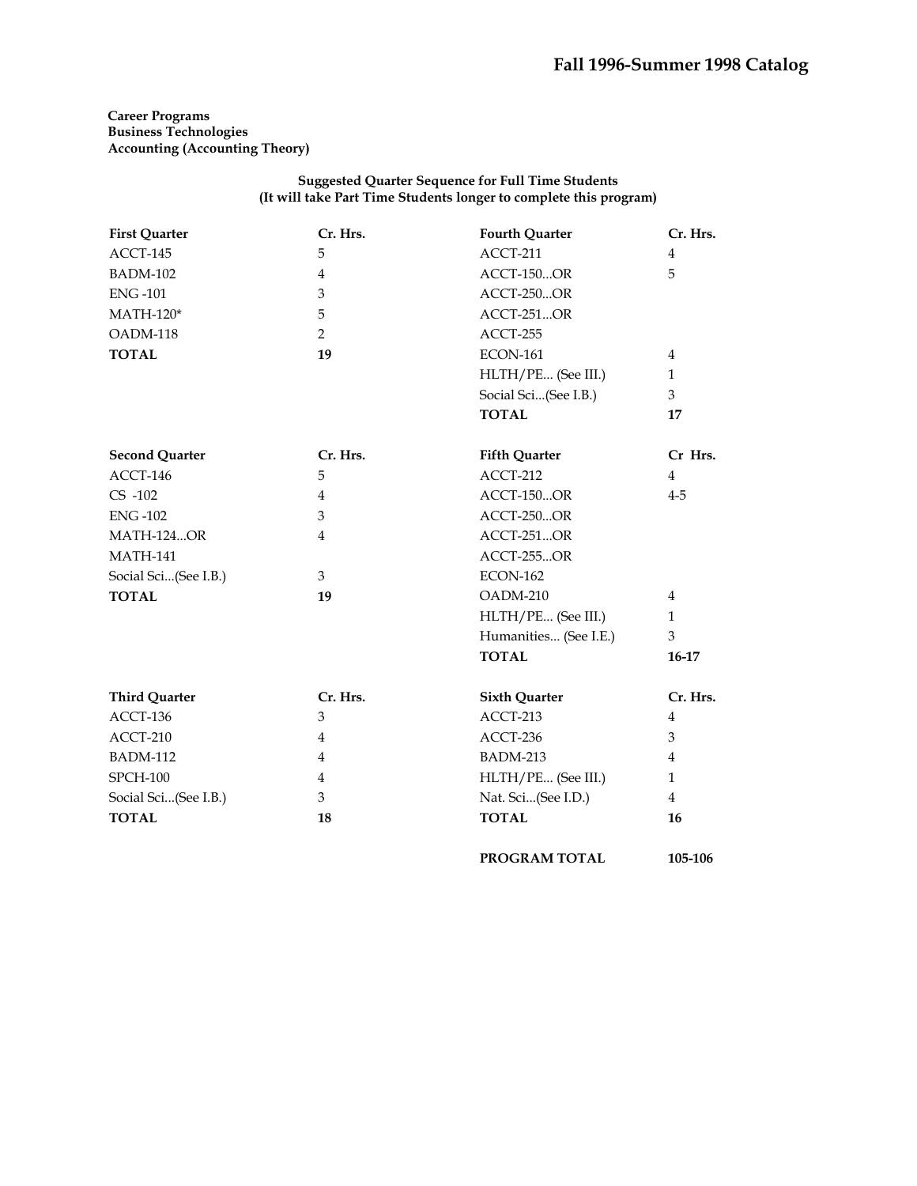**Career Programs**
**Business Technologies**
**Accounting (Accounting Theory)**

**Suggested Quarter Sequence for Full Time Students**
**(It will take Part Time Students longer to complete this program)**

| First Quarter | Cr. Hrs. |
|---|---|
| ACCT-145 | 5 |
| BADM-102 | 4 |
| ENG -101 | 3 |
| MATH-120* | 5 |
| OADM-118 | 2 |
| **TOTAL** | **19** |

| Second Quarter | Cr. Hrs. |
|---|---|
| ACCT-146 | 5 |
| CS -102 | 4 |
| ENG -102 | 3 |
| MATH-124...OR | 4 |
| MATH-141 | |
| Social Sci...(See I.B.) | 3 |
| **TOTAL** | **19** |

| Third Quarter | Cr. Hrs. |
|---|---|
| ACCT-136 | 3 |
| ACCT-210 | 4 |
| BADM-112 | 4 |
| SPCH-100 | 4 |
| Social Sci...(See I.B.) | 3 |
| **TOTAL** | **18** |

| Fourth Quarter | Cr. Hrs. |
|---|---|
| ACCT-211 | 4 |
| ACCT-150...OR | 5 |
| ACCT-250...OR | |
| ACCT-251...OR | |
| ACCT-255 | |
| ECON-161 | 4 |
| HLTH/PE... (See III.) | 1 |
| Social Sci...(See I.B.) | 3 |
| **TOTAL** | **17** |

| Fifth Quarter | Cr Hrs. |
|---|---|
| ACCT-212 | 4 |
| ACCT-150...OR | 4-5 |
| ACCT-250...OR | |
| ACCT-251...OR | |
| ACCT-255...OR | |
| ECON-162 | |
| OADM-210 | 4 |
| HLTH/PE... (See III.) | 1 |
| Humanities... (See I.E.) | 3 |
| **TOTAL** | **16-17** |

| Sixth Quarter | Cr. Hrs. |
|---|---|
| ACCT-213 | 4 |
| ACCT-236 | 3 |
| BADM-213 | 4 |
| HLTH/PE... (See III.) | 1 |
| Nat. Sci...(See I.D.) | 4 |
| **TOTAL** | **16** |

**PROGRAM TOTAL** **105-106**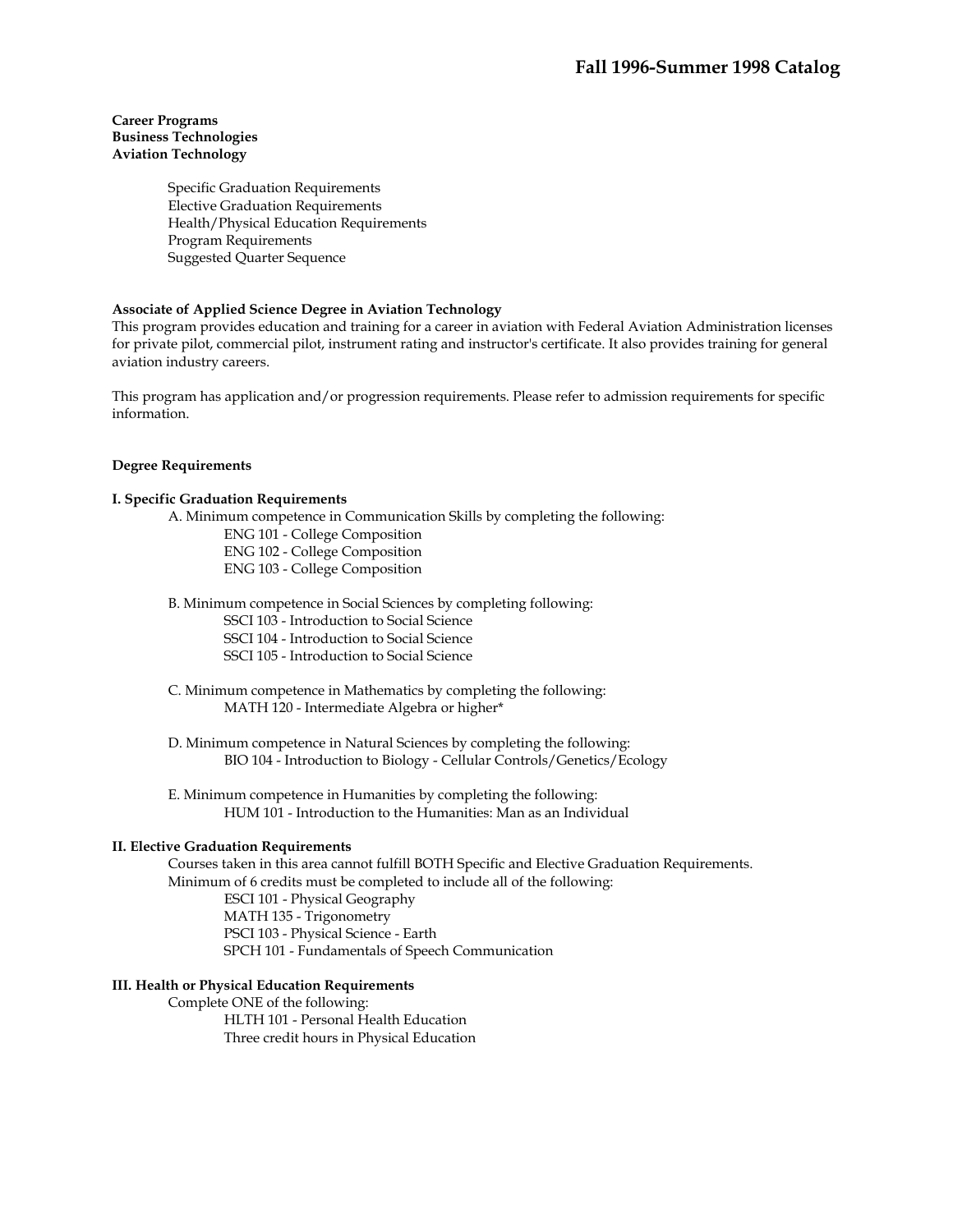**Career Programs**
**Business Technologies**
**Aviation Technology**

- Specific Graduation Requirements
- Elective Graduation Requirements
- Health/Physical Education Requirements
- Program Requirements
- Suggested Quarter Sequence

**Associate of Applied Science Degree in Aviation Technology**

This program provides education and training for a career in aviation with Federal Aviation Administration licenses for private pilot, commercial pilot, instrument rating and instructor's certificate. It also provides training for general aviation industry careers.

This program has application and/or progression requirements. Please refer to admission requirements for specific information.

**Degree Requirements**

**I. Specific Graduation Requirements**

A. Minimum competence in Communication Skills by completing the following:
- ENG 101 - College Composition
- ENG 102 - College Composition
- ENG 103 - College Composition

B. Minimum competence in Social Sciences by completing following:
- SSCI 103 - Introduction to Social Science
- SSCI 104 - Introduction to Social Science
- SSCI 105 - Introduction to Social Science

C. Minimum competence in Mathematics by completing the following:
- MATH 120 - Intermediate Algebra or higher*

D. Minimum competence in Natural Sciences by completing the following:
- BIO 104 - Introduction to Biology - Cellular Controls/Genetics/Ecology

E. Minimum competence in Humanities by completing the following:
- HUM 101 - Introduction to the Humanities: Man as an Individual

**II. Elective Graduation Requirements**

Courses taken in this area cannot fulfill BOTH Specific and Elective Graduation Requirements.
Minimum of 6 credits must be completed to include all of the following:
- ESCI 101 - Physical Geography
- MATH 135 - Trigonometry
- PSCI 103 - Physical Science - Earth
- SPCH 101 - Fundamentals of Speech Communication

**III. Health or Physical Education Requirements**

Complete ONE of the following:
- HLTH 101 - Personal Health Education
- Three credit hours in Physical Education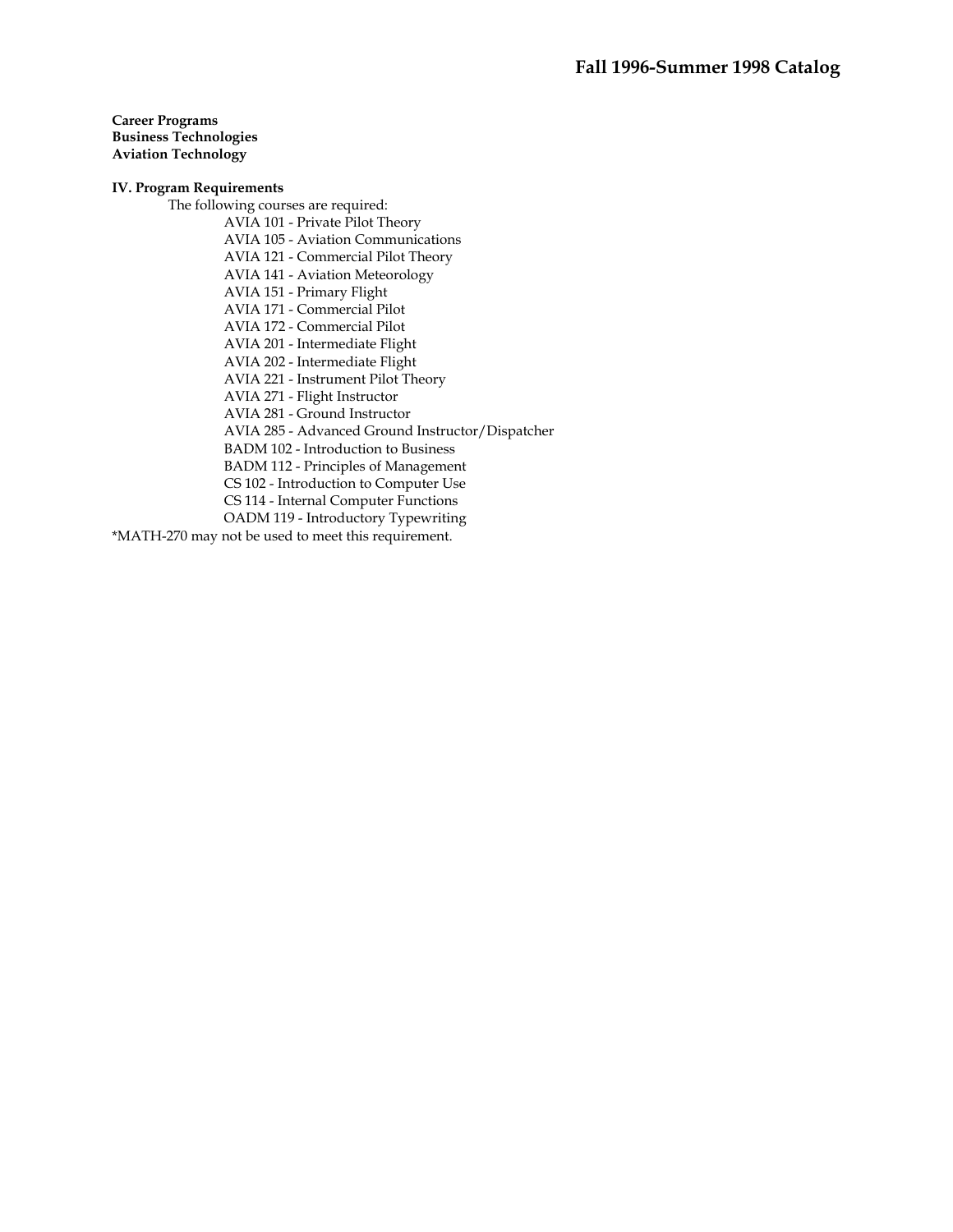**Career Programs**
**Business Technologies**
**Aviation Technology**

**IV. Program Requirements**

The following courses are required:

- AVIA 101 - Private Pilot Theory
- AVIA 105 - Aviation Communications
- AVIA 121 - Commercial Pilot Theory
- AVIA 141 - Aviation Meteorology
- AVIA 151 - Primary Flight
- AVIA 171 - Commercial Pilot
- AVIA 172 - Commercial Pilot
- AVIA 201 - Intermediate Flight
- AVIA 202 - Intermediate Flight
- AVIA 221 - Instrument Pilot Theory
- AVIA 271 - Flight Instructor
- AVIA 281 - Ground Instructor
- AVIA 285 - Advanced Ground Instructor/Dispatcher
- BADM 102 - Introduction to Business
- BADM 112 - Principles of Management
- CS 102 - Introduction to Computer Use
- CS 114 - Internal Computer Functions
- OADM 119 - Introductory Typewriting

*MATH-270 may not be used to meet this requirement.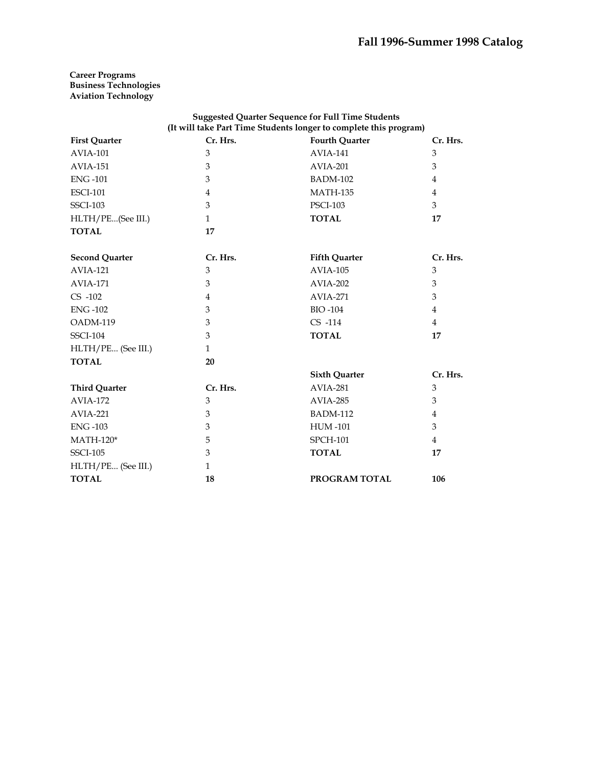**Career Programs**
**Business Technologies**
**Aviation Technology**

**Suggested Quarter Sequence for Full Time Students**
**(It will take Part Time Students longer to complete this program)**

| **First Quarter** | **Cr. Hrs.** | **Fourth Quarter** | **Cr. Hrs.** |
|---|---|---|---|
| AVIA-101 | 3 | AVIA-141 | 3 |
| AVIA-151 | 3 | AVIA-201 | 3 |
| ENG -101 | 3 | BADM-102 | 4 |
| ESCI-101 | 4 | MATH-135 | 4 |
| SSCI-103 | 3 | PSCI-103 | 3 |
| HLTH/PE...(See III.) | 1 | **TOTAL** | **17** |
| **TOTAL** | **17** | | |
| | | | |
| **Second Quarter** | **Cr. Hrs.** | **Fifth Quarter** | **Cr. Hrs.** |
| AVIA-121 | 3 | AVIA-105 | 3 |
| AVIA-171 | 3 | AVIA-202 | 3 |
| CS -102 | 4 | AVIA-271 | 3 |
| ENG -102 | 3 | BIO -104 | 4 |
| OADM-119 | 3 | CS -114 | 4 |
| SSCI-104 | 3 | **TOTAL** | **17** |
| HLTH/PE... (See III.) | 1 | | |
| **TOTAL** | **20** | | |
| | | **Sixth Quarter** | **Cr. Hrs.** |
| **Third Quarter** | **Cr. Hrs.** | AVIA-281 | 3 |
| AVIA-172 | 3 | AVIA-285 | 3 |
| AVIA-221 | 3 | BADM-112 | 4 |
| ENG -103 | 3 | HUM -101 | 3 |
| MATH-120* | 5 | SPCH-101 | 4 |
| SSCI-105 | 3 | **TOTAL** | **17** |
| HLTH/PE... (See III.) | 1 | | |
| **TOTAL** | **18** | **PROGRAM TOTAL** | **106** |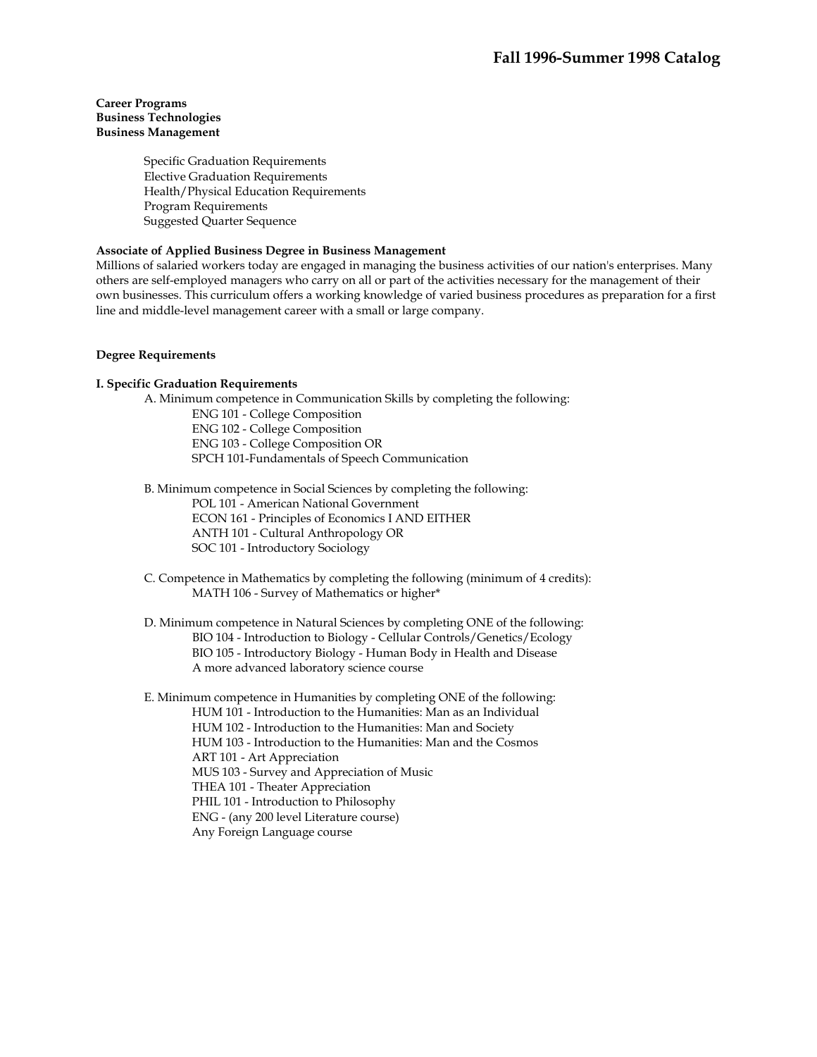**Career Programs**
**Business Technologies**
**Business Management**

Specific Graduation Requirements
Elective Graduation Requirements
Health/Physical Education Requirements
Program Requirements
Suggested Quarter Sequence

**Associate of Applied Business Degree in Business Management**

Millions of salaried workers today are engaged in managing the business activities of our nation's enterprises. Many others are self-employed managers who carry on all or part of the activities necessary for the management of their own businesses. This curriculum offers a working knowledge of varied business procedures as preparation for a first line and middle-level management career with a small or large company.

**Degree Requirements**

**I. Specific Graduation Requirements**

A. Minimum competence in Communication Skills by completing the following:
- ENG 101 - College Composition
- ENG 102 - College Composition
- ENG 103 - College Composition OR
- SPCH 101-Fundamentals of Speech Communication

B. Minimum competence in Social Sciences by completing the following:
- POL 101 - American National Government
- ECON 161 - Principles of Economics I AND EITHER
- ANTH 101 - Cultural Anthropology OR
- SOC 101 - Introductory Sociology

C. Competence in Mathematics by completing the following (minimum of 4 credits):
- MATH 106 - Survey of Mathematics or higher*

D. Minimum competence in Natural Sciences by completing ONE of the following:
- BIO 104 - Introduction to Biology - Cellular Controls/Genetics/Ecology
- BIO 105 - Introductory Biology - Human Body in Health and Disease
- A more advanced laboratory science course

E. Minimum competence in Humanities by completing ONE of the following:
- HUM 101 - Introduction to the Humanities: Man as an Individual
- HUM 102 - Introduction to the Humanities: Man and Society
- HUM 103 - Introduction to the Humanities: Man and the Cosmos
- ART 101 - Art Appreciation
- MUS 103 - Survey and Appreciation of Music
- THEA 101 - Theater Appreciation
- PHIL 101 - Introduction to Philosophy
- ENG - (any 200 level Literature course)
- Any Foreign Language course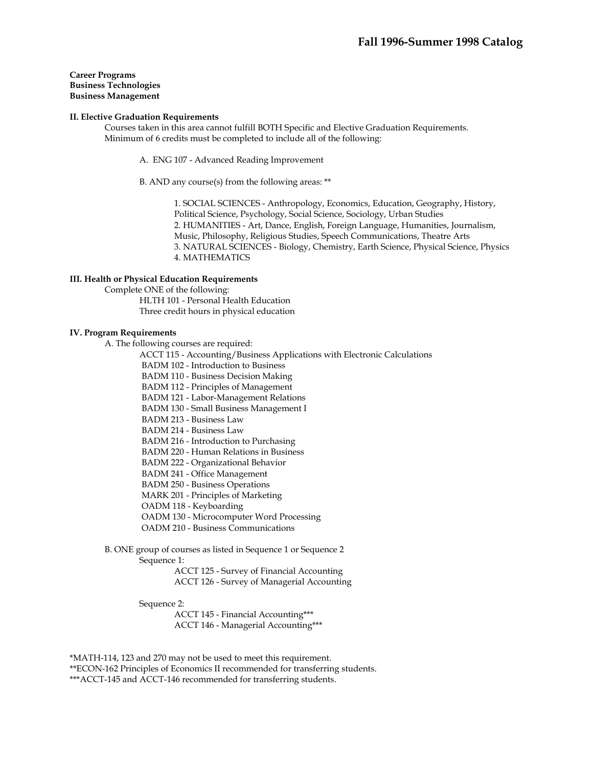**Career Programs**
**Business Technologies**
**Business Management**

**II. Elective Graduation Requirements**

Courses taken in this area cannot fulfill BOTH Specific and Elective Graduation Requirements. Minimum of 6 credits must be completed to include all of the following:

A. ENG 107 - Advanced Reading Improvement

B. AND any course(s) from the following areas: **

1. SOCIAL SCIENCES - Anthropology, Economics, Education, Geography, History, Political Science, Psychology, Social Science, Sociology, Urban Studies
2. HUMANITIES - Art, Dance, English, Foreign Language, Humanities, Journalism, Music, Philosophy, Religious Studies, Speech Communications, Theatre Arts
3. NATURAL SCIENCES - Biology, Chemistry, Earth Science, Physical Science, Physics
4. MATHEMATICS

**III. Health or Physical Education Requirements**

Complete ONE of the following:

- HLTH 101 - Personal Health Education
- Three credit hours in physical education

**IV. Program Requirements**

A. The following courses are required:

- ACCT 115 - Accounting/Business Applications with Electronic Calculations
- BADM 102 - Introduction to Business
- BADM 110 - Business Decision Making
- BADM 112 - Principles of Management
- BADM 121 - Labor-Management Relations
- BADM 130 - Small Business Management I
- BADM 213 - Business Law
- BADM 214 - Business Law
- BADM 216 - Introduction to Purchasing
- BADM 220 - Human Relations in Business
- BADM 222 - Organizational Behavior
- BADM 241 - Office Management
- BADM 250 - Business Operations
- MARK 201 - Principles of Marketing
- OADM 118 - Keyboarding
- OADM 130 - Microcomputer Word Processing
- OADM 210 - Business Communications

B. ONE group of courses as listed in Sequence 1 or Sequence 2

Sequence 1:

- ACCT 125 - Survey of Financial Accounting
- ACCT 126 - Survey of Managerial Accounting

Sequence 2:

- ACCT 145 - Financial Accounting***
- ACCT 146 - Managerial Accounting***

*MATH-114, 123 and 270 may not be used to meet this requirement.
**ECON-162 Principles of Economics II recommended for transferring students.
***ACCT-145 and ACCT-146 recommended for transferring students.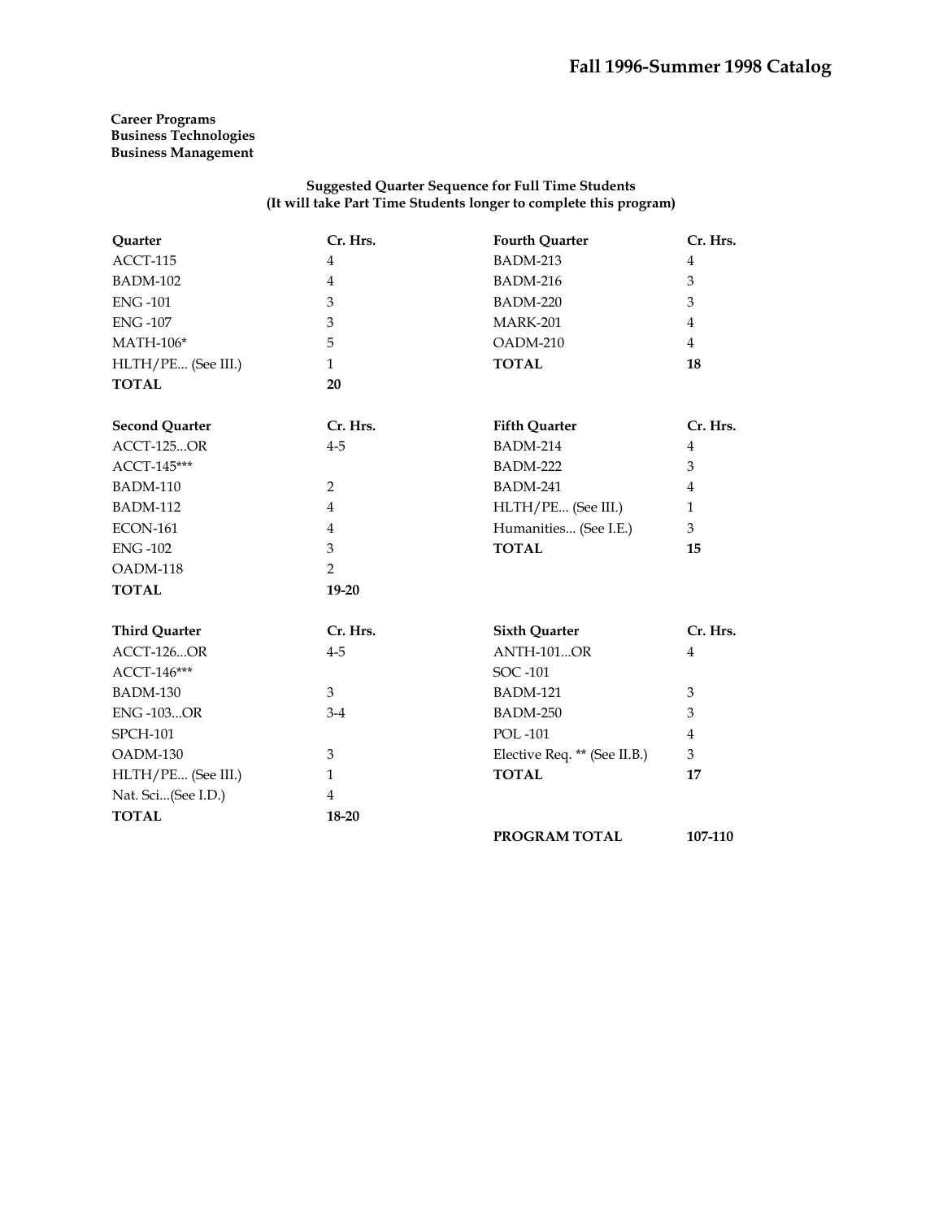**Career Programs**
**Business Technologies**
**Business Management**

**Suggested Quarter Sequence for Full Time Students**
**(It will take Part Time Students longer to complete this program)**

| Quarter | Cr. Hrs. |
|---|---|
| ACCT-115 | 4 |
| BADM-102 | 4 |
| ENG -101 | 3 |
| ENG -107 | 3 |
| MATH-106* | 5 |
| HLTH/PE... (See III.) | 1 |
| **TOTAL** | **20** |

| Second Quarter | Cr. Hrs. |
|---|---|
| ACCT-125...OR | 4-5 |
| ACCT-145*** | |
| BADM-110 | 2 |
| BADM-112 | 4 |
| ECON-161 | 4 |
| ENG -102 | 3 |
| OADM-118 | 2 |
| **TOTAL** | **19-20** |

| Third Quarter | Cr. Hrs. |
|---|---|
| ACCT-126...OR | 4-5 |
| ACCT-146*** | |
| BADM-130 | 3 |
| ENG -103...OR | 3-4 |
| SPCH-101 | |
| OADM-130 | 3 |
| HLTH/PE... (See III.) | 1 |
| Nat. Sci...(See I.D.) | 4 |
| **TOTAL** | **18-20** |

| Fourth Quarter | Cr. Hrs. |
|---|---|
| BADM-213 | 4 |
| BADM-216 | 3 |
| BADM-220 | 3 |
| MARK-201 | 4 |
| OADM-210 | 4 |
| **TOTAL** | **18** |

| Fifth Quarter | Cr. Hrs. |
|---|---|
| BADM-214 | 4 |
| BADM-222 | 3 |
| BADM-241 | 4 |
| HLTH/PE... (See III.) | 1 |
| Humanities... (See I.E.) | 3 |
| **TOTAL** | **15** |

| Sixth Quarter | Cr. Hrs. |
|---|---|
| ANTH-101...OR | 4 |
| SOC -101 | |
| BADM-121 | 3 |
| BADM-250 | 3 |
| POL -101 | 4 |
| Elective Req. ** (See II.B.) | 3 |
| **TOTAL** | **17** |

**PROGRAM TOTAL** **107-110**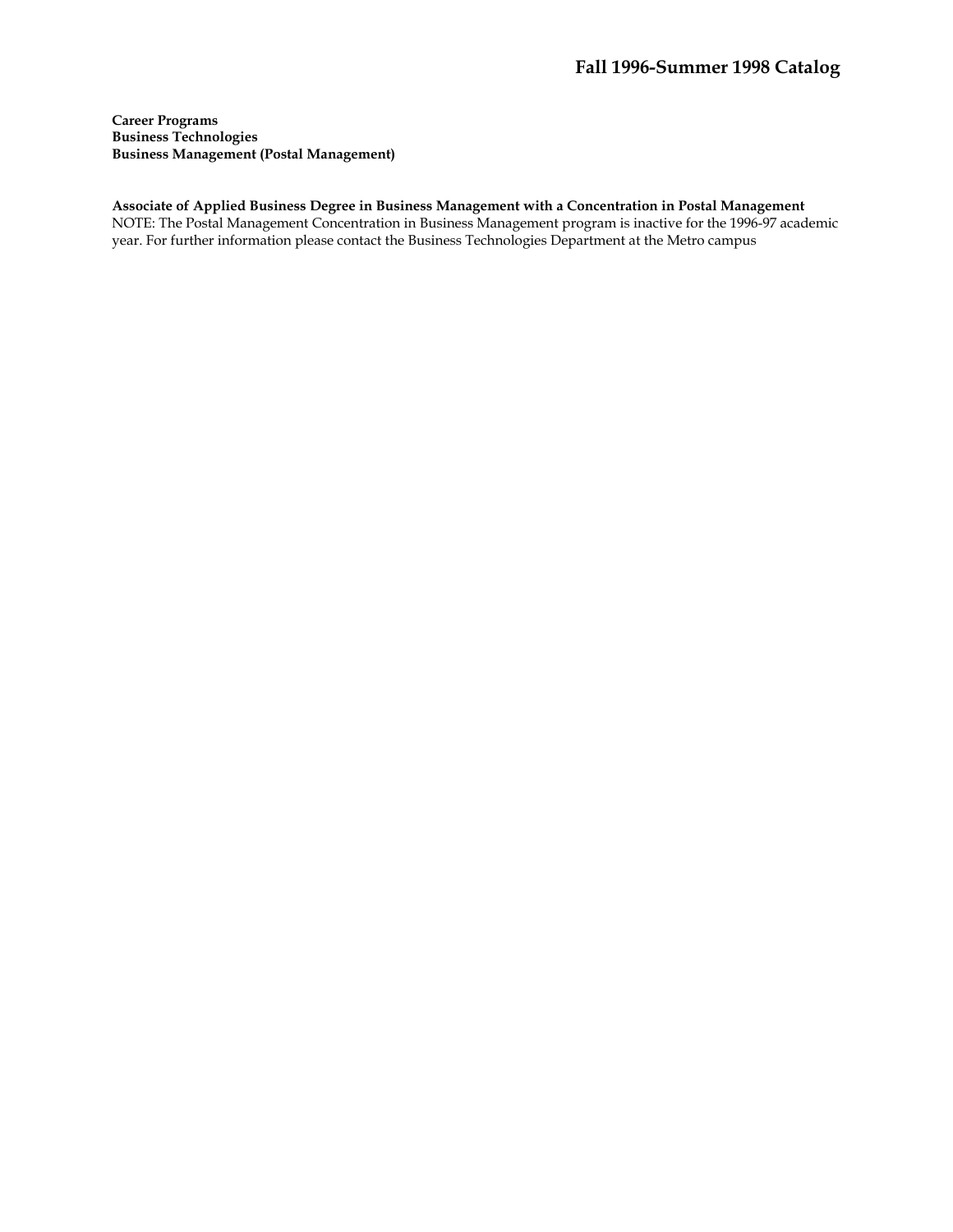**Career Programs**
**Business Technologies**
**Business Management (Postal Management)**

**Associate of Applied Business Degree in Business Management with a Concentration in Postal Management**
NOTE: The Postal Management Concentration in Business Management program is inactive for the 1996-97 academic year. For further information please contact the Business Technologies Department at the Metro campus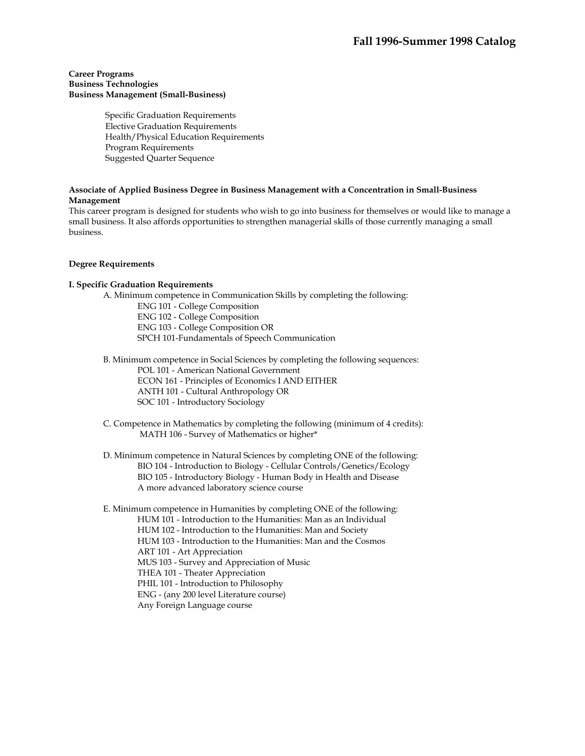**Career Programs**
**Business Technologies**
**Business Management (Small-Business)**

- Specific Graduation Requirements
- Elective Graduation Requirements
- Health/Physical Education Requirements
- Program Requirements
- Suggested Quarter Sequence

**Associate of Applied Business Degree in Business Management with a Concentration in Small-Business Management**

This career program is designed for students who wish to go into business for themselves or would like to manage a small business. It also affords opportunities to strengthen managerial skills of those currently managing a small business.

**Degree Requirements**

**I. Specific Graduation Requirements**

A. Minimum competence in Communication Skills by completing the following:

- ENG 101 - College Composition
- ENG 102 - College Composition
- ENG 103 - College Composition OR
- SPCH 101-Fundamentals of Speech Communication

B. Minimum competence in Social Sciences by completing the following sequences:

- POL 101 - American National Government
- ECON 161 - Principles of Economics I AND EITHER
- ANTH 101 - Cultural Anthropology OR
- SOC 101 - Introductory Sociology

C. Competence in Mathematics by completing the following (minimum of 4 credits):

- MATH 106 - Survey of Mathematics or higher*

D. Minimum competence in Natural Sciences by completing ONE of the following:

- BIO 104 - Introduction to Biology - Cellular Controls/Genetics/Ecology
- BIO 105 - Introductory Biology - Human Body in Health and Disease
- A more advanced laboratory science course

E. Minimum competence in Humanities by completing ONE of the following:

- HUM 101 - Introduction to the Humanities: Man as an Individual
- HUM 102 - Introduction to the Humanities: Man and Society
- HUM 103 - Introduction to the Humanities: Man and the Cosmos
- ART 101 - Art Appreciation
- MUS 103 - Survey and Appreciation of Music
- THEA 101 - Theater Appreciation
- PHIL 101 - Introduction to Philosophy
- ENG - (any 200 level Literature course)
- Any Foreign Language course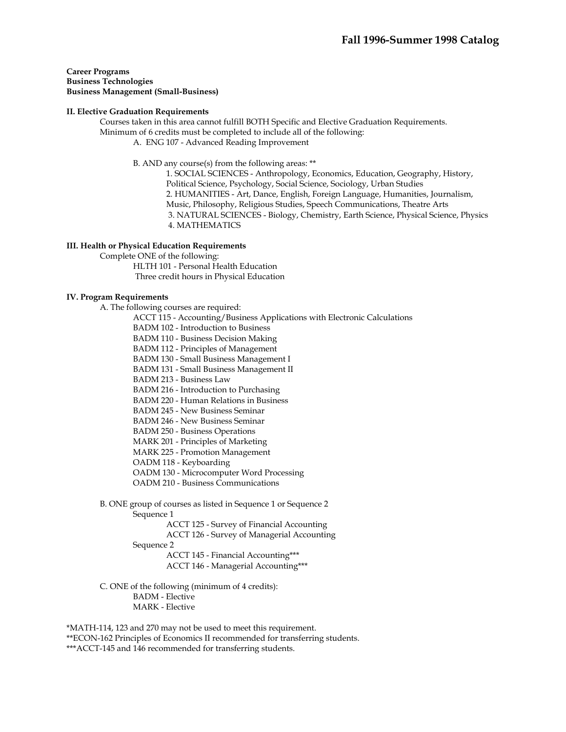**Career Programs**
**Business Technologies**
**Business Management (Small-Business)**

**II. Elective Graduation Requirements**

Courses taken in this area cannot fulfill BOTH Specific and Elective Graduation Requirements.
Minimum of 6 credits must be completed to include all of the following:

A. ENG 107 - Advanced Reading Improvement

B. AND any course(s) from the following areas: **

1. SOCIAL SCIENCES - Anthropology, Economics, Education, Geography, History, Political Science, Psychology, Social Science, Sociology, Urban Studies
2. HUMANITIES - Art, Dance, English, Foreign Language, Humanities, Journalism, Music, Philosophy, Religious Studies, Speech Communications, Theatre Arts
3. NATURAL SCIENCES - Biology, Chemistry, Earth Science, Physical Science, Physics
4. MATHEMATICS

**III. Health or Physical Education Requirements**

Complete ONE of the following:

HLTH 101 - Personal Health Education
Three credit hours in Physical Education

**IV. Program Requirements**

A. The following courses are required:

ACCT 115 - Accounting/Business Applications with Electronic Calculations
BADM 102 - Introduction to Business
BADM 110 - Business Decision Making
BADM 112 - Principles of Management
BADM 130 - Small Business Management I
BADM 131 - Small Business Management II
BADM 213 - Business Law
BADM 216 - Introduction to Purchasing
BADM 220 - Human Relations in Business
BADM 245 - New Business Seminar
BADM 246 - New Business Seminar
BADM 250 - Business Operations
MARK 201 - Principles of Marketing
MARK 225 - Promotion Management
OADM 118 - Keyboarding
OADM 130 - Microcomputer Word Processing
OADM 210 - Business Communications

B. ONE group of courses as listed in Sequence 1 or Sequence 2

Sequence 1

ACCT 125 - Survey of Financial Accounting
ACCT 126 - Survey of Managerial Accounting

Sequence 2

ACCT 145 - Financial Accounting***
ACCT 146 - Managerial Accounting***

C. ONE of the following (minimum of 4 credits):

BADM - Elective
MARK - Elective

*MATH-114, 123 and 270 may not be used to meet this requirement.
**ECON-162 Principles of Economics II recommended for transferring students.
***ACCT-145 and 146 recommended for transferring students.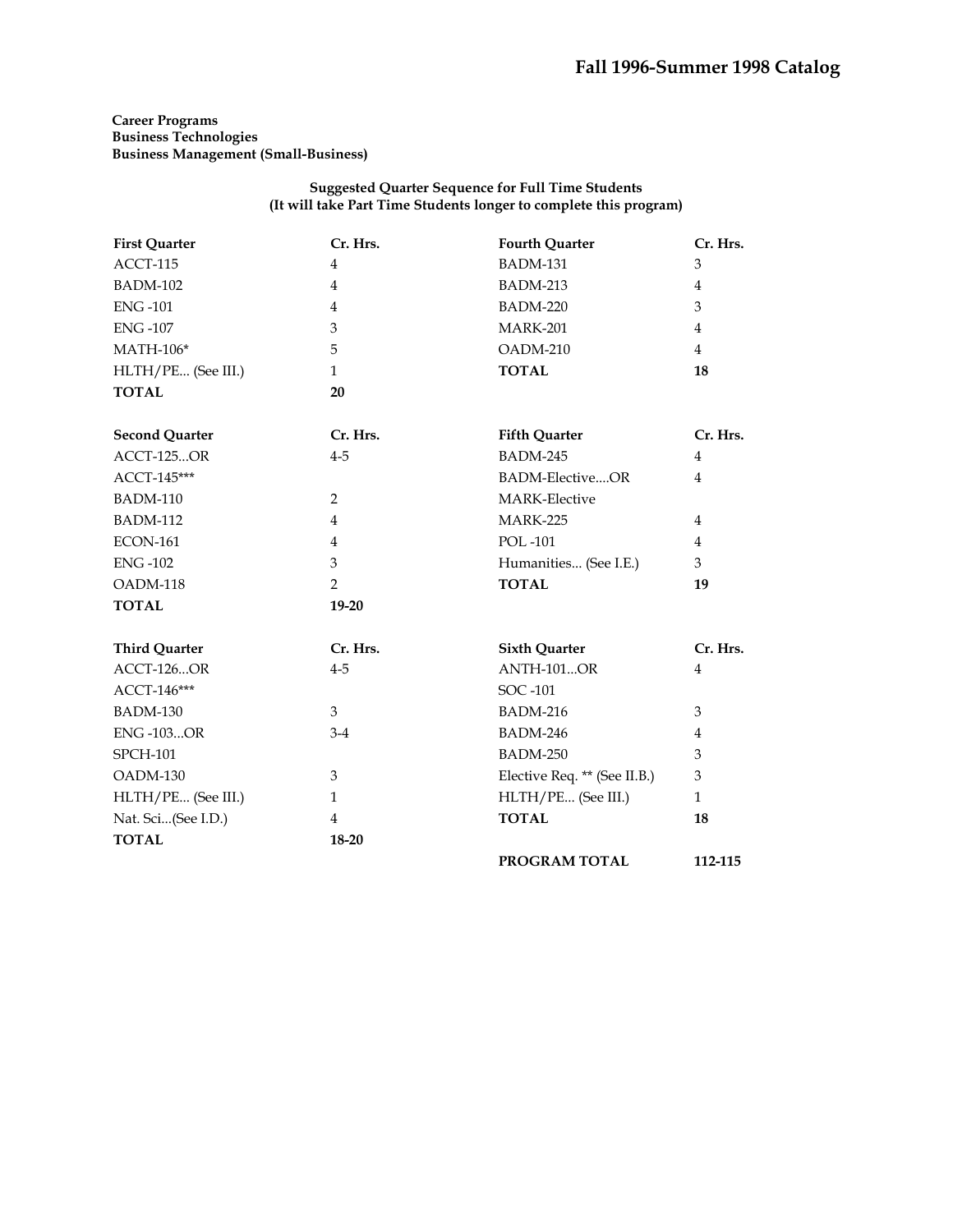**Career Programs**
**Business Technologies**
**Business Management (Small-Business)**

**Suggested Quarter Sequence for Full Time Students**
**(It will take Part Time Students longer to complete this program)**

| First Quarter | Cr. Hrs. |
|---|---|
| ACCT-115 | 4 |
| BADM-102 | 4 |
| ENG -101 | 4 |
| ENG -107 | 3 |
| MATH-106* | 5 |
| HLTH/PE... (See III.) | 1 |
| **TOTAL** | **20** |

| Second Quarter | Cr. Hrs. |
|---|---|
| ACCT-125...OR | 4-5 |
| ACCT-145*** | |
| BADM-110 | 2 |
| BADM-112 | 4 |
| ECON-161 | 4 |
| ENG -102 | 3 |
| OADM-118 | 2 |
| **TOTAL** | **19-20** |

| Third Quarter | Cr. Hrs. |
|---|---|
| ACCT-126...OR | 4-5 |
| ACCT-146*** | |
| BADM-130 | 3 |
| ENG -103...OR | 3-4 |
| SPCH-101 | |
| OADM-130 | 3 |
| HLTH/PE... (See III.) | 1 |
| Nat. Sci...(See I.D.) | 4 |
| **TOTAL** | **18-20** |

| Fourth Quarter | Cr. Hrs. |
|---|---|
| BADM-131 | 3 |
| BADM-213 | 4 |
| BADM-220 | 3 |
| MARK-201 | 4 |
| OADM-210 | 4 |
| **TOTAL** | **18** |

| Fifth Quarter | Cr. Hrs. |
|---|---|
| BADM-245 | 4 |
| BADM-Elective....OR | 4 |
| MARK-Elective | |
| MARK-225 | 4 |
| POL -101 | 4 |
| Humanities... (See I.E.) | 3 |
| **TOTAL** | **19** |

| Sixth Quarter | Cr. Hrs. |
|---|---|
| ANTH-101...OR | 4 |
| SOC -101 | |
| BADM-216 | 3 |
| BADM-246 | 4 |
| BADM-250 | 3 |
| Elective Req. ** (See II.B.) | 3 |
| HLTH/PE... (See III.) | 1 |
| **TOTAL** | **18** |

**PROGRAM TOTAL** **112-115**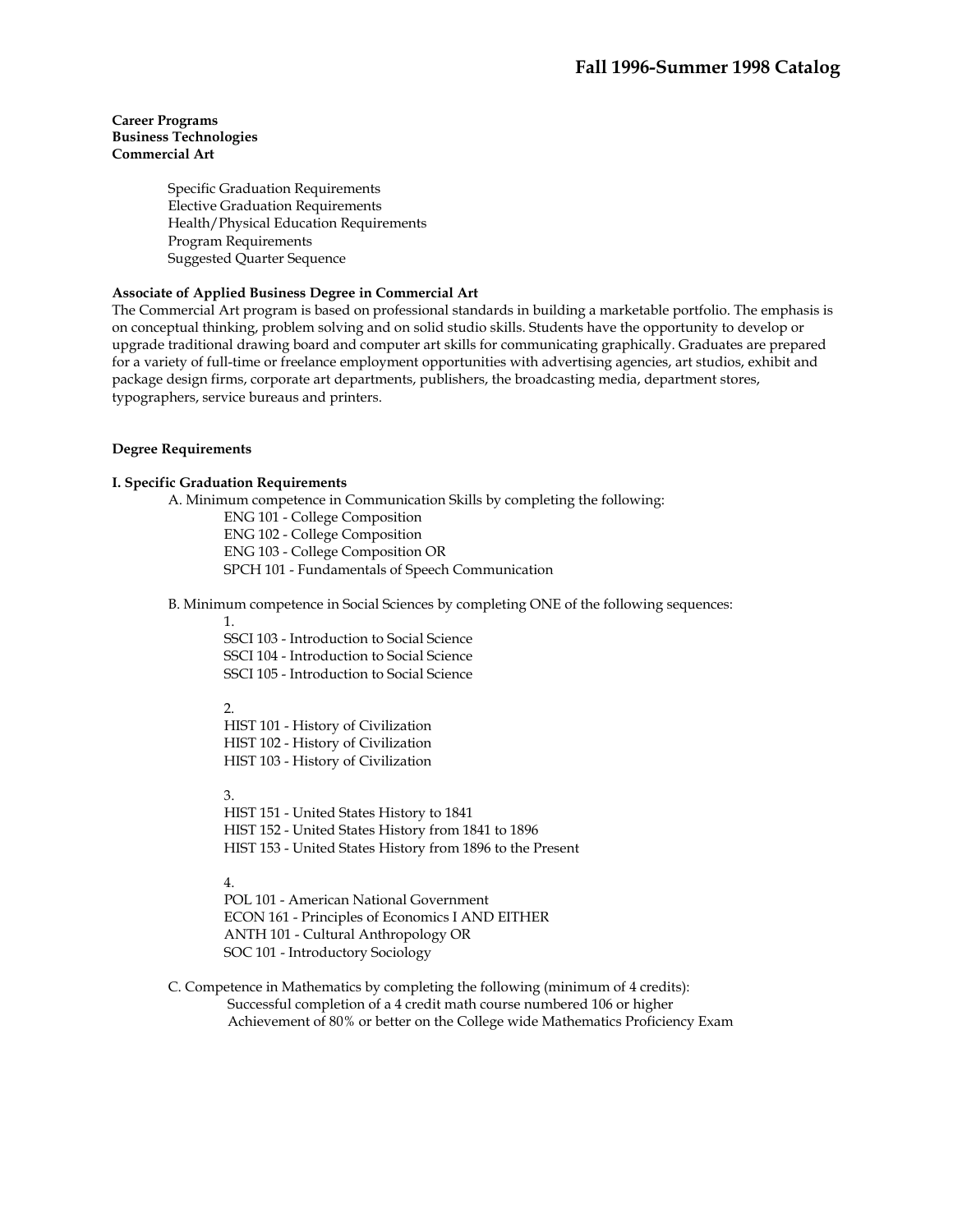**Career Programs**
**Business Technologies**
**Commercial Art**

- Specific Graduation Requirements
- Elective Graduation Requirements
- Health/Physical Education Requirements
- Program Requirements
- Suggested Quarter Sequence

**Associate of Applied Business Degree in Commercial Art**

The Commercial Art program is based on professional standards in building a marketable portfolio. The emphasis is on conceptual thinking, problem solving and on solid studio skills. Students have the opportunity to develop or upgrade traditional drawing board and computer art skills for communicating graphically. Graduates are prepared for a variety of full-time or freelance employment opportunities with advertising agencies, art studios, exhibit and package design firms, corporate art departments, publishers, the broadcasting media, department stores, typographers, service bureaus and printers.

**Degree Requirements**

**I. Specific Graduation Requirements**

A. Minimum competence in Communication Skills by completing the following:

ENG 101 - College Composition
ENG 102 - College Composition
ENG 103 - College Composition OR
SPCH 101 - Fundamentals of Speech Communication

B. Minimum competence in Social Sciences by completing ONE of the following sequences:

1.
SSCI 103 - Introduction to Social Science
SSCI 104 - Introduction to Social Science
SSCI 105 - Introduction to Social Science

2.
HIST 101 - History of Civilization
HIST 102 - History of Civilization
HIST 103 - History of Civilization

3.
HIST 151 - United States History to 1841
HIST 152 - United States History from 1841 to 1896
HIST 153 - United States History from 1896 to the Present

4.
POL 101 - American National Government
ECON 161 - Principles of Economics I AND EITHER
ANTH 101 - Cultural Anthropology OR
SOC 101 - Introductory Sociology

C. Competence in Mathematics by completing the following (minimum of 4 credits):

Successful completion of a 4 credit math course numbered 106 or higher
Achievement of 80% or better on the College wide Mathematics Proficiency Exam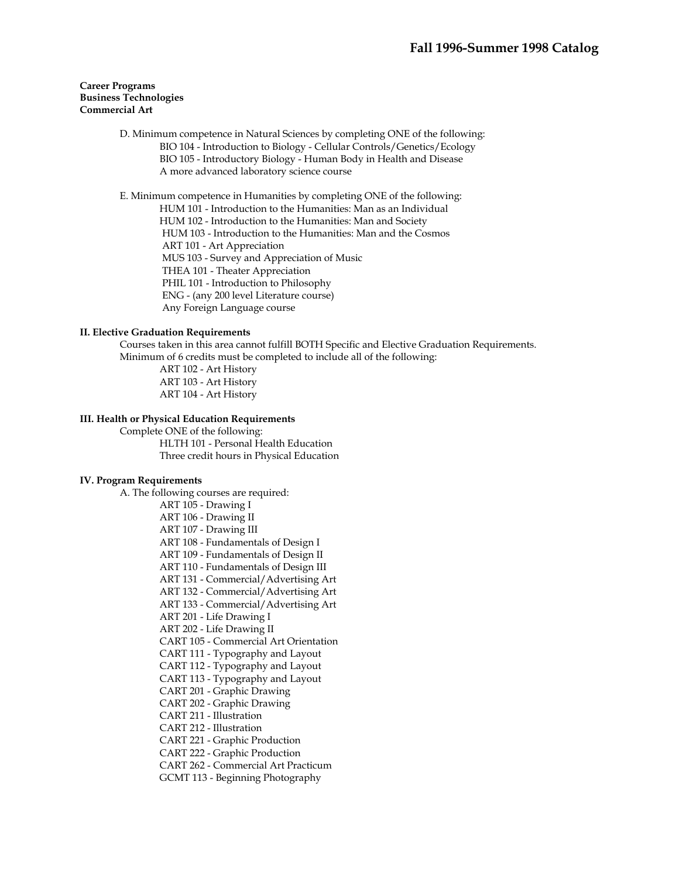**Career Programs**
**Business Technologies**
**Commercial Art**

D. Minimum competence in Natural Sciences by completing ONE of the following:
- BIO 104 - Introduction to Biology - Cellular Controls/Genetics/Ecology
- BIO 105 - Introductory Biology - Human Body in Health and Disease
- A more advanced laboratory science course

E. Minimum competence in Humanities by completing ONE of the following:
- HUM 101 - Introduction to the Humanities: Man as an Individual
- HUM 102 - Introduction to the Humanities: Man and Society
- HUM 103 - Introduction to the Humanities: Man and the Cosmos
- ART 101 - Art Appreciation
- MUS 103 - Survey and Appreciation of Music
- THEA 101 - Theater Appreciation
- PHIL 101 - Introduction to Philosophy
- ENG - (any 200 level Literature course)
- Any Foreign Language course

### II. Elective Graduation Requirements

Courses taken in this area cannot fulfill BOTH Specific and Elective Graduation Requirements.
Minimum of 6 credits must be completed to include all of the following:
- ART 102 - Art History
- ART 103 - Art History
- ART 104 - Art History

### III. Health or Physical Education Requirements

Complete ONE of the following:
- HLTH 101 - Personal Health Education
- Three credit hours in Physical Education

### IV. Program Requirements

A. The following courses are required:
- ART 105 - Drawing I
- ART 106 - Drawing II
- ART 107 - Drawing III
- ART 108 - Fundamentals of Design I
- ART 109 - Fundamentals of Design II
- ART 110 - Fundamentals of Design III
- ART 131 - Commercial/Advertising Art
- ART 132 - Commercial/Advertising Art
- ART 133 - Commercial/Advertising Art
- ART 201 - Life Drawing I
- ART 202 - Life Drawing II
- CART 105 - Commercial Art Orientation
- CART 111 - Typography and Layout
- CART 112 - Typography and Layout
- CART 113 - Typography and Layout
- CART 201 - Graphic Drawing
- CART 202 - Graphic Drawing
- CART 211 - Illustration
- CART 212 - Illustration
- CART 221 - Graphic Production
- CART 222 - Graphic Production
- CART 262 - Commercial Art Practicum
- GCMT 113 - Beginning Photography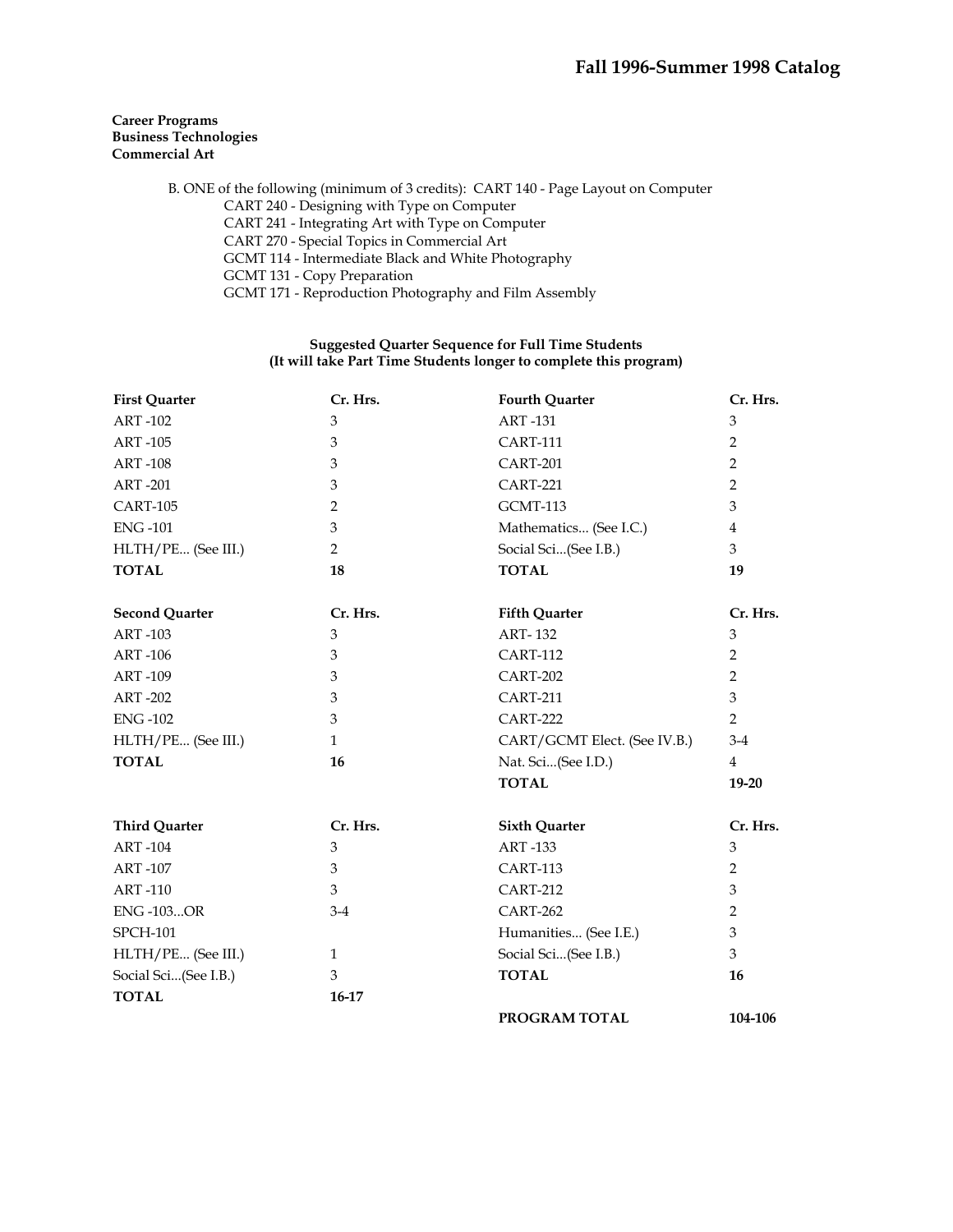**Career Programs**
**Business Technologies**
**Commercial Art**

B. ONE of the following (minimum of 3 credits): CART 140 - Page Layout on Computer
- CART 240 - Designing with Type on Computer
- CART 241 - Integrating Art with Type on Computer
- CART 270 - Special Topics in Commercial Art
- GCMT 114 - Intermediate Black and White Photography
- GCMT 131 - Copy Preparation
- GCMT 171 - Reproduction Photography and Film Assembly

**Suggested Quarter Sequence for Full Time Students**
**(It will take Part Time Students longer to complete this program)**

| **First Quarter** | **Cr. Hrs.** | **Fourth Quarter** | **Cr. Hrs.** |
|---|---|---|---|
| ART -102 | 3 | ART -131 | 3 |
| ART -105 | 3 | CART-111 | 2 |
| ART -108 | 3 | CART-201 | 2 |
| ART -201 | 3 | CART-221 | 2 |
| CART-105 | 2 | GCMT-113 | 3 |
| ENG -101 | 3 | Mathematics... (See I.C.) | 4 |
| HLTH/PE... (See III.) | 2 | Social Sci...(See I.B.) | 3 |
| **TOTAL** | **18** | **TOTAL** | **19** |

| **Second Quarter** | **Cr. Hrs.** | **Fifth Quarter** | **Cr. Hrs.** |
|---|---|---|---|
| ART -103 | 3 | ART- 132 | 3 |
| ART -106 | 3 | CART-112 | 2 |
| ART -109 | 3 | CART-202 | 2 |
| ART -202 | 3 | CART-211 | 3 |
| ENG -102 | 3 | CART-222 | 2 |
| HLTH/PE... (See III.) | 1 | CART/GCMT Elect. (See IV.B.) | 3-4 |
| **TOTAL** | **16** | Nat. Sci...(See I.D.) | 4 |
| | | **TOTAL** | **19-20** |

| **Third Quarter** | **Cr. Hrs.** | **Sixth Quarter** | **Cr. Hrs.** |
|---|---|---|---|
| ART -104 | 3 | ART -133 | 3 |
| ART -107 | 3 | CART-113 | 2 |
| ART -110 | 3 | CART-212 | 3 |
| ENG -103...OR | 3-4 | CART-262 | 2 |
| SPCH-101 | | Humanities... (See I.E.) | 3 |
| HLTH/PE... (See III.) | 1 | Social Sci...(See I.B.) | 3 |
| Social Sci...(See I.B.) | 3 | **TOTAL** | **16** |
| **TOTAL** | **16-17** | | |
| | | **PROGRAM TOTAL** | **104-106** |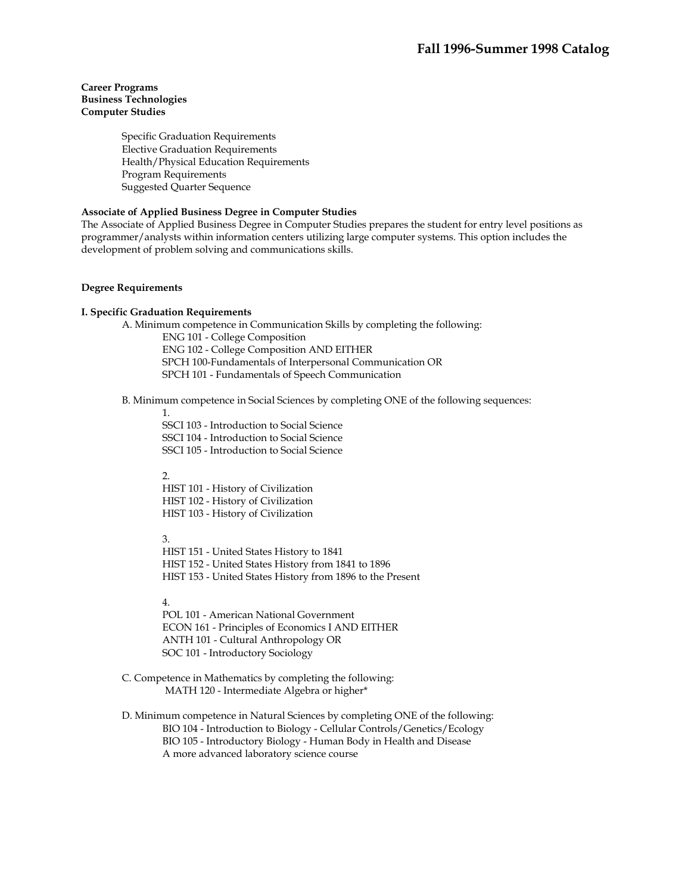**Career Programs**
**Business Technologies**
**Computer Studies**

Specific Graduation Requirements
Elective Graduation Requirements
Health/Physical Education Requirements
Program Requirements
Suggested Quarter Sequence

**Associate of Applied Business Degree in Computer Studies**

The Associate of Applied Business Degree in Computer Studies prepares the student for entry level positions as programmer/analysts within information centers utilizing large computer systems. This option includes the development of problem solving and communications skills.

**Degree Requirements**

**I. Specific Graduation Requirements**

A. Minimum competence in Communication Skills by completing the following:

ENG 101 - College Composition
ENG 102 - College Composition AND EITHER
SPCH 100-Fundamentals of Interpersonal Communication OR
SPCH 101 - Fundamentals of Speech Communication

B. Minimum competence in Social Sciences by completing ONE of the following sequences:

1.
SSCI 103 - Introduction to Social Science
SSCI 104 - Introduction to Social Science
SSCI 105 - Introduction to Social Science

2.
HIST 101 - History of Civilization
HIST 102 - History of Civilization
HIST 103 - History of Civilization

3.
HIST 151 - United States History to 1841
HIST 152 - United States History from 1841 to 1896
HIST 153 - United States History from 1896 to the Present

4.
POL 101 - American National Government
ECON 161 - Principles of Economics I AND EITHER
ANTH 101 - Cultural Anthropology OR
SOC 101 - Introductory Sociology

C. Competence in Mathematics by completing the following:

MATH 120 - Intermediate Algebra or higher*

D. Minimum competence in Natural Sciences by completing ONE of the following:

BIO 104 - Introduction to Biology - Cellular Controls/Genetics/Ecology
BIO 105 - Introductory Biology - Human Body in Health and Disease
A more advanced laboratory science course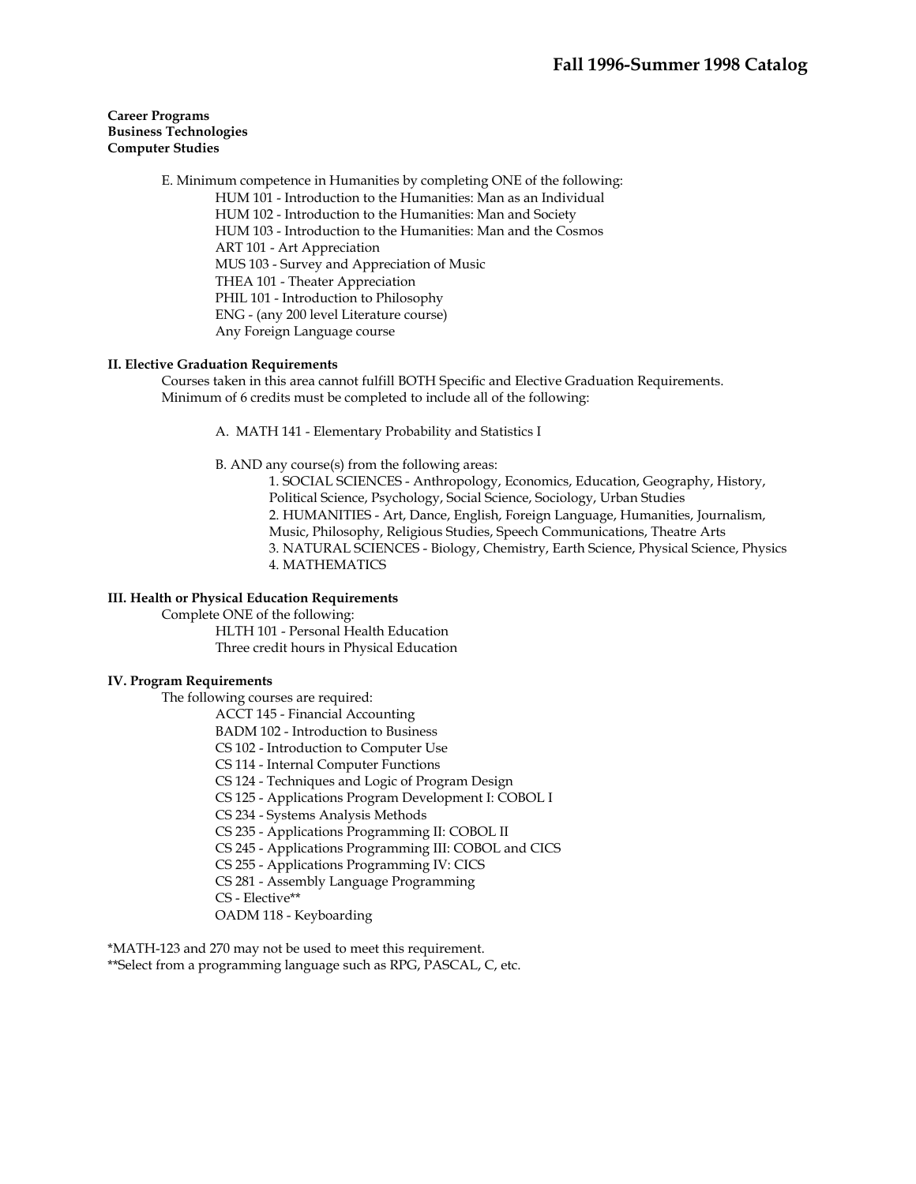**Career Programs**
**Business Technologies**
**Computer Studies**

E. Minimum competence in Humanities by completing ONE of the following:
- HUM 101 - Introduction to the Humanities: Man as an Individual
- HUM 102 - Introduction to the Humanities: Man and Society
- HUM 103 - Introduction to the Humanities: Man and the Cosmos
- ART 101 - Art Appreciation
- MUS 103 - Survey and Appreciation of Music
- THEA 101 - Theater Appreciation
- PHIL 101 - Introduction to Philosophy
- ENG - (any 200 level Literature course)
- Any Foreign Language course

**II. Elective Graduation Requirements**

Courses taken in this area cannot fulfill BOTH Specific and Elective Graduation Requirements.
Minimum of 6 credits must be completed to include all of the following:

A. MATH 141 - Elementary Probability and Statistics I

B. AND any course(s) from the following areas:
1. SOCIAL SCIENCES - Anthropology, Economics, Education, Geography, History, Political Science, Psychology, Social Science, Sociology, Urban Studies
2. HUMANITIES - Art, Dance, English, Foreign Language, Humanities, Journalism, Music, Philosophy, Religious Studies, Speech Communications, Theatre Arts
3. NATURAL SCIENCES - Biology, Chemistry, Earth Science, Physical Science, Physics
4. MATHEMATICS

**III. Health or Physical Education Requirements**

Complete ONE of the following:
- HLTH 101 - Personal Health Education
- Three credit hours in Physical Education

**IV. Program Requirements**

The following courses are required:
- ACCT 145 - Financial Accounting
- BADM 102 - Introduction to Business
- CS 102 - Introduction to Computer Use
- CS 114 - Internal Computer Functions
- CS 124 - Techniques and Logic of Program Design
- CS 125 - Applications Program Development I: COBOL I
- CS 234 - Systems Analysis Methods
- CS 235 - Applications Programming II: COBOL II
- CS 245 - Applications Programming III: COBOL and CICS
- CS 255 - Applications Programming IV: CICS
- CS 281 - Assembly Language Programming
- CS - Elective**
- OADM 118 - Keyboarding

*MATH-123 and 270 may not be used to meet this requirement.
**Select from a programming language such as RPG, PASCAL, C, etc.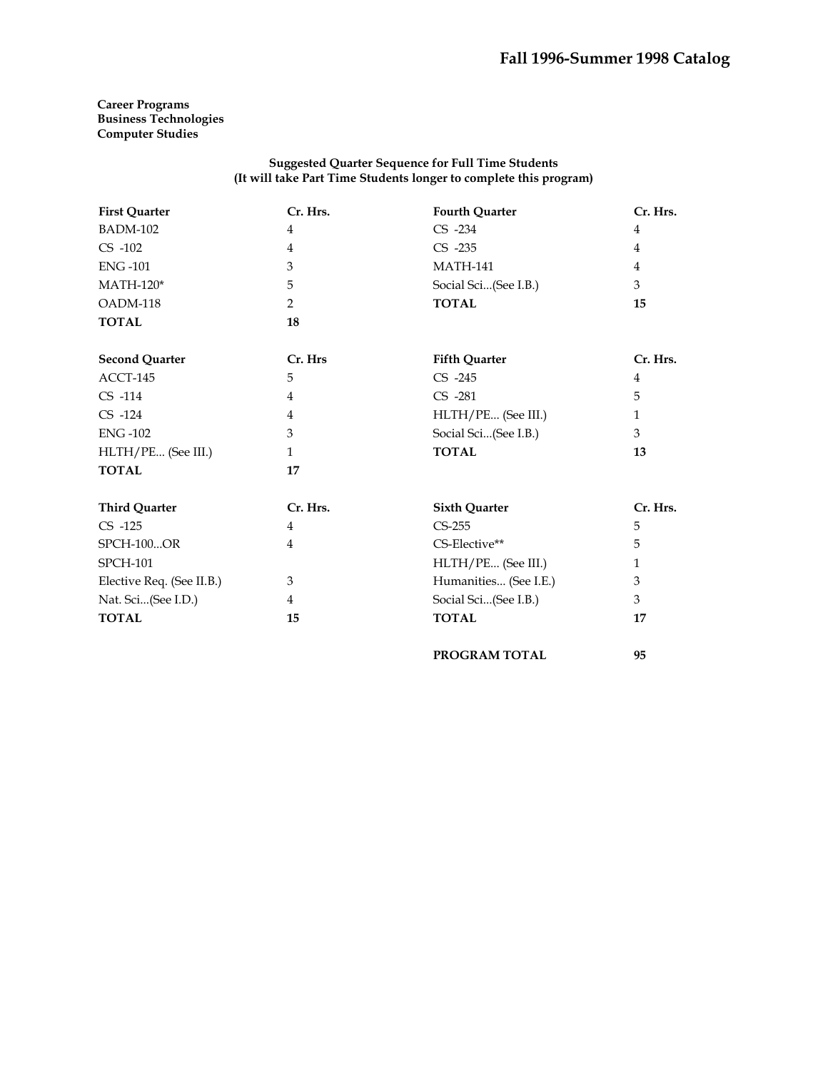**Career Programs**
**Business Technologies**
**Computer Studies**

**Suggested Quarter Sequence for Full Time Students**
**(It will take Part Time Students longer to complete this program)**

| First Quarter | Cr. Hrs. |
|---|---|
| BADM-102 | 4 |
| CS -102 | 4 |
| ENG -101 | 3 |
| MATH-120* | 5 |
| OADM-118 | 2 |
| **TOTAL** | **18** |

| Second Quarter | Cr. Hrs |
|---|---|
| ACCT-145 | 5 |
| CS -114 | 4 |
| CS -124 | 4 |
| ENG -102 | 3 |
| HLTH/PE... (See III.) | 1 |
| **TOTAL** | **17** |

| Third Quarter | Cr. Hrs. |
|---|---|
| CS -125 | 4 |
| SPCH-100...OR | 4 |
| SPCH-101 | |
| Elective Req. (See II.B.) | 3 |
| Nat. Sci...(See I.D.) | 4 |
| **TOTAL** | **15** |

| Fourth Quarter | Cr. Hrs. |
|---|---|
| CS -234 | 4 |
| CS -235 | 4 |
| MATH-141 | 4 |
| Social Sci...(See I.B.) | 3 |
| **TOTAL** | **15** |

| Fifth Quarter | Cr. Hrs. |
|---|---|
| CS -245 | 4 |
| CS -281 | 5 |
| HLTH/PE... (See III.) | 1 |
| Social Sci...(See I.B.) | 3 |
| **TOTAL** | **13** |

| Sixth Quarter | Cr. Hrs. |
|---|---|
| CS-255 | 5 |
| CS-Elective** | 5 |
| HLTH/PE... (See III.) | 1 |
| Humanities... (See I.E.) | 3 |
| Social Sci...(See I.B.) | 3 |
| **TOTAL** | **17** |

**PROGRAM TOTAL** **95**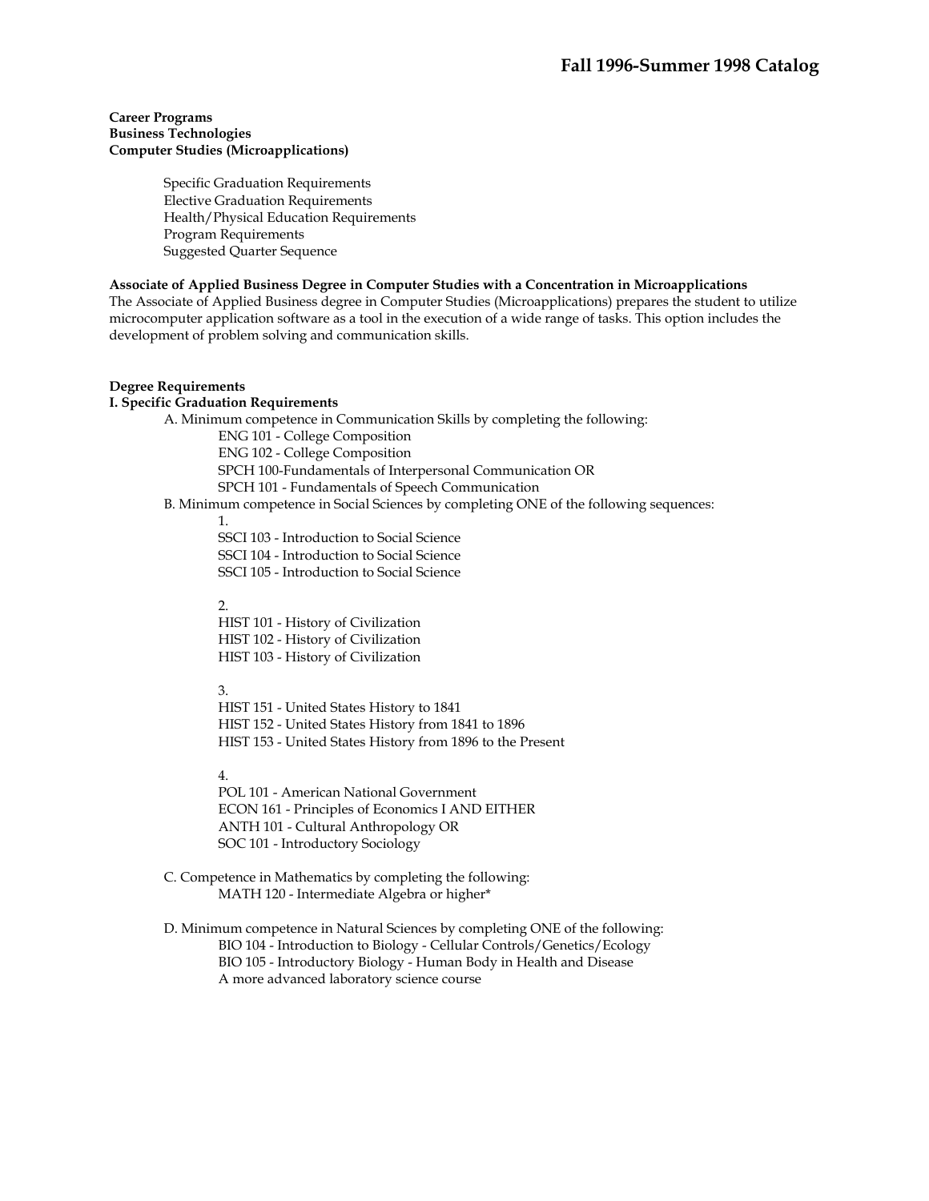**Career Programs**
**Business Technologies**
**Computer Studies (Microapplications)**

- Specific Graduation Requirements
- Elective Graduation Requirements
- Health/Physical Education Requirements
- Program Requirements
- Suggested Quarter Sequence

**Associate of Applied Business Degree in Computer Studies with a Concentration in Microapplications**

The Associate of Applied Business degree in Computer Studies (Microapplications) prepares the student to utilize microcomputer application software as a tool in the execution of a wide range of tasks. This option includes the development of problem solving and communication skills.

**Degree Requirements**

**I. Specific Graduation Requirements**

A. Minimum competence in Communication Skills by completing the following:

- ENG 101 - College Composition
- ENG 102 - College Composition
- SPCH 100-Fundamentals of Interpersonal Communication OR
- SPCH 101 - Fundamentals of Speech Communication

B. Minimum competence in Social Sciences by completing ONE of the following sequences:

1.
- SSCI 103 - Introduction to Social Science
- SSCI 104 - Introduction to Social Science
- SSCI 105 - Introduction to Social Science

2.
- HIST 101 - History of Civilization
- HIST 102 - History of Civilization
- HIST 103 - History of Civilization

3.
- HIST 151 - United States History to 1841
- HIST 152 - United States History from 1841 to 1896
- HIST 153 - United States History from 1896 to the Present

4.
- POL 101 - American National Government
- ECON 161 - Principles of Economics I AND EITHER
- ANTH 101 - Cultural Anthropology OR
- SOC 101 - Introductory Sociology

C. Competence in Mathematics by completing the following:

- MATH 120 - Intermediate Algebra or higher*

D. Minimum competence in Natural Sciences by completing ONE of the following:

- BIO 104 - Introduction to Biology - Cellular Controls/Genetics/Ecology
- BIO 105 - Introductory Biology - Human Body in Health and Disease
- A more advanced laboratory science course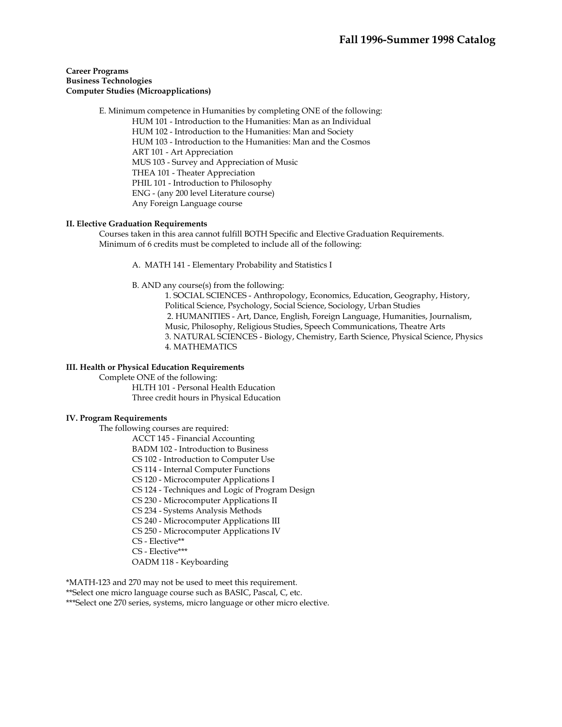**Career Programs**
**Business Technologies**
**Computer Studies (Microapplications)**

E. Minimum competence in Humanities by completing ONE of the following:
- HUM 101 - Introduction to the Humanities: Man as an Individual
- HUM 102 - Introduction to the Humanities: Man and Society
- HUM 103 - Introduction to the Humanities: Man and the Cosmos
- ART 101 - Art Appreciation
- MUS 103 - Survey and Appreciation of Music
- THEA 101 - Theater Appreciation
- PHIL 101 - Introduction to Philosophy
- ENG - (any 200 level Literature course)
- Any Foreign Language course

**II. Elective Graduation Requirements**

Courses taken in this area cannot fulfill BOTH Specific and Elective Graduation Requirements.
Minimum of 6 credits must be completed to include all of the following:

A. MATH 141 - Elementary Probability and Statistics I

B. AND any course(s) from the following:
1. SOCIAL SCIENCES - Anthropology, Economics, Education, Geography, History, Political Science, Psychology, Social Science, Sociology, Urban Studies
2. HUMANITIES - Art, Dance, English, Foreign Language, Humanities, Journalism, Music, Philosophy, Religious Studies, Speech Communications, Theatre Arts
3. NATURAL SCIENCES - Biology, Chemistry, Earth Science, Physical Science, Physics
4. MATHEMATICS

**III. Health or Physical Education Requirements**

Complete ONE of the following:
- HLTH 101 - Personal Health Education
- Three credit hours in Physical Education

**IV. Program Requirements**

The following courses are required:
- ACCT 145 - Financial Accounting
- BADM 102 - Introduction to Business
- CS 102 - Introduction to Computer Use
- CS 114 - Internal Computer Functions
- CS 120 - Microcomputer Applications I
- CS 124 - Techniques and Logic of Program Design
- CS 230 - Microcomputer Applications II
- CS 234 - Systems Analysis Methods
- CS 240 - Microcomputer Applications III
- CS 250 - Microcomputer Applications IV
- CS - Elective**
- CS - Elective***
- OADM 118 - Keyboarding

*MATH-123 and 270 may not be used to meet this requirement.
**Select one micro language course such as BASIC, Pascal, C, etc.
***Select one 270 series, systems, micro language or other micro elective.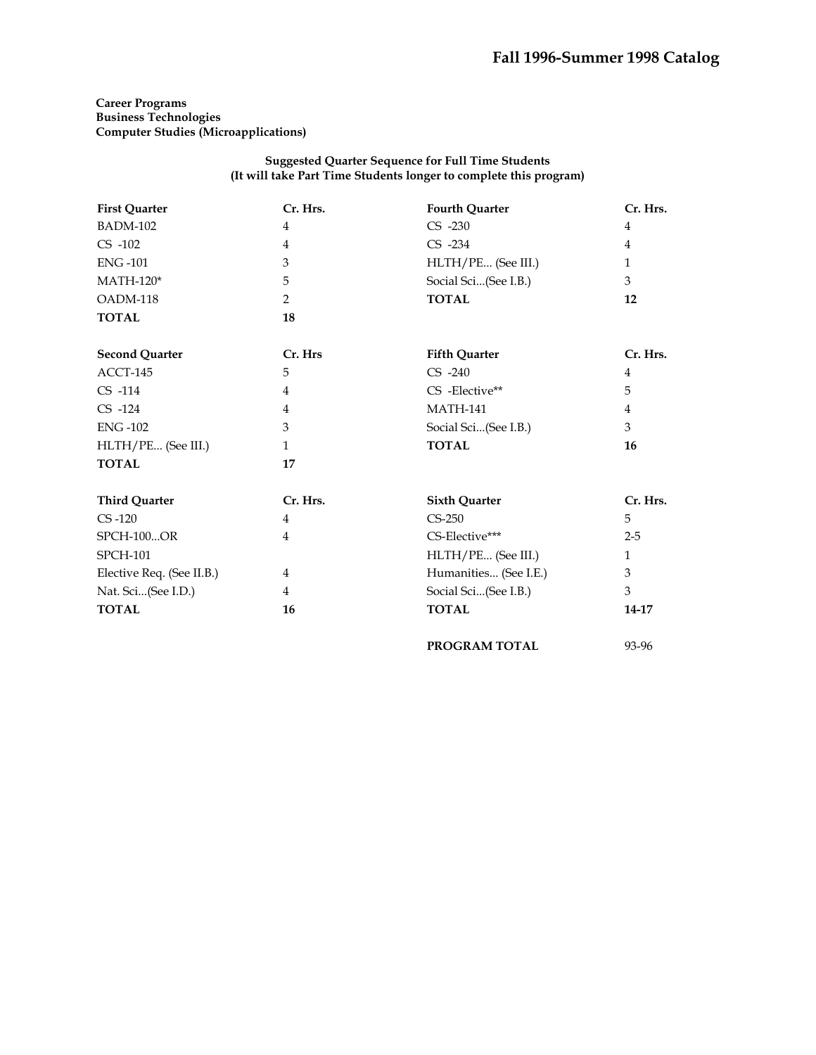**Career Programs**
**Business Technologies**
**Computer Studies (Microapplications)**

**Suggested Quarter Sequence for Full Time Students**
**(It will take Part Time Students longer to complete this program)**

| First Quarter | Cr. Hrs. | Fourth Quarter | Cr. Hrs. |
|---|---|---|---|
| BADM-102 | 4 | CS -230 | 4 |
| CS -102 | 4 | CS -234 | 4 |
| ENG -101 | 3 | HLTH/PE... (See III.) | 1 |
| MATH-120* | 5 | Social Sci...(See I.B.) | 3 |
| OADM-118 | 2 | **TOTAL** | **12** |
| **TOTAL** | **18** | | |

| Second Quarter | Cr. Hrs | Fifth Quarter | Cr. Hrs. |
|---|---|---|---|
| ACCT-145 | 5 | CS -240 | 4 |
| CS -114 | 4 | CS -Elective** | 5 |
| CS -124 | 4 | MATH-141 | 4 |
| ENG -102 | 3 | Social Sci...(See I.B.) | 3 |
| HLTH/PE... (See III.) | 1 | **TOTAL** | **16** |
| **TOTAL** | **17** | | |

| Third Quarter | Cr. Hrs. | Sixth Quarter | Cr. Hrs. |
|---|---|---|---|
| CS -120 | 4 | CS-250 | 5 |
| SPCH-100...OR | 4 | CS-Elective*** | 2-5 |
| SPCH-101 | | HLTH/PE... (See III.) | 1 |
| Elective Req. (See II.B.) | 4 | Humanities... (See I.E.) | 3 |
| Nat. Sci...(See I.D.) | 4 | Social Sci...(See I.B.) | 3 |
| **TOTAL** | **16** | **TOTAL** | **14-17** |
| | | **PROGRAM TOTAL** | 93-96 |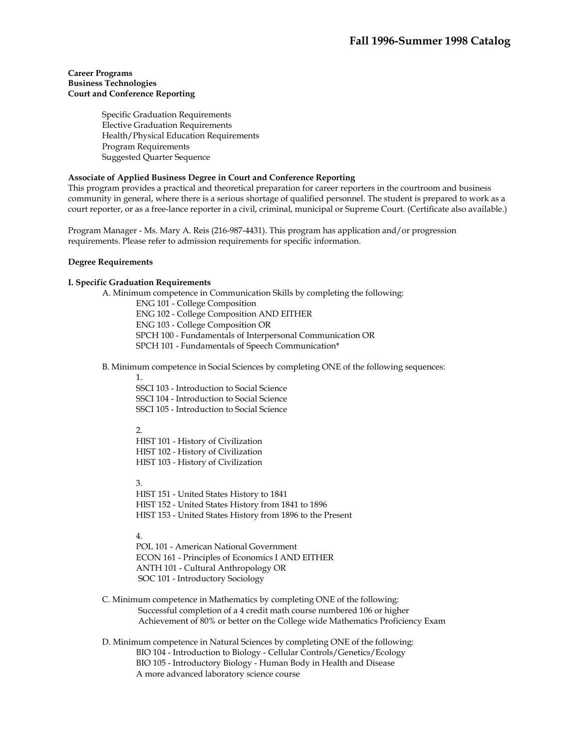**Career Programs**
**Business Technologies**
**Court and Conference Reporting**

Specific Graduation Requirements
Elective Graduation Requirements
Health/Physical Education Requirements
Program Requirements
Suggested Quarter Sequence

**Associate of Applied Business Degree in Court and Conference Reporting**
This program provides a practical and theoretical preparation for career reporters in the courtroom and business community in general, where there is a serious shortage of qualified personnel. The student is prepared to work as a court reporter, or as a free-lance reporter in a civil, criminal, municipal or Supreme Court. (Certificate also available.)

Program Manager - Ms. Mary A. Reis (216-987-4431). This program has application and/or progression requirements. Please refer to admission requirements for specific information.

**Degree Requirements**

**I. Specific Graduation Requirements**

A. Minimum competence in Communication Skills by completing the following:
- ENG 101 - College Composition
- ENG 102 - College Composition AND EITHER
- ENG 103 - College Composition OR
- SPCH 100 - Fundamentals of Interpersonal Communication OR
- SPCH 101 - Fundamentals of Speech Communication*

B. Minimum competence in Social Sciences by completing ONE of the following sequences:

1.
- SSCI 103 - Introduction to Social Science
- SSCI 104 - Introduction to Social Science
- SSCI 105 - Introduction to Social Science

2.
- HIST 101 - History of Civilization
- HIST 102 - History of Civilization
- HIST 103 - History of Civilization

3.
- HIST 151 - United States History to 1841
- HIST 152 - United States History from 1841 to 1896
- HIST 153 - United States History from 1896 to the Present

4.
- POL 101 - American National Government
- ECON 161 - Principles of Economics I AND EITHER
- ANTH 101 - Cultural Anthropology OR
- SOC 101 - Introductory Sociology

C. Minimum competence in Mathematics by completing ONE of the following:
- Successful completion of a 4 credit math course numbered 106 or higher
- Achievement of 80% or better on the College wide Mathematics Proficiency Exam

D. Minimum competence in Natural Sciences by completing ONE of the following:
- BIO 104 - Introduction to Biology - Cellular Controls/Genetics/Ecology
- BIO 105 - Introductory Biology - Human Body in Health and Disease
- A more advanced laboratory science course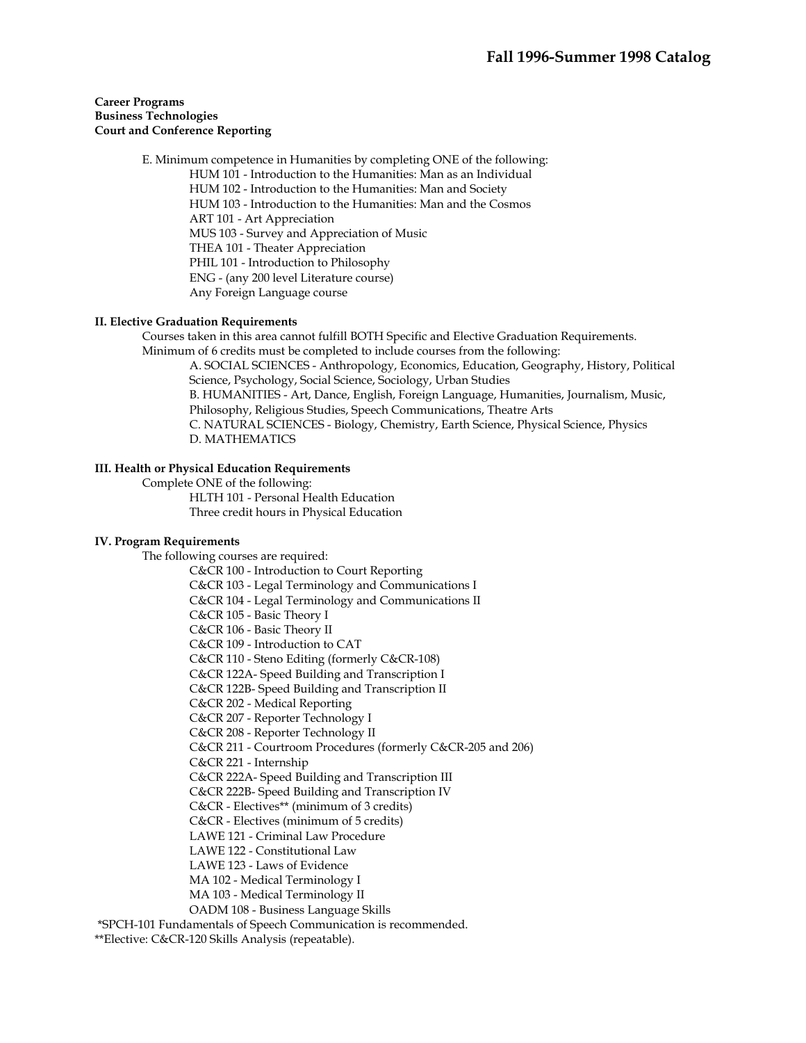**Career Programs**
**Business Technologies**
**Court and Conference Reporting**

E. Minimum competence in Humanities by completing ONE of the following:

- HUM 101 - Introduction to the Humanities: Man as an Individual
- HUM 102 - Introduction to the Humanities: Man and Society
- HUM 103 - Introduction to the Humanities: Man and the Cosmos
- ART 101 - Art Appreciation
- MUS 103 - Survey and Appreciation of Music
- THEA 101 - Theater Appreciation
- PHIL 101 - Introduction to Philosophy
- ENG - (any 200 level Literature course)
- Any Foreign Language course

**II. Elective Graduation Requirements**

Courses taken in this area cannot fulfill BOTH Specific and Elective Graduation Requirements.
Minimum of 6 credits must be completed to include courses from the following:

A. SOCIAL SCIENCES - Anthropology, Economics, Education, Geography, History, Political Science, Psychology, Social Science, Sociology, Urban Studies
B. HUMANITIES - Art, Dance, English, Foreign Language, Humanities, Journalism, Music, Philosophy, Religious Studies, Speech Communications, Theatre Arts
C. NATURAL SCIENCES - Biology, Chemistry, Earth Science, Physical Science, Physics
D. MATHEMATICS

**III. Health or Physical Education Requirements**

Complete ONE of the following:

- HLTH 101 - Personal Health Education
- Three credit hours in Physical Education

**IV. Program Requirements**

The following courses are required:

- C&CR 100 - Introduction to Court Reporting
- C&CR 103 - Legal Terminology and Communications I
- C&CR 104 - Legal Terminology and Communications II
- C&CR 105 - Basic Theory I
- C&CR 106 - Basic Theory II
- C&CR 109 - Introduction to CAT
- C&CR 110 - Steno Editing (formerly C&CR-108)
- C&CR 122A- Speed Building and Transcription I
- C&CR 122B- Speed Building and Transcription II
- C&CR 202 - Medical Reporting
- C&CR 207 - Reporter Technology I
- C&CR 208 - Reporter Technology II
- C&CR 211 - Courtroom Procedures (formerly C&CR-205 and 206)
- C&CR 221 - Internship
- C&CR 222A- Speed Building and Transcription III
- C&CR 222B- Speed Building and Transcription IV
- C&CR - Electives** (minimum of 3 credits)
- C&CR - Electives (minimum of 5 credits)
- LAWE 121 - Criminal Law Procedure
- LAWE 122 - Constitutional Law
- LAWE 123 - Laws of Evidence
- MA 102 - Medical Terminology I
- MA 103 - Medical Terminology II
- OADM 108 - Business Language Skills

*SPCH-101 Fundamentals of Speech Communication is recommended.
**Elective: C&CR-120 Skills Analysis (repeatable).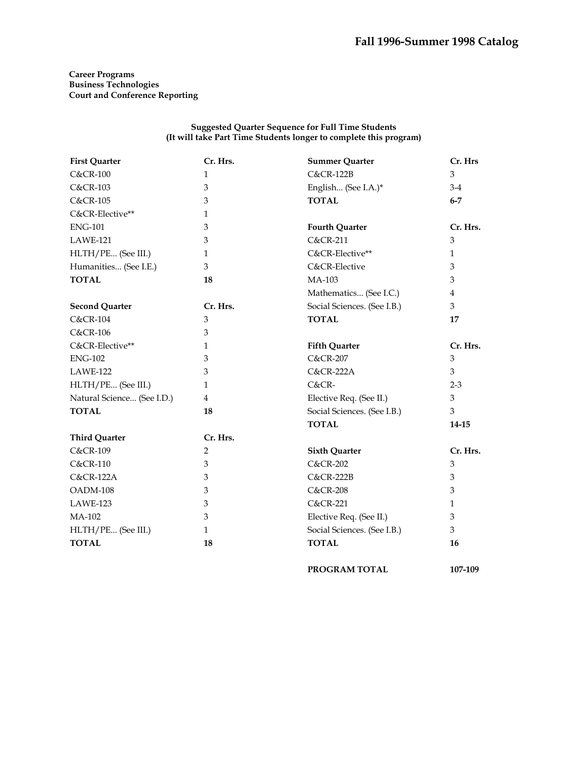**Career Programs**
**Business Technologies**
**Court and Conference Reporting**

**Suggested Quarter Sequence for Full Time Students**
**(It will take Part Time Students longer to complete this program)**

| First Quarter | Cr. Hrs. |
| --- | --- |
| C&CR-100 | 1 |
| C&CR-103 | 3 |
| C&CR-105 | 3 |
| C&CR-Elective** | 1 |
| ENG-101 | 3 |
| LAWE-121 | 3 |
| HLTH/PE... (See III.) | 1 |
| Humanities... (See I.E.) | 3 |
| **TOTAL** | **18** |

| Second Quarter | Cr. Hrs. |
| --- | --- |
| C&CR-104 | 3 |
| C&CR-106 | 3 |
| C&CR-Elective** | 1 |
| ENG-102 | 3 |
| LAWE-122 | 3 |
| HLTH/PE... (See III.) | 1 |
| Natural Science... (See I.D.) | 4 |
| **TOTAL** | **18** |

| Third Quarter | Cr. Hrs. |
| --- | --- |
| C&CR-109 | 2 |
| C&CR-110 | 3 |
| C&CR-122A | 3 |
| OADM-108 | 3 |
| LAWE-123 | 3 |
| MA-102 | 3 |
| HLTH/PE... (See III.) | 1 |
| **TOTAL** | **18** |

| Summer Quarter | Cr. Hrs |
| --- | --- |
| C&CR-122B | 3 |
| English... (See I.A.)* | 3-4 |
| **TOTAL** | **6-7** |

| Fourth Quarter | Cr. Hrs. |
| --- | --- |
| C&CR-211 | 3 |
| C&CR-Elective** | 1 |
| C&CR-Elective | 3 |
| MA-103 | 3 |
| Mathematics... (See I.C.) | 4 |
| Social Sciences. (See I.B.) | 3 |
| **TOTAL** | **17** |

| Fifth Quarter | Cr. Hrs. |
| --- | --- |
| C&CR-207 | 3 |
| C&CR-222A | 3 |
| C&CR- | 2-3 |
| Elective Req. (See II.) | 3 |
| Social Sciences. (See I.B.) | 3 |
| **TOTAL** | **14-15** |

| Sixth Quarter | Cr. Hrs. |
| --- | --- |
| C&CR-202 | 3 |
| C&CR-222B | 3 |
| C&CR-208 | 3 |
| C&CR-221 | 1 |
| Elective Req. (See II.) | 3 |
| Social Sciences. (See I.B.) | 3 |
| **TOTAL** | **16** |

**PROGRAM TOTAL** **107-109**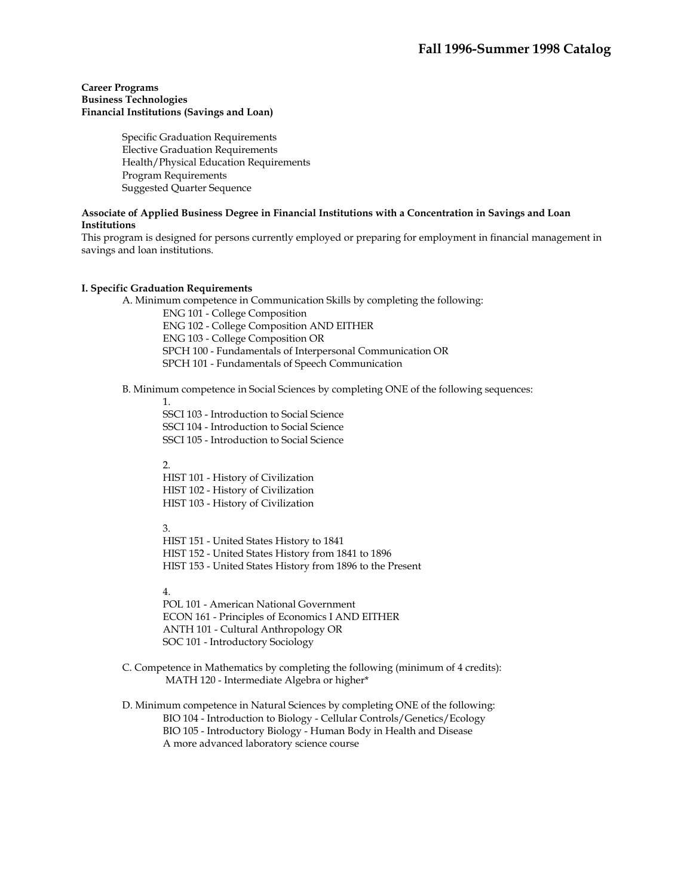# Fall 1996-Summer 1998 Catalog

**Career Programs**
**Business Technologies**
**Financial Institutions (Savings and Loan)**

- Specific Graduation Requirements
- Elective Graduation Requirements
- Health/Physical Education Requirements
- Program Requirements
- Suggested Quarter Sequence

**Associate of Applied Business Degree in Financial Institutions with a Concentration in Savings and Loan Institutions**
This program is designed for persons currently employed or preparing for employment in financial management in savings and loan institutions.

## I. Specific Graduation Requirements

A. Minimum competence in Communication Skills by completing the following:

ENG 101 - College Composition
ENG 102 - College Composition AND EITHER
ENG 103 - College Composition OR
SPCH 100 - Fundamentals of Interpersonal Communication OR
SPCH 101 - Fundamentals of Speech Communication

B. Minimum competence in Social Sciences by completing ONE of the following sequences:

1.
SSCI 103 - Introduction to Social Science
SSCI 104 - Introduction to Social Science
SSCI 105 - Introduction to Social Science

2.
HIST 101 - History of Civilization
HIST 102 - History of Civilization
HIST 103 - History of Civilization

3.
HIST 151 - United States History to 1841
HIST 152 - United States History from 1841 to 1896
HIST 153 - United States History from 1896 to the Present

4.
POL 101 - American National Government
ECON 161 - Principles of Economics I AND EITHER
ANTH 101 - Cultural Anthropology OR
SOC 101 - Introductory Sociology

C. Competence in Mathematics by completing the following (minimum of 4 credits):

MATH 120 - Intermediate Algebra or higher*

D. Minimum competence in Natural Sciences by completing ONE of the following:

BIO 104 - Introduction to Biology - Cellular Controls/Genetics/Ecology
BIO 105 - Introductory Biology - Human Body in Health and Disease
A more advanced laboratory science course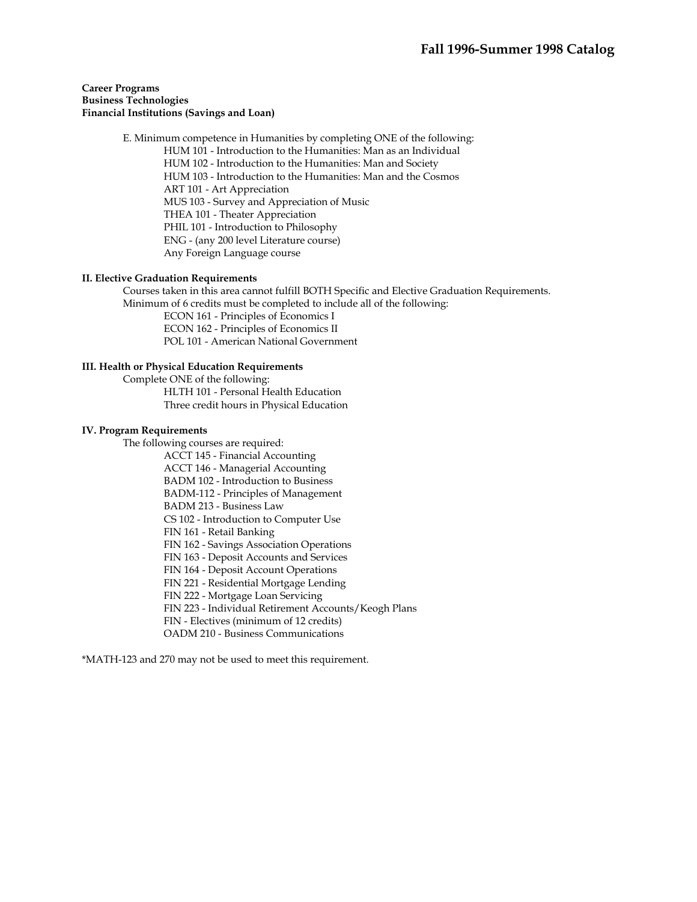**Career Programs**
**Business Technologies**
**Financial Institutions (Savings and Loan)**

E. Minimum competence in Humanities by completing ONE of the following:

- HUM 101 - Introduction to the Humanities: Man as an Individual
- HUM 102 - Introduction to the Humanities: Man and Society
- HUM 103 - Introduction to the Humanities: Man and the Cosmos
- ART 101 - Art Appreciation
- MUS 103 - Survey and Appreciation of Music
- THEA 101 - Theater Appreciation
- PHIL 101 - Introduction to Philosophy
- ENG - (any 200 level Literature course)
- Any Foreign Language course

### II. Elective Graduation Requirements

Courses taken in this area cannot fulfill BOTH Specific and Elective Graduation Requirements.
Minimum of 6 credits must be completed to include all of the following:

- ECON 161 - Principles of Economics I
- ECON 162 - Principles of Economics II
- POL 101 - American National Government

### III. Health or Physical Education Requirements

Complete ONE of the following:

- HLTH 101 - Personal Health Education
- Three credit hours in Physical Education

### IV. Program Requirements

The following courses are required:

- ACCT 145 - Financial Accounting
- ACCT 146 - Managerial Accounting
- BADM 102 - Introduction to Business
- BADM-112 - Principles of Management
- BADM 213 - Business Law
- CS 102 - Introduction to Computer Use
- FIN 161 - Retail Banking
- FIN 162 - Savings Association Operations
- FIN 163 - Deposit Accounts and Services
- FIN 164 - Deposit Account Operations
- FIN 221 - Residential Mortgage Lending
- FIN 222 - Mortgage Loan Servicing
- FIN 223 - Individual Retirement Accounts/Keogh Plans
- FIN - Electives (minimum of 12 credits)
- OADM 210 - Business Communications

*MATH-123 and 270 may not be used to meet this requirement.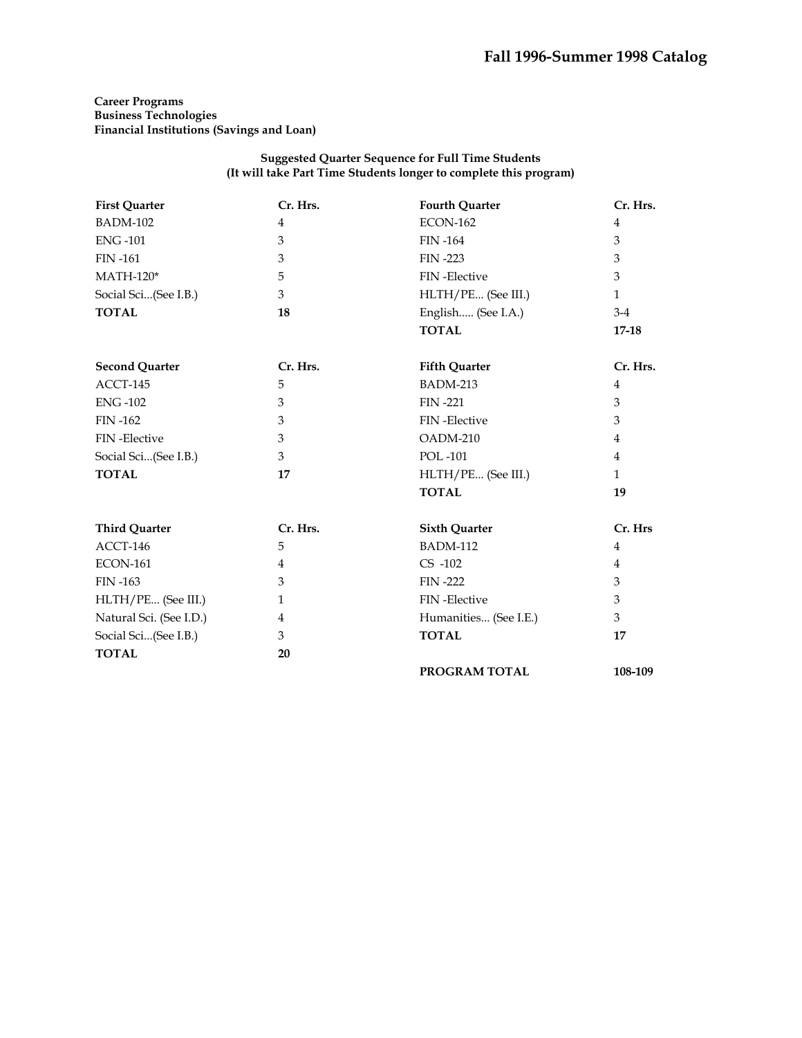**Career Programs**
**Business Technologies**
**Financial Institutions (Savings and Loan)**

**Suggested Quarter Sequence for Full Time Students**
**(It will take Part Time Students longer to complete this program)**

| First Quarter | Cr. Hrs. |
|---|---|
| BADM-102 | 4 |
| ENG -101 | 3 |
| FIN -161 | 3 |
| MATH-120* | 5 |
| Social Sci...(See I.B.) | 3 |
| **TOTAL** | **18** |

| Second Quarter | Cr. Hrs. |
|---|---|
| ACCT-145 | 5 |
| ENG -102 | 3 |
| FIN -162 | 3 |
| FIN -Elective | 3 |
| Social Sci...(See I.B.) | 3 |
| **TOTAL** | **17** |

| Third Quarter | Cr. Hrs. |
|---|---|
| ACCT-146 | 5 |
| ECON-161 | 4 |
| FIN -163 | 3 |
| HLTH/PE... (See III.) | 1 |
| Natural Sci. (See I.D.) | 4 |
| Social Sci...(See I.B.) | 3 |
| **TOTAL** | **20** |

| Fourth Quarter | Cr. Hrs. |
|---|---|
| ECON-162 | 4 |
| FIN -164 | 3 |
| FIN -223 | 3 |
| FIN -Elective | 3 |
| HLTH/PE... (See III.) | 1 |
| English..... (See I.A.) | 3-4 |
| **TOTAL** | **17-18** |

| Fifth Quarter | Cr. Hrs. |
|---|---|
| BADM-213 | 4 |
| FIN -221 | 3 |
| FIN -Elective | 3 |
| OADM-210 | 4 |
| POL -101 | 4 |
| HLTH/PE... (See III.) | 1 |
| **TOTAL** | **19** |

| Sixth Quarter | Cr. Hrs |
|---|---|
| BADM-112 | 4 |
| CS -102 | 4 |
| FIN -222 | 3 |
| FIN -Elective | 3 |
| Humanities... (See I.E.) | 3 |
| **TOTAL** | **17** |

**PROGRAM TOTAL** **108-109**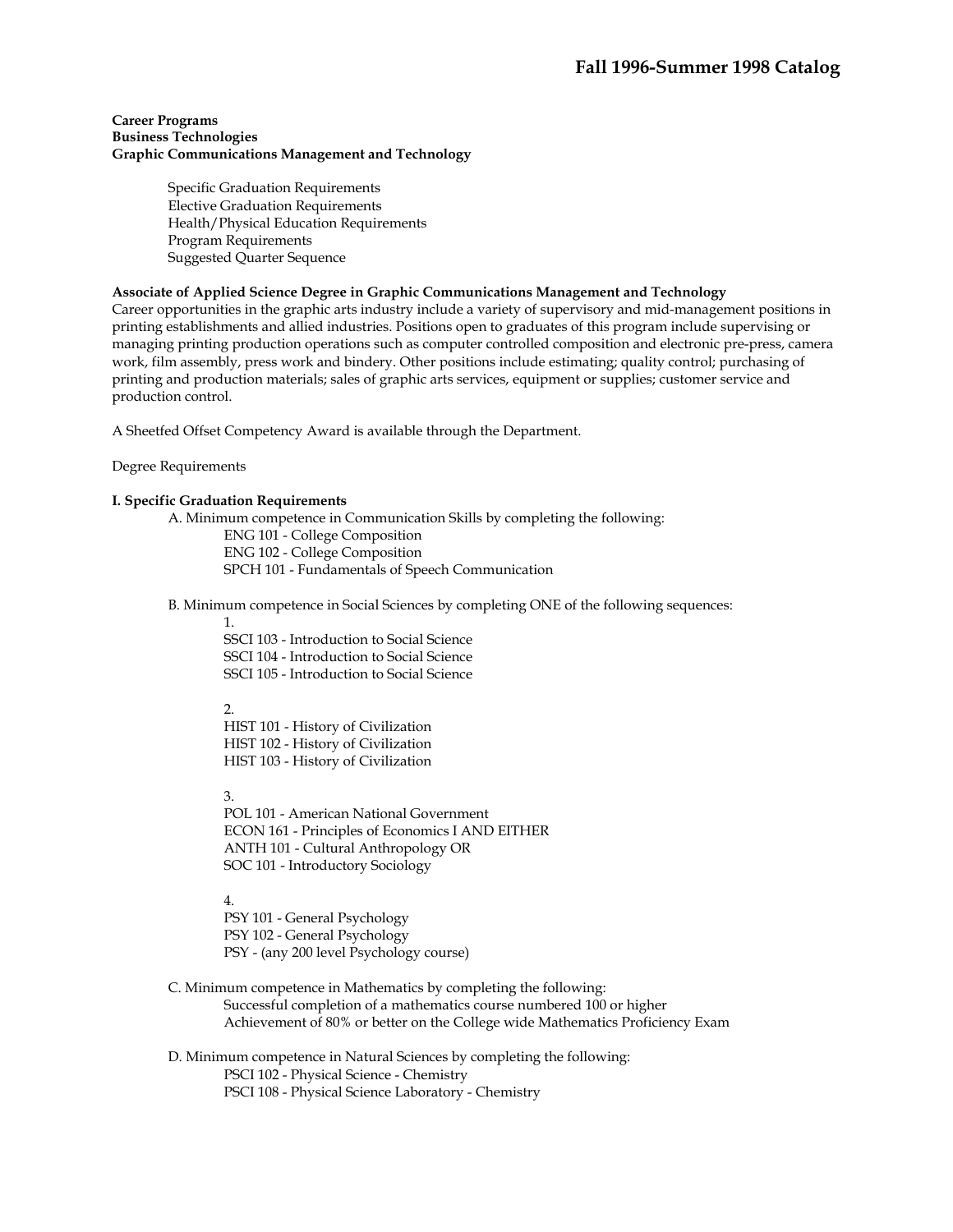**Career Programs**
**Business Technologies**
**Graphic Communications Management and Technology**

- Specific Graduation Requirements
- Elective Graduation Requirements
- Health/Physical Education Requirements
- Program Requirements
- Suggested Quarter Sequence

**Associate of Applied Science Degree in Graphic Communications Management and Technology**

Career opportunities in the graphic arts industry include a variety of supervisory and mid-management positions in printing establishments and allied industries. Positions open to graduates of this program include supervising or managing printing production operations such as computer controlled composition and electronic pre-press, camera work, film assembly, press work and bindery. Other positions include estimating; quality control; purchasing of printing and production materials; sales of graphic arts services, equipment or supplies; customer service and production control.

A Sheetfed Offset Competency Award is available through the Department.

Degree Requirements

**I. Specific Graduation Requirements**

A. Minimum competence in Communication Skills by completing the following:

- ENG 101 - College Composition
- ENG 102 - College Composition
- SPCH 101 - Fundamentals of Speech Communication

B. Minimum competence in Social Sciences by completing ONE of the following sequences:

1.
- SSCI 103 - Introduction to Social Science
- SSCI 104 - Introduction to Social Science
- SSCI 105 - Introduction to Social Science

2.
- HIST 101 - History of Civilization
- HIST 102 - History of Civilization
- HIST 103 - History of Civilization

3.
- POL 101 - American National Government
- ECON 161 - Principles of Economics I AND EITHER
- ANTH 101 - Cultural Anthropology OR
- SOC 101 - Introductory Sociology

4.
- PSY 101 - General Psychology
- PSY 102 - General Psychology
- PSY - (any 200 level Psychology course)

C. Minimum competence in Mathematics by completing the following:

- Successful completion of a mathematics course numbered 100 or higher
- Achievement of 80% or better on the College wide Mathematics Proficiency Exam

D. Minimum competence in Natural Sciences by completing the following:

- PSCI 102 - Physical Science - Chemistry
- PSCI 108 - Physical Science Laboratory - Chemistry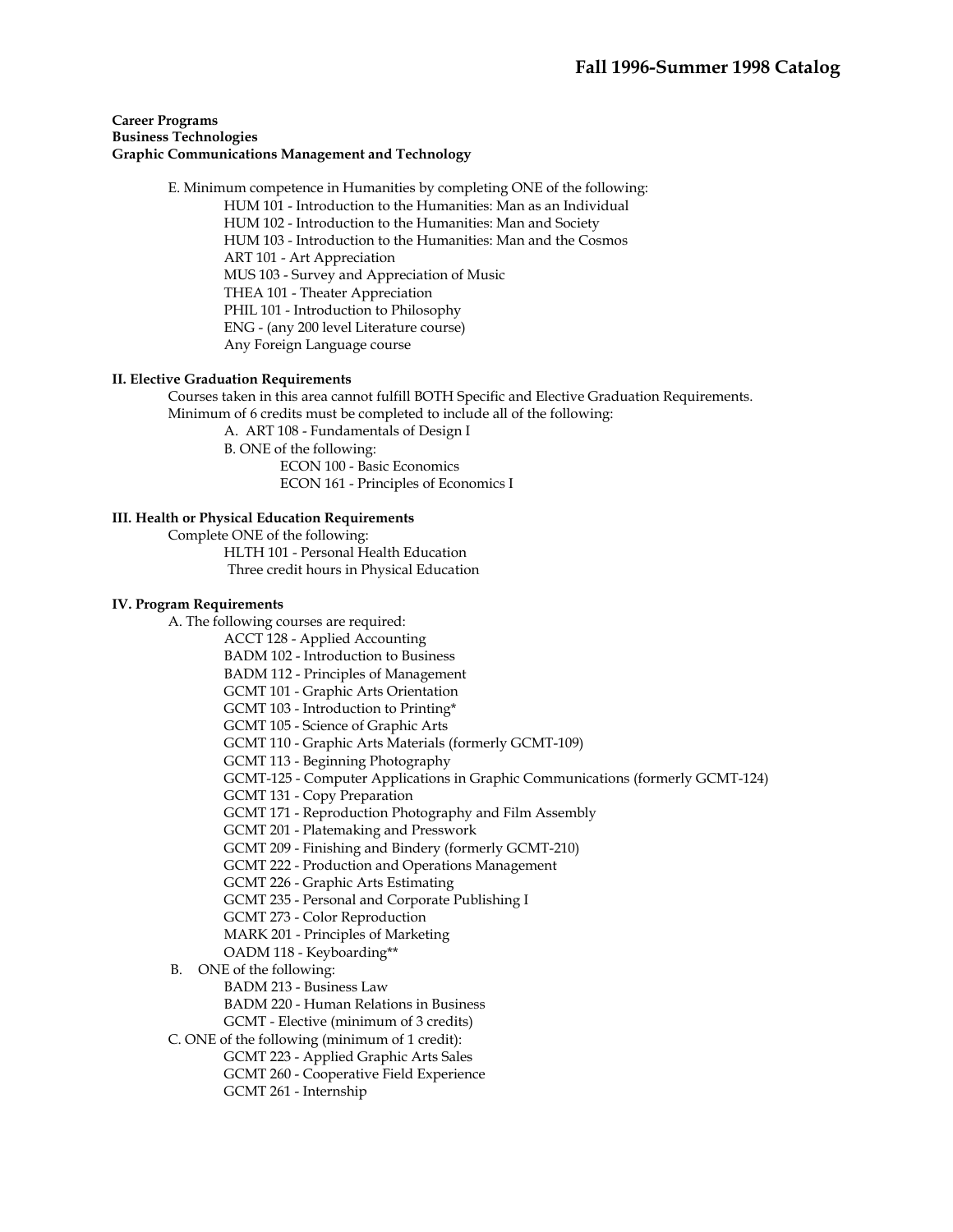**Career Programs**
**Business Technologies**
**Graphic Communications Management and Technology**

E. Minimum competence in Humanities by completing ONE of the following:
- HUM 101 - Introduction to the Humanities: Man as an Individual
- HUM 102 - Introduction to the Humanities: Man and Society
- HUM 103 - Introduction to the Humanities: Man and the Cosmos
- ART 101 - Art Appreciation
- MUS 103 - Survey and Appreciation of Music
- THEA 101 - Theater Appreciation
- PHIL 101 - Introduction to Philosophy
- ENG - (any 200 level Literature course)
- Any Foreign Language course

**II. Elective Graduation Requirements**

Courses taken in this area cannot fulfill BOTH Specific and Elective Graduation Requirements.
Minimum of 6 credits must be completed to include all of the following:

A. ART 108 - Fundamentals of Design I

B. ONE of the following:
- ECON 100 - Basic Economics
- ECON 161 - Principles of Economics I

**III. Health or Physical Education Requirements**

Complete ONE of the following:
- HLTH 101 - Personal Health Education
- Three credit hours in Physical Education

**IV. Program Requirements**

A. The following courses are required:
- ACCT 128 - Applied Accounting
- BADM 102 - Introduction to Business
- BADM 112 - Principles of Management
- GCMT 101 - Graphic Arts Orientation
- GCMT 103 - Introduction to Printing*
- GCMT 105 - Science of Graphic Arts
- GCMT 110 - Graphic Arts Materials (formerly GCMT-109)
- GCMT 113 - Beginning Photography
- GCMT-125 - Computer Applications in Graphic Communications (formerly GCMT-124)
- GCMT 131 - Copy Preparation
- GCMT 171 - Reproduction Photography and Film Assembly
- GCMT 201 - Platemaking and Presswork
- GCMT 209 - Finishing and Bindery (formerly GCMT-210)
- GCMT 222 - Production and Operations Management
- GCMT 226 - Graphic Arts Estimating
- GCMT 235 - Personal and Corporate Publishing I
- GCMT 273 - Color Reproduction
- MARK 201 - Principles of Marketing
- OADM 118 - Keyboarding**

B. ONE of the following:
- BADM 213 - Business Law
- BADM 220 - Human Relations in Business
- GCMT - Elective (minimum of 3 credits)

C. ONE of the following (minimum of 1 credit):
- GCMT 223 - Applied Graphic Arts Sales
- GCMT 260 - Cooperative Field Experience
- GCMT 261 - Internship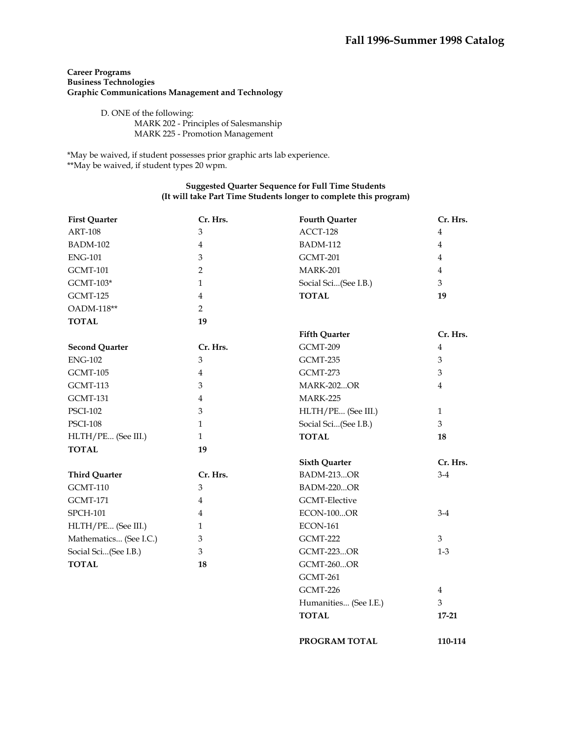**Career Programs**
**Business Technologies**
**Graphic Communications Management and Technology**

D. ONE of the following:
- MARK 202 - Principles of Salesmanship
- MARK 225 - Promotion Management

*May be waived, if student possesses prior graphic arts lab experience.
**May be waived, if student types 20 wpm.

**Suggested Quarter Sequence for Full Time Students**
**(It will take Part Time Students longer to complete this program)**

| First Quarter | Cr. Hrs. |
|---|---|
| ART-108 | 3 |
| BADM-102 | 4 |
| ENG-101 | 3 |
| GCMT-101 | 2 |
| GCMT-103* | 1 |
| GCMT-125 | 4 |
| OADM-118** | 2 |
| **TOTAL** | **19** |

| Second Quarter | Cr. Hrs. |
|---|---|
| ENG-102 | 3 |
| GCMT-105 | 4 |
| GCMT-113 | 3 |
| GCMT-131 | 4 |
| PSCI-102 | 3 |
| PSCI-108 | 1 |
| HLTH/PE... (See III.) | 1 |
| **TOTAL** | **19** |

| Third Quarter | Cr. Hrs. |
|---|---|
| GCMT-110 | 3 |
| GCMT-171 | 4 |
| SPCH-101 | 4 |
| HLTH/PE... (See III.) | 1 |
| Mathematics... (See I.C.) | 3 |
| Social Sci...(See I.B.) | 3 |
| **TOTAL** | **18** |

| Fourth Quarter | Cr. Hrs. |
|---|---|
| ACCT-128 | 4 |
| BADM-112 | 4 |
| GCMT-201 | 4 |
| MARK-201 | 4 |
| Social Sci...(See I.B.) | 3 |
| **TOTAL** | **19** |

| Fifth Quarter | Cr. Hrs. |
|---|---|
| GCMT-209 | 4 |
| GCMT-235 | 3 |
| GCMT-273 | 3 |
| MARK-202...OR | 4 |
| MARK-225 | |
| HLTH/PE... (See III.) | 1 |
| Social Sci...(See I.B.) | 3 |
| **TOTAL** | **18** |

| Sixth Quarter | Cr. Hrs. |
|---|---|
| BADM-213...OR | 3-4 |
| BADM-220...OR | |
| GCMT-Elective | |
| ECON-100...OR | 3-4 |
| ECON-161 | |
| GCMT-222 | 3 |
| GCMT-223...OR | 1-3 |
| GCMT-260...OR | |
| GCMT-261 | |
| GCMT-226 | 4 |
| Humanities... (See I.E.) | 3 |
| **TOTAL** | **17-21** |

**PROGRAM TOTAL** **110-114**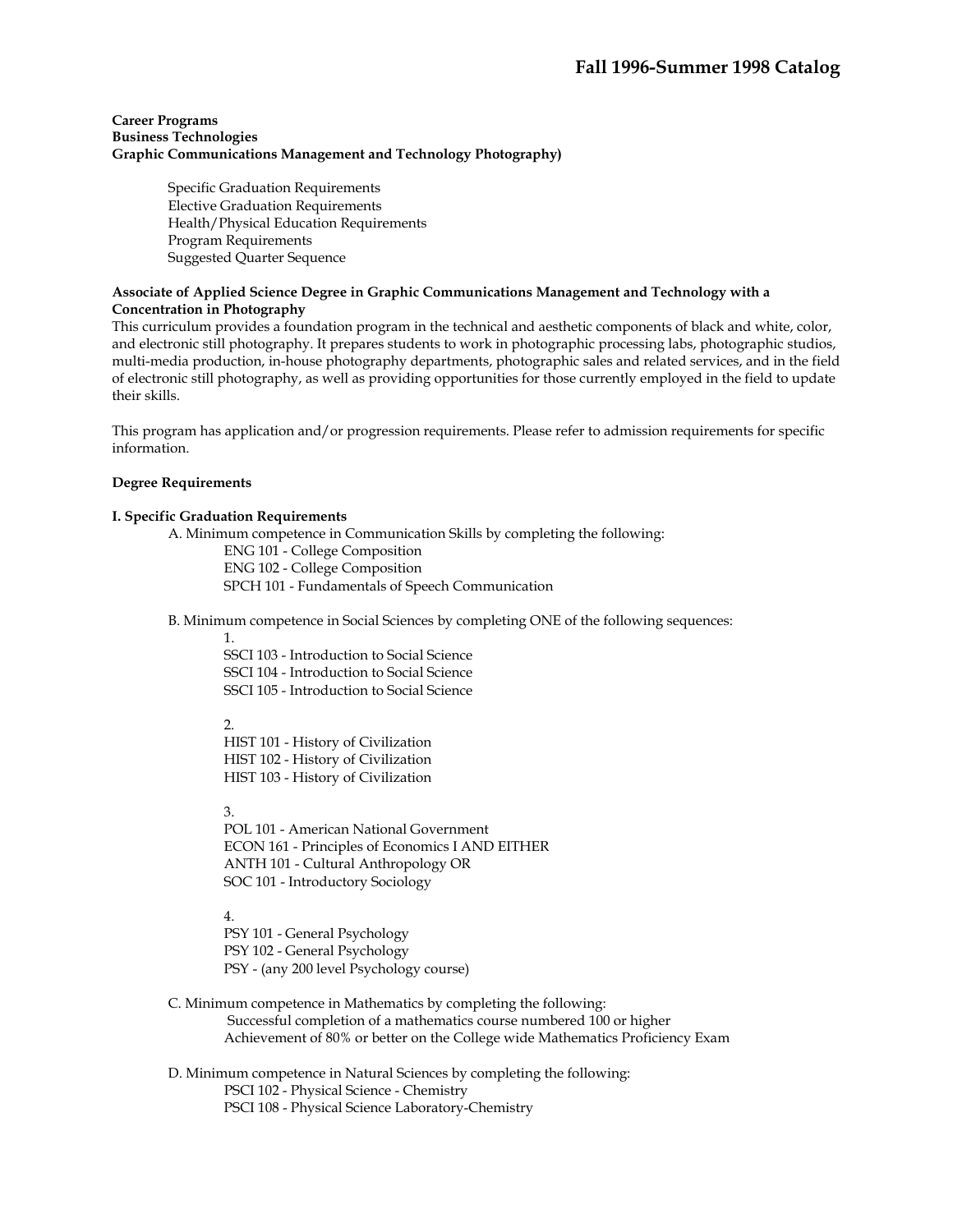**Career Programs**
**Business Technologies**
**Graphic Communications Management and Technology Photography)**

- Specific Graduation Requirements
- Elective Graduation Requirements
- Health/Physical Education Requirements
- Program Requirements
- Suggested Quarter Sequence

**Associate of Applied Science Degree in Graphic Communications Management and Technology with a Concentration in Photography**

This curriculum provides a foundation program in the technical and aesthetic components of black and white, color, and electronic still photography. It prepares students to work in photographic processing labs, photographic studios, multi-media production, in-house photography departments, photographic sales and related services, and in the field of electronic still photography, as well as providing opportunities for those currently employed in the field to update their skills.

This program has application and/or progression requirements. Please refer to admission requirements for specific information.

**Degree Requirements**

**I. Specific Graduation Requirements**

A. Minimum competence in Communication Skills by completing the following:

- ENG 101 - College Composition
- ENG 102 - College Composition
- SPCH 101 - Fundamentals of Speech Communication

B. Minimum competence in Social Sciences by completing ONE of the following sequences:

1.
   - SSCI 103 - Introduction to Social Science
   - SSCI 104 - Introduction to Social Science
   - SSCI 105 - Introduction to Social Science

2.
   - HIST 101 - History of Civilization
   - HIST 102 - History of Civilization
   - HIST 103 - History of Civilization

3.
   - POL 101 - American National Government
   - ECON 161 - Principles of Economics I AND EITHER
   - ANTH 101 - Cultural Anthropology OR
   - SOC 101 - Introductory Sociology

4.
   - PSY 101 - General Psychology
   - PSY 102 - General Psychology
   - PSY - (any 200 level Psychology course)

C. Minimum competence in Mathematics by completing the following:

- Successful completion of a mathematics course numbered 100 or higher
- Achievement of 80% or better on the College wide Mathematics Proficiency Exam

D. Minimum competence in Natural Sciences by completing the following:

- PSCI 102 - Physical Science - Chemistry
- PSCI 108 - Physical Science Laboratory-Chemistry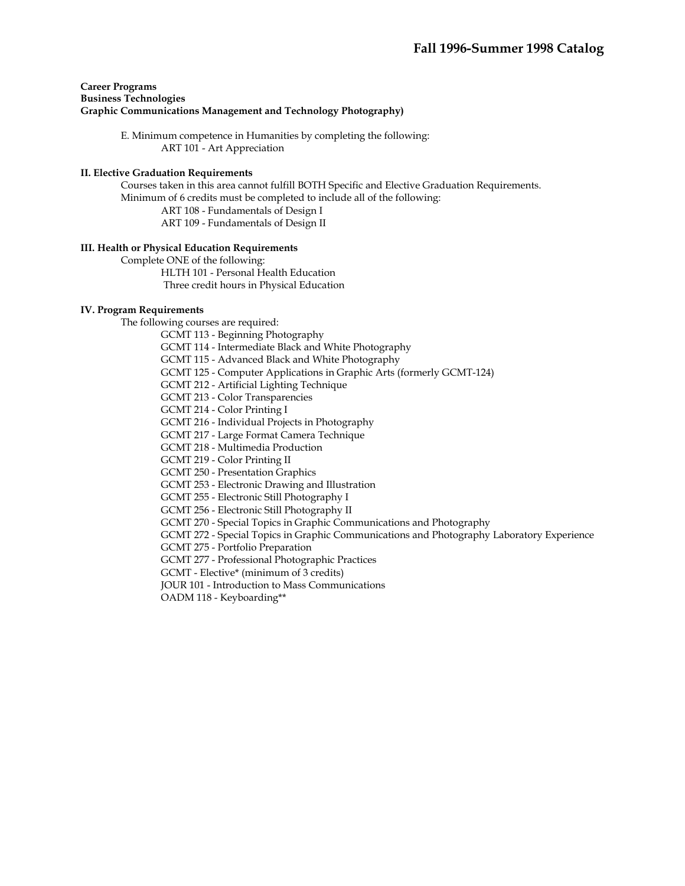**Career Programs**
**Business Technologies**
**Graphic Communications Management and Technology Photography)**

E. Minimum competence in Humanities by completing the following:
ART 101 - Art Appreciation

**II. Elective Graduation Requirements**

Courses taken in this area cannot fulfill BOTH Specific and Elective Graduation Requirements.
Minimum of 6 credits must be completed to include all of the following:
ART 108 - Fundamentals of Design I
ART 109 - Fundamentals of Design II

**III. Health or Physical Education Requirements**

Complete ONE of the following:
HLTH 101 - Personal Health Education
Three credit hours in Physical Education

**IV. Program Requirements**

The following courses are required:
GCMT 113 - Beginning Photography
GCMT 114 - Intermediate Black and White Photography
GCMT 115 - Advanced Black and White Photography
GCMT 125 - Computer Applications in Graphic Arts (formerly GCMT-124)
GCMT 212 - Artificial Lighting Technique
GCMT 213 - Color Transparencies
GCMT 214 - Color Printing I
GCMT 216 - Individual Projects in Photography
GCMT 217 - Large Format Camera Technique
GCMT 218 - Multimedia Production
GCMT 219 - Color Printing II
GCMT 250 - Presentation Graphics
GCMT 253 - Electronic Drawing and Illustration
GCMT 255 - Electronic Still Photography I
GCMT 256 - Electronic Still Photography II
GCMT 270 - Special Topics in Graphic Communications and Photography
GCMT 272 - Special Topics in Graphic Communications and Photography Laboratory Experience
GCMT 275 - Portfolio Preparation
GCMT 277 - Professional Photographic Practices
GCMT - Elective* (minimum of 3 credits)
JOUR 101 - Introduction to Mass Communications
OADM 118 - Keyboarding**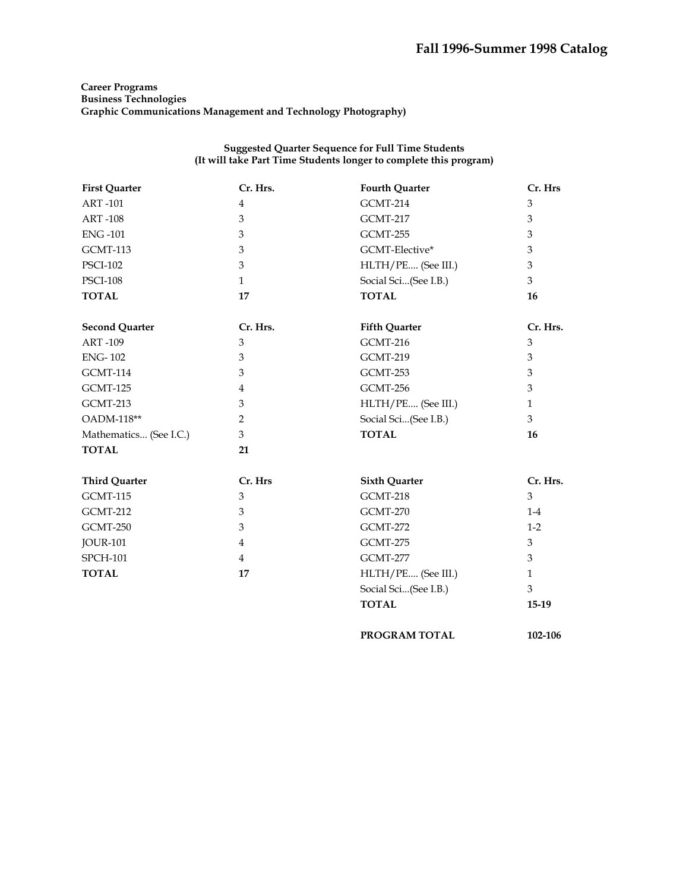**Career Programs**
**Business Technologies**
**Graphic Communications Management and Technology Photography)**

**Suggested Quarter Sequence for Full Time Students**
**(It will take Part Time Students longer to complete this program)**

| First Quarter | Cr. Hrs. |
|---|---|
| ART -101 | 4 |
| ART -108 | 3 |
| ENG -101 | 3 |
| GCMT-113 | 3 |
| PSCI-102 | 3 |
| PSCI-108 | 1 |
| **TOTAL** | **17** |

| Second Quarter | Cr. Hrs. |
|---|---|
| ART -109 | 3 |
| ENG- 102 | 3 |
| GCMT-114 | 3 |
| GCMT-125 | 4 |
| GCMT-213 | 3 |
| OADM-118** | 2 |
| Mathematics... (See I.C.) | 3 |
| **TOTAL** | **21** |

| Third Quarter | Cr. Hrs |
|---|---|
| GCMT-115 | 3 |
| GCMT-212 | 3 |
| GCMT-250 | 3 |
| JOUR-101 | 4 |
| SPCH-101 | 4 |
| **TOTAL** | **17** |

| Fourth Quarter | Cr. Hrs |
|---|---|
| GCMT-214 | 3 |
| GCMT-217 | 3 |
| GCMT-255 | 3 |
| GCMT-Elective* | 3 |
| HLTH/PE.... (See III.) | 3 |
| Social Sci...(See I.B.) | 3 |
| **TOTAL** | **16** |

| Fifth Quarter | Cr. Hrs. |
|---|---|
| GCMT-216 | 3 |
| GCMT-219 | 3 |
| GCMT-253 | 3 |
| GCMT-256 | 3 |
| HLTH/PE.... (See III.) | 1 |
| Social Sci...(See I.B.) | 3 |
| **TOTAL** | **16** |

| Sixth Quarter | Cr. Hrs. |
|---|---|
| GCMT-218 | 3 |
| GCMT-270 | 1-4 |
| GCMT-272 | 1-2 |
| GCMT-275 | 3 |
| GCMT-277 | 3 |
| HLTH/PE.... (See III.) | 1 |
| Social Sci...(See I.B.) | 3 |
| **TOTAL** | **15-19** |

| | |
|---|---|
| **PROGRAM TOTAL** | **102-106** |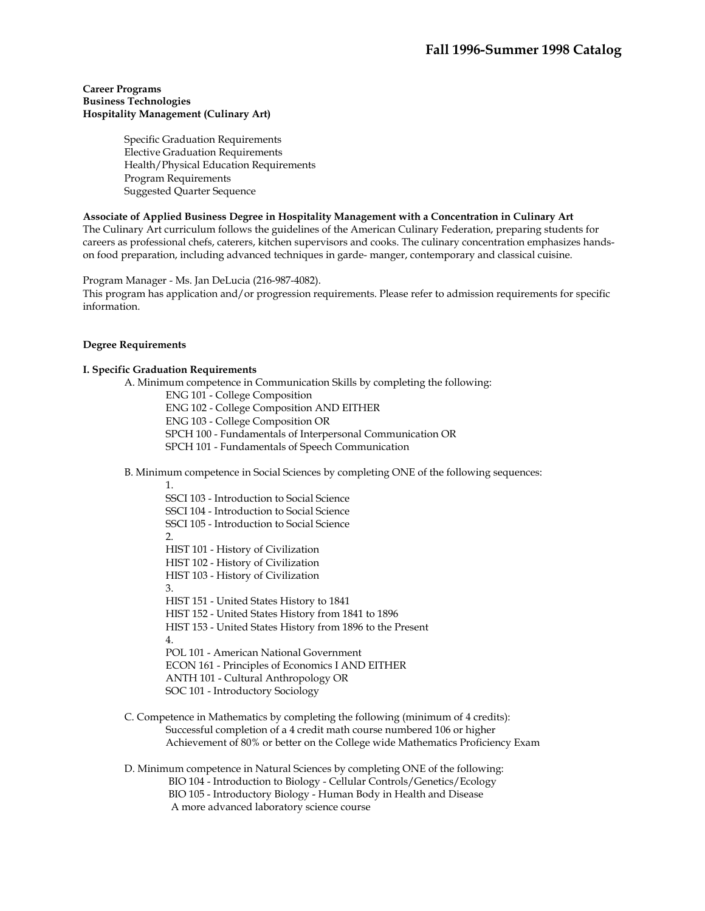**Career Programs**
**Business Technologies**
**Hospitality Management (Culinary Art)**

- Specific Graduation Requirements
- Elective Graduation Requirements
- Health/Physical Education Requirements
- Program Requirements
- Suggested Quarter Sequence

**Associate of Applied Business Degree in Hospitality Management with a Concentration in Culinary Art**

The Culinary Art curriculum follows the guidelines of the American Culinary Federation, preparing students for careers as professional chefs, caterers, kitchen supervisors and cooks. The culinary concentration emphasizes hands-on food preparation, including advanced techniques in garde- manger, contemporary and classical cuisine.

Program Manager - Ms. Jan DeLucia (216-987-4082).

This program has application and/or progression requirements. Please refer to admission requirements for specific information.

**Degree Requirements**

**I. Specific Graduation Requirements**

A. Minimum competence in Communication Skills by completing the following:

- ENG 101 - College Composition
- ENG 102 - College Composition AND EITHER
- ENG 103 - College Composition OR
- SPCH 100 - Fundamentals of Interpersonal Communication OR
- SPCH 101 - Fundamentals of Speech Communication

B. Minimum competence in Social Sciences by completing ONE of the following sequences:

1.
   - SSCI 103 - Introduction to Social Science
   - SSCI 104 - Introduction to Social Science
   - SSCI 105 - Introduction to Social Science
2.
   - HIST 101 - History of Civilization
   - HIST 102 - History of Civilization
   - HIST 103 - History of Civilization
3.
   - HIST 151 - United States History to 1841
   - HIST 152 - United States History from 1841 to 1896
   - HIST 153 - United States History from 1896 to the Present
4.
   - POL 101 - American National Government
   - ECON 161 - Principles of Economics I AND EITHER
   - ANTH 101 - Cultural Anthropology OR
   - SOC 101 - Introductory Sociology

C. Competence in Mathematics by completing the following (minimum of 4 credits):

- Successful completion of a 4 credit math course numbered 106 or higher
- Achievement of 80% or better on the College wide Mathematics Proficiency Exam

D. Minimum competence in Natural Sciences by completing ONE of the following:

- BIO 104 - Introduction to Biology - Cellular Controls/Genetics/Ecology
- BIO 105 - Introductory Biology - Human Body in Health and Disease
- A more advanced laboratory science course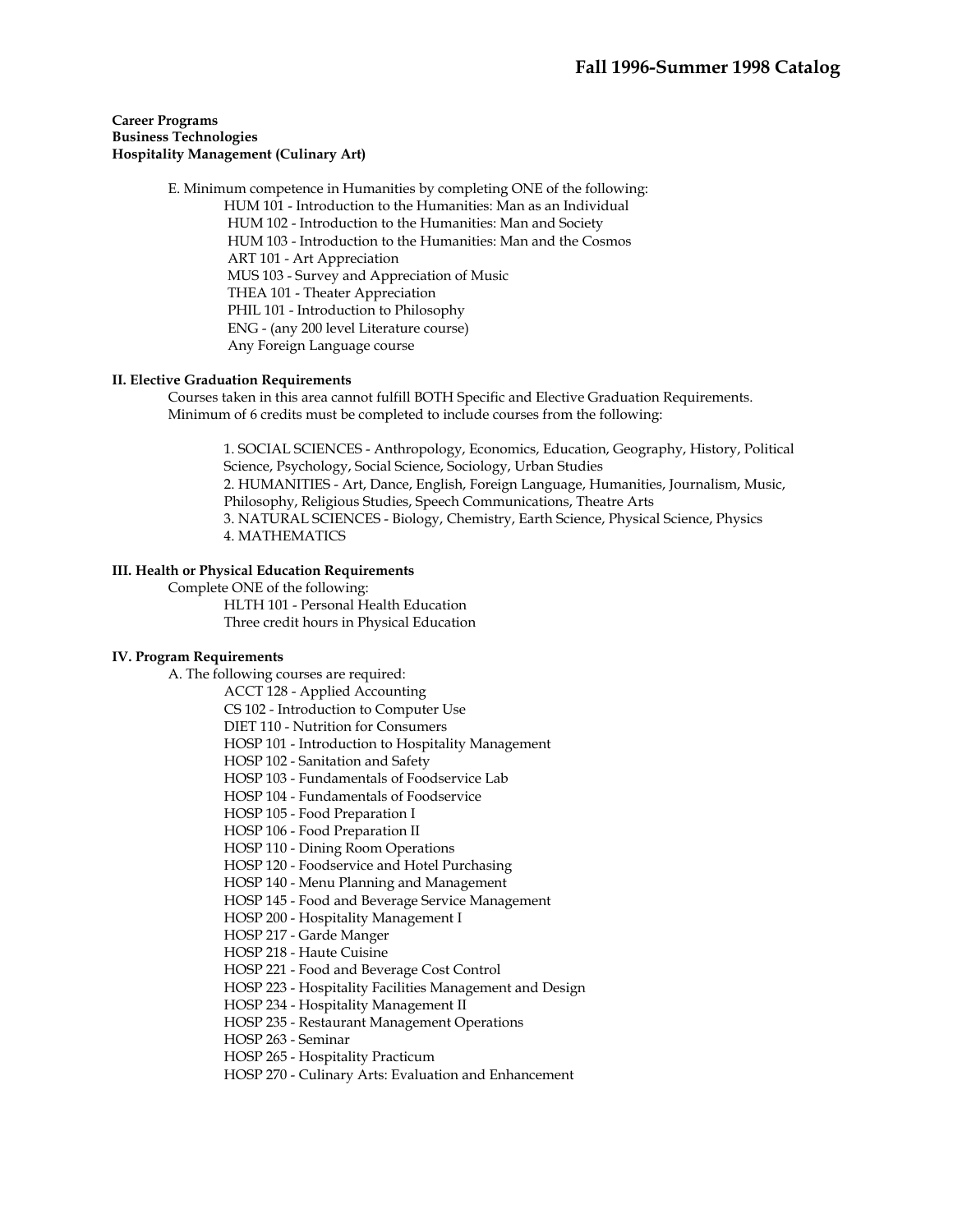**Career Programs**
**Business Technologies**
**Hospitality Management (Culinary Art)**

E. Minimum competence in Humanities by completing ONE of the following:

- HUM 101 - Introduction to the Humanities: Man as an Individual
- HUM 102 - Introduction to the Humanities: Man and Society
- HUM 103 - Introduction to the Humanities: Man and the Cosmos
- ART 101 - Art Appreciation
- MUS 103 - Survey and Appreciation of Music
- THEA 101 - Theater Appreciation
- PHIL 101 - Introduction to Philosophy
- ENG - (any 200 level Literature course)
- Any Foreign Language course

**II. Elective Graduation Requirements**

Courses taken in this area cannot fulfill BOTH Specific and Elective Graduation Requirements.
Minimum of 6 credits must be completed to include courses from the following:

1. SOCIAL SCIENCES - Anthropology, Economics, Education, Geography, History, Political Science, Psychology, Social Science, Sociology, Urban Studies
2. HUMANITIES - Art, Dance, English, Foreign Language, Humanities, Journalism, Music, Philosophy, Religious Studies, Speech Communications, Theatre Arts
3. NATURAL SCIENCES - Biology, Chemistry, Earth Science, Physical Science, Physics
4. MATHEMATICS

**III. Health or Physical Education Requirements**

Complete ONE of the following:

- HLTH 101 - Personal Health Education
- Three credit hours in Physical Education

**IV. Program Requirements**

A. The following courses are required:

- ACCT 128 - Applied Accounting
- CS 102 - Introduction to Computer Use
- DIET 110 - Nutrition for Consumers
- HOSP 101 - Introduction to Hospitality Management
- HOSP 102 - Sanitation and Safety
- HOSP 103 - Fundamentals of Foodservice Lab
- HOSP 104 - Fundamentals of Foodservice
- HOSP 105 - Food Preparation I
- HOSP 106 - Food Preparation II
- HOSP 110 - Dining Room Operations
- HOSP 120 - Foodservice and Hotel Purchasing
- HOSP 140 - Menu Planning and Management
- HOSP 145 - Food and Beverage Service Management
- HOSP 200 - Hospitality Management I
- HOSP 217 - Garde Manger
- HOSP 218 - Haute Cuisine
- HOSP 221 - Food and Beverage Cost Control
- HOSP 223 - Hospitality Facilities Management and Design
- HOSP 234 - Hospitality Management II
- HOSP 235 - Restaurant Management Operations
- HOSP 263 - Seminar
- HOSP 265 - Hospitality Practicum
- HOSP 270 - Culinary Arts: Evaluation and Enhancement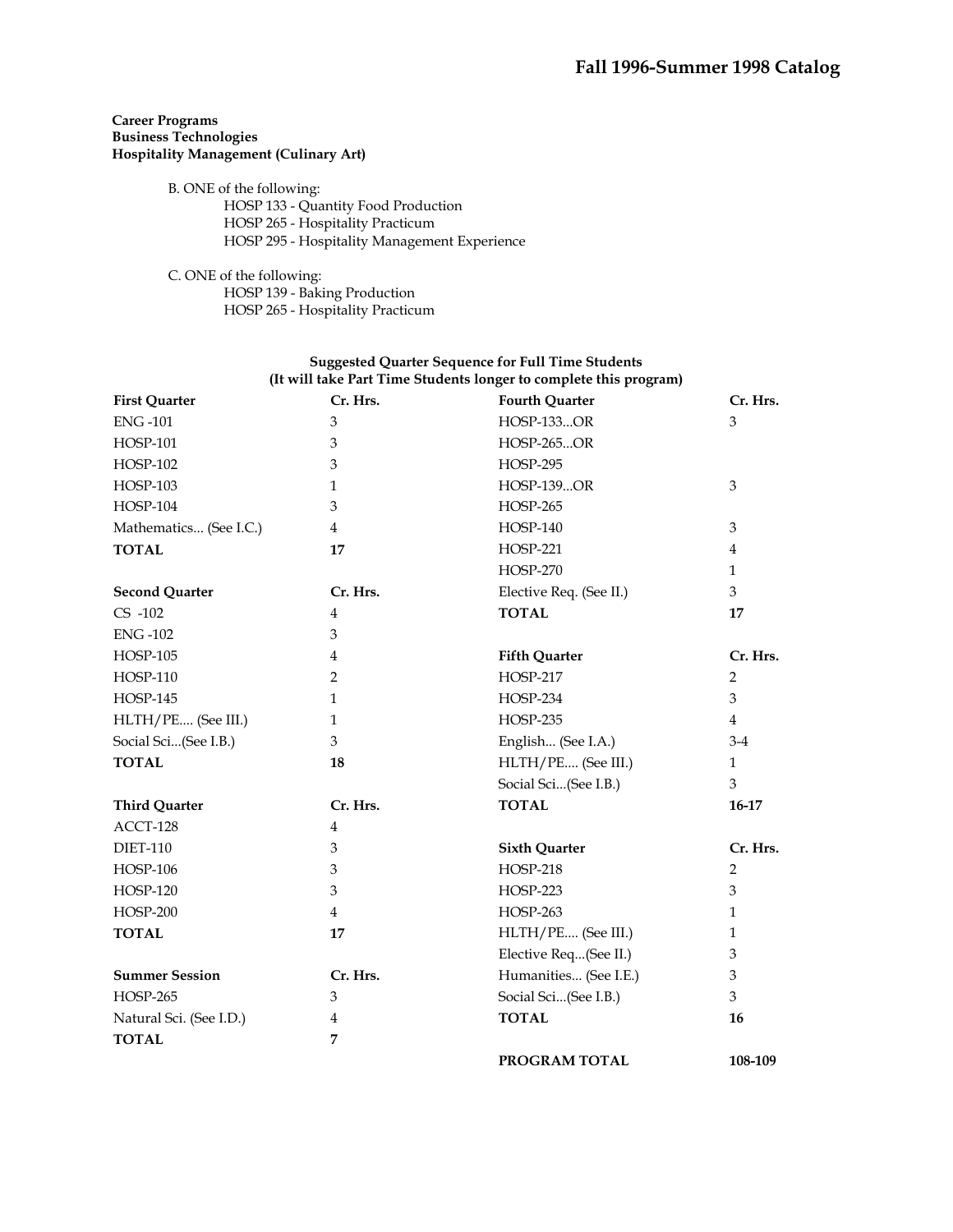**Career Programs**
**Business Technologies**
**Hospitality Management (Culinary Art)**

B. ONE of the following:
- HOSP 133 - Quantity Food Production
- HOSP 265 - Hospitality Practicum
- HOSP 295 - Hospitality Management Experience

C. ONE of the following:
- HOSP 139 - Baking Production
- HOSP 265 - Hospitality Practicum

**Suggested Quarter Sequence for Full Time Students**
**(It will take Part Time Students longer to complete this program)**

| First Quarter | Cr. Hrs. |
|---|---|
| ENG -101 | 3 |
| HOSP-101 | 3 |
| HOSP-102 | 3 |
| HOSP-103 | 1 |
| HOSP-104 | 3 |
| Mathematics... (See I.C.) | 4 |
| **TOTAL** | **17** |

| Second Quarter | Cr. Hrs. |
|---|---|
| CS -102 | 4 |
| ENG -102 | 3 |
| HOSP-105 | 4 |
| HOSP-110 | 2 |
| HOSP-145 | 1 |
| HLTH/PE.... (See III.) | 1 |
| Social Sci...(See I.B.) | 3 |
| **TOTAL** | **18** |

| Third Quarter | Cr. Hrs. |
|---|---|
| ACCT-128 | 4 |
| DIET-110 | 3 |
| HOSP-106 | 3 |
| HOSP-120 | 3 |
| HOSP-200 | 4 |
| **TOTAL** | **17** |

| Summer Session | Cr. Hrs. |
|---|---|
| HOSP-265 | 3 |
| Natural Sci. (See I.D.) | 4 |
| **TOTAL** | **7** |

| Fourth Quarter | Cr. Hrs. |
|---|---|
| HOSP-133...OR | 3 |
| HOSP-265...OR | |
| HOSP-295 | |
| HOSP-139...OR | 3 |
| HOSP-265 | |
| HOSP-140 | 3 |
| HOSP-221 | 4 |
| HOSP-270 | 1 |
| Elective Req. (See II.) | 3 |
| **TOTAL** | **17** |

| Fifth Quarter | Cr. Hrs. |
|---|---|
| HOSP-217 | 2 |
| HOSP-234 | 3 |
| HOSP-235 | 4 |
| English... (See I.A.) | 3-4 |
| HLTH/PE.... (See III.) | 1 |
| Social Sci...(See I.B.) | 3 |
| **TOTAL** | **16-17** |

| Sixth Quarter | Cr. Hrs. |
|---|---|
| HOSP-218 | 2 |
| HOSP-223 | 3 |
| HOSP-263 | 1 |
| HLTH/PE.... (See III.) | 1 |
| Elective Req...(See II.) | 3 |
| Humanities... (See I.E.) | 3 |
| Social Sci...(See I.B.) | 3 |
| **TOTAL** | **16** |

**PROGRAM TOTAL** **108-109**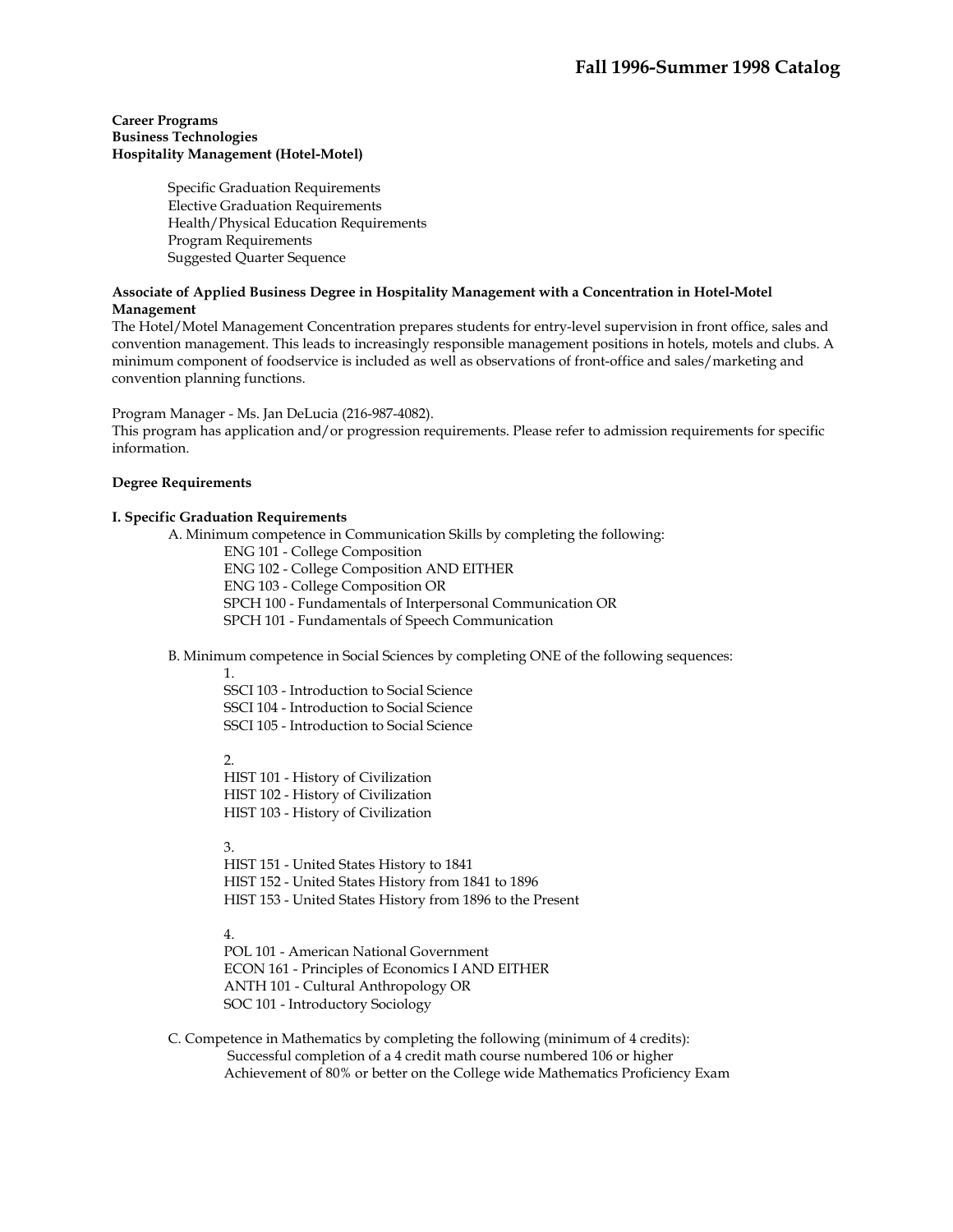**Career Programs**
**Business Technologies**
**Hospitality Management (Hotel-Motel)**

- Specific Graduation Requirements
- Elective Graduation Requirements
- Health/Physical Education Requirements
- Program Requirements
- Suggested Quarter Sequence

**Associate of Applied Business Degree in Hospitality Management with a Concentration in Hotel-Motel Management**

The Hotel/Motel Management Concentration prepares students for entry-level supervision in front office, sales and convention management. This leads to increasingly responsible management positions in hotels, motels and clubs. A minimum component of foodservice is included as well as observations of front-office and sales/marketing and convention planning functions.

Program Manager - Ms. Jan DeLucia (216-987-4082).
This program has application and/or progression requirements. Please refer to admission requirements for specific information.

**Degree Requirements**

**I. Specific Graduation Requirements**

A. Minimum competence in Communication Skills by completing the following:

ENG 101 - College Composition
ENG 102 - College Composition AND EITHER
ENG 103 - College Composition OR
SPCH 100 - Fundamentals of Interpersonal Communication OR
SPCH 101 - Fundamentals of Speech Communication

B. Minimum competence in Social Sciences by completing ONE of the following sequences:

1.
SSCI 103 - Introduction to Social Science
SSCI 104 - Introduction to Social Science
SSCI 105 - Introduction to Social Science

2.
HIST 101 - History of Civilization
HIST 102 - History of Civilization
HIST 103 - History of Civilization

3.
HIST 151 - United States History to 1841
HIST 152 - United States History from 1841 to 1896
HIST 153 - United States History from 1896 to the Present

4.
POL 101 - American National Government
ECON 161 - Principles of Economics I AND EITHER
ANTH 101 - Cultural Anthropology OR
SOC 101 - Introductory Sociology

C. Competence in Mathematics by completing the following (minimum of 4 credits):

Successful completion of a 4 credit math course numbered 106 or higher
Achievement of 80% or better on the College wide Mathematics Proficiency Exam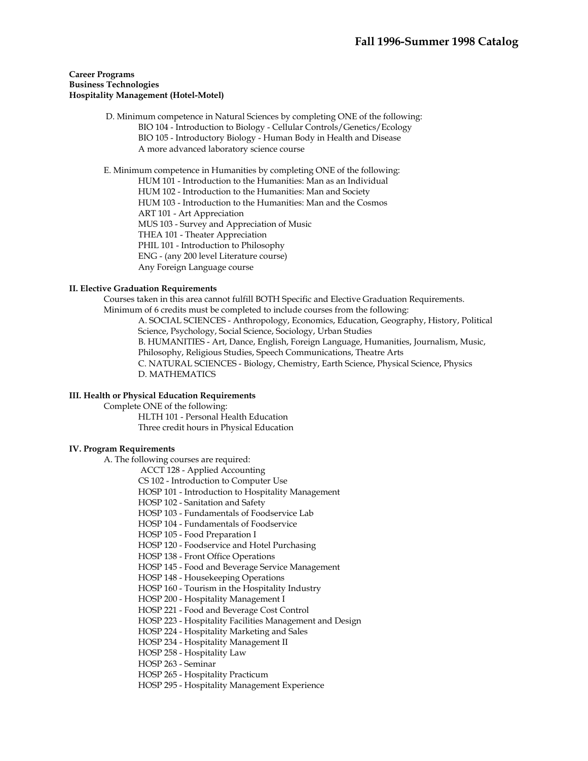**Career Programs**
**Business Technologies**
**Hospitality Management (Hotel-Motel)**

D. Minimum competence in Natural Sciences by completing ONE of the following:
- BIO 104 - Introduction to Biology - Cellular Controls/Genetics/Ecology
- BIO 105 - Introductory Biology - Human Body in Health and Disease
- A more advanced laboratory science course

E. Minimum competence in Humanities by completing ONE of the following:
- HUM 101 - Introduction to the Humanities: Man as an Individual
- HUM 102 - Introduction to the Humanities: Man and Society
- HUM 103 - Introduction to the Humanities: Man and the Cosmos
- ART 101 - Art Appreciation
- MUS 103 - Survey and Appreciation of Music
- THEA 101 - Theater Appreciation
- PHIL 101 - Introduction to Philosophy
- ENG - (any 200 level Literature course)
- Any Foreign Language course

### II. Elective Graduation Requirements

Courses taken in this area cannot fulfill BOTH Specific and Elective Graduation Requirements.
Minimum of 6 credits must be completed to include courses from the following:

A. SOCIAL SCIENCES - Anthropology, Economics, Education, Geography, History, Political Science, Psychology, Social Science, Sociology, Urban Studies
B. HUMANITIES - Art, Dance, English, Foreign Language, Humanities, Journalism, Music, Philosophy, Religious Studies, Speech Communications, Theatre Arts
C. NATURAL SCIENCES - Biology, Chemistry, Earth Science, Physical Science, Physics
D. MATHEMATICS

### III. Health or Physical Education Requirements

Complete ONE of the following:
- HLTH 101 - Personal Health Education
- Three credit hours in Physical Education

### IV. Program Requirements

A. The following courses are required:
- ACCT 128 - Applied Accounting
- CS 102 - Introduction to Computer Use
- HOSP 101 - Introduction to Hospitality Management
- HOSP 102 - Sanitation and Safety
- HOSP 103 - Fundamentals of Foodservice Lab
- HOSP 104 - Fundamentals of Foodservice
- HOSP 105 - Food Preparation I
- HOSP 120 - Foodservice and Hotel Purchasing
- HOSP 138 - Front Office Operations
- HOSP 145 - Food and Beverage Service Management
- HOSP 148 - Housekeeping Operations
- HOSP 160 - Tourism in the Hospitality Industry
- HOSP 200 - Hospitality Management I
- HOSP 221 - Food and Beverage Cost Control
- HOSP 223 - Hospitality Facilities Management and Design
- HOSP 224 - Hospitality Marketing and Sales
- HOSP 234 - Hospitality Management II
- HOSP 258 - Hospitality Law
- HOSP 263 - Seminar
- HOSP 265 - Hospitality Practicum
- HOSP 295 - Hospitality Management Experience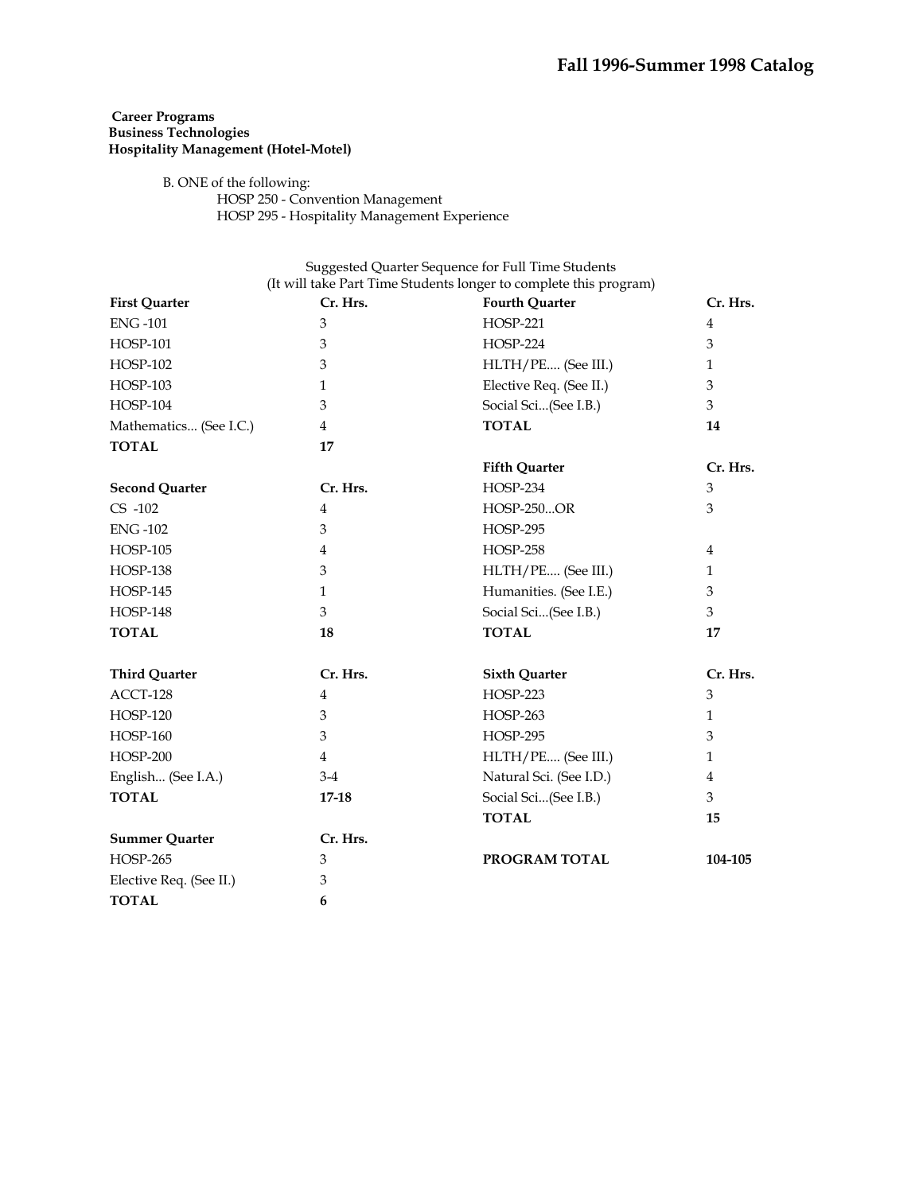**Career Programs**
**Business Technologies**
**Hospitality Management (Hotel-Motel)**

B. ONE of the following:
- HOSP 250 - Convention Management
- HOSP 295 - Hospitality Management Experience

Suggested Quarter Sequence for Full Time Students
(It will take Part Time Students longer to complete this program)

| **First Quarter** | **Cr. Hrs.** | **Fourth Quarter** | **Cr. Hrs.** |
|---|---|---|---|
| ENG -101 | 3 | HOSP-221 | 4 |
| HOSP-101 | 3 | HOSP-224 | 3 |
| HOSP-102 | 3 | HLTH/PE.... (See III.) | 1 |
| HOSP-103 | 1 | Elective Req. (See II.) | 3 |
| HOSP-104 | 3 | Social Sci...(See I.B.) | 3 |
| Mathematics... (See I.C.) | 4 | **TOTAL** | **14** |
| **TOTAL** | **17** | | |
| | | **Fifth Quarter** | **Cr. Hrs.** |
| **Second Quarter** | **Cr. Hrs.** | HOSP-234 | 3 |
| CS -102 | 4 | HOSP-250...OR | 3 |
| ENG -102 | 3 | HOSP-295 | |
| HOSP-105 | 4 | HOSP-258 | 4 |
| HOSP-138 | 3 | HLTH/PE.... (See III.) | 1 |
| HOSP-145 | 1 | Humanities. (See I.E.) | 3 |
| HOSP-148 | 3 | Social Sci...(See I.B.) | 3 |
| **TOTAL** | **18** | **TOTAL** | **17** |
| | | | |
| **Third Quarter** | **Cr. Hrs.** | **Sixth Quarter** | **Cr. Hrs.** |
| ACCT-128 | 4 | HOSP-223 | 3 |
| HOSP-120 | 3 | HOSP-263 | 1 |
| HOSP-160 | 3 | HOSP-295 | 3 |
| HOSP-200 | 4 | HLTH/PE.... (See III.) | 1 |
| English... (See I.A.) | 3-4 | Natural Sci. (See I.D.) | 4 |
| **TOTAL** | **17-18** | Social Sci...(See I.B.) | 3 |
| | | **TOTAL** | **15** |
| **Summer Quarter** | **Cr. Hrs.** | | |
| HOSP-265 | 3 | **PROGRAM TOTAL** | **104-105** |
| Elective Req. (See II.) | 3 | | |
| **TOTAL** | **6** | | |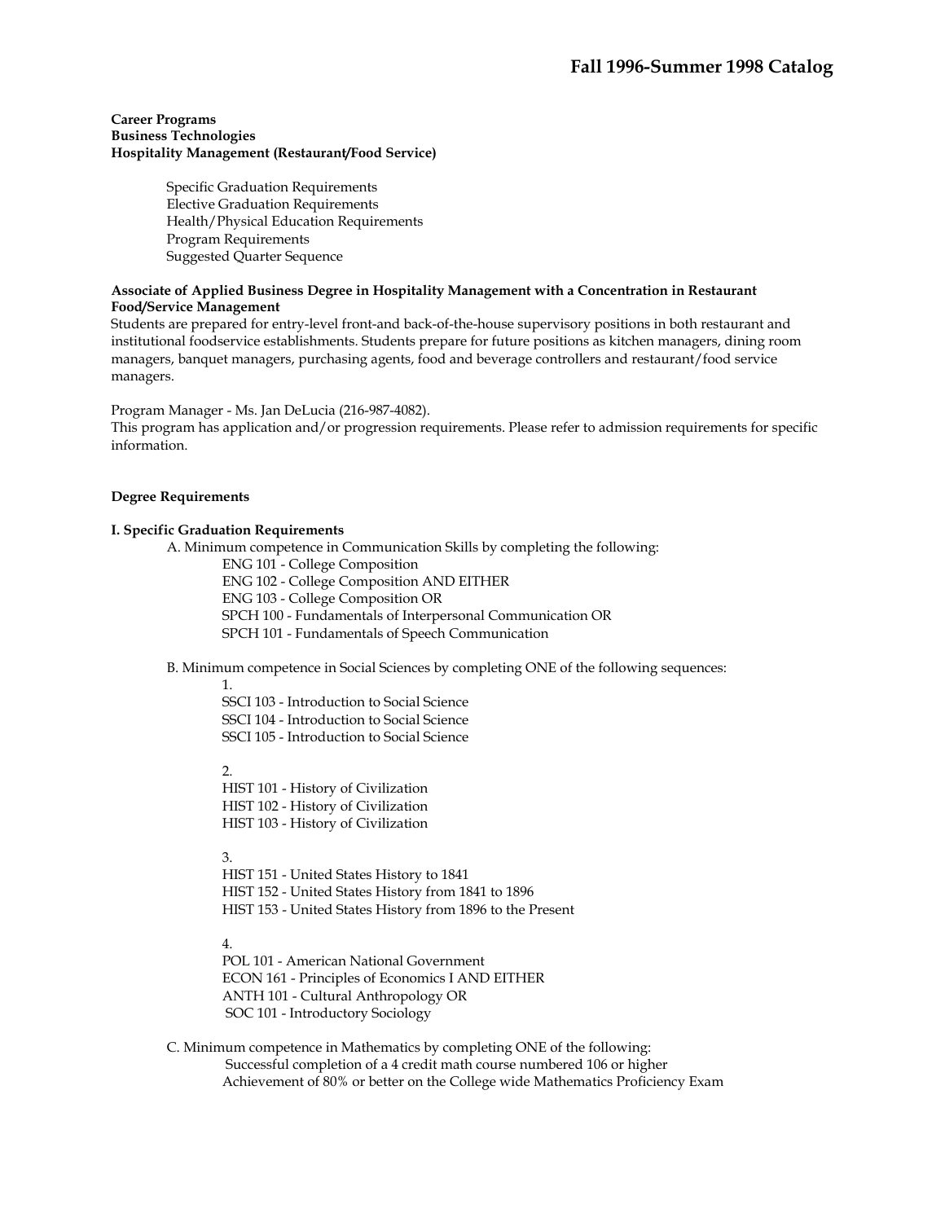**Career Programs**
**Business Technologies**
**Hospitality Management (Restaurant/Food Service)**

- Specific Graduation Requirements
- Elective Graduation Requirements
- Health/Physical Education Requirements
- Program Requirements
- Suggested Quarter Sequence

**Associate of Applied Business Degree in Hospitality Management with a Concentration in Restaurant Food/Service Management**

Students are prepared for entry-level front-and back-of-the-house supervisory positions in both restaurant and institutional foodservice establishments. Students prepare for future positions as kitchen managers, dining room managers, banquet managers, purchasing agents, food and beverage controllers and restaurant/food service managers.

Program Manager - Ms. Jan DeLucia (216-987-4082).
This program has application and/or progression requirements. Please refer to admission requirements for specific information.

## Degree Requirements

### I. Specific Graduation Requirements

A. Minimum competence in Communication Skills by completing the following:

- ENG 101 - College Composition
- ENG 102 - College Composition AND EITHER
- ENG 103 - College Composition OR
- SPCH 100 - Fundamentals of Interpersonal Communication OR
- SPCH 101 - Fundamentals of Speech Communication

B. Minimum competence in Social Sciences by completing ONE of the following sequences:

1.
   - SSCI 103 - Introduction to Social Science
   - SSCI 104 - Introduction to Social Science
   - SSCI 105 - Introduction to Social Science

2.
   - HIST 101 - History of Civilization
   - HIST 102 - History of Civilization
   - HIST 103 - History of Civilization

3.
   - HIST 151 - United States History to 1841
   - HIST 152 - United States History from 1841 to 1896
   - HIST 153 - United States History from 1896 to the Present

4.
   - POL 101 - American National Government
   - ECON 161 - Principles of Economics I AND EITHER
   - ANTH 101 - Cultural Anthropology OR
   - SOC 101 - Introductory Sociology

C. Minimum competence in Mathematics by completing ONE of the following:

- Successful completion of a 4 credit math course numbered 106 or higher
- Achievement of 80% or better on the College wide Mathematics Proficiency Exam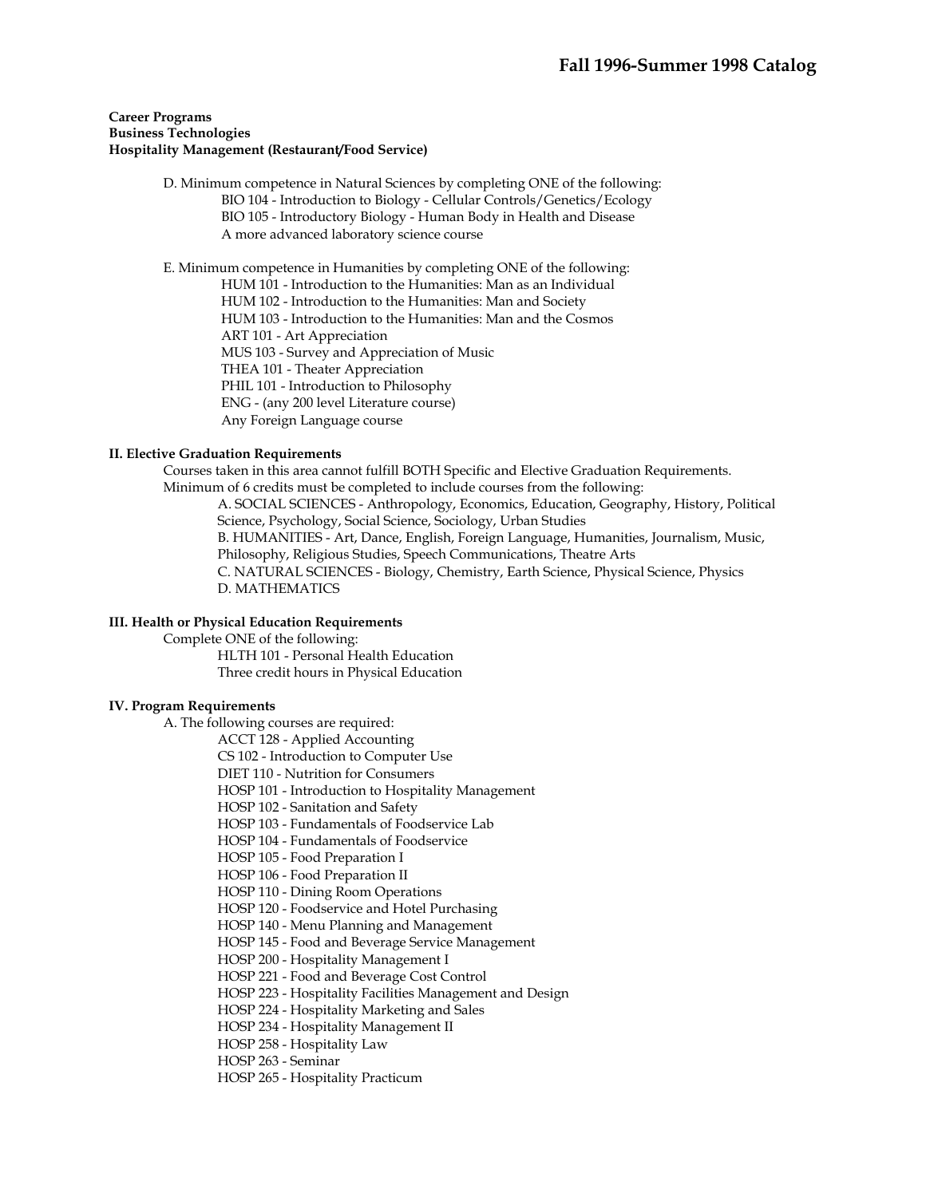**Career Programs**
**Business Technologies**
**Hospitality Management (Restaurant/Food Service)**

D. Minimum competence in Natural Sciences by completing ONE of the following:
- BIO 104 - Introduction to Biology - Cellular Controls/Genetics/Ecology
- BIO 105 - Introductory Biology - Human Body in Health and Disease
- A more advanced laboratory science course

E. Minimum competence in Humanities by completing ONE of the following:
- HUM 101 - Introduction to the Humanities: Man as an Individual
- HUM 102 - Introduction to the Humanities: Man and Society
- HUM 103 - Introduction to the Humanities: Man and the Cosmos
- ART 101 - Art Appreciation
- MUS 103 - Survey and Appreciation of Music
- THEA 101 - Theater Appreciation
- PHIL 101 - Introduction to Philosophy
- ENG - (any 200 level Literature course)
- Any Foreign Language course

**II. Elective Graduation Requirements**

Courses taken in this area cannot fulfill BOTH Specific and Elective Graduation Requirements.
Minimum of 6 credits must be completed to include courses from the following:

A. SOCIAL SCIENCES - Anthropology, Economics, Education, Geography, History, Political Science, Psychology, Social Science, Sociology, Urban Studies
B. HUMANITIES - Art, Dance, English, Foreign Language, Humanities, Journalism, Music, Philosophy, Religious Studies, Speech Communications, Theatre Arts
C. NATURAL SCIENCES - Biology, Chemistry, Earth Science, Physical Science, Physics
D. MATHEMATICS

**III. Health or Physical Education Requirements**

Complete ONE of the following:
- HLTH 101 - Personal Health Education
- Three credit hours in Physical Education

**IV. Program Requirements**

A. The following courses are required:
- ACCT 128 - Applied Accounting
- CS 102 - Introduction to Computer Use
- DIET 110 - Nutrition for Consumers
- HOSP 101 - Introduction to Hospitality Management
- HOSP 102 - Sanitation and Safety
- HOSP 103 - Fundamentals of Foodservice Lab
- HOSP 104 - Fundamentals of Foodservice
- HOSP 105 - Food Preparation I
- HOSP 106 - Food Preparation II
- HOSP 110 - Dining Room Operations
- HOSP 120 - Foodservice and Hotel Purchasing
- HOSP 140 - Menu Planning and Management
- HOSP 145 - Food and Beverage Service Management
- HOSP 200 - Hospitality Management I
- HOSP 221 - Food and Beverage Cost Control
- HOSP 223 - Hospitality Facilities Management and Design
- HOSP 224 - Hospitality Marketing and Sales
- HOSP 234 - Hospitality Management II
- HOSP 258 - Hospitality Law
- HOSP 263 - Seminar
- HOSP 265 - Hospitality Practicum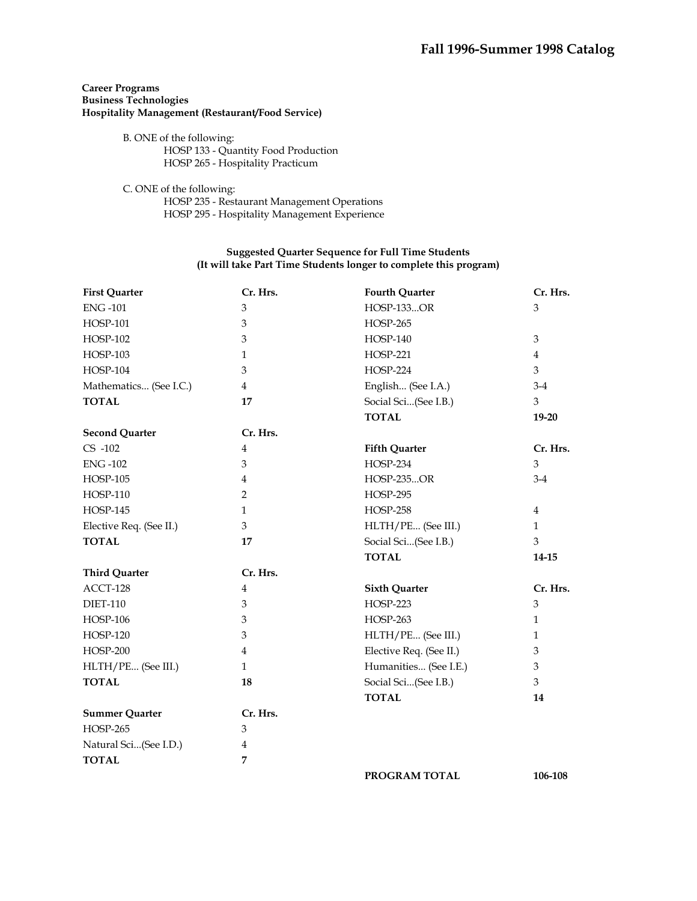**Career Programs**
**Business Technologies**
**Hospitality Management (Restaurant/Food Service)**

B. ONE of the following:
- HOSP 133 - Quantity Food Production
- HOSP 265 - Hospitality Practicum

C. ONE of the following:
- HOSP 235 - Restaurant Management Operations
- HOSP 295 - Hospitality Management Experience

**Suggested Quarter Sequence for Full Time Students**
**(It will take Part Time Students longer to complete this program)**

| First Quarter | Cr. Hrs. |
|---|---|
| ENG -101 | 3 |
| HOSP-101 | 3 |
| HOSP-102 | 3 |
| HOSP-103 | 1 |
| HOSP-104 | 3 |
| Mathematics... (See I.C.) | 4 |
| **TOTAL** | **17** |

| Second Quarter | Cr. Hrs. |
|---|---|
| CS -102 | 4 |
| ENG -102 | 3 |
| HOSP-105 | 4 |
| HOSP-110 | 2 |
| HOSP-145 | 1 |
| Elective Req. (See II.) | 3 |
| **TOTAL** | **17** |

| Third Quarter | Cr. Hrs. |
|---|---|
| ACCT-128 | 4 |
| DIET-110 | 3 |
| HOSP-106 | 3 |
| HOSP-120 | 3 |
| HOSP-200 | 4 |
| HLTH/PE... (See III.) | 1 |
| **TOTAL** | **18** |

| Summer Quarter | Cr. Hrs. |
|---|---|
| HOSP-265 | 3 |
| Natural Sci...(See I.D.) | 4 |
| **TOTAL** | **7** |

| Fourth Quarter | Cr. Hrs. |
|---|---|
| HOSP-133...OR | 3 |
| HOSP-265 | |
| HOSP-140 | 3 |
| HOSP-221 | 4 |
| HOSP-224 | 3 |
| English... (See I.A.) | 3-4 |
| Social Sci...(See I.B.) | 3 |
| **TOTAL** | **19-20** |

| Fifth Quarter | Cr. Hrs. |
|---|---|
| HOSP-234 | 3 |
| HOSP-235...OR | 3-4 |
| HOSP-295 | |
| HOSP-258 | 4 |
| HLTH/PE... (See III.) | 1 |
| Social Sci...(See I.B.) | 3 |
| **TOTAL** | **14-15** |

| Sixth Quarter | Cr. Hrs. |
|---|---|
| HOSP-223 | 3 |
| HOSP-263 | 1 |
| HLTH/PE... (See III.) | 1 |
| Elective Req. (See II.) | 3 |
| Humanities... (See I.E.) | 3 |
| Social Sci...(See I.B.) | 3 |
| **TOTAL** | **14** |

**PROGRAM TOTAL** **106-108**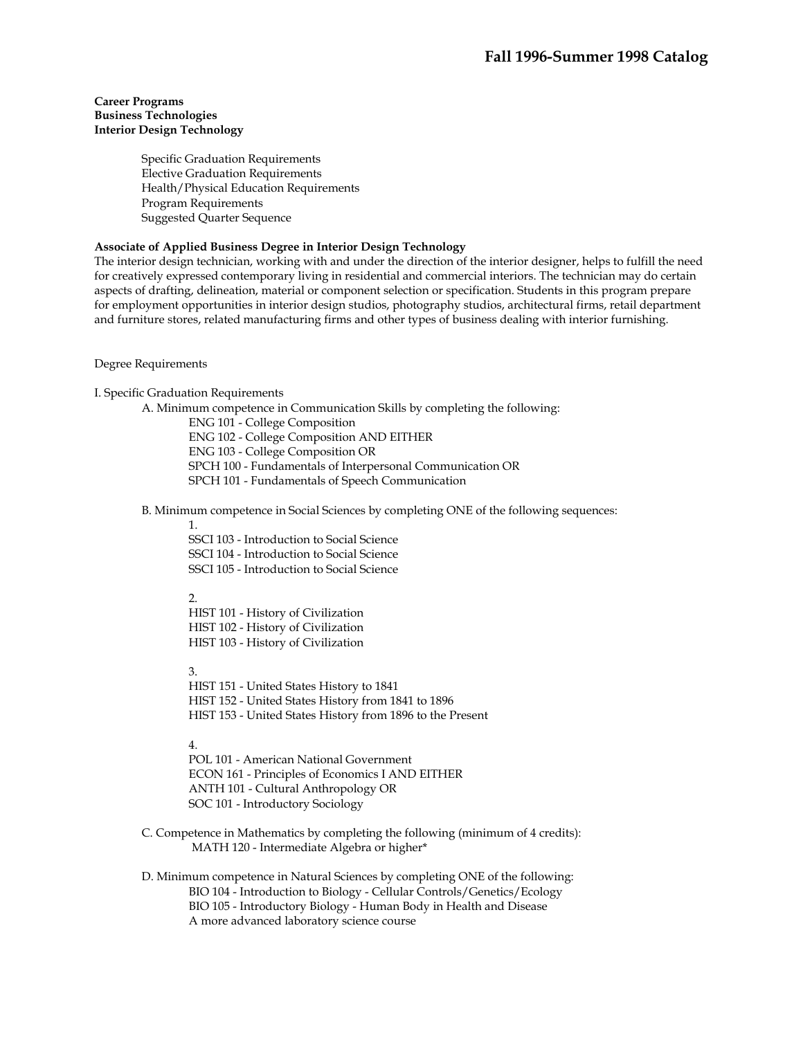**Career Programs**
**Business Technologies**
**Interior Design Technology**

- Specific Graduation Requirements
- Elective Graduation Requirements
- Health/Physical Education Requirements
- Program Requirements
- Suggested Quarter Sequence

**Associate of Applied Business Degree in Interior Design Technology**
The interior design technician, working with and under the direction of the interior designer, helps to fulfill the need for creatively expressed contemporary living in residential and commercial interiors. The technician may do certain aspects of drafting, delineation, material or component selection or specification. Students in this program prepare for employment opportunities in interior design studios, photography studios, architectural firms, retail department and furniture stores, related manufacturing firms and other types of business dealing with interior furnishing.

Degree Requirements

I. Specific Graduation Requirements

A. Minimum competence in Communication Skills by completing the following:

ENG 101 - College Composition
ENG 102 - College Composition AND EITHER
ENG 103 - College Composition OR
SPCH 100 - Fundamentals of Interpersonal Communication OR
SPCH 101 - Fundamentals of Speech Communication

B. Minimum competence in Social Sciences by completing ONE of the following sequences:

1.
SSCI 103 - Introduction to Social Science
SSCI 104 - Introduction to Social Science
SSCI 105 - Introduction to Social Science

2.
HIST 101 - History of Civilization
HIST 102 - History of Civilization
HIST 103 - History of Civilization

3.
HIST 151 - United States History to 1841
HIST 152 - United States History from 1841 to 1896
HIST 153 - United States History from 1896 to the Present

4.
POL 101 - American National Government
ECON 161 - Principles of Economics I AND EITHER
ANTH 101 - Cultural Anthropology OR
SOC 101 - Introductory Sociology

C. Competence in Mathematics by completing the following (minimum of 4 credits):

MATH 120 - Intermediate Algebra or higher*

D. Minimum competence in Natural Sciences by completing ONE of the following:

BIO 104 - Introduction to Biology - Cellular Controls/Genetics/Ecology
BIO 105 - Introductory Biology - Human Body in Health and Disease
A more advanced laboratory science course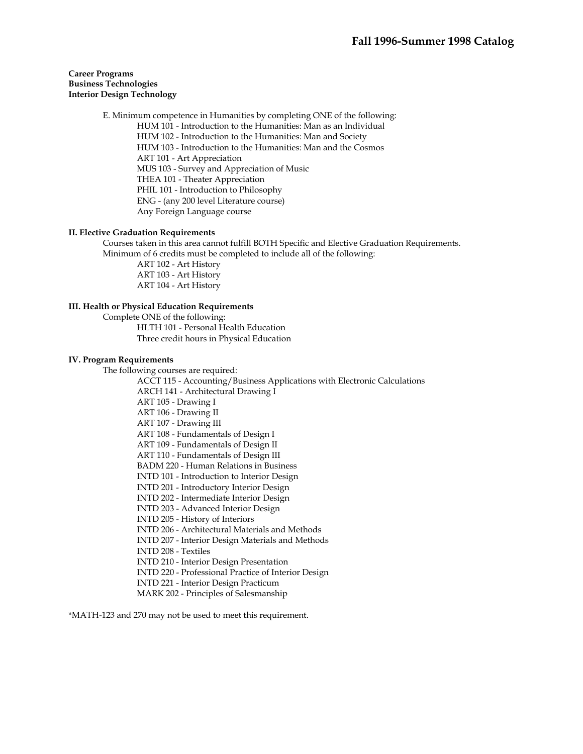**Career Programs**
**Business Technologies**
**Interior Design Technology**

E. Minimum competence in Humanities by completing ONE of the following:
- HUM 101 - Introduction to the Humanities: Man as an Individual
- HUM 102 - Introduction to the Humanities: Man and Society
- HUM 103 - Introduction to the Humanities: Man and the Cosmos
- ART 101 - Art Appreciation
- MUS 103 - Survey and Appreciation of Music
- THEA 101 - Theater Appreciation
- PHIL 101 - Introduction to Philosophy
- ENG - (any 200 level Literature course)
- Any Foreign Language course

### II. Elective Graduation Requirements

Courses taken in this area cannot fulfill BOTH Specific and Elective Graduation Requirements.
Minimum of 6 credits must be completed to include all of the following:
- ART 102 - Art History
- ART 103 - Art History
- ART 104 - Art History

### III. Health or Physical Education Requirements

Complete ONE of the following:
- HLTH 101 - Personal Health Education
- Three credit hours in Physical Education

### IV. Program Requirements

The following courses are required:
- ACCT 115 - Accounting/Business Applications with Electronic Calculations
- ARCH 141 - Architectural Drawing I
- ART 105 - Drawing I
- ART 106 - Drawing II
- ART 107 - Drawing III
- ART 108 - Fundamentals of Design I
- ART 109 - Fundamentals of Design II
- ART 110 - Fundamentals of Design III
- BADM 220 - Human Relations in Business
- INTD 101 - Introduction to Interior Design
- INTD 201 - Introductory Interior Design
- INTD 202 - Intermediate Interior Design
- INTD 203 - Advanced Interior Design
- INTD 205 - History of Interiors
- INTD 206 - Architectural Materials and Methods
- INTD 207 - Interior Design Materials and Methods
- INTD 208 - Textiles
- INTD 210 - Interior Design Presentation
- INTD 220 - Professional Practice of Interior Design
- INTD 221 - Interior Design Practicum
- MARK 202 - Principles of Salesmanship

*MATH-123 and 270 may not be used to meet this requirement.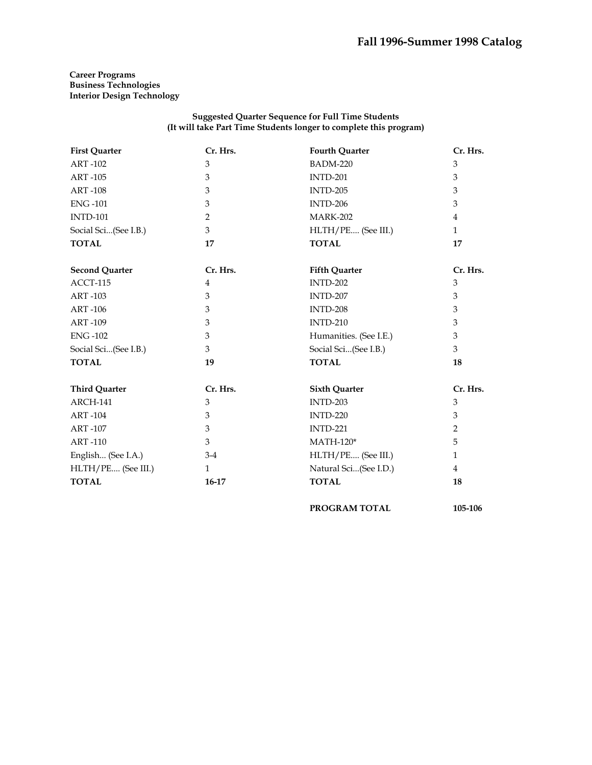**Career Programs**
**Business Technologies**
**Interior Design Technology**

**Suggested Quarter Sequence for Full Time Students**
**(It will take Part Time Students longer to complete this program)**

| First Quarter | Cr. Hrs. | Fourth Quarter | Cr. Hrs. |
|---|---|---|---|
| ART -102 | 3 | BADM-220 | 3 |
| ART -105 | 3 | INTD-201 | 3 |
| ART -108 | 3 | INTD-205 | 3 |
| ENG -101 | 3 | INTD-206 | 3 |
| INTD-101 | 2 | MARK-202 | 4 |
| Social Sci...(See I.B.) | 3 | HLTH/PE.... (See III.) | 1 |
| **TOTAL** | **17** | **TOTAL** | **17** |

| Second Quarter | Cr. Hrs. | Fifth Quarter | Cr. Hrs. |
|---|---|---|---|
| ACCT-115 | 4 | INTD-202 | 3 |
| ART -103 | 3 | INTD-207 | 3 |
| ART -106 | 3 | INTD-208 | 3 |
| ART -109 | 3 | INTD-210 | 3 |
| ENG -102 | 3 | Humanities. (See I.E.) | 3 |
| Social Sci...(See I.B.) | 3 | Social Sci...(See I.B.) | 3 |
| **TOTAL** | **19** | **TOTAL** | **18** |

| Third Quarter | Cr. Hrs. | Sixth Quarter | Cr. Hrs. |
|---|---|---|---|
| ARCH-141 | 3 | INTD-203 | 3 |
| ART -104 | 3 | INTD-220 | 3 |
| ART -107 | 3 | INTD-221 | 2 |
| ART -110 | 3 | MATH-120* | 5 |
| English... (See I.A.) | 3-4 | HLTH/PE.... (See III.) | 1 |
| HLTH/PE.... (See III.) | 1 | Natural Sci...(See I.D.) | 4 |
| **TOTAL** | **16-17** | **TOTAL** | **18** |
| | | **PROGRAM TOTAL** | **105-106** |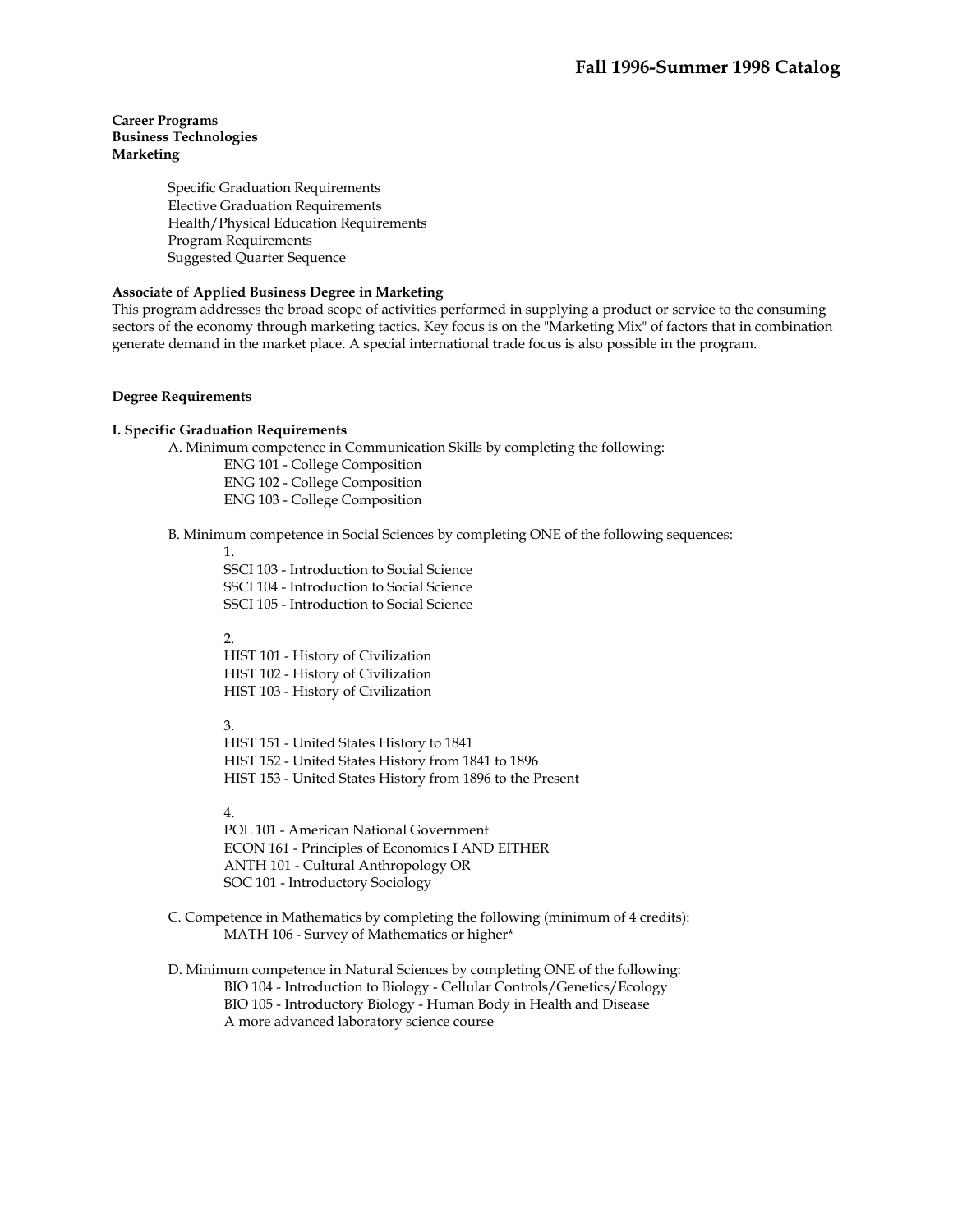**Career Programs**
**Business Technologies**
**Marketing**

- Specific Graduation Requirements
- Elective Graduation Requirements
- Health/Physical Education Requirements
- Program Requirements
- Suggested Quarter Sequence

**Associate of Applied Business Degree in Marketing**

This program addresses the broad scope of activities performed in supplying a product or service to the consuming sectors of the economy through marketing tactics. Key focus is on the "Marketing Mix" of factors that in combination generate demand in the market place. A special international trade focus is also possible in the program.

**Degree Requirements**

**I. Specific Graduation Requirements**

A. Minimum competence in Communication Skills by completing the following:

- ENG 101 - College Composition
- ENG 102 - College Composition
- ENG 103 - College Composition

B. Minimum competence in Social Sciences by completing ONE of the following sequences:

1.
- SSCI 103 - Introduction to Social Science
- SSCI 104 - Introduction to Social Science
- SSCI 105 - Introduction to Social Science

2.
- HIST 101 - History of Civilization
- HIST 102 - History of Civilization
- HIST 103 - History of Civilization

3.
- HIST 151 - United States History to 1841
- HIST 152 - United States History from 1841 to 1896
- HIST 153 - United States History from 1896 to the Present

4.
- POL 101 - American National Government
- ECON 161 - Principles of Economics I AND EITHER
- ANTH 101 - Cultural Anthropology OR
- SOC 101 - Introductory Sociology

C. Competence in Mathematics by completing the following (minimum of 4 credits):

- MATH 106 - Survey of Mathematics or higher*

D. Minimum competence in Natural Sciences by completing ONE of the following:

- BIO 104 - Introduction to Biology - Cellular Controls/Genetics/Ecology
- BIO 105 - Introductory Biology - Human Body in Health and Disease
- A more advanced laboratory science course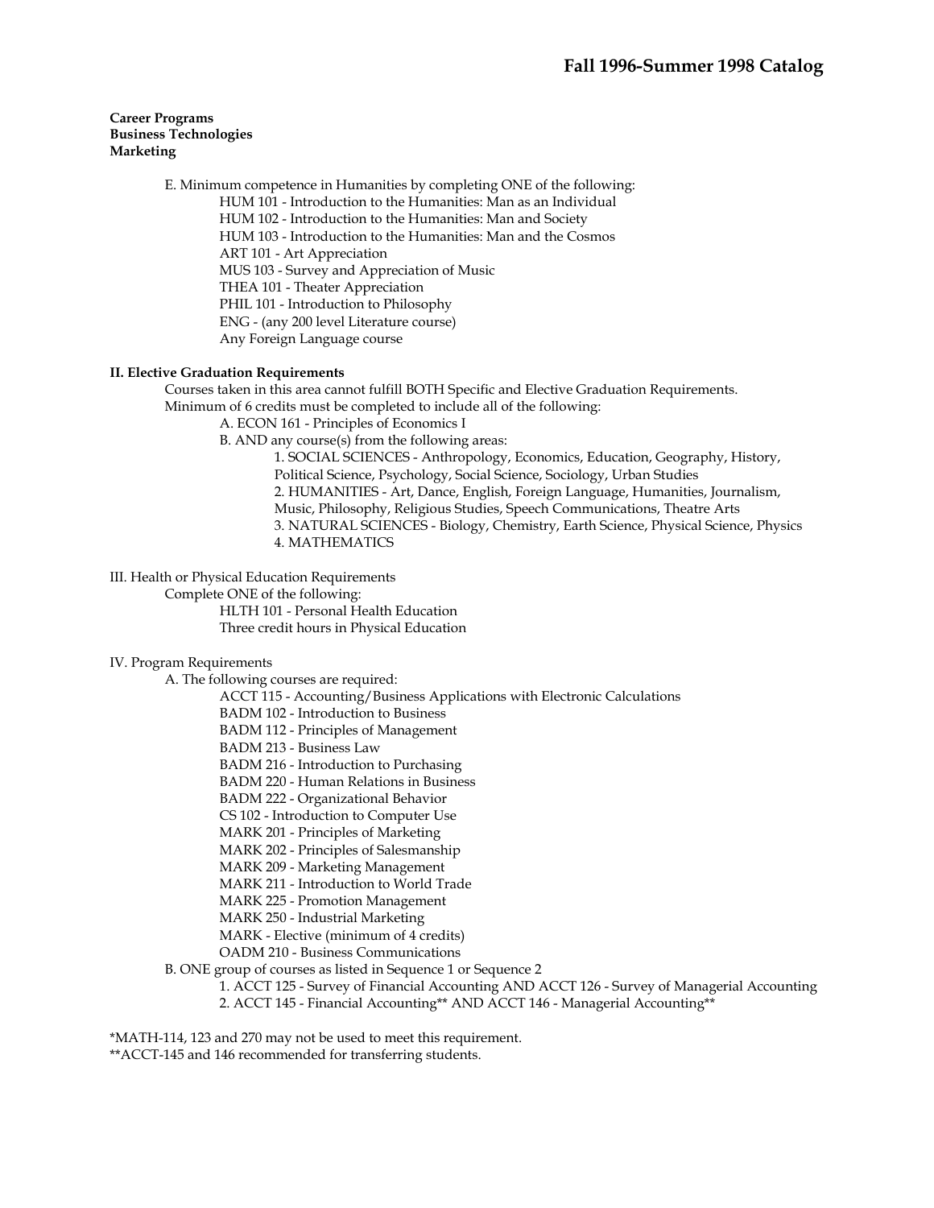**Career Programs**
**Business Technologies**
**Marketing**

E. Minimum competence in Humanities by completing ONE of the following:
- HUM 101 - Introduction to the Humanities: Man as an Individual
- HUM 102 - Introduction to the Humanities: Man and Society
- HUM 103 - Introduction to the Humanities: Man and the Cosmos
- ART 101 - Art Appreciation
- MUS 103 - Survey and Appreciation of Music
- THEA 101 - Theater Appreciation
- PHIL 101 - Introduction to Philosophy
- ENG - (any 200 level Literature course)
- Any Foreign Language course

**II. Elective Graduation Requirements**

Courses taken in this area cannot fulfill BOTH Specific and Elective Graduation Requirements.
Minimum of 6 credits must be completed to include all of the following:

A. ECON 161 - Principles of Economics I

B. AND any course(s) from the following areas:
1. SOCIAL SCIENCES - Anthropology, Economics, Education, Geography, History, Political Science, Psychology, Social Science, Sociology, Urban Studies
2. HUMANITIES - Art, Dance, English, Foreign Language, Humanities, Journalism, Music, Philosophy, Religious Studies, Speech Communications, Theatre Arts
3. NATURAL SCIENCES - Biology, Chemistry, Earth Science, Physical Science, Physics
4. MATHEMATICS

III. Health or Physical Education Requirements

Complete ONE of the following:
- HLTH 101 - Personal Health Education
- Three credit hours in Physical Education

IV. Program Requirements

A. The following courses are required:
- ACCT 115 - Accounting/Business Applications with Electronic Calculations
- BADM 102 - Introduction to Business
- BADM 112 - Principles of Management
- BADM 213 - Business Law
- BADM 216 - Introduction to Purchasing
- BADM 220 - Human Relations in Business
- BADM 222 - Organizational Behavior
- CS 102 - Introduction to Computer Use
- MARK 201 - Principles of Marketing
- MARK 202 - Principles of Salesmanship
- MARK 209 - Marketing Management
- MARK 211 - Introduction to World Trade
- MARK 225 - Promotion Management
- MARK 250 - Industrial Marketing
- MARK - Elective (minimum of 4 credits)
- OADM 210 - Business Communications

B. ONE group of courses as listed in Sequence 1 or Sequence 2
1. ACCT 125 - Survey of Financial Accounting AND ACCT 126 - Survey of Managerial Accounting
2. ACCT 145 - Financial Accounting** AND ACCT 146 - Managerial Accounting**

*MATH-114, 123 and 270 may not be used to meet this requirement.
**ACCT-145 and 146 recommended for transferring students.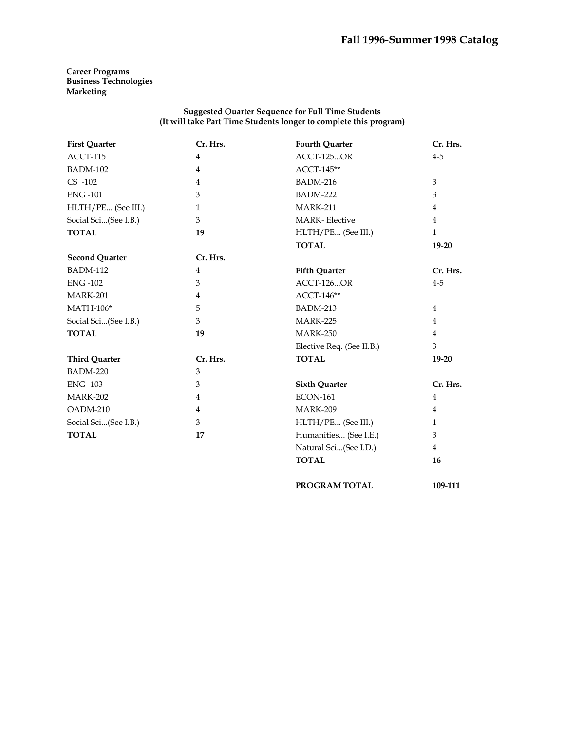**Career Programs**
**Business Technologies**
**Marketing**

**Suggested Quarter Sequence for Full Time Students**
**(It will take Part Time Students longer to complete this program)**

| First Quarter | Cr. Hrs. |
|---|---|
| ACCT-115 | 4 |
| BADM-102 | 4 |
| CS -102 | 4 |
| ENG -101 | 3 |
| HLTH/PE... (See III.) | 1 |
| Social Sci...(See I.B.) | 3 |
| **TOTAL** | **19** |

| Second Quarter | Cr. Hrs. |
|---|---|
| BADM-112 | 4 |
| ENG -102 | 3 |
| MARK-201 | 4 |
| MATH-106* | 5 |
| Social Sci...(See I.B.) | 3 |
| **TOTAL** | **19** |

| Third Quarter | Cr. Hrs. |
|---|---|
| BADM-220 | 3 |
| ENG -103 | 3 |
| MARK-202 | 4 |
| OADM-210 | 4 |
| Social Sci...(See I.B.) | 3 |
| **TOTAL** | **17** |

| Fourth Quarter | Cr. Hrs. |
|---|---|
| ACCT-125...OR | 4-5 |
| ACCT-145** | |
| BADM-216 | 3 |
| BADM-222 | 3 |
| MARK-211 | 4 |
| MARK- Elective | 4 |
| HLTH/PE... (See III.) | 1 |
| **TOTAL** | **19-20** |

| Fifth Quarter | Cr. Hrs. |
|---|---|
| ACCT-126...OR | 4-5 |
| ACCT-146** | |
| BADM-213 | 4 |
| MARK-225 | 4 |
| MARK-250 | 4 |
| Elective Req. (See II.B.) | 3 |
| **TOTAL** | **19-20** |

| Sixth Quarter | Cr. Hrs. |
|---|---|
| ECON-161 | 4 |
| MARK-209 | 4 |
| HLTH/PE... (See III.) | 1 |
| Humanities... (See I.E.) | 3 |
| Natural Sci...(See I.D.) | 4 |
| **TOTAL** | **16** |

**PROGRAM TOTAL** **109-111**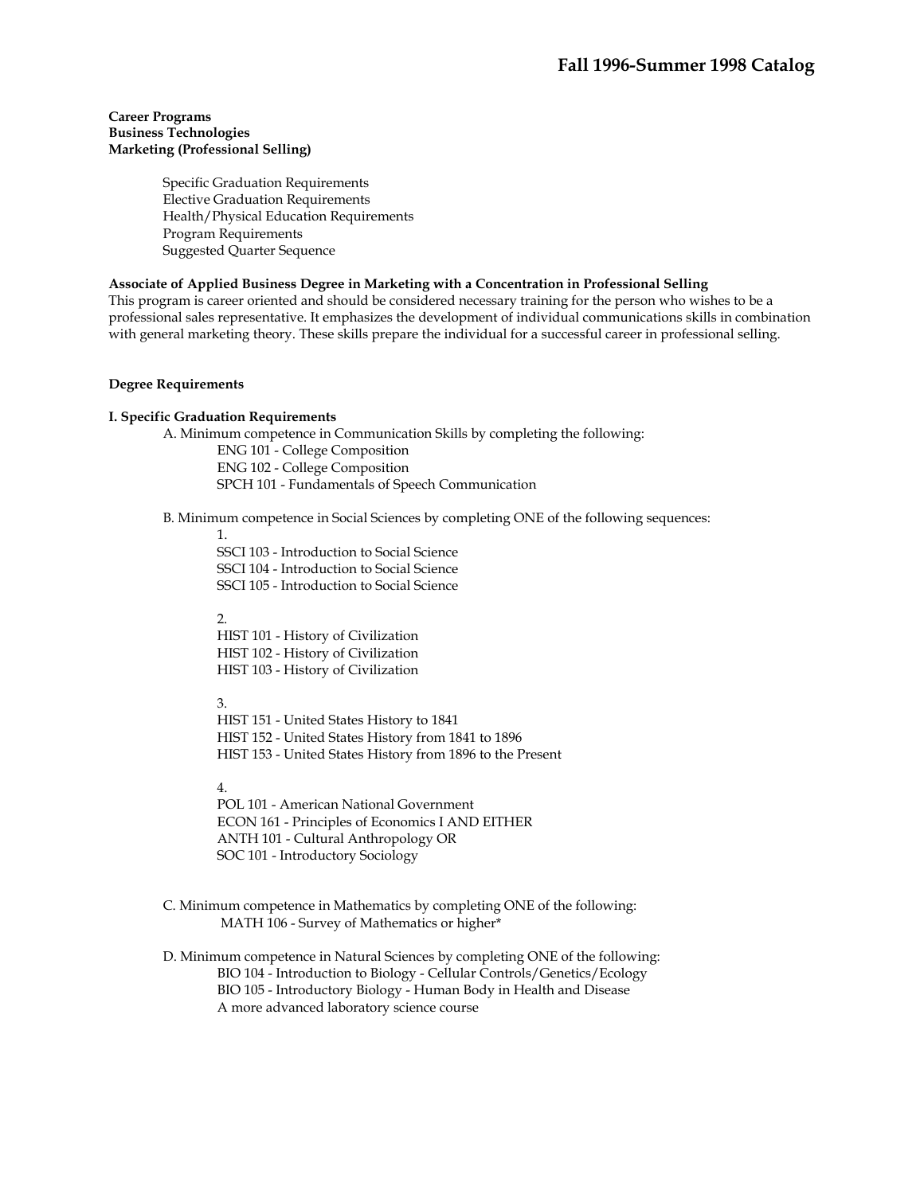**Career Programs**
**Business Technologies**
**Marketing (Professional Selling)**

- Specific Graduation Requirements
- Elective Graduation Requirements
- Health/Physical Education Requirements
- Program Requirements
- Suggested Quarter Sequence

**Associate of Applied Business Degree in Marketing with a Concentration in Professional Selling**

This program is career oriented and should be considered necessary training for the person who wishes to be a professional sales representative. It emphasizes the development of individual communications skills in combination with general marketing theory. These skills prepare the individual for a successful career in professional selling.

**Degree Requirements**

**I. Specific Graduation Requirements**

A. Minimum competence in Communication Skills by completing the following:

- ENG 101 - College Composition
- ENG 102 - College Composition
- SPCH 101 - Fundamentals of Speech Communication

B. Minimum competence in Social Sciences by completing ONE of the following sequences:

1.
   - SSCI 103 - Introduction to Social Science
   - SSCI 104 - Introduction to Social Science
   - SSCI 105 - Introduction to Social Science

2.
   - HIST 101 - History of Civilization
   - HIST 102 - History of Civilization
   - HIST 103 - History of Civilization

3.
   - HIST 151 - United States History to 1841
   - HIST 152 - United States History from 1841 to 1896
   - HIST 153 - United States History from 1896 to the Present

4.
   - POL 101 - American National Government
   - ECON 161 - Principles of Economics I AND EITHER
   - ANTH 101 - Cultural Anthropology OR
   - SOC 101 - Introductory Sociology

C. Minimum competence in Mathematics by completing ONE of the following:

- MATH 106 - Survey of Mathematics or higher*

D. Minimum competence in Natural Sciences by completing ONE of the following:

- BIO 104 - Introduction to Biology - Cellular Controls/Genetics/Ecology
- BIO 105 - Introductory Biology - Human Body in Health and Disease
- A more advanced laboratory science course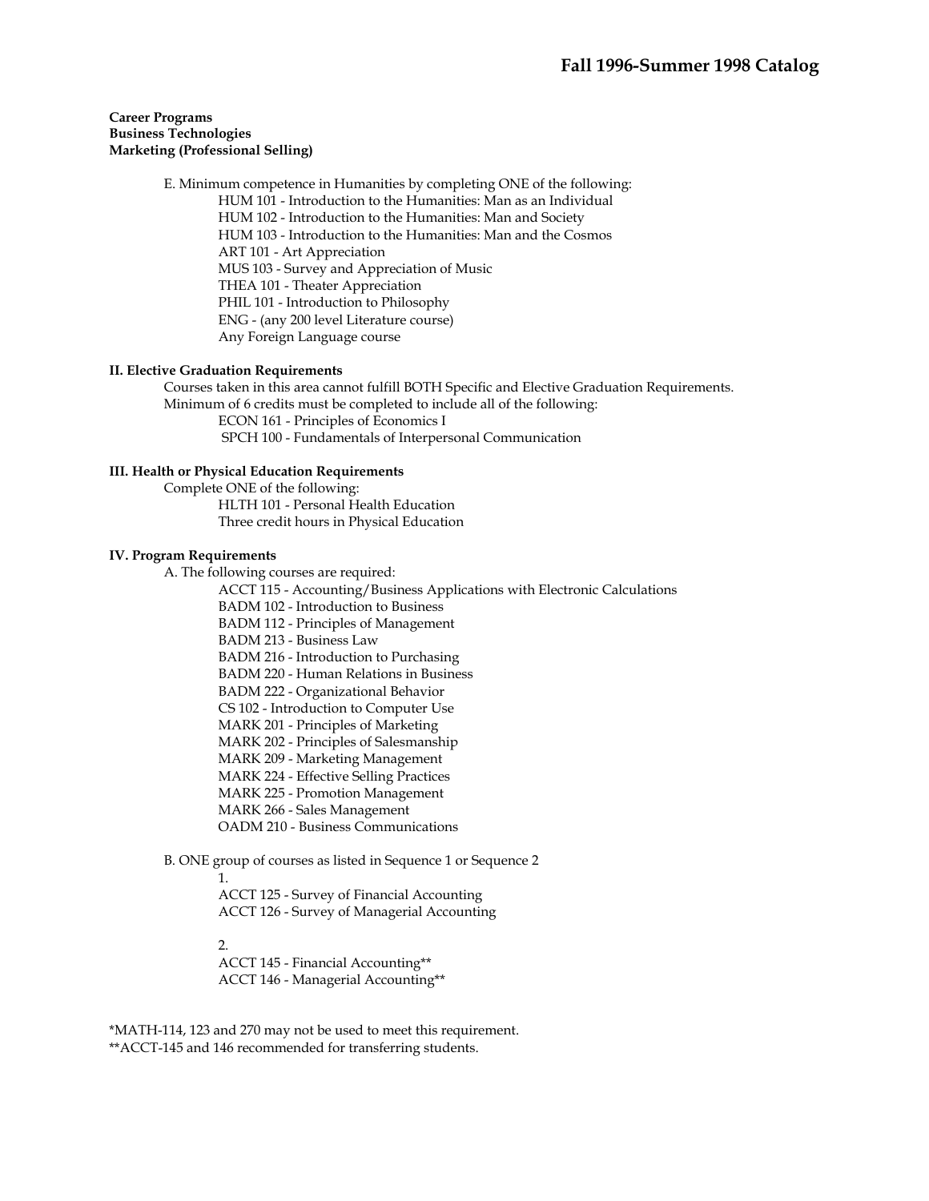**Career Programs**
**Business Technologies**
**Marketing (Professional Selling)**

E. Minimum competence in Humanities by completing ONE of the following:
- HUM 101 - Introduction to the Humanities: Man as an Individual
- HUM 102 - Introduction to the Humanities: Man and Society
- HUM 103 - Introduction to the Humanities: Man and the Cosmos
- ART 101 - Art Appreciation
- MUS 103 - Survey and Appreciation of Music
- THEA 101 - Theater Appreciation
- PHIL 101 - Introduction to Philosophy
- ENG - (any 200 level Literature course)
- Any Foreign Language course

**II. Elective Graduation Requirements**

Courses taken in this area cannot fulfill BOTH Specific and Elective Graduation Requirements.
Minimum of 6 credits must be completed to include all of the following:
- ECON 161 - Principles of Economics I
- SPCH 100 - Fundamentals of Interpersonal Communication

**III. Health or Physical Education Requirements**

Complete ONE of the following:
- HLTH 101 - Personal Health Education
- Three credit hours in Physical Education

**IV. Program Requirements**

A. The following courses are required:
- ACCT 115 - Accounting/Business Applications with Electronic Calculations
- BADM 102 - Introduction to Business
- BADM 112 - Principles of Management
- BADM 213 - Business Law
- BADM 216 - Introduction to Purchasing
- BADM 220 - Human Relations in Business
- BADM 222 - Organizational Behavior
- CS 102 - Introduction to Computer Use
- MARK 201 - Principles of Marketing
- MARK 202 - Principles of Salesmanship
- MARK 209 - Marketing Management
- MARK 224 - Effective Selling Practices
- MARK 225 - Promotion Management
- MARK 266 - Sales Management
- OADM 210 - Business Communications

B. ONE group of courses as listed in Sequence 1 or Sequence 2

1.
- ACCT 125 - Survey of Financial Accounting
- ACCT 126 - Survey of Managerial Accounting

2.
- ACCT 145 - Financial Accounting**
- ACCT 146 - Managerial Accounting**

*MATH-114, 123 and 270 may not be used to meet this requirement.
**ACCT-145 and 146 recommended for transferring students.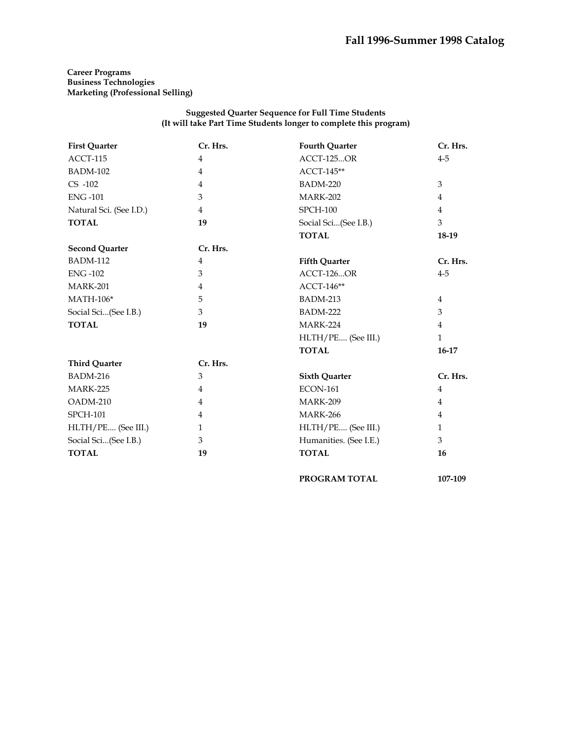**Career Programs**
**Business Technologies**
**Marketing (Professional Selling)**

**Suggested Quarter Sequence for Full Time Students**
**(It will take Part Time Students longer to complete this program)**

| First Quarter | Cr. Hrs. |
|---|---|
| ACCT-115 | 4 |
| BADM-102 | 4 |
| CS -102 | 4 |
| ENG -101 | 3 |
| Natural Sci. (See I.D.) | 4 |
| **TOTAL** | **19** |

| Second Quarter | Cr. Hrs. |
|---|---|
| BADM-112 | 4 |
| ENG -102 | 3 |
| MARK-201 | 4 |
| MATH-106* | 5 |
| Social Sci...(See I.B.) | 3 |
| **TOTAL** | **19** |

| Third Quarter | Cr. Hrs. |
|---|---|
| BADM-216 | 3 |
| MARK-225 | 4 |
| OADM-210 | 4 |
| SPCH-101 | 4 |
| HLTH/PE.... (See III.) | 1 |
| Social Sci...(See I.B.) | 3 |
| **TOTAL** | **19** |

| Fourth Quarter | Cr. Hrs. |
|---|---|
| ACCT-125...OR | 4-5 |
| ACCT-145** | |
| BADM-220 | 3 |
| MARK-202 | 4 |
| SPCH-100 | 4 |
| Social Sci...(See I.B.) | 3 |
| **TOTAL** | **18-19** |

| Fifth Quarter | Cr. Hrs. |
|---|---|
| ACCT-126...OR | 4-5 |
| ACCT-146** | |
| BADM-213 | 4 |
| BADM-222 | 3 |
| MARK-224 | 4 |
| HLTH/PE.... (See III.) | 1 |
| **TOTAL** | **16-17** |

| Sixth Quarter | Cr. Hrs. |
|---|---|
| ECON-161 | 4 |
| MARK-209 | 4 |
| MARK-266 | 4 |
| HLTH/PE.... (See III.) | 1 |
| Humanities. (See I.E.) | 3 |
| **TOTAL** | **16** |

**PROGRAM TOTAL** **107-109**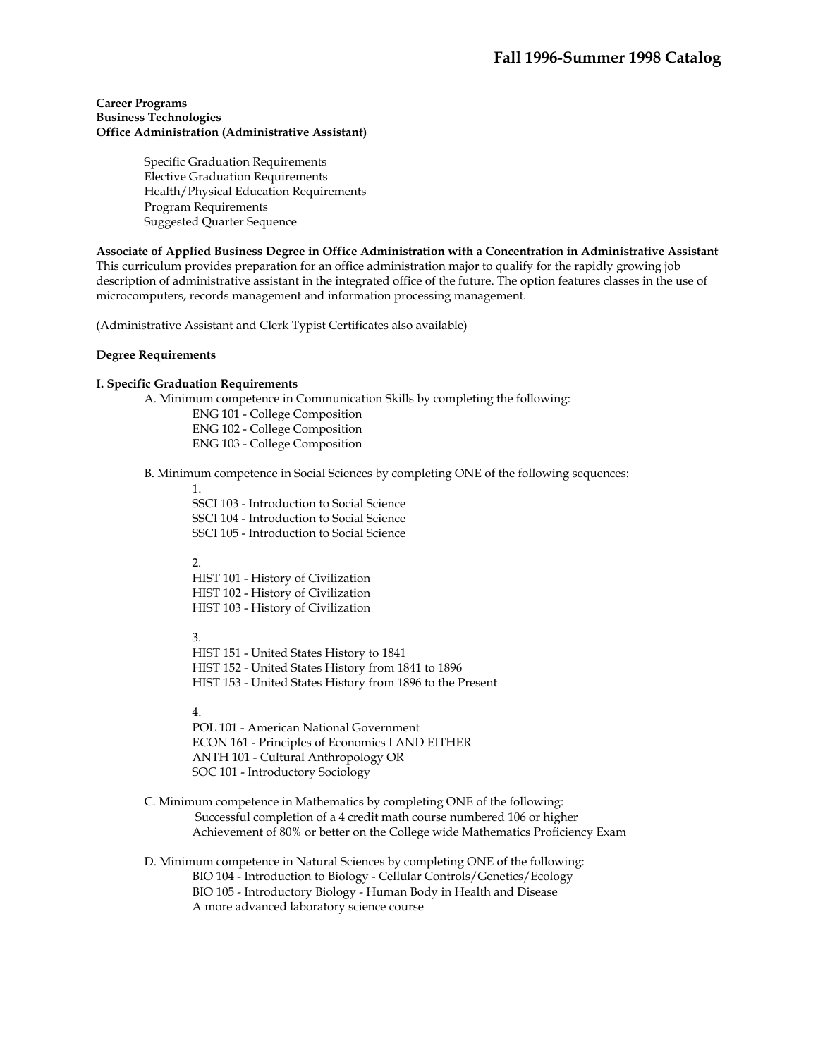**Career Programs**
**Business Technologies**
**Office Administration (Administrative Assistant)**

Specific Graduation Requirements
Elective Graduation Requirements
Health/Physical Education Requirements
Program Requirements
Suggested Quarter Sequence

**Associate of Applied Business Degree in Office Administration with a Concentration in Administrative Assistant**
This curriculum provides preparation for an office administration major to qualify for the rapidly growing job description of administrative assistant in the integrated office of the future. The option features classes in the use of microcomputers, records management and information processing management.

(Administrative Assistant and Clerk Typist Certificates also available)

**Degree Requirements**

**I. Specific Graduation Requirements**

A. Minimum competence in Communication Skills by completing the following:

- ENG 101 - College Composition
- ENG 102 - College Composition
- ENG 103 - College Composition

B. Minimum competence in Social Sciences by completing ONE of the following sequences:

1.
- SSCI 103 - Introduction to Social Science
- SSCI 104 - Introduction to Social Science
- SSCI 105 - Introduction to Social Science

2.
- HIST 101 - History of Civilization
- HIST 102 - History of Civilization
- HIST 103 - History of Civilization

3.
- HIST 151 - United States History to 1841
- HIST 152 - United States History from 1841 to 1896
- HIST 153 - United States History from 1896 to the Present

4.
- POL 101 - American National Government
- ECON 161 - Principles of Economics I AND EITHER
- ANTH 101 - Cultural Anthropology OR
- SOC 101 - Introductory Sociology

C. Minimum competence in Mathematics by completing ONE of the following:

- Successful completion of a 4 credit math course numbered 106 or higher
- Achievement of 80% or better on the College wide Mathematics Proficiency Exam

D. Minimum competence in Natural Sciences by completing ONE of the following:

- BIO 104 - Introduction to Biology - Cellular Controls/Genetics/Ecology
- BIO 105 - Introductory Biology - Human Body in Health and Disease
- A more advanced laboratory science course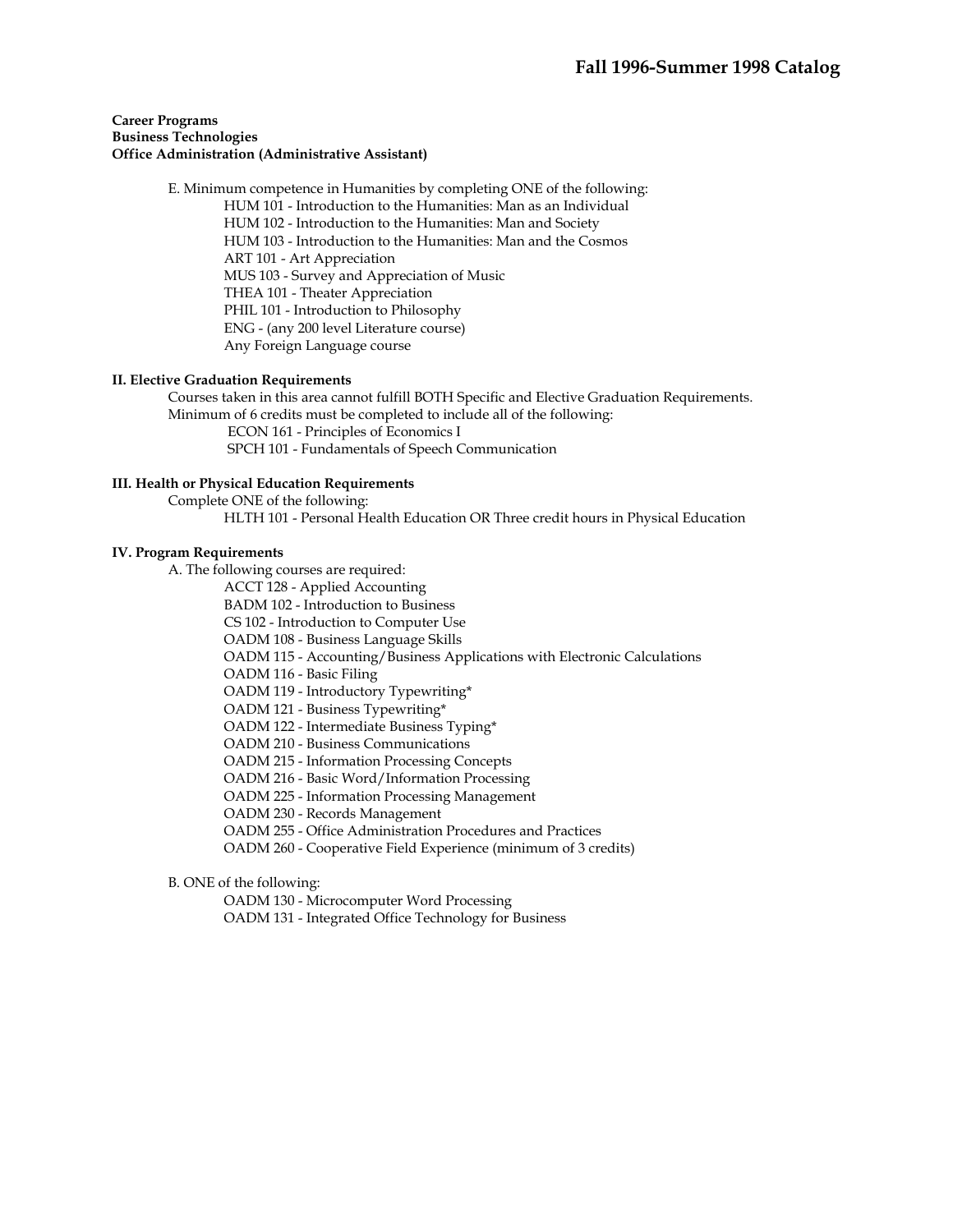**Career Programs**
**Business Technologies**
**Office Administration (Administrative Assistant)**

E. Minimum competence in Humanities by completing ONE of the following:
- HUM 101 - Introduction to the Humanities: Man as an Individual
- HUM 102 - Introduction to the Humanities: Man and Society
- HUM 103 - Introduction to the Humanities: Man and the Cosmos
- ART 101 - Art Appreciation
- MUS 103 - Survey and Appreciation of Music
- THEA 101 - Theater Appreciation
- PHIL 101 - Introduction to Philosophy
- ENG - (any 200 level Literature course)
- Any Foreign Language course

### II. Elective Graduation Requirements

Courses taken in this area cannot fulfill BOTH Specific and Elective Graduation Requirements.
Minimum of 6 credits must be completed to include all of the following:
- ECON 161 - Principles of Economics I
- SPCH 101 - Fundamentals of Speech Communication

### III. Health or Physical Education Requirements

Complete ONE of the following:
- HLTH 101 - Personal Health Education OR Three credit hours in Physical Education

### IV. Program Requirements

A. The following courses are required:
- ACCT 128 - Applied Accounting
- BADM 102 - Introduction to Business
- CS 102 - Introduction to Computer Use
- OADM 108 - Business Language Skills
- OADM 115 - Accounting/Business Applications with Electronic Calculations
- OADM 116 - Basic Filing
- OADM 119 - Introductory Typewriting*
- OADM 121 - Business Typewriting*
- OADM 122 - Intermediate Business Typing*
- OADM 210 - Business Communications
- OADM 215 - Information Processing Concepts
- OADM 216 - Basic Word/Information Processing
- OADM 225 - Information Processing Management
- OADM 230 - Records Management
- OADM 255 - Office Administration Procedures and Practices
- OADM 260 - Cooperative Field Experience (minimum of 3 credits)

B. ONE of the following:
- OADM 130 - Microcomputer Word Processing
- OADM 131 - Integrated Office Technology for Business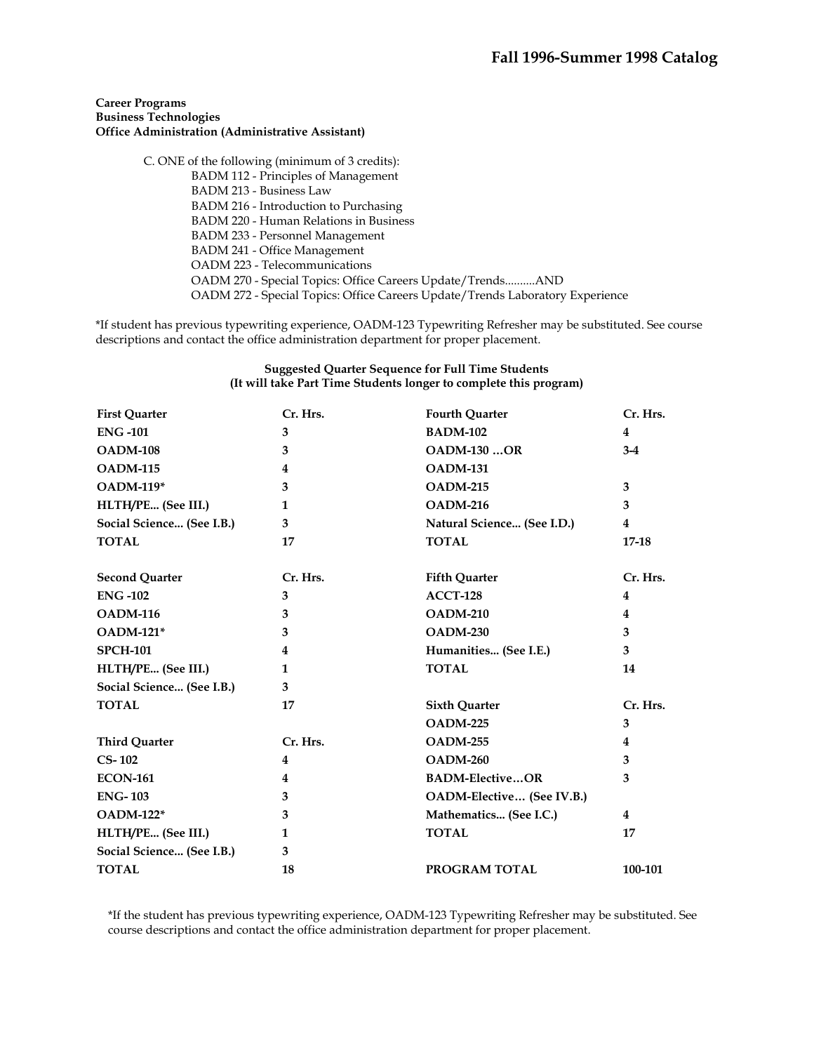**Career Programs**
**Business Technologies**
**Office Administration (Administrative Assistant)**

C. ONE of the following (minimum of 3 credits):
- BADM 112 - Principles of Management
- BADM 213 - Business Law
- BADM 216 - Introduction to Purchasing
- BADM 220 - Human Relations in Business
- BADM 233 - Personnel Management
- BADM 241 - Office Management
- OADM 223 - Telecommunications
- OADM 270 - Special Topics: Office Careers Update/Trends..........AND
- OADM 272 - Special Topics: Office Careers Update/Trends Laboratory Experience

*If student has previous typewriting experience, OADM-123 Typewriting Refresher may be substituted. See course descriptions and contact the office administration department for proper placement.

**Suggested Quarter Sequence for Full Time Students**
**(It will take Part Time Students longer to complete this program)**

| First Quarter | Cr. Hrs. |
|---|---|
| ENG -101 | 3 |
| OADM-108 | 3 |
| OADM-115 | 4 |
| OADM-119* | 3 |
| HLTH/PE... (See III.) | 1 |
| Social Science... (See I.B.) | 3 |
| TOTAL | 17 |

| Second Quarter | Cr. Hrs. |
|---|---|
| ENG -102 | 3 |
| OADM-116 | 3 |
| OADM-121* | 3 |
| SPCH-101 | 4 |
| HLTH/PE... (See III.) | 1 |
| Social Science... (See I.B.) | 3 |
| TOTAL | 17 |

| Third Quarter | Cr. Hrs. |
|---|---|
| CS- 102 | 4 |
| ECON-161 | 4 |
| ENG- 103 | 3 |
| OADM-122* | 3 |
| HLTH/PE... (See III.) | 1 |
| Social Science... (See I.B.) | 3 |
| TOTAL | 18 |

| Fourth Quarter | Cr. Hrs. |
|---|---|
| BADM-102 | 4 |
| OADM-130 …OR | 3-4 |
| OADM-131 | |
| OADM-215 | 3 |
| OADM-216 | 3 |
| Natural Science... (See I.D.) | 4 |
| TOTAL | 17-18 |

| Fifth Quarter | Cr. Hrs. |
|---|---|
| ACCT-128 | 4 |
| OADM-210 | 4 |
| OADM-230 | 3 |
| Humanities... (See I.E.) | 3 |
| TOTAL | 14 |

| Sixth Quarter | Cr. Hrs. |
|---|---|
| OADM-225 | 3 |
| OADM-255 | 4 |
| OADM-260 | 3 |
| BADM-Elective…OR | 3 |
| OADM-Elective… (See IV.B.) | |
| Mathematics... (See I.C.) | 4 |
| TOTAL | 17 |
| PROGRAM TOTAL | 100-101 |

*If the student has previous typewriting experience, OADM-123 Typewriting Refresher may be substituted. See course descriptions and contact the office administration department for proper placement.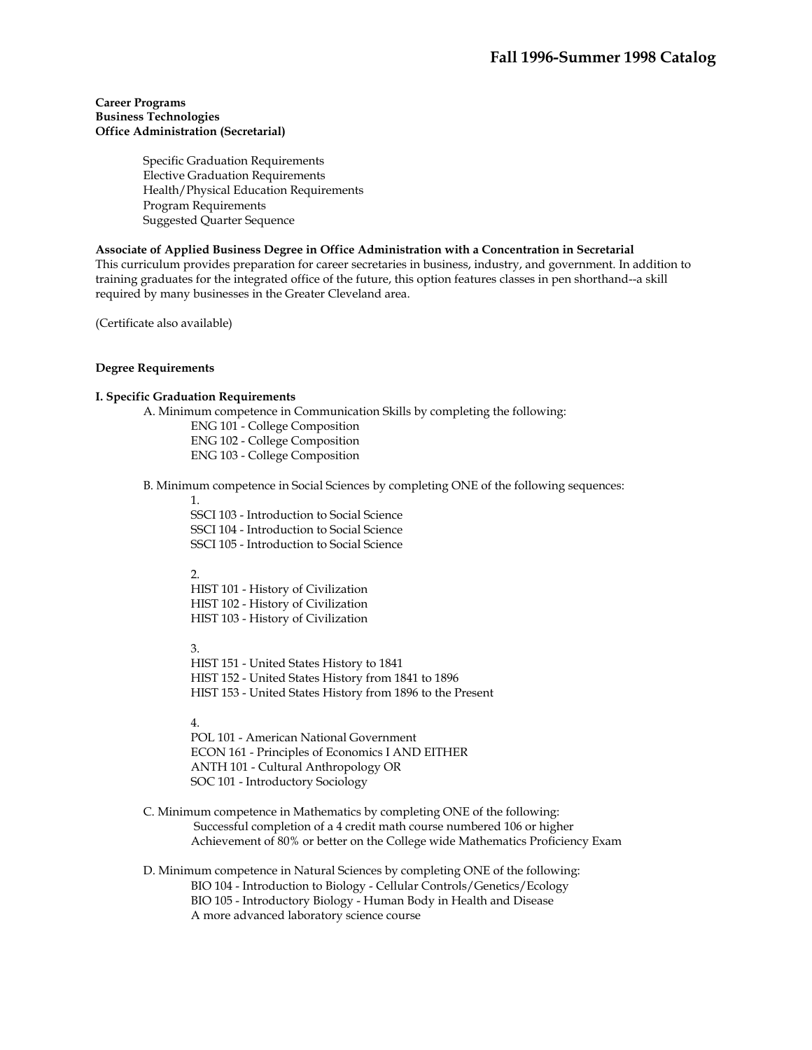**Career Programs**
**Business Technologies**
**Office Administration (Secretarial)**

- Specific Graduation Requirements
- Elective Graduation Requirements
- Health/Physical Education Requirements
- Program Requirements
- Suggested Quarter Sequence

**Associate of Applied Business Degree in Office Administration with a Concentration in Secretarial**
This curriculum provides preparation for career secretaries in business, industry, and government. In addition to training graduates for the integrated office of the future, this option features classes in pen shorthand--a skill required by many businesses in the Greater Cleveland area.

(Certificate also available)

**Degree Requirements**

**I. Specific Graduation Requirements**

A. Minimum competence in Communication Skills by completing the following:
- ENG 101 - College Composition
- ENG 102 - College Composition
- ENG 103 - College Composition

B. Minimum competence in Social Sciences by completing ONE of the following sequences:

1.
- SSCI 103 - Introduction to Social Science
- SSCI 104 - Introduction to Social Science
- SSCI 105 - Introduction to Social Science

2.
- HIST 101 - History of Civilization
- HIST 102 - History of Civilization
- HIST 103 - History of Civilization

3.
- HIST 151 - United States History to 1841
- HIST 152 - United States History from 1841 to 1896
- HIST 153 - United States History from 1896 to the Present

4.
- POL 101 - American National Government
- ECON 161 - Principles of Economics I AND EITHER
- ANTH 101 - Cultural Anthropology OR
- SOC 101 - Introductory Sociology

C. Minimum competence in Mathematics by completing ONE of the following:
- Successful completion of a 4 credit math course numbered 106 or higher
- Achievement of 80% or better on the College wide Mathematics Proficiency Exam

D. Minimum competence in Natural Sciences by completing ONE of the following:
- BIO 104 - Introduction to Biology - Cellular Controls/Genetics/Ecology
- BIO 105 - Introductory Biology - Human Body in Health and Disease
- A more advanced laboratory science course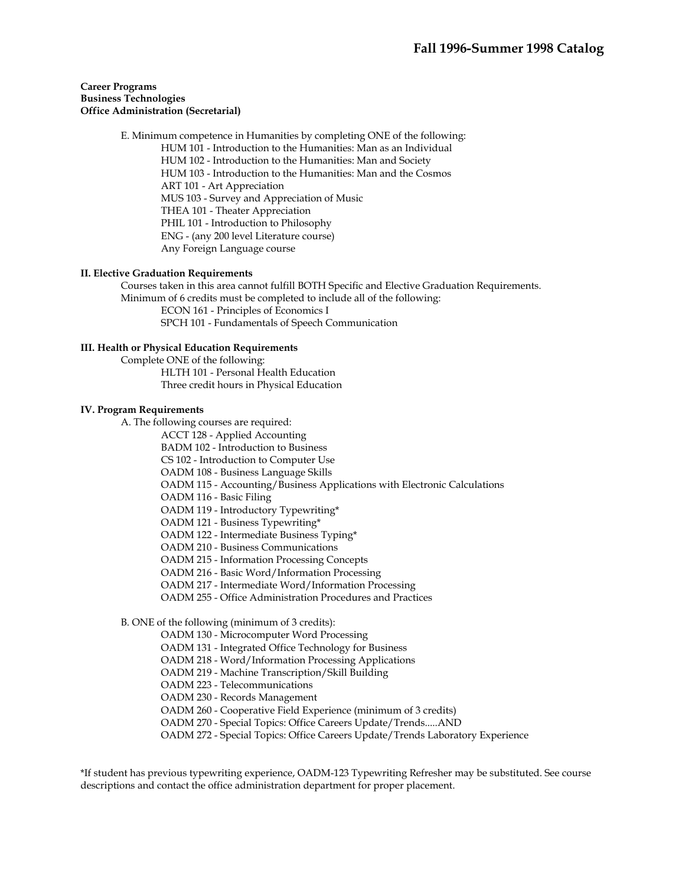**Career Programs**
**Business Technologies**
**Office Administration (Secretarial)**

E. Minimum competence in Humanities by completing ONE of the following:
- HUM 101 - Introduction to the Humanities: Man as an Individual
- HUM 102 - Introduction to the Humanities: Man and Society
- HUM 103 - Introduction to the Humanities: Man and the Cosmos
- ART 101 - Art Appreciation
- MUS 103 - Survey and Appreciation of Music
- THEA 101 - Theater Appreciation
- PHIL 101 - Introduction to Philosophy
- ENG - (any 200 level Literature course)
- Any Foreign Language course

**II. Elective Graduation Requirements**

Courses taken in this area cannot fulfill BOTH Specific and Elective Graduation Requirements.
Minimum of 6 credits must be completed to include all of the following:
- ECON 161 - Principles of Economics I
- SPCH 101 - Fundamentals of Speech Communication

**III. Health or Physical Education Requirements**

Complete ONE of the following:
- HLTH 101 - Personal Health Education
- Three credit hours in Physical Education

**IV. Program Requirements**

A. The following courses are required:
- ACCT 128 - Applied Accounting
- BADM 102 - Introduction to Business
- CS 102 - Introduction to Computer Use
- OADM 108 - Business Language Skills
- OADM 115 - Accounting/Business Applications with Electronic Calculations
- OADM 116 - Basic Filing
- OADM 119 - Introductory Typewriting*
- OADM 121 - Business Typewriting*
- OADM 122 - Intermediate Business Typing*
- OADM 210 - Business Communications
- OADM 215 - Information Processing Concepts
- OADM 216 - Basic Word/Information Processing
- OADM 217 - Intermediate Word/Information Processing
- OADM 255 - Office Administration Procedures and Practices

B. ONE of the following (minimum of 3 credits):
- OADM 130 - Microcomputer Word Processing
- OADM 131 - Integrated Office Technology for Business
- OADM 218 - Word/Information Processing Applications
- OADM 219 - Machine Transcription/Skill Building
- OADM 223 - Telecommunications
- OADM 230 - Records Management
- OADM 260 - Cooperative Field Experience (minimum of 3 credits)
- OADM 270 - Special Topics: Office Careers Update/Trends.....AND
- OADM 272 - Special Topics: Office Careers Update/Trends Laboratory Experience

*If student has previous typewriting experience, OADM-123 Typewriting Refresher may be substituted. See course descriptions and contact the office administration department for proper placement.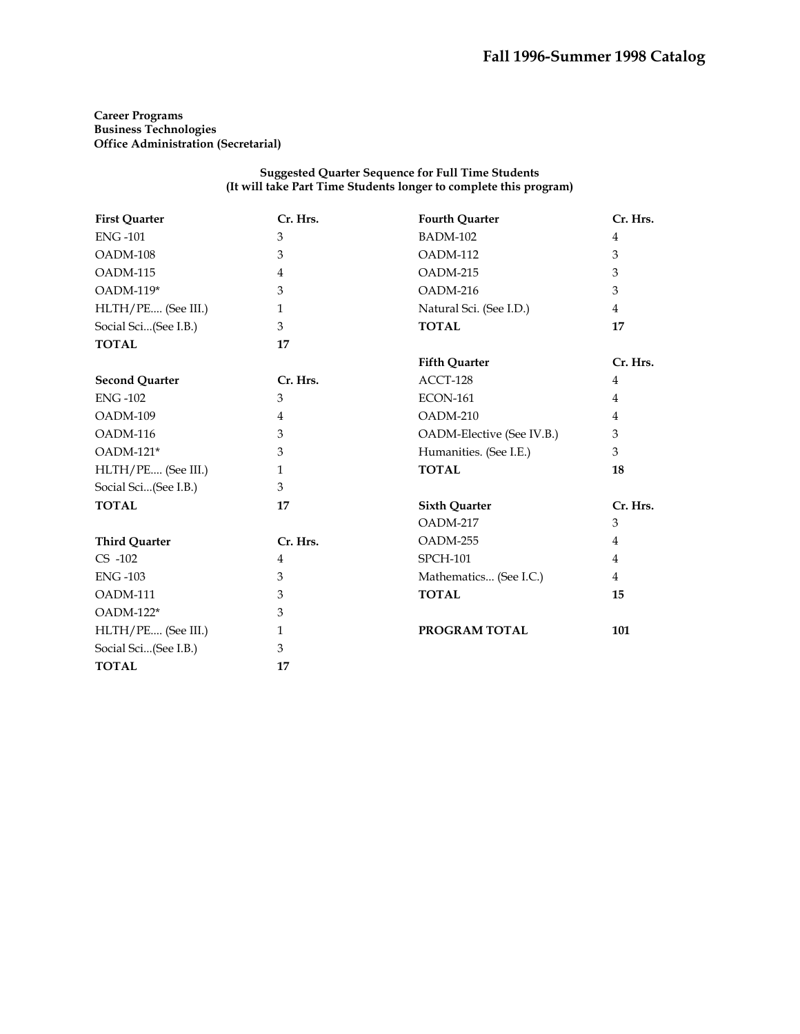**Career Programs**
**Business Technologies**
**Office Administration (Secretarial)**

**Suggested Quarter Sequence for Full Time Students**
**(It will take Part Time Students longer to complete this program)**

| First Quarter | Cr. Hrs. |
|---|---|
| ENG -101 | 3 |
| OADM-108 | 3 |
| OADM-115 | 4 |
| OADM-119* | 3 |
| HLTH/PE.... (See III.) | 1 |
| Social Sci...(See I.B.) | 3 |
| **TOTAL** | **17** |

| Second Quarter | Cr. Hrs. |
|---|---|
| ENG -102 | 3 |
| OADM-109 | 4 |
| OADM-116 | 3 |
| OADM-121* | 3 |
| HLTH/PE.... (See III.) | 1 |
| Social Sci...(See I.B.) | 3 |
| **TOTAL** | **17** |

| Third Quarter | Cr. Hrs. |
|---|---|
| CS -102 | 4 |
| ENG -103 | 3 |
| OADM-111 | 3 |
| OADM-122* | 3 |
| HLTH/PE.... (See III.) | 1 |
| Social Sci...(See I.B.) | 3 |
| **TOTAL** | **17** |

| Fourth Quarter | Cr. Hrs. |
|---|---|
| BADM-102 | 4 |
| OADM-112 | 3 |
| OADM-215 | 3 |
| OADM-216 | 3 |
| Natural Sci. (See I.D.) | 4 |
| **TOTAL** | **17** |

| Fifth Quarter | Cr. Hrs. |
|---|---|
| ACCT-128 | 4 |
| ECON-161 | 4 |
| OADM-210 | 4 |
| OADM-Elective (See IV.B.) | 3 |
| Humanities. (See I.E.) | 3 |
| **TOTAL** | **18** |

| Sixth Quarter | Cr. Hrs. |
|---|---|
| OADM-217 | 3 |
| OADM-255 | 4 |
| SPCH-101 | 4 |
| Mathematics... (See I.C.) | 4 |
| **TOTAL** | **15** |

**PROGRAM TOTAL** **101**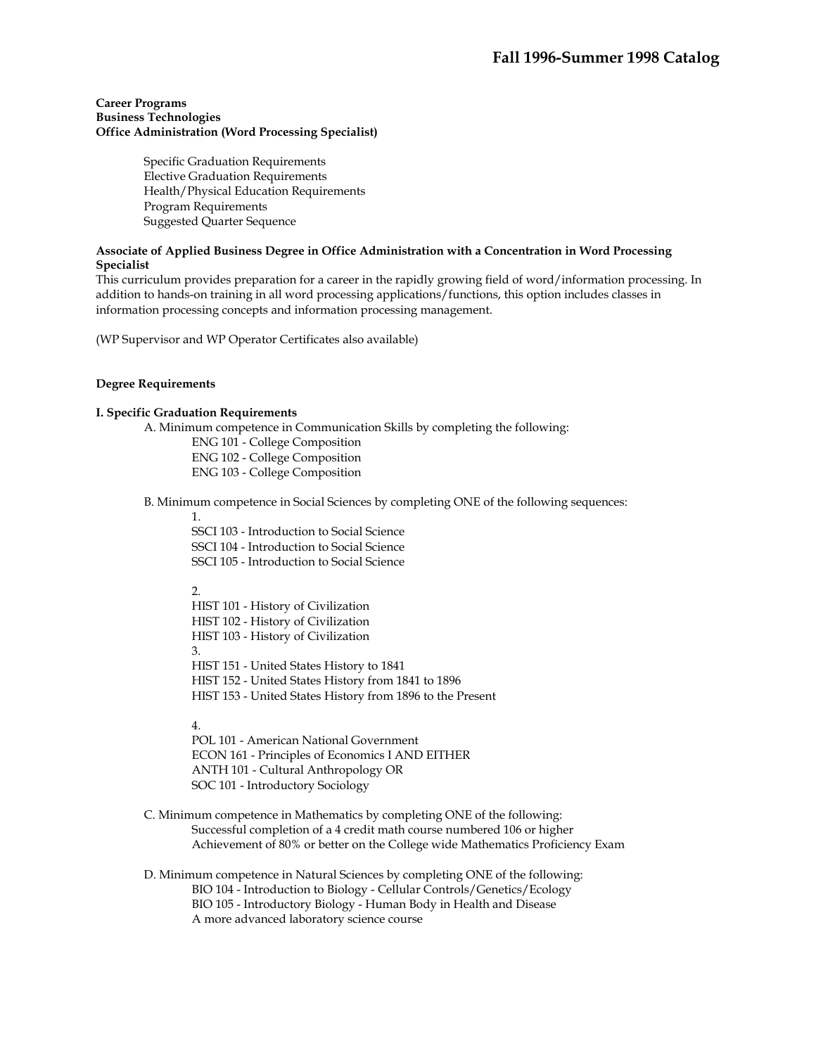**Career Programs**
**Business Technologies**
**Office Administration (Word Processing Specialist)**

- Specific Graduation Requirements
- Elective Graduation Requirements
- Health/Physical Education Requirements
- Program Requirements
- Suggested Quarter Sequence

**Associate of Applied Business Degree in Office Administration with a Concentration in Word Processing Specialist**
This curriculum provides preparation for a career in the rapidly growing field of word/information processing. In addition to hands-on training in all word processing applications/functions, this option includes classes in information processing concepts and information processing management.

(WP Supervisor and WP Operator Certificates also available)

**Degree Requirements**

**I. Specific Graduation Requirements**

A. Minimum competence in Communication Skills by completing the following:

- ENG 101 - College Composition
- ENG 102 - College Composition
- ENG 103 - College Composition

B. Minimum competence in Social Sciences by completing ONE of the following sequences:

1.
- SSCI 103 - Introduction to Social Science
- SSCI 104 - Introduction to Social Science
- SSCI 105 - Introduction to Social Science

2.
- HIST 101 - History of Civilization
- HIST 102 - History of Civilization
- HIST 103 - History of Civilization

3.
- HIST 151 - United States History to 1841
- HIST 152 - United States History from 1841 to 1896
- HIST 153 - United States History from 1896 to the Present

4.
- POL 101 - American National Government
- ECON 161 - Principles of Economics I AND EITHER
- ANTH 101 - Cultural Anthropology OR
- SOC 101 - Introductory Sociology

C. Minimum competence in Mathematics by completing ONE of the following:

- Successful completion of a 4 credit math course numbered 106 or higher
- Achievement of 80% or better on the College wide Mathematics Proficiency Exam

D. Minimum competence in Natural Sciences by completing ONE of the following:

- BIO 104 - Introduction to Biology - Cellular Controls/Genetics/Ecology
- BIO 105 - Introductory Biology - Human Body in Health and Disease
- A more advanced laboratory science course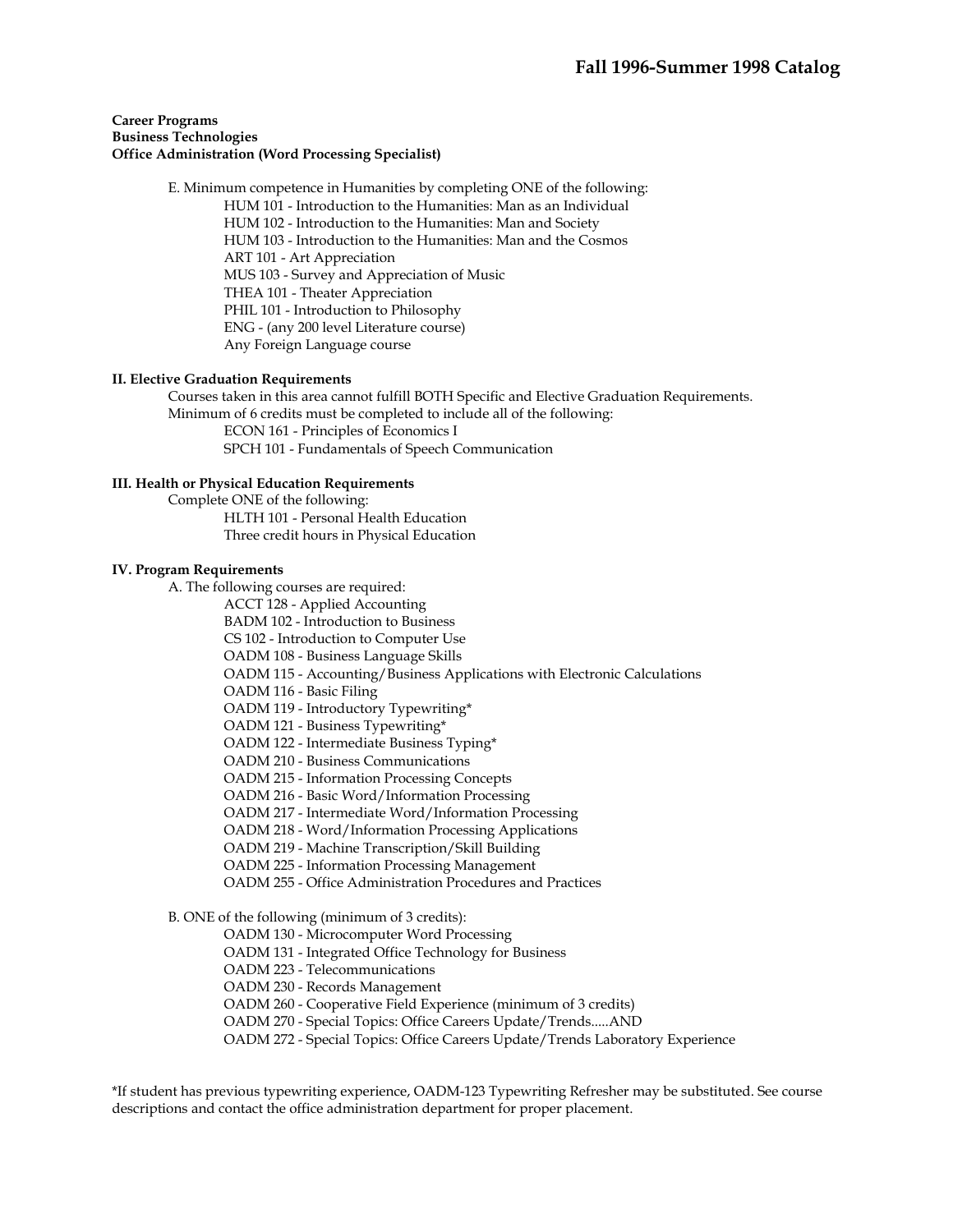**Career Programs**
**Business Technologies**
**Office Administration (Word Processing Specialist)**

E. Minimum competence in Humanities by completing ONE of the following:
- HUM 101 - Introduction to the Humanities: Man as an Individual
- HUM 102 - Introduction to the Humanities: Man and Society
- HUM 103 - Introduction to the Humanities: Man and the Cosmos
- ART 101 - Art Appreciation
- MUS 103 - Survey and Appreciation of Music
- THEA 101 - Theater Appreciation
- PHIL 101 - Introduction to Philosophy
- ENG - (any 200 level Literature course)
- Any Foreign Language course

### II. Elective Graduation Requirements

Courses taken in this area cannot fulfill BOTH Specific and Elective Graduation Requirements.
Minimum of 6 credits must be completed to include all of the following:
- ECON 161 - Principles of Economics I
- SPCH 101 - Fundamentals of Speech Communication

### III. Health or Physical Education Requirements

Complete ONE of the following:
- HLTH 101 - Personal Health Education
- Three credit hours in Physical Education

### IV. Program Requirements

A. The following courses are required:
- ACCT 128 - Applied Accounting
- BADM 102 - Introduction to Business
- CS 102 - Introduction to Computer Use
- OADM 108 - Business Language Skills
- OADM 115 - Accounting/Business Applications with Electronic Calculations
- OADM 116 - Basic Filing
- OADM 119 - Introductory Typewriting*
- OADM 121 - Business Typewriting*
- OADM 122 - Intermediate Business Typing*
- OADM 210 - Business Communications
- OADM 215 - Information Processing Concepts
- OADM 216 - Basic Word/Information Processing
- OADM 217 - Intermediate Word/Information Processing
- OADM 218 - Word/Information Processing Applications
- OADM 219 - Machine Transcription/Skill Building
- OADM 225 - Information Processing Management
- OADM 255 - Office Administration Procedures and Practices

B. ONE of the following (minimum of 3 credits):
- OADM 130 - Microcomputer Word Processing
- OADM 131 - Integrated Office Technology for Business
- OADM 223 - Telecommunications
- OADM 230 - Records Management
- OADM 260 - Cooperative Field Experience (minimum of 3 credits)
- OADM 270 - Special Topics: Office Careers Update/Trends.....AND
- OADM 272 - Special Topics: Office Careers Update/Trends Laboratory Experience

*If student has previous typewriting experience, OADM-123 Typewriting Refresher may be substituted. See course descriptions and contact the office administration department for proper placement.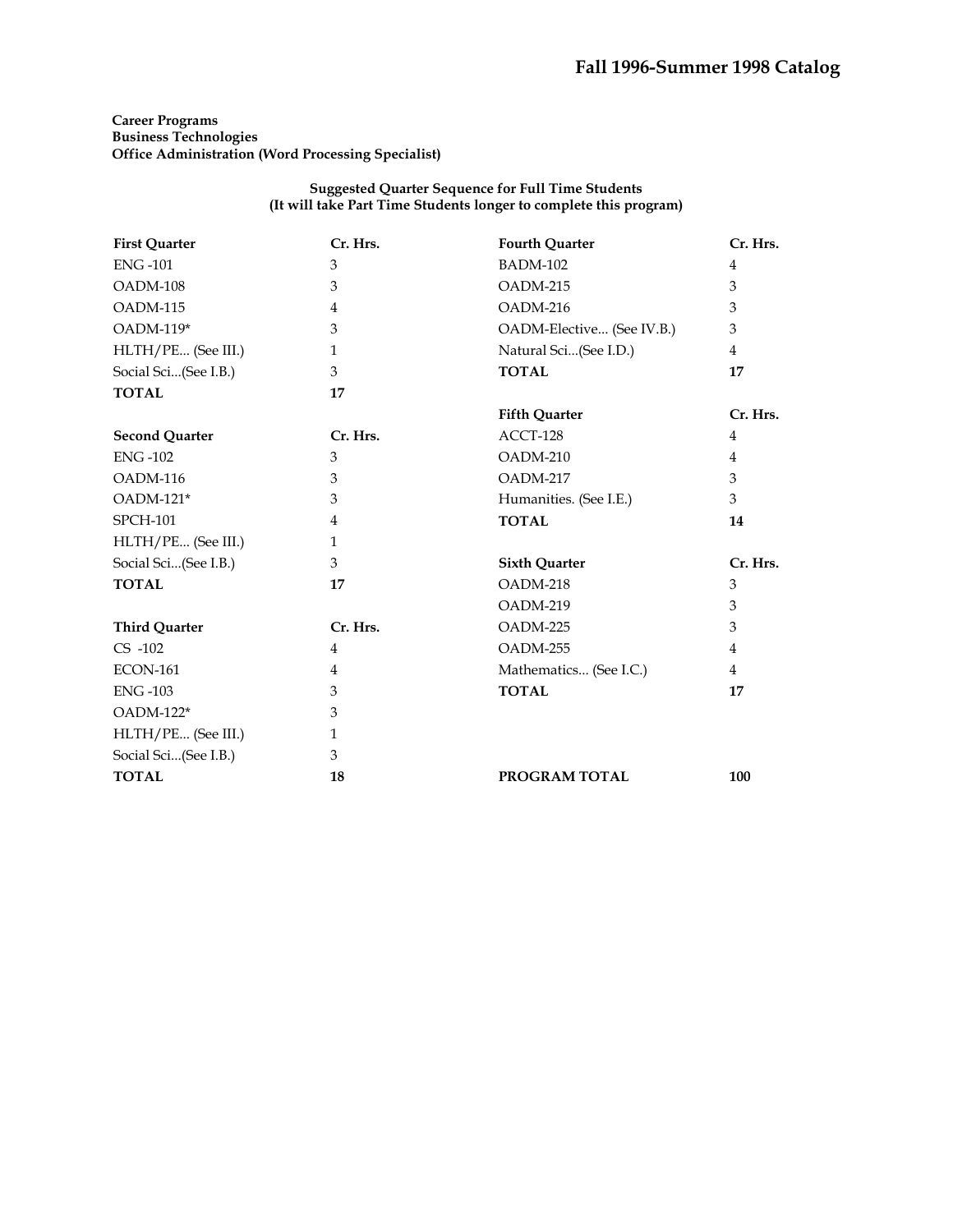**Career Programs**
**Business Technologies**
**Office Administration (Word Processing Specialist)**

**Suggested Quarter Sequence for Full Time Students**
**(It will take Part Time Students longer to complete this program)**

| First Quarter | Cr. Hrs. |
|---|---|
| ENG -101 | 3 |
| OADM-108 | 3 |
| OADM-115 | 4 |
| OADM-119* | 3 |
| HLTH/PE... (See III.) | 1 |
| Social Sci...(See I.B.) | 3 |
| **TOTAL** | **17** |

| Second Quarter | Cr. Hrs. |
|---|---|
| ENG -102 | 3 |
| OADM-116 | 3 |
| OADM-121* | 3 |
| SPCH-101 | 4 |
| HLTH/PE... (See III.) | 1 |
| Social Sci...(See I.B.) | 3 |
| **TOTAL** | **17** |

| Third Quarter | Cr. Hrs. |
|---|---|
| CS -102 | 4 |
| ECON-161 | 4 |
| ENG -103 | 3 |
| OADM-122* | 3 |
| HLTH/PE... (See III.) | 1 |
| Social Sci...(See I.B.) | 3 |
| **TOTAL** | **18** |

| Fourth Quarter | Cr. Hrs. |
|---|---|
| BADM-102 | 4 |
| OADM-215 | 3 |
| OADM-216 | 3 |
| OADM-Elective... (See IV.B.) | 3 |
| Natural Sci...(See I.D.) | 4 |
| **TOTAL** | **17** |

| Fifth Quarter | Cr. Hrs. |
|---|---|
| ACCT-128 | 4 |
| OADM-210 | 4 |
| OADM-217 | 3 |
| Humanities. (See I.E.) | 3 |
| **TOTAL** | **14** |

| Sixth Quarter | Cr. Hrs. |
|---|---|
| OADM-218 | 3 |
| OADM-219 | 3 |
| OADM-225 | 3 |
| OADM-255 | 4 |
| Mathematics... (See I.C.) | 4 |
| **TOTAL** | **17** |

**PROGRAM TOTAL** **100**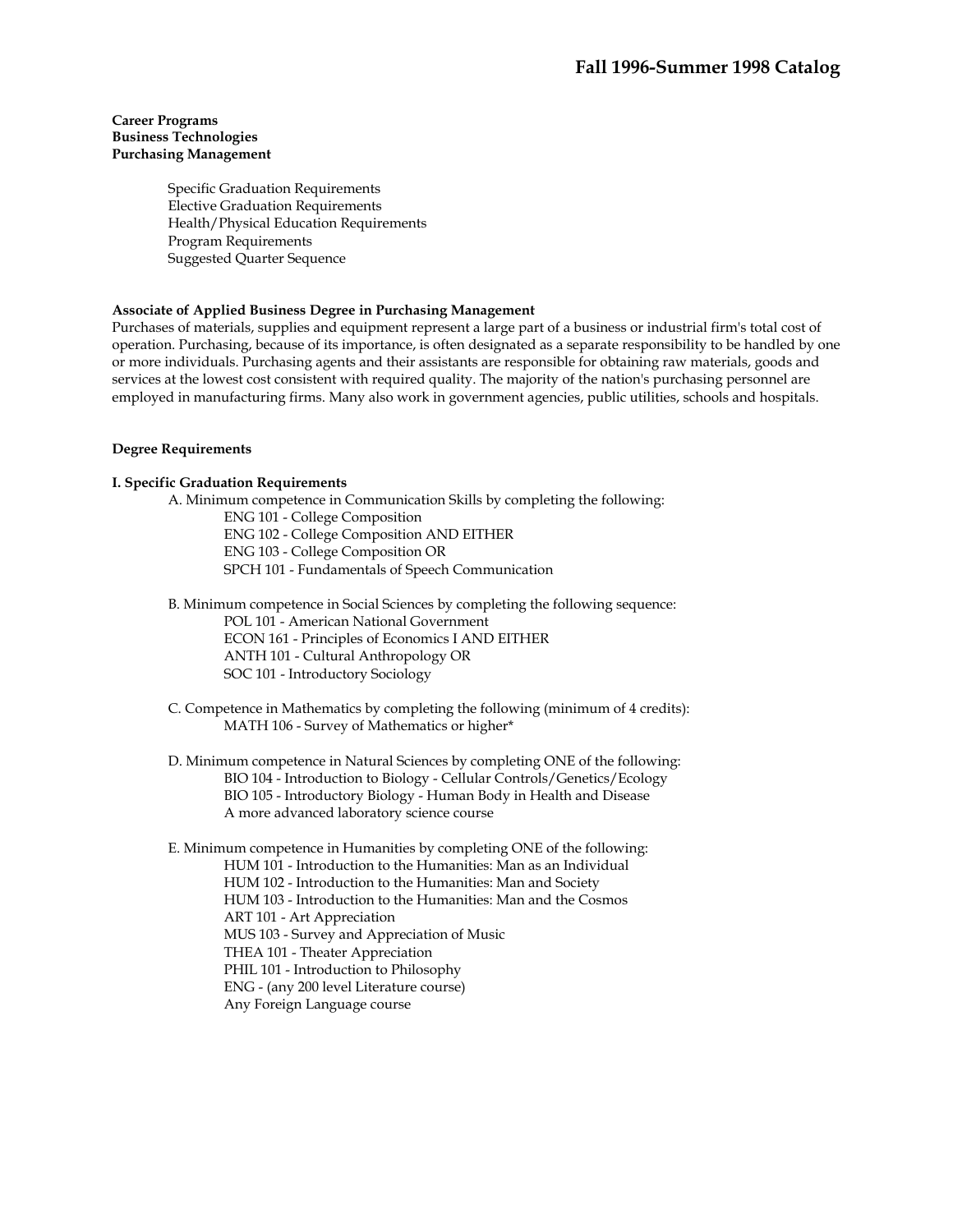**Career Programs**
**Business Technologies**
**Purchasing Management**

- Specific Graduation Requirements
- Elective Graduation Requirements
- Health/Physical Education Requirements
- Program Requirements
- Suggested Quarter Sequence

### Associate of Applied Business Degree in Purchasing Management

Purchases of materials, supplies and equipment represent a large part of a business or industrial firm's total cost of operation. Purchasing, because of its importance, is often designated as a separate responsibility to be handled by one or more individuals. Purchasing agents and their assistants are responsible for obtaining raw materials, goods and services at the lowest cost consistent with required quality. The majority of the nation's purchasing personnel are employed in manufacturing firms. Many also work in government agencies, public utilities, schools and hospitals.

### Degree Requirements

#### I. Specific Graduation Requirements

A. Minimum competence in Communication Skills by completing the following:
- ENG 101 - College Composition
- ENG 102 - College Composition AND EITHER
- ENG 103 - College Composition OR
- SPCH 101 - Fundamentals of Speech Communication

B. Minimum competence in Social Sciences by completing the following sequence:
- POL 101 - American National Government
- ECON 161 - Principles of Economics I AND EITHER
- ANTH 101 - Cultural Anthropology OR
- SOC 101 - Introductory Sociology

C. Competence in Mathematics by completing the following (minimum of 4 credits):
- MATH 106 - Survey of Mathematics or higher*

D. Minimum competence in Natural Sciences by completing ONE of the following:
- BIO 104 - Introduction to Biology - Cellular Controls/Genetics/Ecology
- BIO 105 - Introductory Biology - Human Body in Health and Disease
- A more advanced laboratory science course

E. Minimum competence in Humanities by completing ONE of the following:
- HUM 101 - Introduction to the Humanities: Man as an Individual
- HUM 102 - Introduction to the Humanities: Man and Society
- HUM 103 - Introduction to the Humanities: Man and the Cosmos
- ART 101 - Art Appreciation
- MUS 103 - Survey and Appreciation of Music
- THEA 101 - Theater Appreciation
- PHIL 101 - Introduction to Philosophy
- ENG - (any 200 level Literature course)
- Any Foreign Language course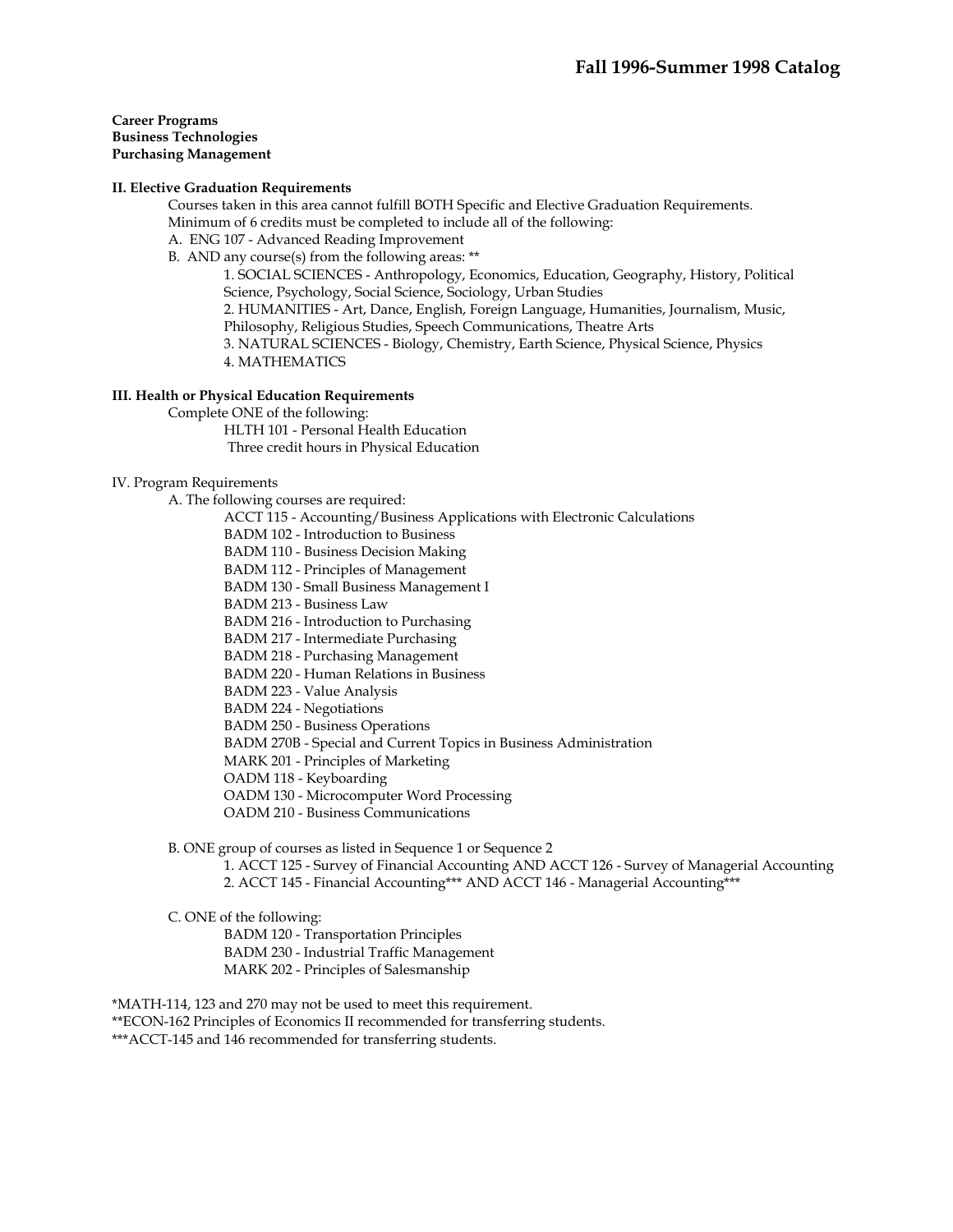**Career Programs**
**Business Technologies**
**Purchasing Management**

**II. Elective Graduation Requirements**

Courses taken in this area cannot fulfill BOTH Specific and Elective Graduation Requirements.
Minimum of 6 credits must be completed to include all of the following:

A. ENG 107 - Advanced Reading Improvement

B. AND any course(s) from the following areas: **

1. SOCIAL SCIENCES - Anthropology, Economics, Education, Geography, History, Political Science, Psychology, Social Science, Sociology, Urban Studies
2. HUMANITIES - Art, Dance, English, Foreign Language, Humanities, Journalism, Music, Philosophy, Religious Studies, Speech Communications, Theatre Arts
3. NATURAL SCIENCES - Biology, Chemistry, Earth Science, Physical Science, Physics
4. MATHEMATICS

**III. Health or Physical Education Requirements**

Complete ONE of the following:

- HLTH 101 - Personal Health Education
- Three credit hours in Physical Education

IV. Program Requirements

A. The following courses are required:

- ACCT 115 - Accounting/Business Applications with Electronic Calculations
- BADM 102 - Introduction to Business
- BADM 110 - Business Decision Making
- BADM 112 - Principles of Management
- BADM 130 - Small Business Management I
- BADM 213 - Business Law
- BADM 216 - Introduction to Purchasing
- BADM 217 - Intermediate Purchasing
- BADM 218 - Purchasing Management
- BADM 220 - Human Relations in Business
- BADM 223 - Value Analysis
- BADM 224 - Negotiations
- BADM 250 - Business Operations
- BADM 270B - Special and Current Topics in Business Administration
- MARK 201 - Principles of Marketing
- OADM 118 - Keyboarding
- OADM 130 - Microcomputer Word Processing
- OADM 210 - Business Communications

B. ONE group of courses as listed in Sequence 1 or Sequence 2

1. ACCT 125 - Survey of Financial Accounting AND ACCT 126 - Survey of Managerial Accounting
2. ACCT 145 - Financial Accounting*** AND ACCT 146 - Managerial Accounting***

C. ONE of the following:

- BADM 120 - Transportation Principles
- BADM 230 - Industrial Traffic Management
- MARK 202 - Principles of Salesmanship

*MATH-114, 123 and 270 may not be used to meet this requirement.
**ECON-162 Principles of Economics II recommended for transferring students.
***ACCT-145 and 146 recommended for transferring students.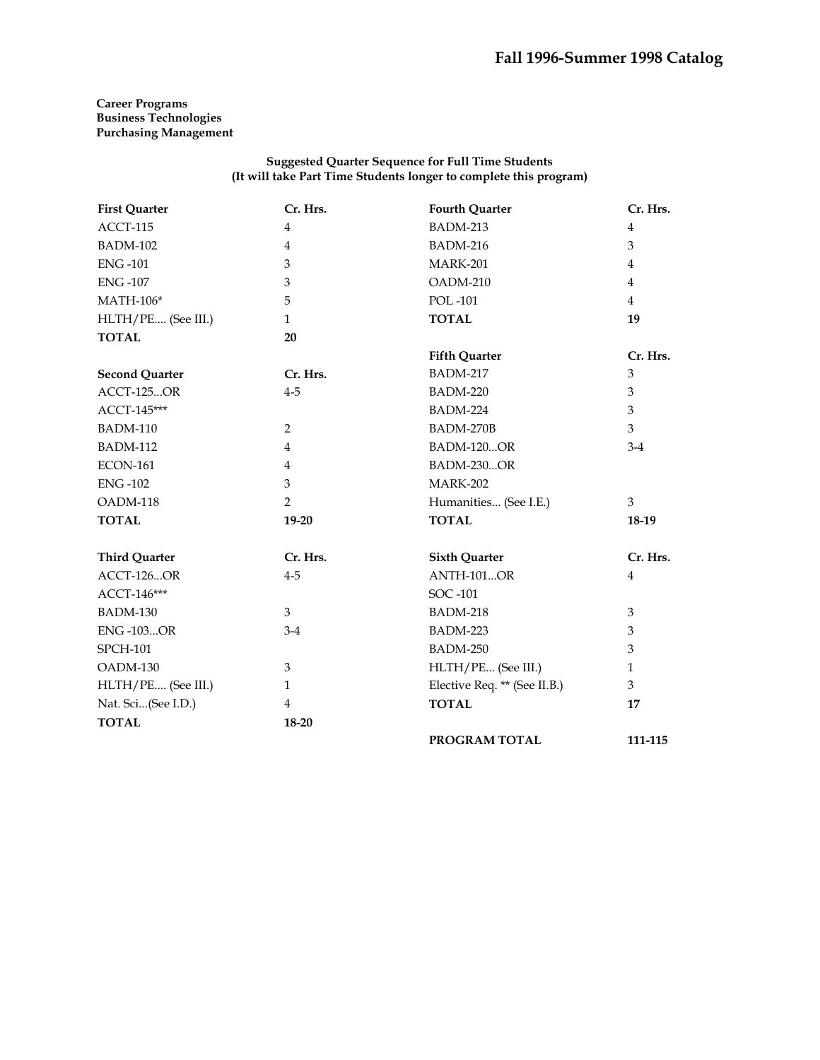**Career Programs**
**Business Technologies**
**Purchasing Management**

**Suggested Quarter Sequence for Full Time Students**
**(It will take Part Time Students longer to complete this program)**

| **First Quarter** | **Cr. Hrs.** |
|---|---|
| ACCT-115 | 4 |
| BADM-102 | 4 |
| ENG -101 | 3 |
| ENG -107 | 3 |
| MATH-106* | 5 |
| HLTH/PE.... (See III.) | 1 |
| **TOTAL** | **20** |

| **Second Quarter** | **Cr. Hrs.** |
|---|---|
| ACCT-125...OR | 4-5 |
| ACCT-145*** | |
| BADM-110 | 2 |
| BADM-112 | 4 |
| ECON-161 | 4 |
| ENG -102 | 3 |
| OADM-118 | 2 |
| **TOTAL** | **19-20** |

| **Third Quarter** | **Cr. Hrs.** |
|---|---|
| ACCT-126...OR | 4-5 |
| ACCT-146*** | |
| BADM-130 | 3 |
| ENG -103...OR | 3-4 |
| SPCH-101 | |
| OADM-130 | 3 |
| HLTH/PE.... (See III.) | 1 |
| Nat. Sci...(See I.D.) | 4 |
| **TOTAL** | **18-20** |

| **Fourth Quarter** | **Cr. Hrs.** |
|---|---|
| BADM-213 | 4 |
| BADM-216 | 3 |
| MARK-201 | 4 |
| OADM-210 | 4 |
| POL -101 | 4 |
| **TOTAL** | **19** |

| **Fifth Quarter** | **Cr. Hrs.** |
|---|---|
| BADM-217 | 3 |
| BADM-220 | 3 |
| BADM-224 | 3 |
| BADM-270B | 3 |
| BADM-120...OR | 3-4 |
| BADM-230...OR | |
| MARK-202 | |
| Humanities... (See I.E.) | 3 |
| **TOTAL** | **18-19** |

| **Sixth Quarter** | **Cr. Hrs.** |
|---|---|
| ANTH-101...OR | 4 |
| SOC -101 | |
| BADM-218 | 3 |
| BADM-223 | 3 |
| BADM-250 | 3 |
| HLTH/PE... (See III.) | 1 |
| Elective Req. ** (See II.B.) | 3 |
| **TOTAL** | **17** |

| **PROGRAM TOTAL** | **111-115** |
|---|---|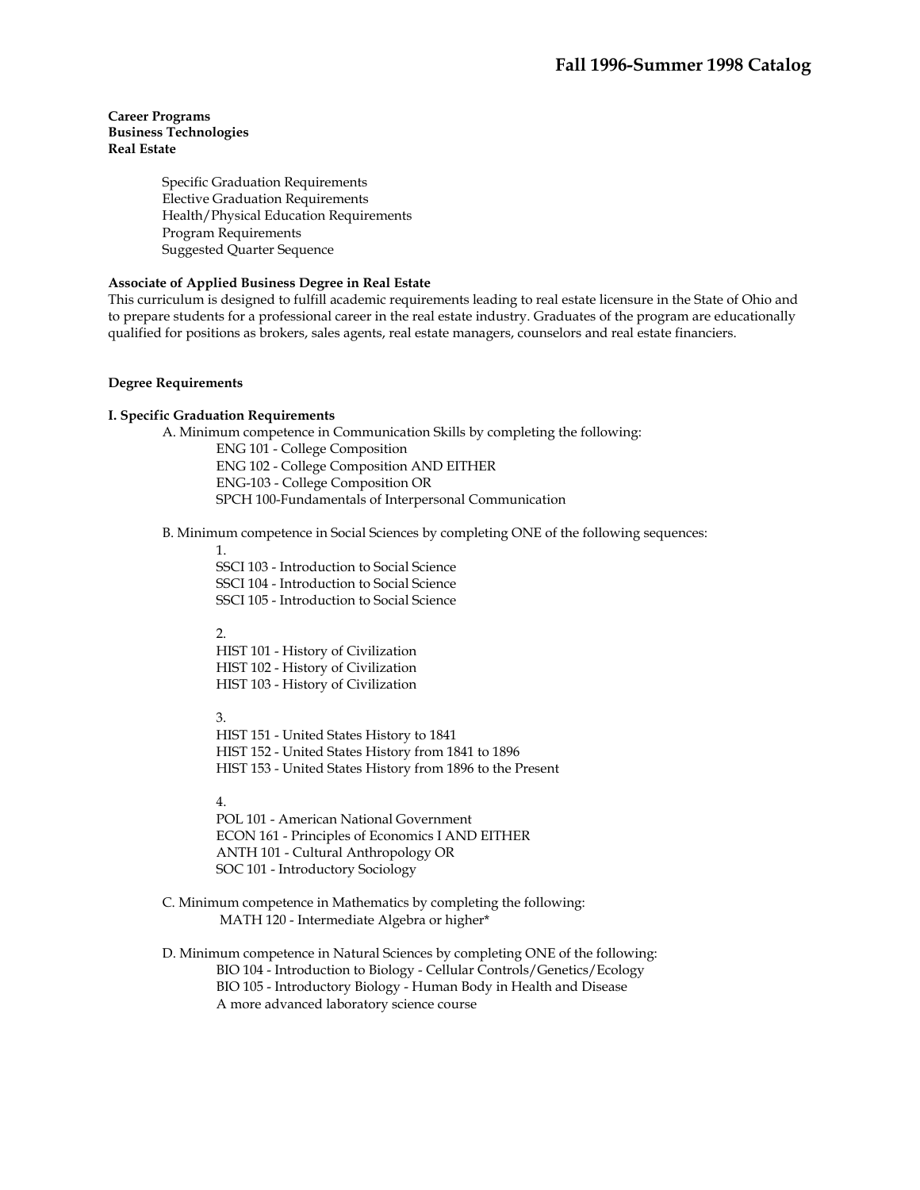**Career Programs**
**Business Technologies**
**Real Estate**

- Specific Graduation Requirements
- Elective Graduation Requirements
- Health/Physical Education Requirements
- Program Requirements
- Suggested Quarter Sequence

**Associate of Applied Business Degree in Real Estate**

This curriculum is designed to fulfill academic requirements leading to real estate licensure in the State of Ohio and to prepare students for a professional career in the real estate industry. Graduates of the program are educationally qualified for positions as brokers, sales agents, real estate managers, counselors and real estate financiers.

**Degree Requirements**

**I. Specific Graduation Requirements**

A. Minimum competence in Communication Skills by completing the following:

- ENG 101 - College Composition
- ENG 102 - College Composition AND EITHER
- ENG-103 - College Composition OR
- SPCH 100-Fundamentals of Interpersonal Communication

B. Minimum competence in Social Sciences by completing ONE of the following sequences:

1.
- SSCI 103 - Introduction to Social Science
- SSCI 104 - Introduction to Social Science
- SSCI 105 - Introduction to Social Science

2.
- HIST 101 - History of Civilization
- HIST 102 - History of Civilization
- HIST 103 - History of Civilization

3.
- HIST 151 - United States History to 1841
- HIST 152 - United States History from 1841 to 1896
- HIST 153 - United States History from 1896 to the Present

4.
- POL 101 - American National Government
- ECON 161 - Principles of Economics I AND EITHER
- ANTH 101 - Cultural Anthropology OR
- SOC 101 - Introductory Sociology

C. Minimum competence in Mathematics by completing the following:

- MATH 120 - Intermediate Algebra or higher*

D. Minimum competence in Natural Sciences by completing ONE of the following:

- BIO 104 - Introduction to Biology - Cellular Controls/Genetics/Ecology
- BIO 105 - Introductory Biology - Human Body in Health and Disease
- A more advanced laboratory science course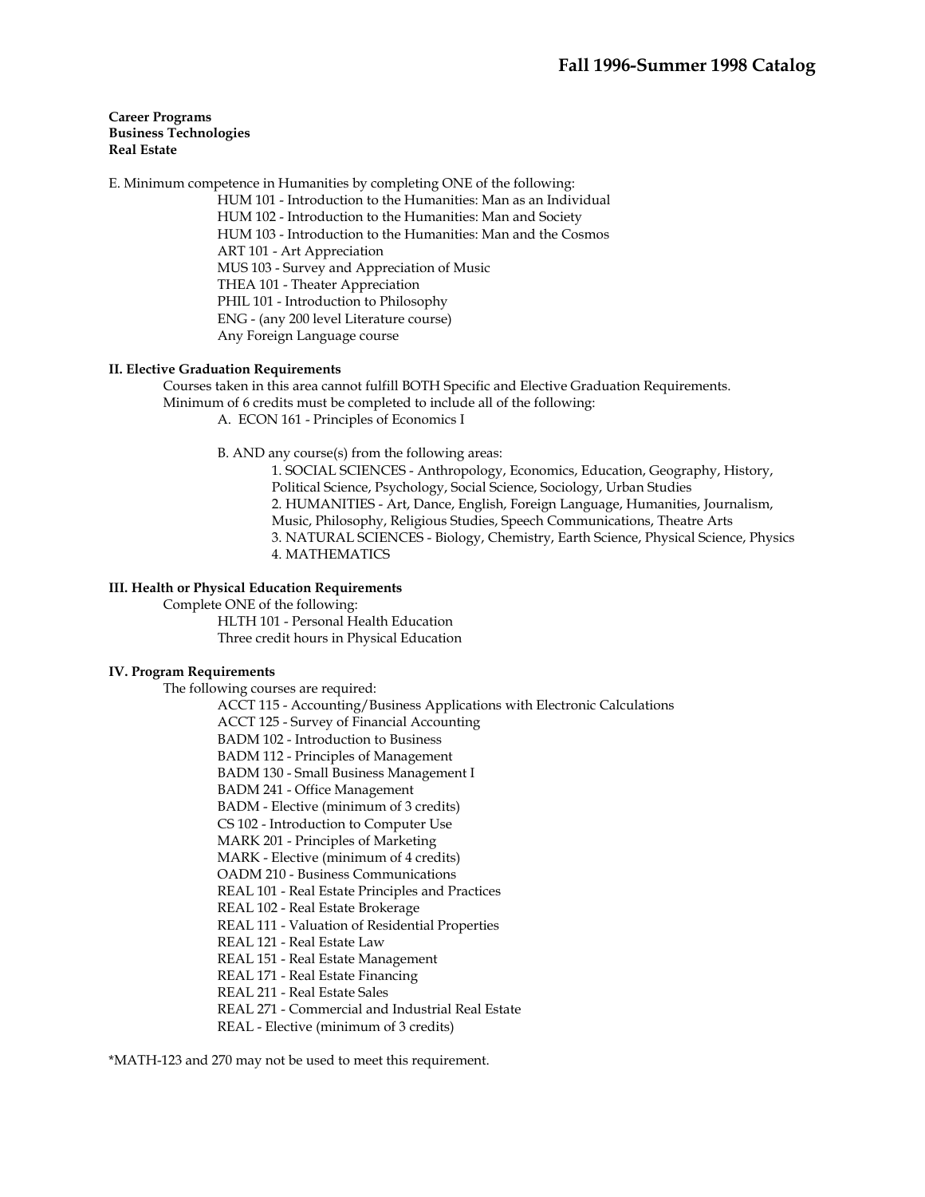**Career Programs**
**Business Technologies**
**Real Estate**

E. Minimum competence in Humanities by completing ONE of the following:

- HUM 101 - Introduction to the Humanities: Man as an Individual
- HUM 102 - Introduction to the Humanities: Man and Society
- HUM 103 - Introduction to the Humanities: Man and the Cosmos
- ART 101 - Art Appreciation
- MUS 103 - Survey and Appreciation of Music
- THEA 101 - Theater Appreciation
- PHIL 101 - Introduction to Philosophy
- ENG - (any 200 level Literature course)
- Any Foreign Language course

**II. Elective Graduation Requirements**

Courses taken in this area cannot fulfill BOTH Specific and Elective Graduation Requirements.
Minimum of 6 credits must be completed to include all of the following:

A. ECON 161 - Principles of Economics I

B. AND any course(s) from the following areas:

1. SOCIAL SCIENCES - Anthropology, Economics, Education, Geography, History, Political Science, Psychology, Social Science, Sociology, Urban Studies
2. HUMANITIES - Art, Dance, English, Foreign Language, Humanities, Journalism, Music, Philosophy, Religious Studies, Speech Communications, Theatre Arts
3. NATURAL SCIENCES - Biology, Chemistry, Earth Science, Physical Science, Physics
4. MATHEMATICS

**III. Health or Physical Education Requirements**

Complete ONE of the following:

- HLTH 101 - Personal Health Education
- Three credit hours in Physical Education

**IV. Program Requirements**

The following courses are required:

- ACCT 115 - Accounting/Business Applications with Electronic Calculations
- ACCT 125 - Survey of Financial Accounting
- BADM 102 - Introduction to Business
- BADM 112 - Principles of Management
- BADM 130 - Small Business Management I
- BADM 241 - Office Management
- BADM - Elective (minimum of 3 credits)
- CS 102 - Introduction to Computer Use
- MARK 201 - Principles of Marketing
- MARK - Elective (minimum of 4 credits)
- OADM 210 - Business Communications
- REAL 101 - Real Estate Principles and Practices
- REAL 102 - Real Estate Brokerage
- REAL 111 - Valuation of Residential Properties
- REAL 121 - Real Estate Law
- REAL 151 - Real Estate Management
- REAL 171 - Real Estate Financing
- REAL 211 - Real Estate Sales
- REAL 271 - Commercial and Industrial Real Estate
- REAL - Elective (minimum of 3 credits)

*MATH-123 and 270 may not be used to meet this requirement.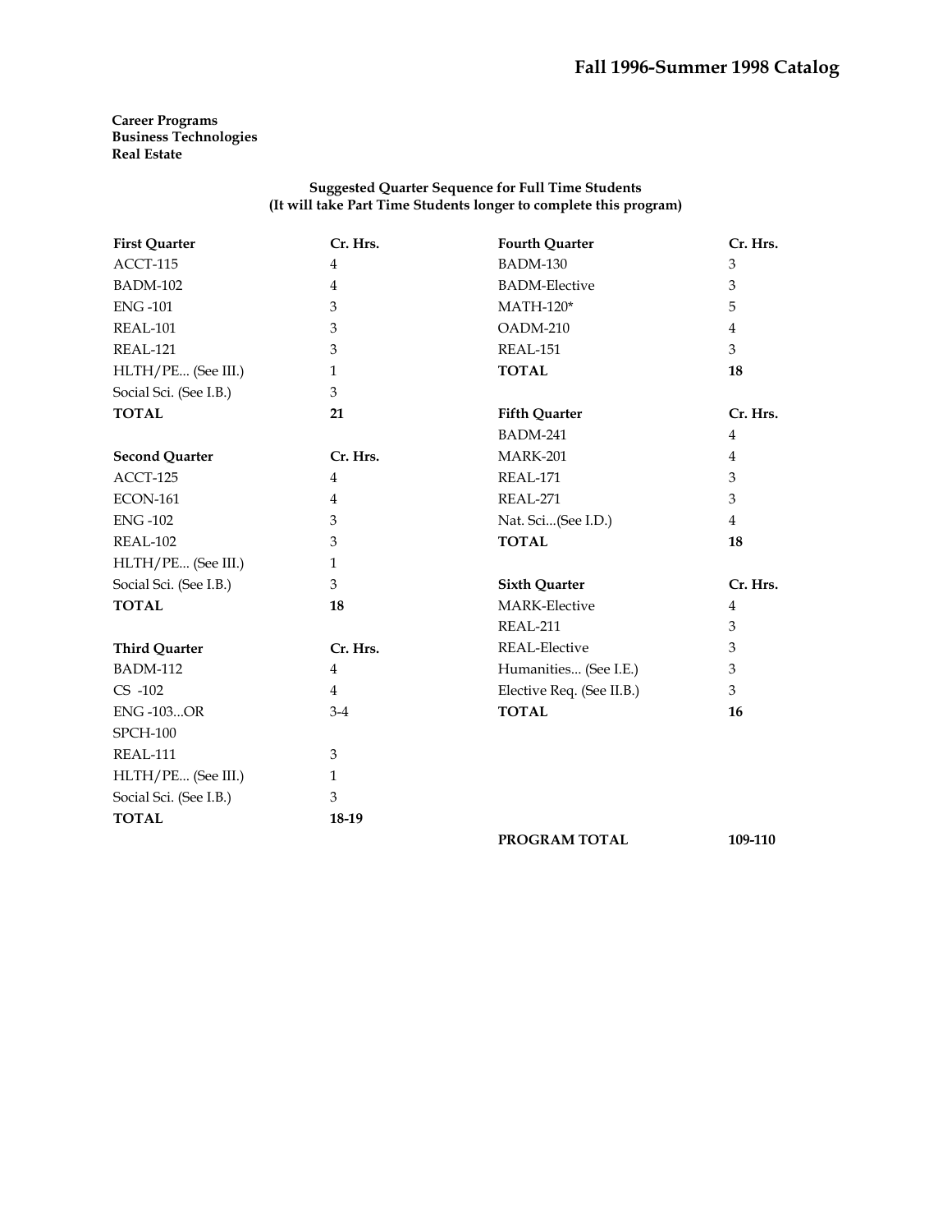**Career Programs**
**Business Technologies**
**Real Estate**

**Suggested Quarter Sequence for Full Time Students**
**(It will take Part Time Students longer to complete this program)**

| First Quarter | Cr. Hrs. |
|---|---|
| ACCT-115 | 4 |
| BADM-102 | 4 |
| ENG -101 | 3 |
| REAL-101 | 3 |
| REAL-121 | 3 |
| HLTH/PE... (See III.) | 1 |
| Social Sci. (See I.B.) | 3 |
| **TOTAL** | **21** |

| Second Quarter | Cr. Hrs. |
|---|---|
| ACCT-125 | 4 |
| ECON-161 | 4 |
| ENG -102 | 3 |
| REAL-102 | 3 |
| HLTH/PE... (See III.) | 1 |
| Social Sci. (See I.B.) | 3 |
| **TOTAL** | **18** |

| Third Quarter | Cr. Hrs. |
|---|---|
| BADM-112 | 4 |
| CS -102 | 4 |
| ENG -103...OR SPCH-100 | 3-4 |
| REAL-111 | 3 |
| HLTH/PE... (See III.) | 1 |
| Social Sci. (See I.B.) | 3 |
| **TOTAL** | **18-19** |

| Fourth Quarter | Cr. Hrs. |
|---|---|
| BADM-130 | 3 |
| BADM-Elective | 3 |
| MATH-120* | 5 |
| OADM-210 | 4 |
| REAL-151 | 3 |
| **TOTAL** | **18** |

| Fifth Quarter | Cr. Hrs. |
|---|---|
| BADM-241 | 4 |
| MARK-201 | 4 |
| REAL-171 | 3 |
| REAL-271 | 3 |
| Nat. Sci...(See I.D.) | 4 |
| **TOTAL** | **18** |

| Sixth Quarter | Cr. Hrs. |
|---|---|
| MARK-Elective | 4 |
| REAL-211 | 3 |
| REAL-Elective | 3 |
| Humanities... (See I.E.) | 3 |
| Elective Req. (See II.B.) | 3 |
| **TOTAL** | **16** |

**PROGRAM TOTAL** **109-110**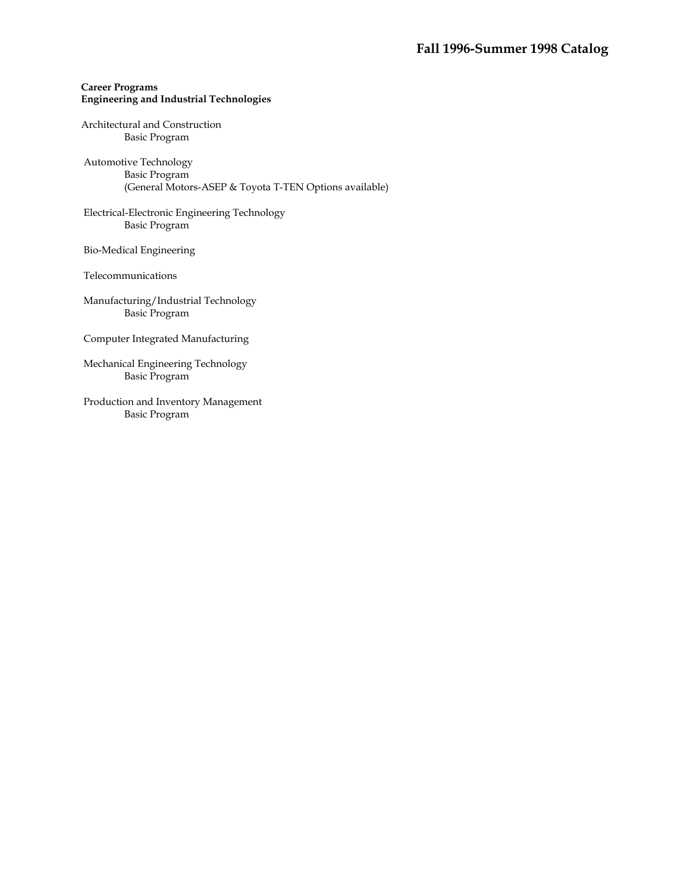**Career Programs**
**Engineering and Industrial Technologies**

Architectural and Construction
- Basic Program

Automotive Technology
- Basic Program
- (General Motors-ASEP & Toyota T-TEN Options available)

Electrical-Electronic Engineering Technology
- Basic Program

Bio-Medical Engineering

Telecommunications

Manufacturing/Industrial Technology
- Basic Program

Computer Integrated Manufacturing

Mechanical Engineering Technology
- Basic Program

Production and Inventory Management
- Basic Program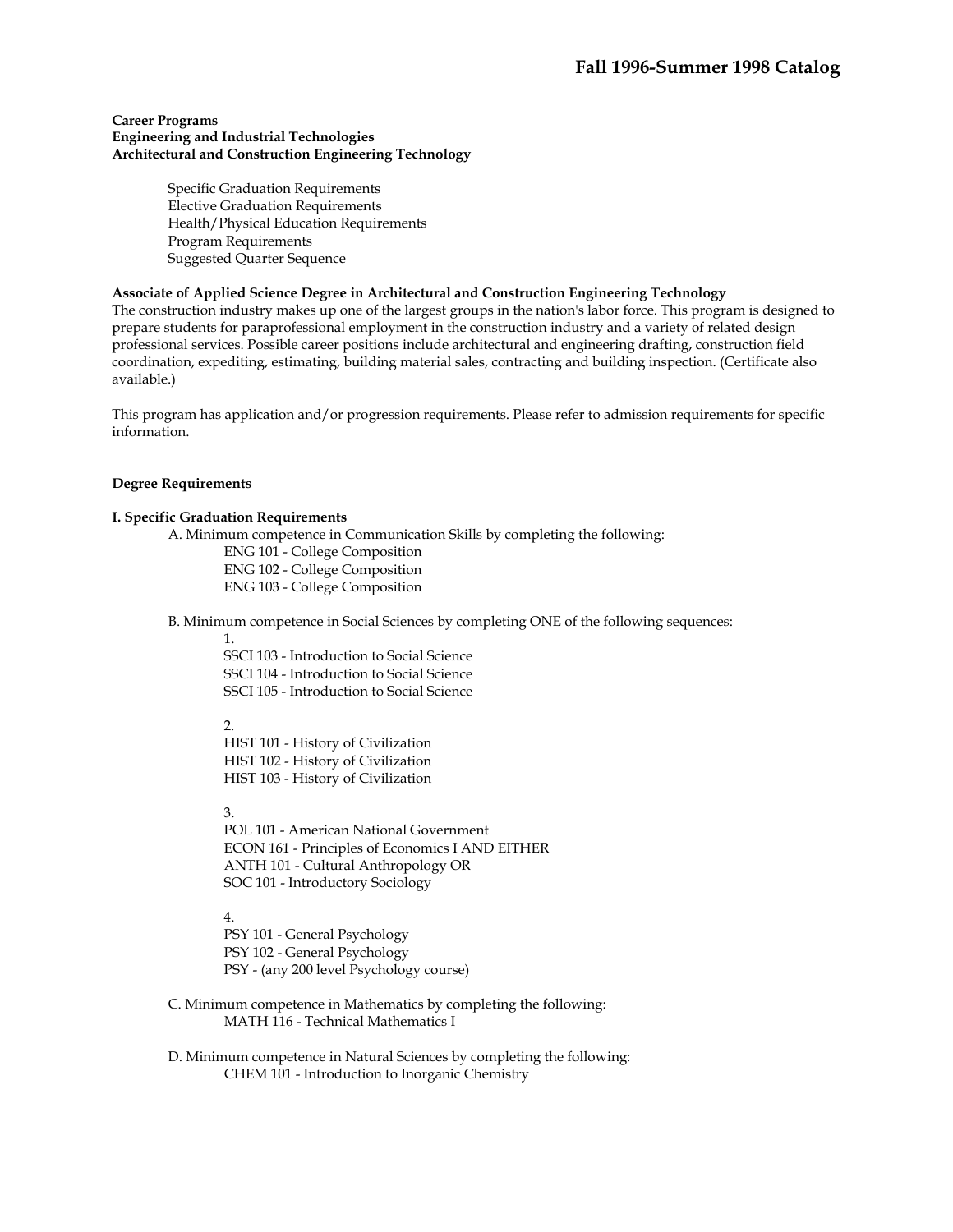**Career Programs**
**Engineering and Industrial Technologies**
**Architectural and Construction Engineering Technology**

- Specific Graduation Requirements
- Elective Graduation Requirements
- Health/Physical Education Requirements
- Program Requirements
- Suggested Quarter Sequence

**Associate of Applied Science Degree in Architectural and Construction Engineering Technology**

The construction industry makes up one of the largest groups in the nation's labor force. This program is designed to prepare students for paraprofessional employment in the construction industry and a variety of related design professional services. Possible career positions include architectural and engineering drafting, construction field coordination, expediting, estimating, building material sales, contracting and building inspection. (Certificate also available.)

This program has application and/or progression requirements. Please refer to admission requirements for specific information.

**Degree Requirements**

**I. Specific Graduation Requirements**

A. Minimum competence in Communication Skills by completing the following:

ENG 101 - College Composition
ENG 102 - College Composition
ENG 103 - College Composition

B. Minimum competence in Social Sciences by completing ONE of the following sequences:

1.
SSCI 103 - Introduction to Social Science
SSCI 104 - Introduction to Social Science
SSCI 105 - Introduction to Social Science

2.
HIST 101 - History of Civilization
HIST 102 - History of Civilization
HIST 103 - History of Civilization

3.
POL 101 - American National Government
ECON 161 - Principles of Economics I AND EITHER
ANTH 101 - Cultural Anthropology OR
SOC 101 - Introductory Sociology

4.
PSY 101 - General Psychology
PSY 102 - General Psychology
PSY - (any 200 level Psychology course)

C. Minimum competence in Mathematics by completing the following:

MATH 116 - Technical Mathematics I

D. Minimum competence in Natural Sciences by completing the following:

CHEM 101 - Introduction to Inorganic Chemistry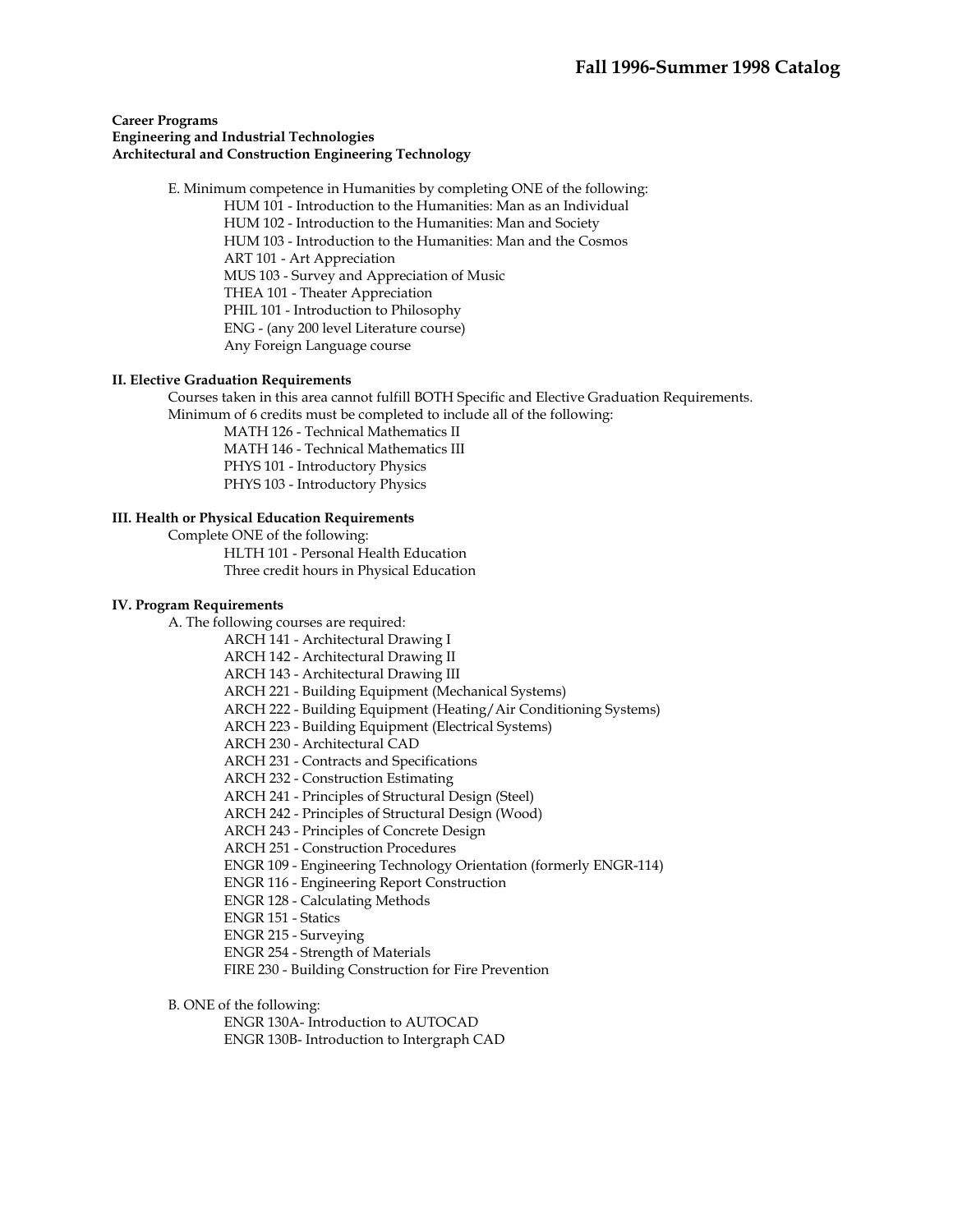**Career Programs**
**Engineering and Industrial Technologies**
**Architectural and Construction Engineering Technology**

E. Minimum competence in Humanities by completing ONE of the following:
- HUM 101 - Introduction to the Humanities: Man as an Individual
- HUM 102 - Introduction to the Humanities: Man and Society
- HUM 103 - Introduction to the Humanities: Man and the Cosmos
- ART 101 - Art Appreciation
- MUS 103 - Survey and Appreciation of Music
- THEA 101 - Theater Appreciation
- PHIL 101 - Introduction to Philosophy
- ENG - (any 200 level Literature course)
- Any Foreign Language course

**II. Elective Graduation Requirements**

Courses taken in this area cannot fulfill BOTH Specific and Elective Graduation Requirements.
Minimum of 6 credits must be completed to include all of the following:
- MATH 126 - Technical Mathematics II
- MATH 146 - Technical Mathematics III
- PHYS 101 - Introductory Physics
- PHYS 103 - Introductory Physics

**III. Health or Physical Education Requirements**

Complete ONE of the following:
- HLTH 101 - Personal Health Education
- Three credit hours in Physical Education

**IV. Program Requirements**

A. The following courses are required:
- ARCH 141 - Architectural Drawing I
- ARCH 142 - Architectural Drawing II
- ARCH 143 - Architectural Drawing III
- ARCH 221 - Building Equipment (Mechanical Systems)
- ARCH 222 - Building Equipment (Heating/Air Conditioning Systems)
- ARCH 223 - Building Equipment (Electrical Systems)
- ARCH 230 - Architectural CAD
- ARCH 231 - Contracts and Specifications
- ARCH 232 - Construction Estimating
- ARCH 241 - Principles of Structural Design (Steel)
- ARCH 242 - Principles of Structural Design (Wood)
- ARCH 243 - Principles of Concrete Design
- ARCH 251 - Construction Procedures
- ENGR 109 - Engineering Technology Orientation (formerly ENGR-114)
- ENGR 116 - Engineering Report Construction
- ENGR 128 - Calculating Methods
- ENGR 151 - Statics
- ENGR 215 - Surveying
- ENGR 254 - Strength of Materials
- FIRE 230 - Building Construction for Fire Prevention

B. ONE of the following:
- ENGR 130A- Introduction to AUTOCAD
- ENGR 130B- Introduction to Intergraph CAD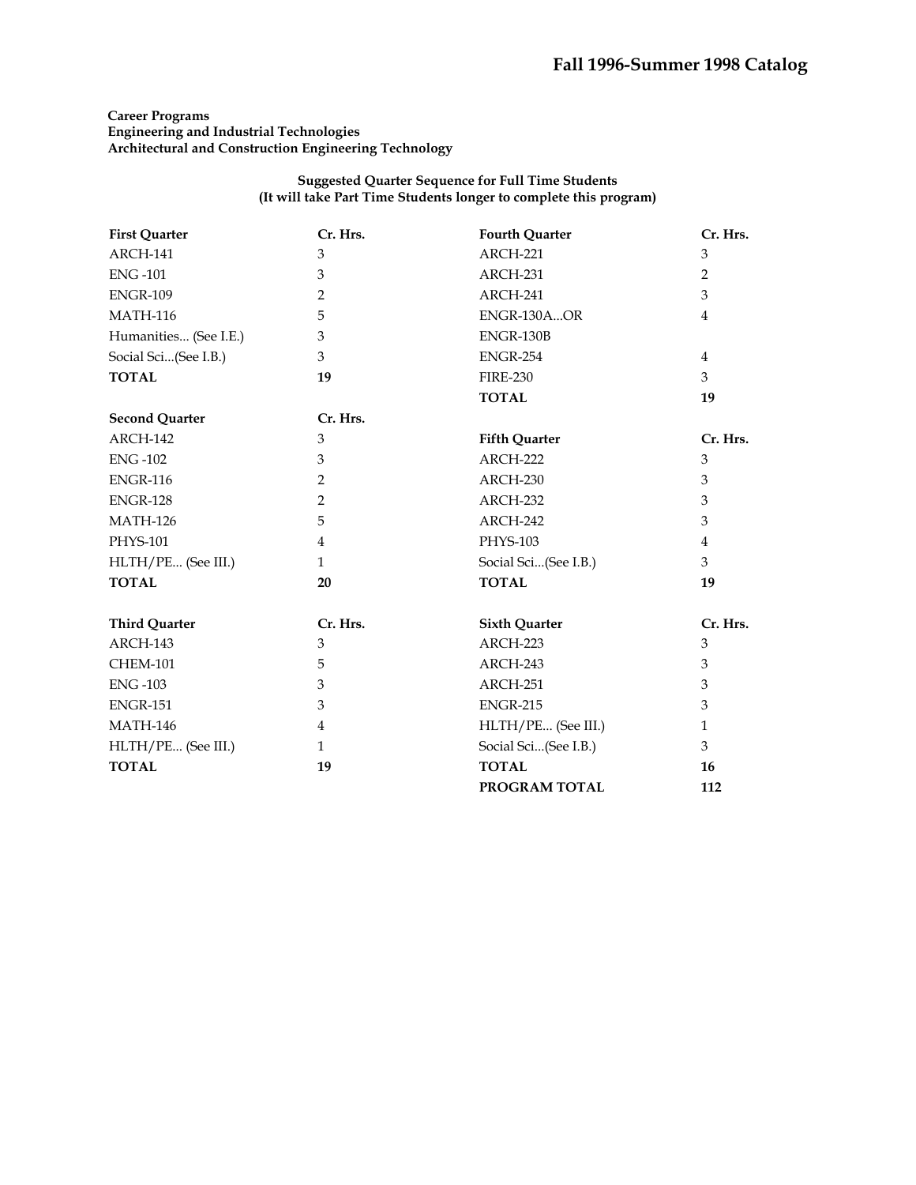**Career Programs**
**Engineering and Industrial Technologies**
**Architectural and Construction Engineering Technology**

**Suggested Quarter Sequence for Full Time Students**
**(It will take Part Time Students longer to complete this program)**

| First Quarter | Cr. Hrs. |
|---|---|
| ARCH-141 | 3 |
| ENG -101 | 3 |
| ENGR-109 | 2 |
| MATH-116 | 5 |
| Humanities... (See I.E.) | 3 |
| Social Sci...(See I.B.) | 3 |
| **TOTAL** | **19** |

| Second Quarter | Cr. Hrs. |
|---|---|
| ARCH-142 | 3 |
| ENG -102 | 3 |
| ENGR-116 | 2 |
| ENGR-128 | 2 |
| MATH-126 | 5 |
| PHYS-101 | 4 |
| HLTH/PE... (See III.) | 1 |
| **TOTAL** | **20** |

| Third Quarter | Cr. Hrs. |
|---|---|
| ARCH-143 | 3 |
| CHEM-101 | 5 |
| ENG -103 | 3 |
| ENGR-151 | 3 |
| MATH-146 | 4 |
| HLTH/PE... (See III.) | 1 |
| **TOTAL** | **19** |

| Fourth Quarter | Cr. Hrs. |
|---|---|
| ARCH-221 | 3 |
| ARCH-231 | 2 |
| ARCH-241 | 3 |
| ENGR-130A...OR | 4 |
| ENGR-130B | |
| ENGR-254 | 4 |
| FIRE-230 | 3 |
| **TOTAL** | **19** |

| Fifth Quarter | Cr. Hrs. |
|---|---|
| ARCH-222 | 3 |
| ARCH-230 | 3 |
| ARCH-232 | 3 |
| ARCH-242 | 3 |
| PHYS-103 | 4 |
| Social Sci...(See I.B.) | 3 |
| **TOTAL** | **19** |

| Sixth Quarter | Cr. Hrs. |
|---|---|
| ARCH-223 | 3 |
| ARCH-243 | 3 |
| ARCH-251 | 3 |
| ENGR-215 | 3 |
| HLTH/PE... (See III.) | 1 |
| Social Sci...(See I.B.) | 3 |
| **TOTAL** | **16** |
| **PROGRAM TOTAL** | **112** |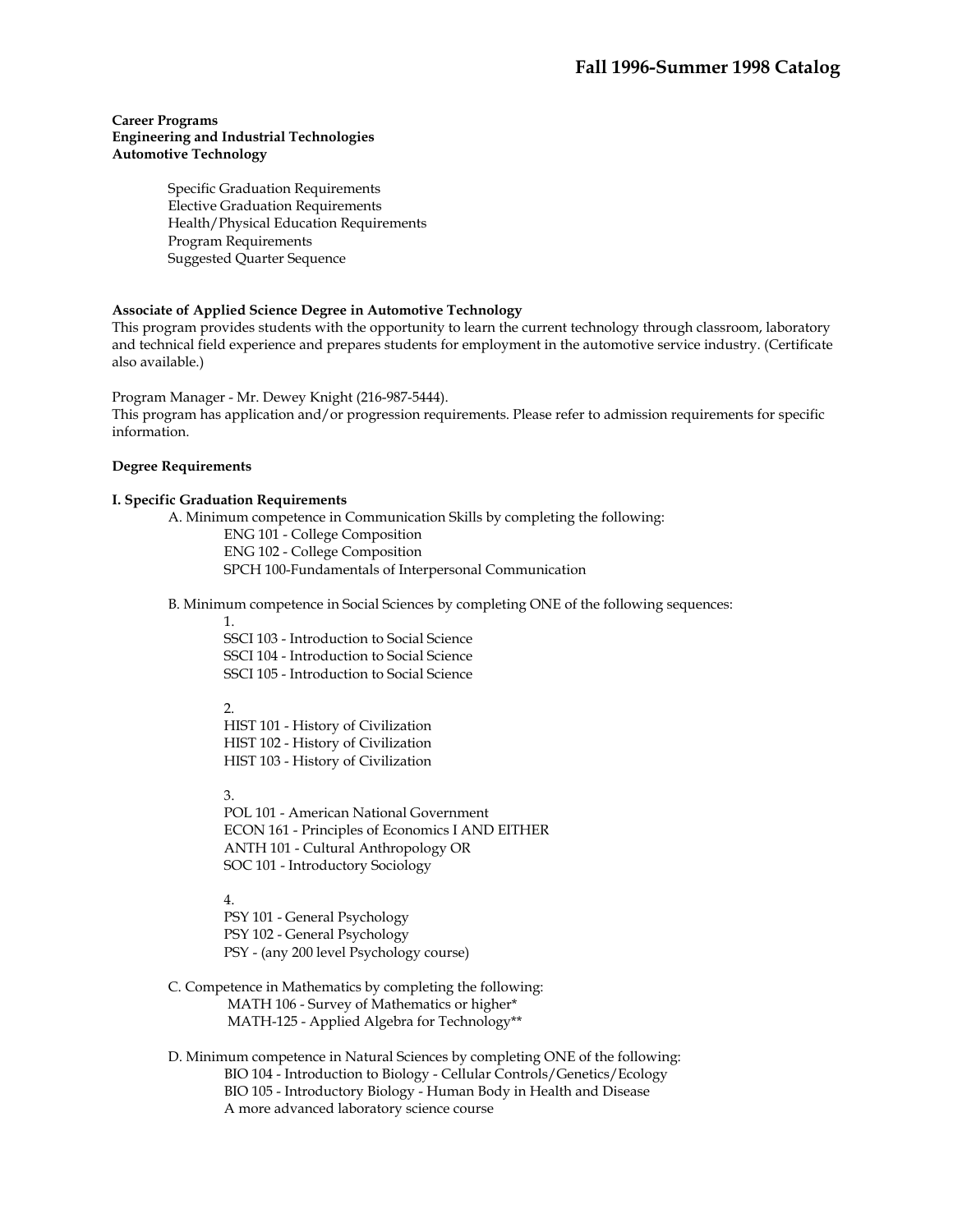# Fall 1996-Summer 1998 Catalog

**Career Programs**
**Engineering and Industrial Technologies**
**Automotive Technology**

- Specific Graduation Requirements
- Elective Graduation Requirements
- Health/Physical Education Requirements
- Program Requirements
- Suggested Quarter Sequence

**Associate of Applied Science Degree in Automotive Technology**
This program provides students with the opportunity to learn the current technology through classroom, laboratory and technical field experience and prepares students for employment in the automotive service industry. (Certificate also available.)

Program Manager - Mr. Dewey Knight (216-987-5444).
This program has application and/or progression requirements. Please refer to admission requirements for specific information.

**Degree Requirements**

**I. Specific Graduation Requirements**

A. Minimum competence in Communication Skills by completing the following:
- ENG 101 - College Composition
- ENG 102 - College Composition
- SPCH 100-Fundamentals of Interpersonal Communication

B. Minimum competence in Social Sciences by completing ONE of the following sequences:

1.
- SSCI 103 - Introduction to Social Science
- SSCI 104 - Introduction to Social Science
- SSCI 105 - Introduction to Social Science

2.
- HIST 101 - History of Civilization
- HIST 102 - History of Civilization
- HIST 103 - History of Civilization

3.
- POL 101 - American National Government
- ECON 161 - Principles of Economics I AND EITHER
- ANTH 101 - Cultural Anthropology OR
- SOC 101 - Introductory Sociology

4.
- PSY 101 - General Psychology
- PSY 102 - General Psychology
- PSY - (any 200 level Psychology course)

C. Competence in Mathematics by completing the following:
- MATH 106 - Survey of Mathematics or higher*
- MATH-125 - Applied Algebra for Technology**

D. Minimum competence in Natural Sciences by completing ONE of the following:
- BIO 104 - Introduction to Biology - Cellular Controls/Genetics/Ecology
- BIO 105 - Introductory Biology - Human Body in Health and Disease
- A more advanced laboratory science course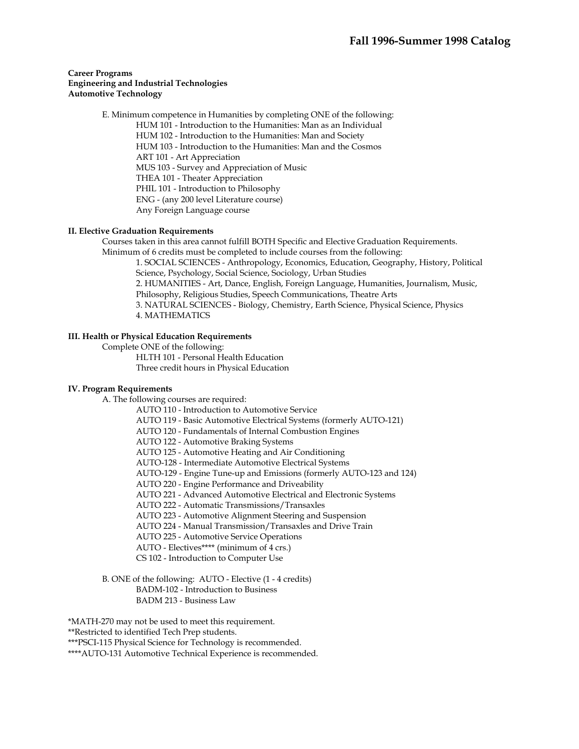**Career Programs**
**Engineering and Industrial Technologies**
**Automotive Technology**

E. Minimum competence in Humanities by completing ONE of the following:
- HUM 101 - Introduction to the Humanities: Man as an Individual
- HUM 102 - Introduction to the Humanities: Man and Society
- HUM 103 - Introduction to the Humanities: Man and the Cosmos
- ART 101 - Art Appreciation
- MUS 103 - Survey and Appreciation of Music
- THEA 101 - Theater Appreciation
- PHIL 101 - Introduction to Philosophy
- ENG - (any 200 level Literature course)
- Any Foreign Language course

**II. Elective Graduation Requirements**

Courses taken in this area cannot fulfill BOTH Specific and Elective Graduation Requirements.
Minimum of 6 credits must be completed to include courses from the following:

1. SOCIAL SCIENCES - Anthropology, Economics, Education, Geography, History, Political Science, Psychology, Social Science, Sociology, Urban Studies
2. HUMANITIES - Art, Dance, English, Foreign Language, Humanities, Journalism, Music, Philosophy, Religious Studies, Speech Communications, Theatre Arts
3. NATURAL SCIENCES - Biology, Chemistry, Earth Science, Physical Science, Physics
4. MATHEMATICS

**III. Health or Physical Education Requirements**

Complete ONE of the following:
- HLTH 101 - Personal Health Education
- Three credit hours in Physical Education

**IV. Program Requirements**

A. The following courses are required:
- AUTO 110 - Introduction to Automotive Service
- AUTO 119 - Basic Automotive Electrical Systems (formerly AUTO-121)
- AUTO 120 - Fundamentals of Internal Combustion Engines
- AUTO 122 - Automotive Braking Systems
- AUTO 125 - Automotive Heating and Air Conditioning
- AUTO-128 - Intermediate Automotive Electrical Systems
- AUTO-129 - Engine Tune-up and Emissions (formerly AUTO-123 and 124)
- AUTO 220 - Engine Performance and Driveability
- AUTO 221 - Advanced Automotive Electrical and Electronic Systems
- AUTO 222 - Automatic Transmissions/Transaxles
- AUTO 223 - Automotive Alignment Steering and Suspension
- AUTO 224 - Manual Transmission/Transaxles and Drive Train
- AUTO 225 - Automotive Service Operations
- AUTO - Electives**** (minimum of 4 crs.)
- CS 102 - Introduction to Computer Use

B. ONE of the following: AUTO - Elective (1 - 4 credits)
- BADM-102 - Introduction to Business
- BADM 213 - Business Law

*MATH-270 may not be used to meet this requirement.
**Restricted to identified Tech Prep students.
***PSCI-115 Physical Science for Technology is recommended.
****AUTO-131 Automotive Technical Experience is recommended.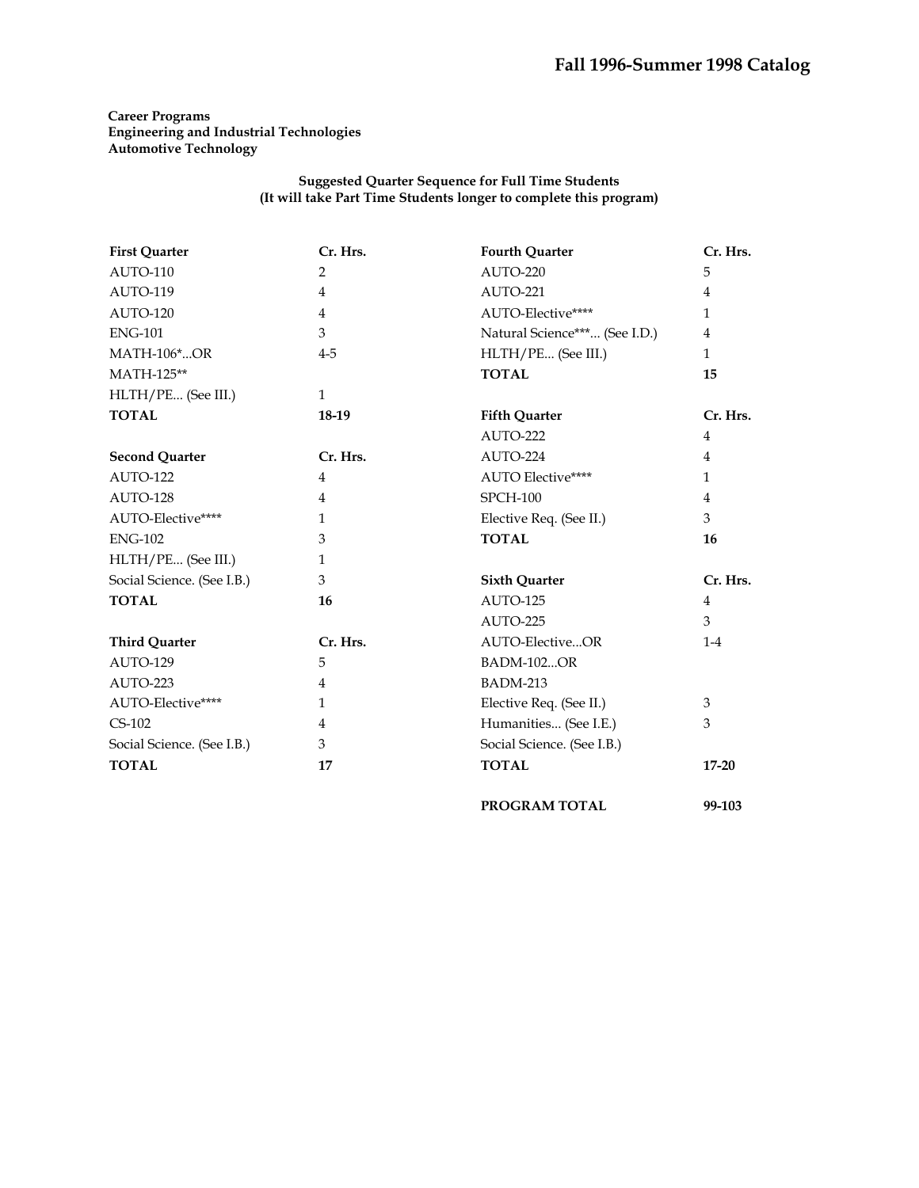**Career Programs**
**Engineering and Industrial Technologies**
**Automotive Technology**

**Suggested Quarter Sequence for Full Time Students**
**(It will take Part Time Students longer to complete this program)**

| **First Quarter** | **Cr. Hrs.** |
|---|---|
| AUTO-110 | 2 |
| AUTO-119 | 4 |
| AUTO-120 | 4 |
| ENG-101 | 3 |
| MATH-106*...OR | 4-5 |
| MATH-125** | |
| HLTH/PE... (See III.) | 1 |
| **TOTAL** | **18-19** |

| **Second Quarter** | **Cr. Hrs.** |
|---|---|
| AUTO-122 | 4 |
| AUTO-128 | 4 |
| AUTO-Elective**** | 1 |
| ENG-102 | 3 |
| HLTH/PE... (See III.) | 1 |
| Social Science. (See I.B.) | 3 |
| **TOTAL** | **16** |

| **Third Quarter** | **Cr. Hrs.** |
|---|---|
| AUTO-129 | 5 |
| AUTO-223 | 4 |
| AUTO-Elective**** | 1 |
| CS-102 | 4 |
| Social Science. (See I.B.) | 3 |
| **TOTAL** | **17** |

| **Fourth Quarter** | **Cr. Hrs.** |
|---|---|
| AUTO-220 | 5 |
| AUTO-221 | 4 |
| AUTO-Elective**** | 1 |
| Natural Science***... (See I.D.) | 4 |
| HLTH/PE... (See III.) | 1 |
| **TOTAL** | **15** |

| **Fifth Quarter** | **Cr. Hrs.** |
|---|---|
| AUTO-222 | 4 |
| AUTO-224 | 4 |
| AUTO Elective**** | 1 |
| SPCH-100 | 4 |
| Elective Req. (See II.) | 3 |
| **TOTAL** | **16** |

| **Sixth Quarter** | **Cr. Hrs.** |
|---|---|
| AUTO-125 | 4 |
| AUTO-225 | 3 |
| AUTO-Elective...OR | 1-4 |
| BADM-102...OR | |
| BADM-213 | |
| Elective Req. (See II.) | 3 |
| Humanities... (See I.E.) | 3 |
| Social Science. (See I.B.) | |
| **TOTAL** | **17-20** |

| **PROGRAM TOTAL** | **99-103** |
|---|---|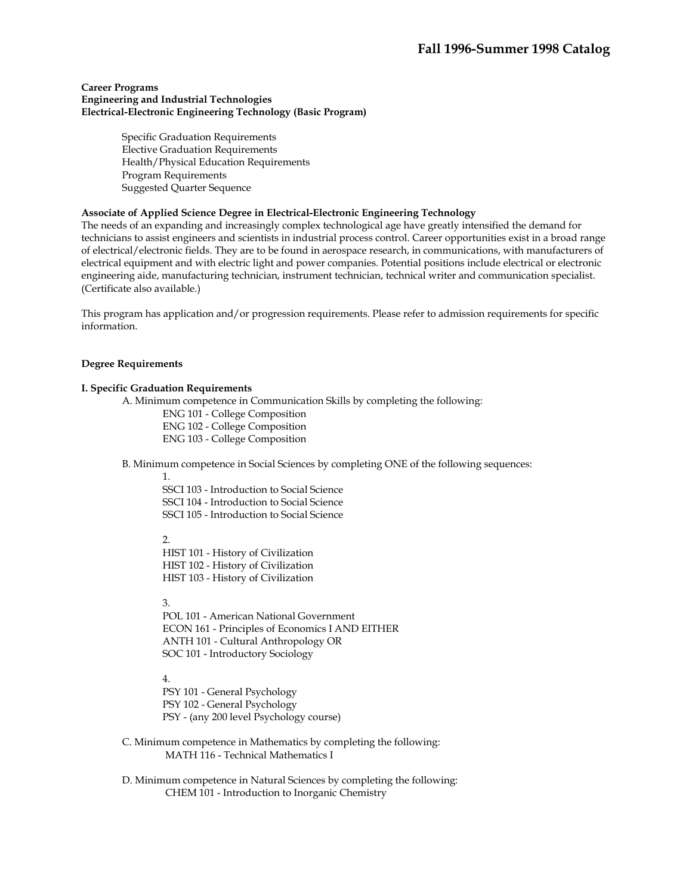**Career Programs**
**Engineering and Industrial Technologies**
**Electrical-Electronic Engineering Technology (Basic Program)**

- Specific Graduation Requirements
- Elective Graduation Requirements
- Health/Physical Education Requirements
- Program Requirements
- Suggested Quarter Sequence

**Associate of Applied Science Degree in Electrical-Electronic Engineering Technology**

The needs of an expanding and increasingly complex technological age have greatly intensified the demand for technicians to assist engineers and scientists in industrial process control. Career opportunities exist in a broad range of electrical/electronic fields. They are to be found in aerospace research, in communications, with manufacturers of electrical equipment and with electric light and power companies. Potential positions include electrical or electronic engineering aide, manufacturing technician, instrument technician, technical writer and communication specialist. (Certificate also available.)

This program has application and/or progression requirements. Please refer to admission requirements for specific information.

**Degree Requirements**

**I. Specific Graduation Requirements**

A. Minimum competence in Communication Skills by completing the following:

- ENG 101 - College Composition
- ENG 102 - College Composition
- ENG 103 - College Composition

B. Minimum competence in Social Sciences by completing ONE of the following sequences:

1.
   - SSCI 103 - Introduction to Social Science
   - SSCI 104 - Introduction to Social Science
   - SSCI 105 - Introduction to Social Science

2.
   - HIST 101 - History of Civilization
   - HIST 102 - History of Civilization
   - HIST 103 - History of Civilization

3.
   - POL 101 - American National Government
   - ECON 161 - Principles of Economics I AND EITHER
   - ANTH 101 - Cultural Anthropology OR
   - SOC 101 - Introductory Sociology

4.
   - PSY 101 - General Psychology
   - PSY 102 - General Psychology
   - PSY - (any 200 level Psychology course)

C. Minimum competence in Mathematics by completing the following:

- MATH 116 - Technical Mathematics I

D. Minimum competence in Natural Sciences by completing the following:

- CHEM 101 - Introduction to Inorganic Chemistry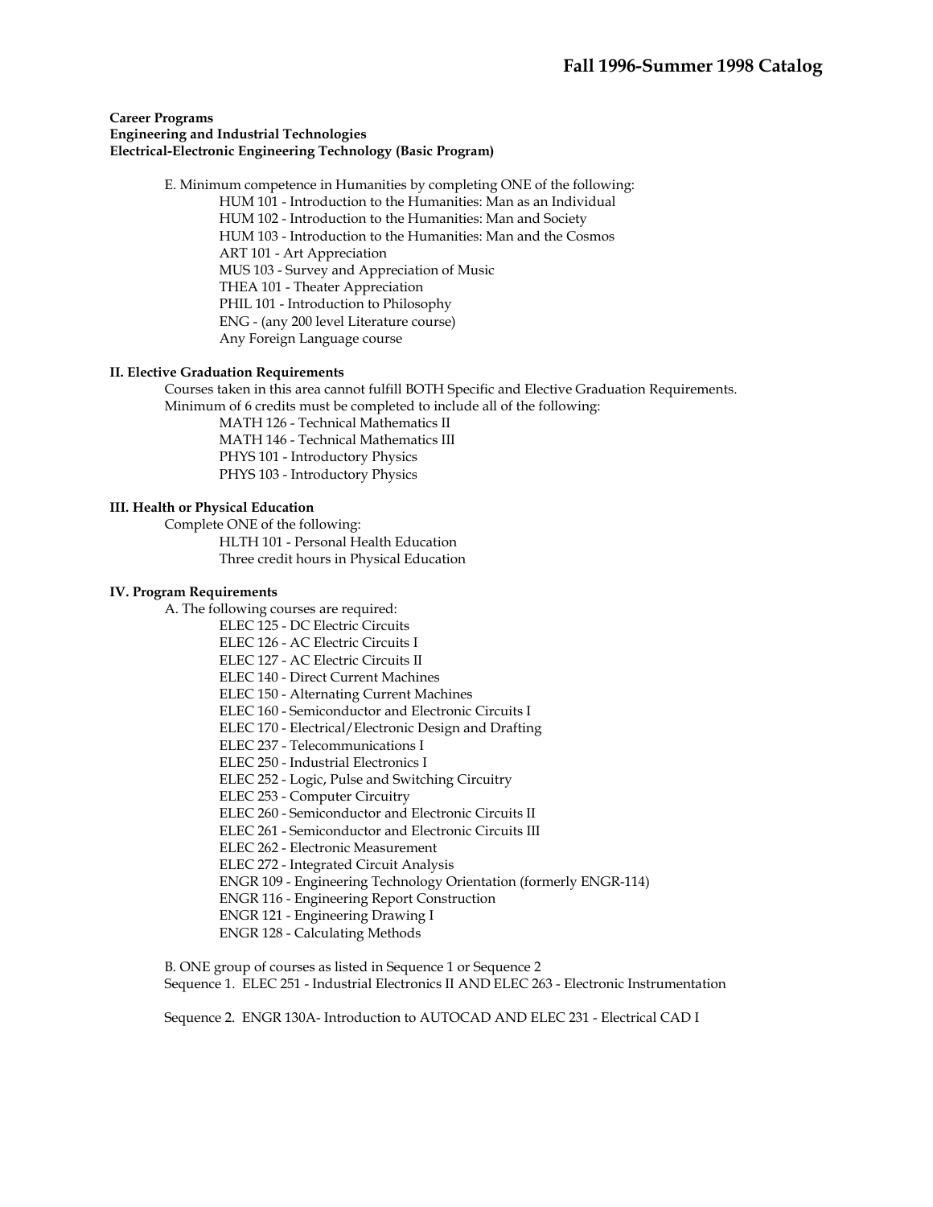**Career Programs**
**Engineering and Industrial Technologies**
**Electrical-Electronic Engineering Technology (Basic Program)**

E. Minimum competence in Humanities by completing ONE of the following:

- HUM 101 - Introduction to the Humanities: Man as an Individual
- HUM 102 - Introduction to the Humanities: Man and Society
- HUM 103 - Introduction to the Humanities: Man and the Cosmos
- ART 101 - Art Appreciation
- MUS 103 - Survey and Appreciation of Music
- THEA 101 - Theater Appreciation
- PHIL 101 - Introduction to Philosophy
- ENG - (any 200 level Literature course)
- Any Foreign Language course

### II. Elective Graduation Requirements

Courses taken in this area cannot fulfill BOTH Specific and Elective Graduation Requirements.
Minimum of 6 credits must be completed to include all of the following:

- MATH 126 - Technical Mathematics II
- MATH 146 - Technical Mathematics III
- PHYS 101 - Introductory Physics
- PHYS 103 - Introductory Physics

### III. Health or Physical Education

Complete ONE of the following:

- HLTH 101 - Personal Health Education
- Three credit hours in Physical Education

### IV. Program Requirements

A. The following courses are required:

- ELEC 125 - DC Electric Circuits
- ELEC 126 - AC Electric Circuits I
- ELEC 127 - AC Electric Circuits II
- ELEC 140 - Direct Current Machines
- ELEC 150 - Alternating Current Machines
- ELEC 160 - Semiconductor and Electronic Circuits I
- ELEC 170 - Electrical/Electronic Design and Drafting
- ELEC 237 - Telecommunications I
- ELEC 250 - Industrial Electronics I
- ELEC 252 - Logic, Pulse and Switching Circuitry
- ELEC 253 - Computer Circuitry
- ELEC 260 - Semiconductor and Electronic Circuits II
- ELEC 261 - Semiconductor and Electronic Circuits III
- ELEC 262 - Electronic Measurement
- ELEC 272 - Integrated Circuit Analysis
- ENGR 109 - Engineering Technology Orientation (formerly ENGR-114)
- ENGR 116 - Engineering Report Construction
- ENGR 121 - Engineering Drawing I
- ENGR 128 - Calculating Methods

B. ONE group of courses as listed in Sequence 1 or Sequence 2

Sequence 1. ELEC 251 - Industrial Electronics II AND ELEC 263 - Electronic Instrumentation

Sequence 2. ENGR 130A- Introduction to AUTOCAD AND ELEC 231 - Electrical CAD I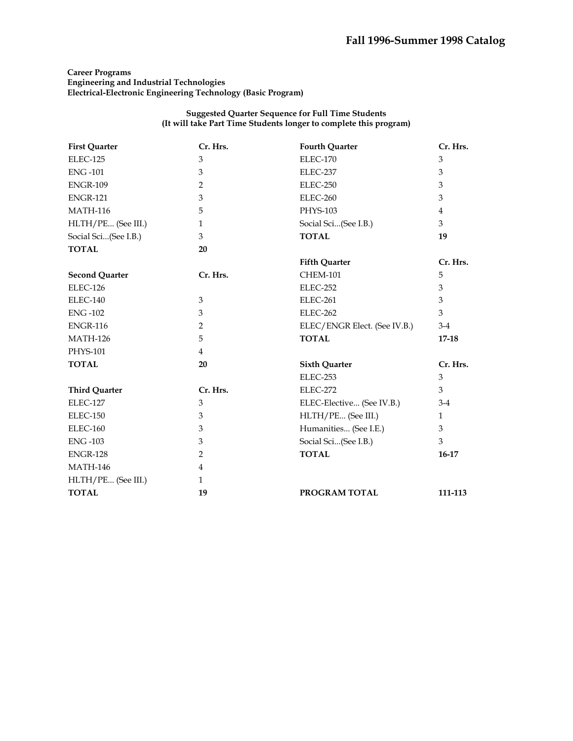**Career Programs**
**Engineering and Industrial Technologies**
**Electrical-Electronic Engineering Technology (Basic Program)**

**Suggested Quarter Sequence for Full Time Students**
**(It will take Part Time Students longer to complete this program)**

| First Quarter | Cr. Hrs. |
|---|---|
| ELEC-125 | 3 |
| ENG -101 | 3 |
| ENGR-109 | 2 |
| ENGR-121 | 3 |
| MATH-116 | 5 |
| HLTH/PE... (See III.) | 1 |
| Social Sci...(See I.B.) | 3 |
| **TOTAL** | **20** |

| Second Quarter | Cr. Hrs. |
|---|---|
| ELEC-126 | |
| ELEC-140 | 3 |
| ENG -102 | 3 |
| ENGR-116 | 2 |
| MATH-126 | 5 |
| PHYS-101 | 4 |
| **TOTAL** | **20** |

| Third Quarter | Cr. Hrs. |
|---|---|
| ELEC-127 | 3 |
| ELEC-150 | 3 |
| ELEC-160 | 3 |
| ENG -103 | 3 |
| ENGR-128 | 2 |
| MATH-146 | 4 |
| HLTH/PE... (See III.) | 1 |
| **TOTAL** | **19** |

| Fourth Quarter | Cr. Hrs. |
|---|---|
| ELEC-170 | 3 |
| ELEC-237 | 3 |
| ELEC-250 | 3 |
| ELEC-260 | 3 |
| PHYS-103 | 4 |
| Social Sci...(See I.B.) | 3 |
| **TOTAL** | **19** |

| Fifth Quarter | Cr. Hrs. |
|---|---|
| CHEM-101 | 5 |
| ELEC-252 | 3 |
| ELEC-261 | 3 |
| ELEC-262 | 3 |
| ELEC/ENGR Elect. (See IV.B.) | 3-4 |
| **TOTAL** | **17-18** |

| Sixth Quarter | Cr. Hrs. |
|---|---|
| ELEC-253 | 3 |
| ELEC-272 | 3 |
| ELEC-Elective... (See IV.B.) | 3-4 |
| HLTH/PE... (See III.) | 1 |
| Humanities... (See I.E.) | 3 |
| Social Sci...(See I.B.) | 3 |
| **TOTAL** | **16-17** |

**PROGRAM TOTAL** **111-113**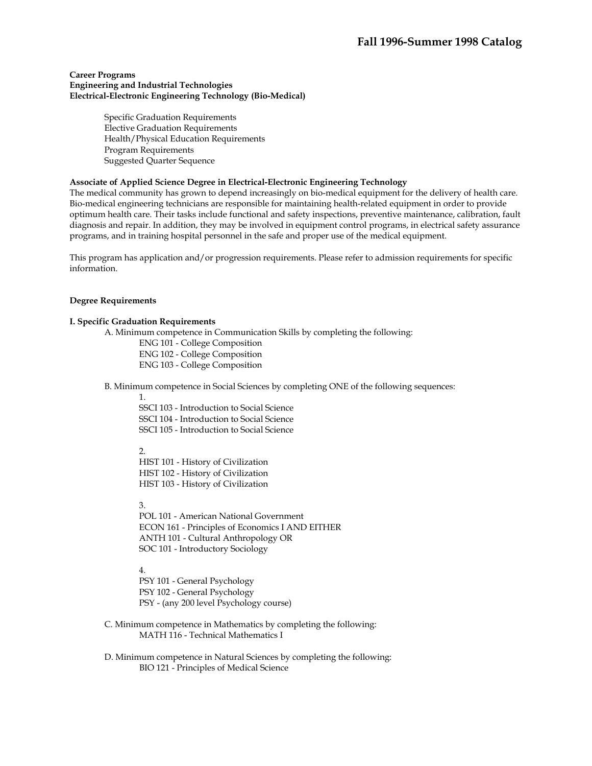**Career Programs**
**Engineering and Industrial Technologies**
**Electrical-Electronic Engineering Technology (Bio-Medical)**

- Specific Graduation Requirements
- Elective Graduation Requirements
- Health/Physical Education Requirements
- Program Requirements
- Suggested Quarter Sequence

**Associate of Applied Science Degree in Electrical-Electronic Engineering Technology**

The medical community has grown to depend increasingly on bio-medical equipment for the delivery of health care. Bio-medical engineering technicians are responsible for maintaining health-related equipment in order to provide optimum health care. Their tasks include functional and safety inspections, preventive maintenance, calibration, fault diagnosis and repair. In addition, they may be involved in equipment control programs, in electrical safety assurance programs, and in training hospital personnel in the safe and proper use of the medical equipment.

This program has application and/or progression requirements. Please refer to admission requirements for specific information.

**Degree Requirements**

**I. Specific Graduation Requirements**

A. Minimum competence in Communication Skills by completing the following:

- ENG 101 - College Composition
- ENG 102 - College Composition
- ENG 103 - College Composition

B. Minimum competence in Social Sciences by completing ONE of the following sequences:

1.
- SSCI 103 - Introduction to Social Science
- SSCI 104 - Introduction to Social Science
- SSCI 105 - Introduction to Social Science

2.
- HIST 101 - History of Civilization
- HIST 102 - History of Civilization
- HIST 103 - History of Civilization

3.
- POL 101 - American National Government
- ECON 161 - Principles of Economics I AND EITHER
- ANTH 101 - Cultural Anthropology OR
- SOC 101 - Introductory Sociology

4.
- PSY 101 - General Psychology
- PSY 102 - General Psychology
- PSY - (any 200 level Psychology course)

C. Minimum competence in Mathematics by completing the following:

- MATH 116 - Technical Mathematics I

D. Minimum competence in Natural Sciences by completing the following:

- BIO 121 - Principles of Medical Science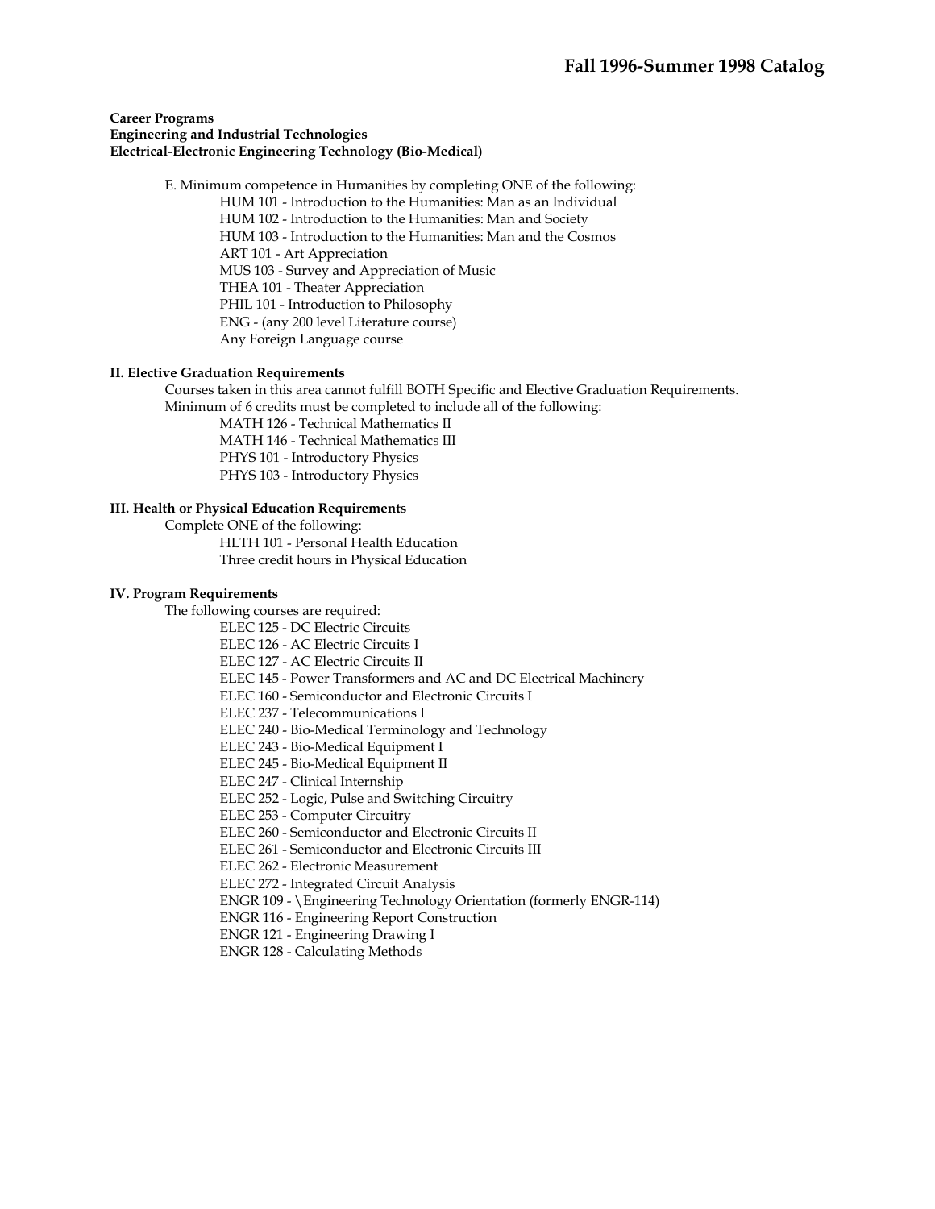**Career Programs**
**Engineering and Industrial Technologies**
**Electrical-Electronic Engineering Technology (Bio-Medical)**

E. Minimum competence in Humanities by completing ONE of the following:
- HUM 101 - Introduction to the Humanities: Man as an Individual
- HUM 102 - Introduction to the Humanities: Man and Society
- HUM 103 - Introduction to the Humanities: Man and the Cosmos
- ART 101 - Art Appreciation
- MUS 103 - Survey and Appreciation of Music
- THEA 101 - Theater Appreciation
- PHIL 101 - Introduction to Philosophy
- ENG - (any 200 level Literature course)
- Any Foreign Language course

### II. Elective Graduation Requirements

Courses taken in this area cannot fulfill BOTH Specific and Elective Graduation Requirements.
Minimum of 6 credits must be completed to include all of the following:
- MATH 126 - Technical Mathematics II
- MATH 146 - Technical Mathematics III
- PHYS 101 - Introductory Physics
- PHYS 103 - Introductory Physics

### III. Health or Physical Education Requirements

Complete ONE of the following:
- HLTH 101 - Personal Health Education
- Three credit hours in Physical Education

### IV. Program Requirements

The following courses are required:
- ELEC 125 - DC Electric Circuits
- ELEC 126 - AC Electric Circuits I
- ELEC 127 - AC Electric Circuits II
- ELEC 145 - Power Transformers and AC and DC Electrical Machinery
- ELEC 160 - Semiconductor and Electronic Circuits I
- ELEC 237 - Telecommunications I
- ELEC 240 - Bio-Medical Terminology and Technology
- ELEC 243 - Bio-Medical Equipment I
- ELEC 245 - Bio-Medical Equipment II
- ELEC 247 - Clinical Internship
- ELEC 252 - Logic, Pulse and Switching Circuitry
- ELEC 253 - Computer Circuitry
- ELEC 260 - Semiconductor and Electronic Circuits II
- ELEC 261 - Semiconductor and Electronic Circuits III
- ELEC 262 - Electronic Measurement
- ELEC 272 - Integrated Circuit Analysis
- ENGR 109 - \Engineering Technology Orientation (formerly ENGR-114)
- ENGR 116 - Engineering Report Construction
- ENGR 121 - Engineering Drawing I
- ENGR 128 - Calculating Methods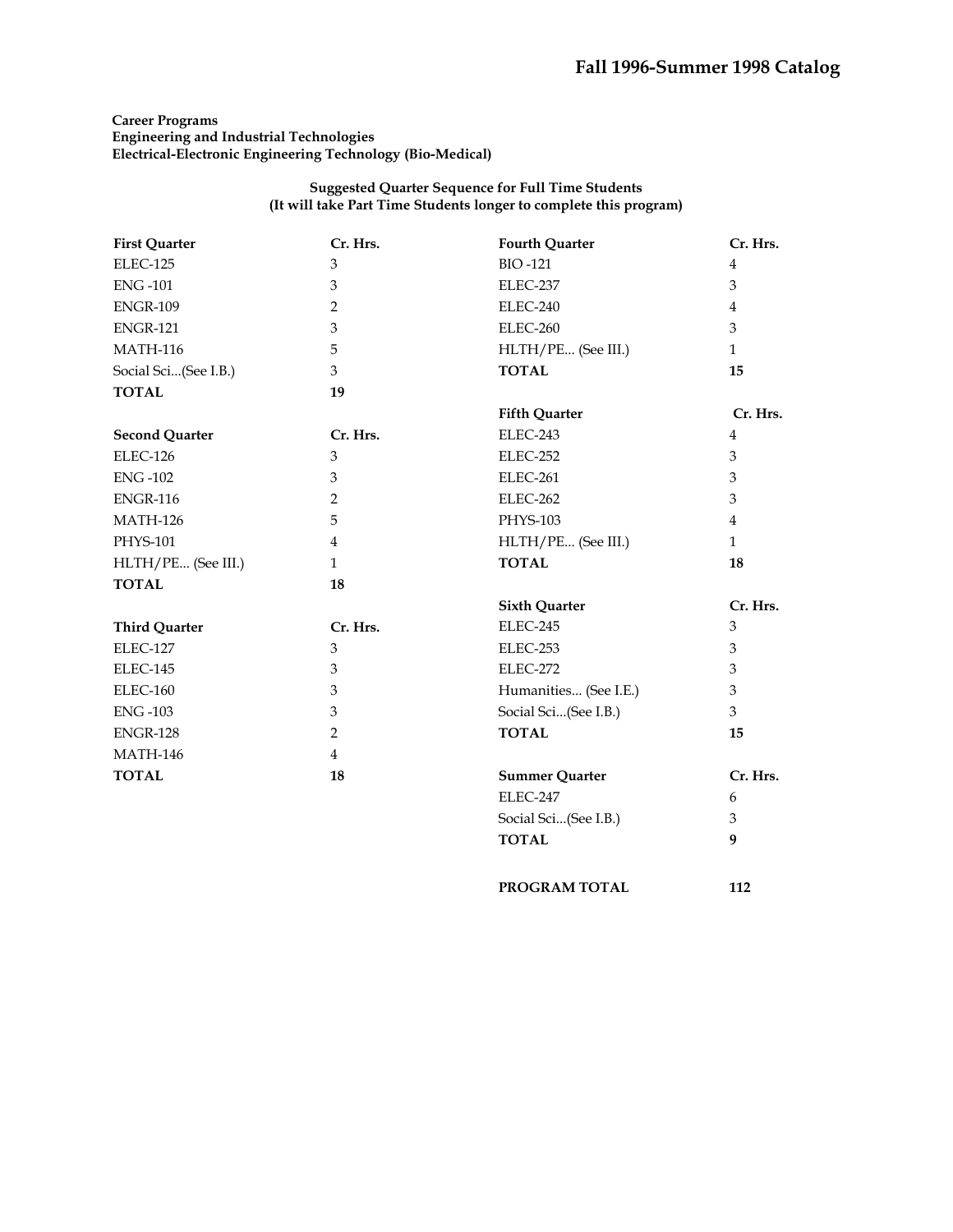**Career Programs**
**Engineering and Industrial Technologies**
**Electrical-Electronic Engineering Technology (Bio-Medical)**

**Suggested Quarter Sequence for Full Time Students**
**(It will take Part Time Students longer to complete this program)**

| **First Quarter** | **Cr. Hrs.** |
|---|---|
| ELEC-125 | 3 |
| ENG -101 | 3 |
| ENGR-109 | 2 |
| ENGR-121 | 3 |
| MATH-116 | 5 |
| Social Sci...(See I.B.) | 3 |
| **TOTAL** | **19** |

| **Second Quarter** | **Cr. Hrs.** |
|---|---|
| ELEC-126 | 3 |
| ENG -102 | 3 |
| ENGR-116 | 2 |
| MATH-126 | 5 |
| PHYS-101 | 4 |
| HLTH/PE... (See III.) | 1 |
| **TOTAL** | **18** |

| **Third Quarter** | **Cr. Hrs.** |
|---|---|
| ELEC-127 | 3 |
| ELEC-145 | 3 |
| ELEC-160 | 3 |
| ENG -103 | 3 |
| ENGR-128 | 2 |
| MATH-146 | 4 |
| **TOTAL** | **18** |

| **Fourth Quarter** | **Cr. Hrs.** |
|---|---|
| BIO -121 | 4 |
| ELEC-237 | 3 |
| ELEC-240 | 4 |
| ELEC-260 | 3 |
| HLTH/PE... (See III.) | 1 |
| **TOTAL** | **15** |

| **Fifth Quarter** | **Cr. Hrs.** |
|---|---|
| ELEC-243 | 4 |
| ELEC-252 | 3 |
| ELEC-261 | 3 |
| ELEC-262 | 3 |
| PHYS-103 | 4 |
| HLTH/PE... (See III.) | 1 |
| **TOTAL** | **18** |

| **Sixth Quarter** | **Cr. Hrs.** |
|---|---|
| ELEC-245 | 3 |
| ELEC-253 | 3 |
| ELEC-272 | 3 |
| Humanities... (See I.E.) | 3 |
| Social Sci...(See I.B.) | 3 |
| **TOTAL** | **15** |

| **Summer Quarter** | **Cr. Hrs.** |
|---|---|
| ELEC-247 | 6 |
| Social Sci...(See I.B.) | 3 |
| **TOTAL** | **9** |

**PROGRAM TOTAL** **112**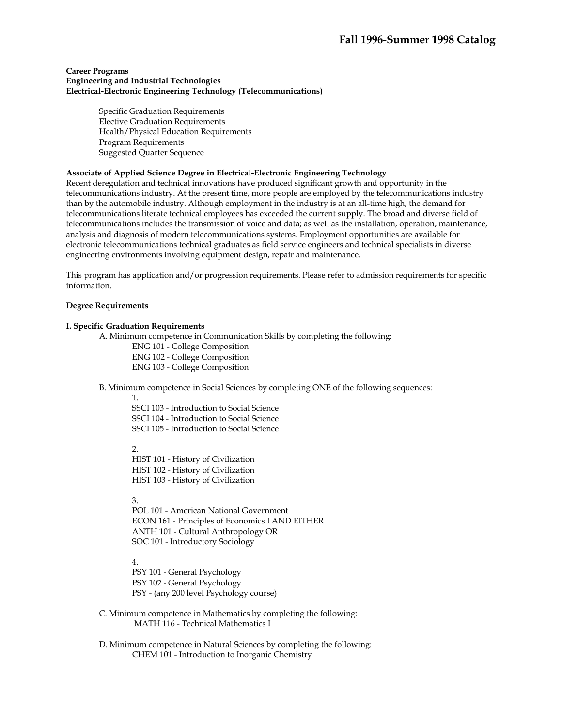**Career Programs**
**Engineering and Industrial Technologies**
**Electrical-Electronic Engineering Technology (Telecommunications)**

Specific Graduation Requirements
Elective Graduation Requirements
Health/Physical Education Requirements
Program Requirements
Suggested Quarter Sequence

**Associate of Applied Science Degree in Electrical-Electronic Engineering Technology**
Recent deregulation and technical innovations have produced significant growth and opportunity in the telecommunications industry. At the present time, more people are employed by the telecommunications industry than by the automobile industry. Although employment in the industry is at an all-time high, the demand for telecommunications literate technical employees has exceeded the current supply. The broad and diverse field of telecommunications includes the transmission of voice and data; as well as the installation, operation, maintenance, analysis and diagnosis of modern telecommunications systems. Employment opportunities are available for electronic telecommunications technical graduates as field service engineers and technical specialists in diverse engineering environments involving equipment design, repair and maintenance.

This program has application and/or progression requirements. Please refer to admission requirements for specific information.

**Degree Requirements**

**I. Specific Graduation Requirements**

A. Minimum competence in Communication Skills by completing the following:
- ENG 101 - College Composition
- ENG 102 - College Composition
- ENG 103 - College Composition

B. Minimum competence in Social Sciences by completing ONE of the following sequences:

1.
- SSCI 103 - Introduction to Social Science
- SSCI 104 - Introduction to Social Science
- SSCI 105 - Introduction to Social Science

2.
- HIST 101 - History of Civilization
- HIST 102 - History of Civilization
- HIST 103 - History of Civilization

3.
- POL 101 - American National Government
- ECON 161 - Principles of Economics I AND EITHER
- ANTH 101 - Cultural Anthropology OR
- SOC 101 - Introductory Sociology

4.
- PSY 101 - General Psychology
- PSY 102 - General Psychology
- PSY - (any 200 level Psychology course)

C. Minimum competence in Mathematics by completing the following:
- MATH 116 - Technical Mathematics I

D. Minimum competence in Natural Sciences by completing the following:
- CHEM 101 - Introduction to Inorganic Chemistry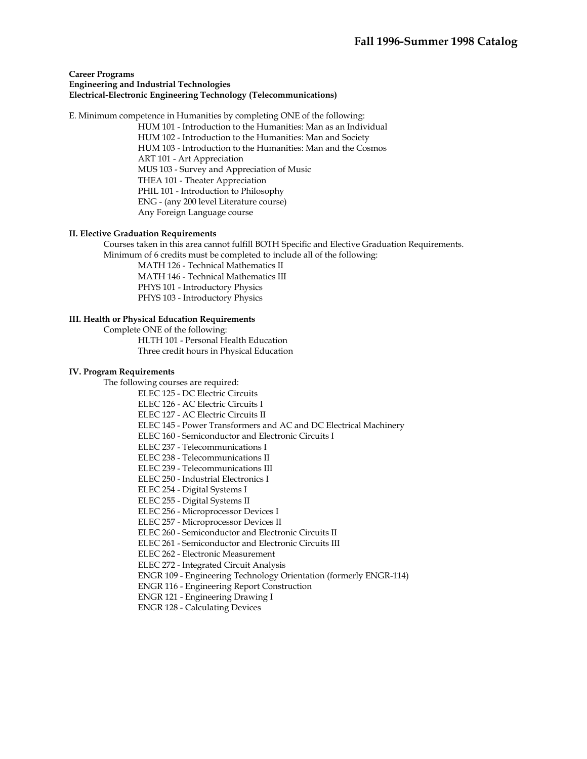**Career Programs**
**Engineering and Industrial Technologies**
**Electrical-Electronic Engineering Technology (Telecommunications)**

E. Minimum competence in Humanities by completing ONE of the following:

- HUM 101 - Introduction to the Humanities: Man as an Individual
- HUM 102 - Introduction to the Humanities: Man and Society
- HUM 103 - Introduction to the Humanities: Man and the Cosmos
- ART 101 - Art Appreciation
- MUS 103 - Survey and Appreciation of Music
- THEA 101 - Theater Appreciation
- PHIL 101 - Introduction to Philosophy
- ENG - (any 200 level Literature course)
- Any Foreign Language course

**II. Elective Graduation Requirements**

Courses taken in this area cannot fulfill BOTH Specific and Elective Graduation Requirements.
Minimum of 6 credits must be completed to include all of the following:

- MATH 126 - Technical Mathematics II
- MATH 146 - Technical Mathematics III
- PHYS 101 - Introductory Physics
- PHYS 103 - Introductory Physics

**III. Health or Physical Education Requirements**

Complete ONE of the following:

- HLTH 101 - Personal Health Education
- Three credit hours in Physical Education

**IV. Program Requirements**

The following courses are required:

- ELEC 125 - DC Electric Circuits
- ELEC 126 - AC Electric Circuits I
- ELEC 127 - AC Electric Circuits II
- ELEC 145 - Power Transformers and AC and DC Electrical Machinery
- ELEC 160 - Semiconductor and Electronic Circuits I
- ELEC 237 - Telecommunications I
- ELEC 238 - Telecommunications II
- ELEC 239 - Telecommunications III
- ELEC 250 - Industrial Electronics I
- ELEC 254 - Digital Systems I
- ELEC 255 - Digital Systems II
- ELEC 256 - Microprocessor Devices I
- ELEC 257 - Microprocessor Devices II
- ELEC 260 - Semiconductor and Electronic Circuits II
- ELEC 261 - Semiconductor and Electronic Circuits III
- ELEC 262 - Electronic Measurement
- ELEC 272 - Integrated Circuit Analysis
- ENGR 109 - Engineering Technology Orientation (formerly ENGR-114)
- ENGR 116 - Engineering Report Construction
- ENGR 121 - Engineering Drawing I
- ENGR 128 - Calculating Devices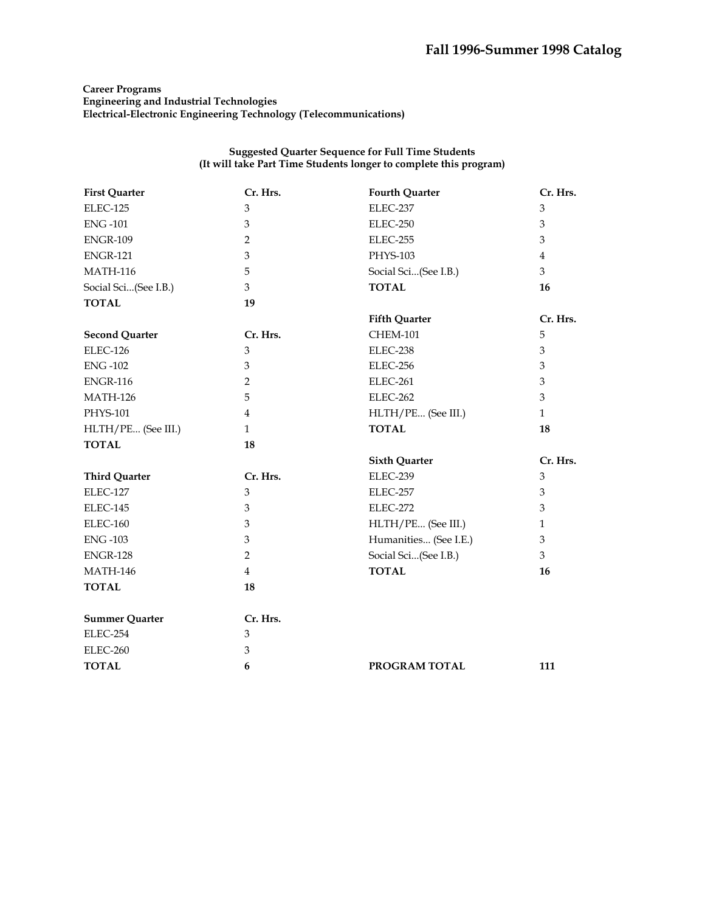**Career Programs**
**Engineering and Industrial Technologies**
**Electrical-Electronic Engineering Technology (Telecommunications)**

**Suggested Quarter Sequence for Full Time Students**
**(It will take Part Time Students longer to complete this program)**

| First Quarter | Cr. Hrs. |
|---|---|
| ELEC-125 | 3 |
| ENG -101 | 3 |
| ENGR-109 | 2 |
| ENGR-121 | 3 |
| MATH-116 | 5 |
| Social Sci...(See I.B.) | 3 |
| **TOTAL** | **19** |

| Second Quarter | Cr. Hrs. |
|---|---|
| ELEC-126 | 3 |
| ENG -102 | 3 |
| ENGR-116 | 2 |
| MATH-126 | 5 |
| PHYS-101 | 4 |
| HLTH/PE... (See III.) | 1 |
| **TOTAL** | **18** |

| Third Quarter | Cr. Hrs. |
|---|---|
| ELEC-127 | 3 |
| ELEC-145 | 3 |
| ELEC-160 | 3 |
| ENG -103 | 3 |
| ENGR-128 | 2 |
| MATH-146 | 4 |
| **TOTAL** | **18** |

| Summer Quarter | Cr. Hrs. |
|---|---|
| ELEC-254 | 3 |
| ELEC-260 | 3 |
| **TOTAL** | **6** |

| Fourth Quarter | Cr. Hrs. |
|---|---|
| ELEC-237 | 3 |
| ELEC-250 | 3 |
| ELEC-255 | 3 |
| PHYS-103 | 4 |
| Social Sci...(See I.B.) | 3 |
| **TOTAL** | **16** |

| Fifth Quarter | Cr. Hrs. |
|---|---|
| CHEM-101 | 5 |
| ELEC-238 | 3 |
| ELEC-256 | 3 |
| ELEC-261 | 3 |
| ELEC-262 | 3 |
| HLTH/PE... (See III.) | 1 |
| **TOTAL** | **18** |

| Sixth Quarter | Cr. Hrs. |
|---|---|
| ELEC-239 | 3 |
| ELEC-257 | 3 |
| ELEC-272 | 3 |
| HLTH/PE... (See III.) | 1 |
| Humanities... (See I.E.) | 3 |
| Social Sci...(See I.B.) | 3 |
| **TOTAL** | **16** |

**PROGRAM TOTAL** **111**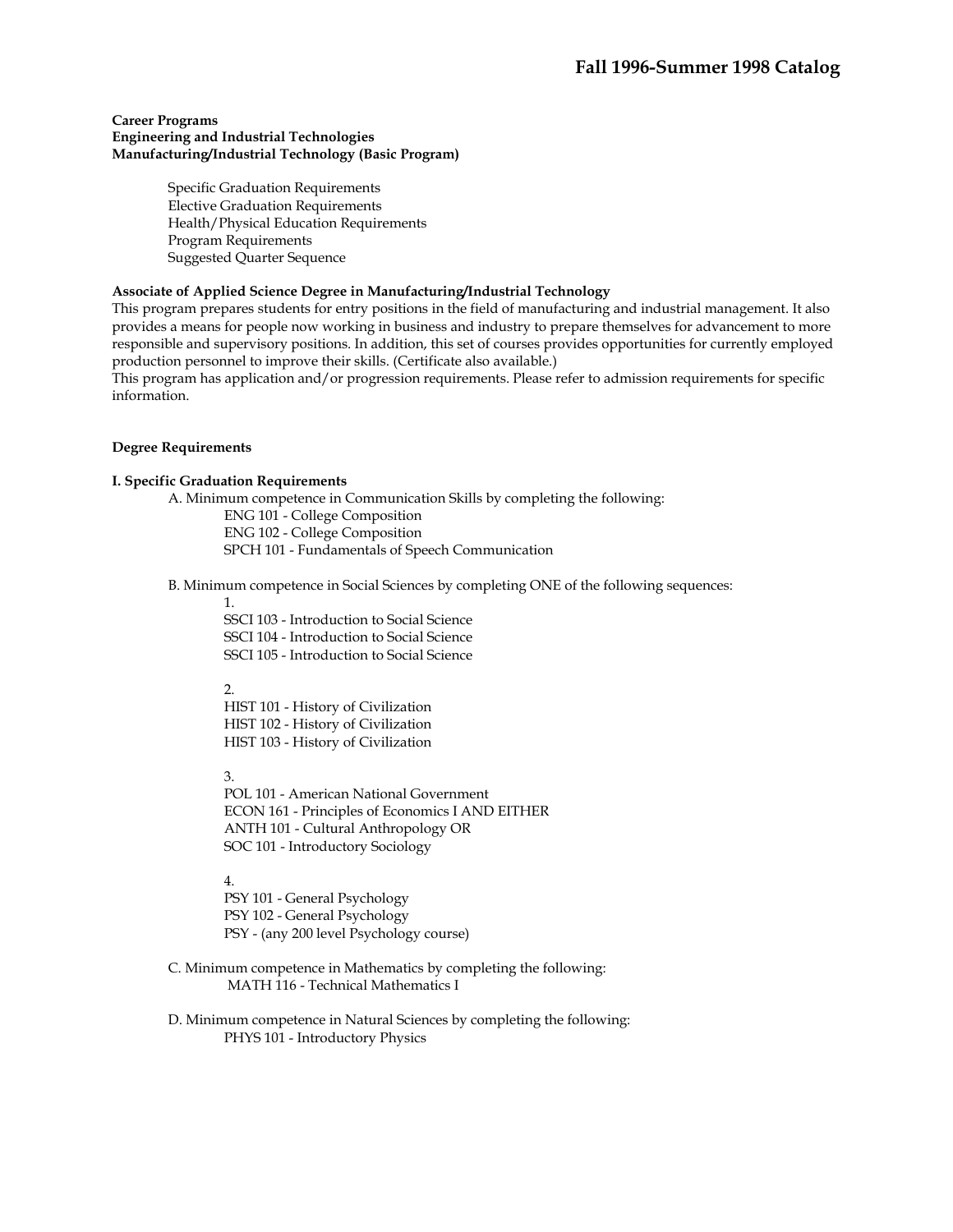**Career Programs**
**Engineering and Industrial Technologies**
**Manufacturing/Industrial Technology (Basic Program)**

- Specific Graduation Requirements
- Elective Graduation Requirements
- Health/Physical Education Requirements
- Program Requirements
- Suggested Quarter Sequence

**Associate of Applied Science Degree in Manufacturing/Industrial Technology**

This program prepares students for entry positions in the field of manufacturing and industrial management. It also provides a means for people now working in business and industry to prepare themselves for advancement to more responsible and supervisory positions. In addition, this set of courses provides opportunities for currently employed production personnel to improve their skills. (Certificate also available.)

This program has application and/or progression requirements. Please refer to admission requirements for specific information.

**Degree Requirements**

**I. Specific Graduation Requirements**

A. Minimum competence in Communication Skills by completing the following:

- ENG 101 - College Composition
- ENG 102 - College Composition
- SPCH 101 - Fundamentals of Speech Communication

B. Minimum competence in Social Sciences by completing ONE of the following sequences:

1.
- SSCI 103 - Introduction to Social Science
- SSCI 104 - Introduction to Social Science
- SSCI 105 - Introduction to Social Science

2.
- HIST 101 - History of Civilization
- HIST 102 - History of Civilization
- HIST 103 - History of Civilization

3.
- POL 101 - American National Government
- ECON 161 - Principles of Economics I AND EITHER
- ANTH 101 - Cultural Anthropology OR
- SOC 101 - Introductory Sociology

4.
- PSY 101 - General Psychology
- PSY 102 - General Psychology
- PSY - (any 200 level Psychology course)

C. Minimum competence in Mathematics by completing the following:

- MATH 116 - Technical Mathematics I

D. Minimum competence in Natural Sciences by completing the following:

- PHYS 101 - Introductory Physics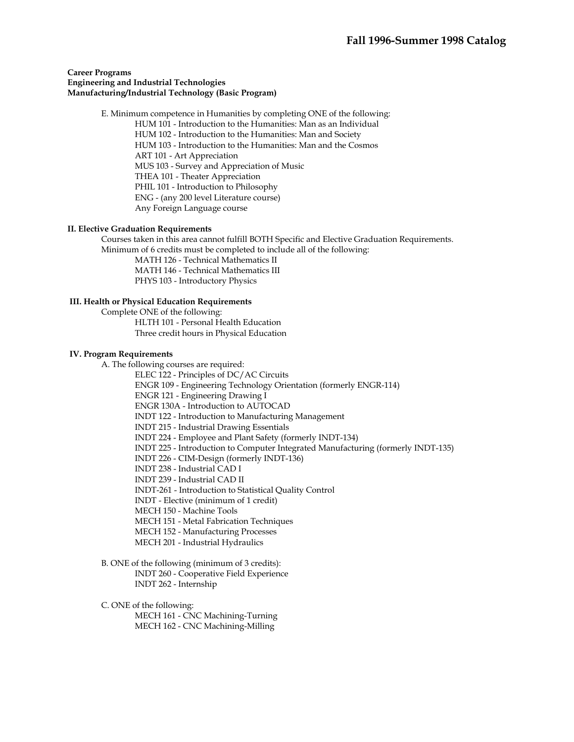**Career Programs**
**Engineering and Industrial Technologies**
**Manufacturing/Industrial Technology (Basic Program)**

E. Minimum competence in Humanities by completing ONE of the following:
- HUM 101 - Introduction to the Humanities: Man as an Individual
- HUM 102 - Introduction to the Humanities: Man and Society
- HUM 103 - Introduction to the Humanities: Man and the Cosmos
- ART 101 - Art Appreciation
- MUS 103 - Survey and Appreciation of Music
- THEA 101 - Theater Appreciation
- PHIL 101 - Introduction to Philosophy
- ENG - (any 200 level Literature course)
- Any Foreign Language course

**II. Elective Graduation Requirements**

Courses taken in this area cannot fulfill BOTH Specific and Elective Graduation Requirements.
Minimum of 6 credits must be completed to include all of the following:
- MATH 126 - Technical Mathematics II
- MATH 146 - Technical Mathematics III
- PHYS 103 - Introductory Physics

**III. Health or Physical Education Requirements**

Complete ONE of the following:
- HLTH 101 - Personal Health Education
- Three credit hours in Physical Education

**IV. Program Requirements**

A. The following courses are required:
- ELEC 122 - Principles of DC/AC Circuits
- ENGR 109 - Engineering Technology Orientation (formerly ENGR-114)
- ENGR 121 - Engineering Drawing I
- ENGR 130A - Introduction to AUTOCAD
- INDT 122 - Introduction to Manufacturing Management
- INDT 215 - Industrial Drawing Essentials
- INDT 224 - Employee and Plant Safety (formerly INDT-134)
- INDT 225 - Introduction to Computer Integrated Manufacturing (formerly INDT-135)
- INDT 226 - CIM-Design (formerly INDT-136)
- INDT 238 - Industrial CAD I
- INDT 239 - Industrial CAD II
- INDT-261 - Introduction to Statistical Quality Control
- INDT - Elective (minimum of 1 credit)
- MECH 150 - Machine Tools
- MECH 151 - Metal Fabrication Techniques
- MECH 152 - Manufacturing Processes
- MECH 201 - Industrial Hydraulics

B. ONE of the following (minimum of 3 credits):
- INDT 260 - Cooperative Field Experience
- INDT 262 - Internship

C. ONE of the following:
- MECH 161 - CNC Machining-Turning
- MECH 162 - CNC Machining-Milling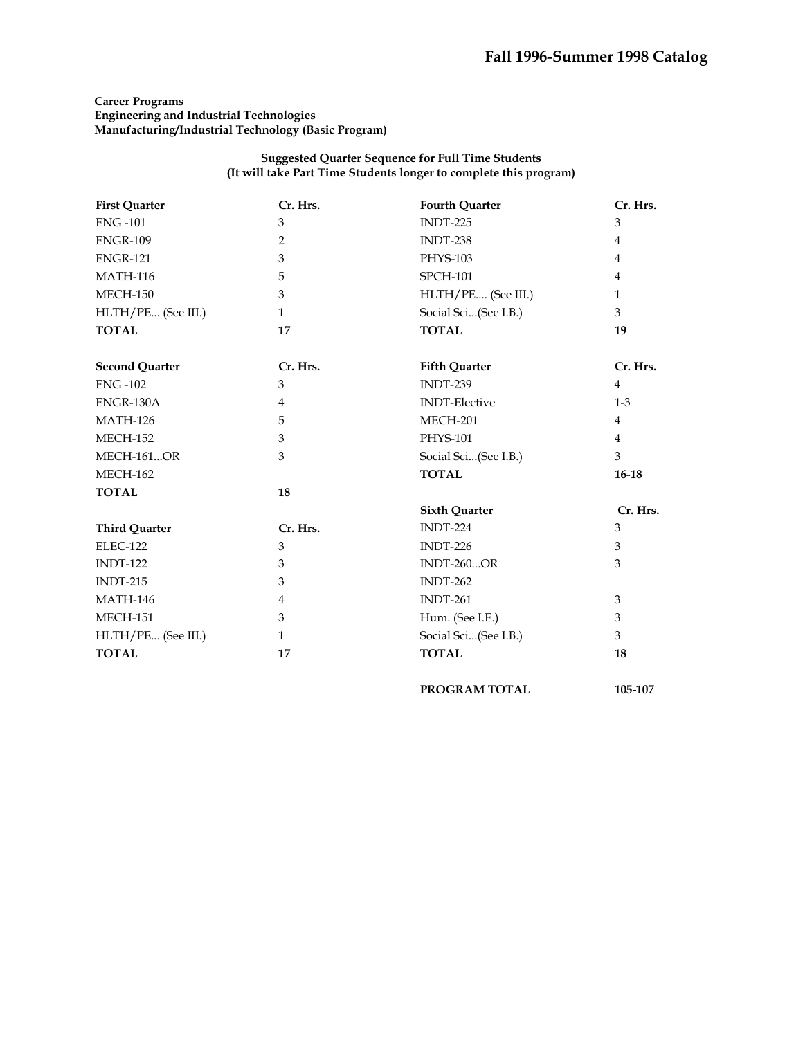**Career Programs**
**Engineering and Industrial Technologies**
**Manufacturing/Industrial Technology (Basic Program)**

**Suggested Quarter Sequence for Full Time Students**
**(It will take Part Time Students longer to complete this program)**

| **First Quarter** | **Cr. Hrs.** |
|---|---|
| ENG -101 | 3 |
| ENGR-109 | 2 |
| ENGR-121 | 3 |
| MATH-116 | 5 |
| MECH-150 | 3 |
| HLTH/PE... (See III.) | 1 |
| **TOTAL** | **17** |

| **Second Quarter** | **Cr. Hrs.** |
|---|---|
| ENG -102 | 3 |
| ENGR-130A | 4 |
| MATH-126 | 5 |
| MECH-152 | 3 |
| MECH-161...OR | 3 |
| MECH-162 | |
| **TOTAL** | **18** |

| **Third Quarter** | **Cr. Hrs.** |
|---|---|
| ELEC-122 | 3 |
| INDT-122 | 3 |
| INDT-215 | 3 |
| MATH-146 | 4 |
| MECH-151 | 3 |
| HLTH/PE... (See III.) | 1 |
| **TOTAL** | **17** |

| **Fourth Quarter** | **Cr. Hrs.** |
|---|---|
| INDT-225 | 3 |
| INDT-238 | 4 |
| PHYS-103 | 4 |
| SPCH-101 | 4 |
| HLTH/PE.... (See III.) | 1 |
| Social Sci...(See I.B.) | 3 |
| **TOTAL** | **19** |

| **Fifth Quarter** | **Cr. Hrs.** |
|---|---|
| INDT-239 | 4 |
| INDT-Elective | 1-3 |
| MECH-201 | 4 |
| PHYS-101 | 4 |
| Social Sci...(See I.B.) | 3 |
| **TOTAL** | **16-18** |

| **Sixth Quarter** | **Cr. Hrs.** |
|---|---|
| INDT-224 | 3 |
| INDT-226 | 3 |
| INDT-260...OR | 3 |
| INDT-262 | |
| INDT-261 | 3 |
| Hum. (See I.E.) | 3 |
| Social Sci...(See I.B.) | 3 |
| **TOTAL** | **18** |

**PROGRAM TOTAL** **105-107**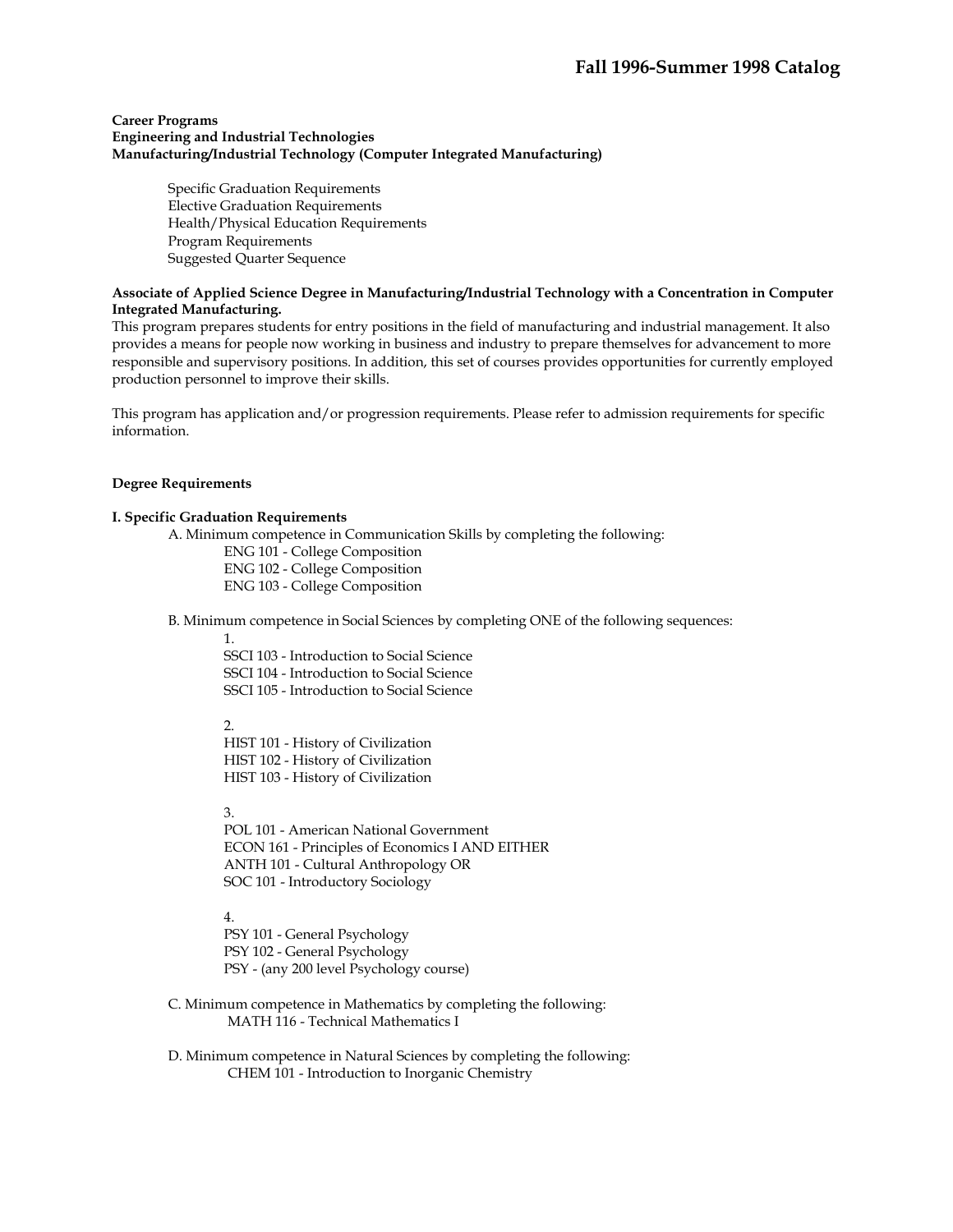**Career Programs**
**Engineering and Industrial Technologies**
**Manufacturing/Industrial Technology (Computer Integrated Manufacturing)**

- Specific Graduation Requirements
- Elective Graduation Requirements
- Health/Physical Education Requirements
- Program Requirements
- Suggested Quarter Sequence

**Associate of Applied Science Degree in Manufacturing/Industrial Technology with a Concentration in Computer Integrated Manufacturing.**

This program prepares students for entry positions in the field of manufacturing and industrial management. It also provides a means for people now working in business and industry to prepare themselves for advancement to more responsible and supervisory positions. In addition, this set of courses provides opportunities for currently employed production personnel to improve their skills.

This program has application and/or progression requirements. Please refer to admission requirements for specific information.

**Degree Requirements**

**I. Specific Graduation Requirements**

A. Minimum competence in Communication Skills by completing the following:

- ENG 101 - College Composition
- ENG 102 - College Composition
- ENG 103 - College Composition

B. Minimum competence in Social Sciences by completing ONE of the following sequences:

1.
   - SSCI 103 - Introduction to Social Science
   - SSCI 104 - Introduction to Social Science
   - SSCI 105 - Introduction to Social Science

2.
   - HIST 101 - History of Civilization
   - HIST 102 - History of Civilization
   - HIST 103 - History of Civilization

3.
   - POL 101 - American National Government
   - ECON 161 - Principles of Economics I AND EITHER
   - ANTH 101 - Cultural Anthropology OR
   - SOC 101 - Introductory Sociology

4.
   - PSY 101 - General Psychology
   - PSY 102 - General Psychology
   - PSY - (any 200 level Psychology course)

C. Minimum competence in Mathematics by completing the following:

- MATH 116 - Technical Mathematics I

D. Minimum competence in Natural Sciences by completing the following:

- CHEM 101 - Introduction to Inorganic Chemistry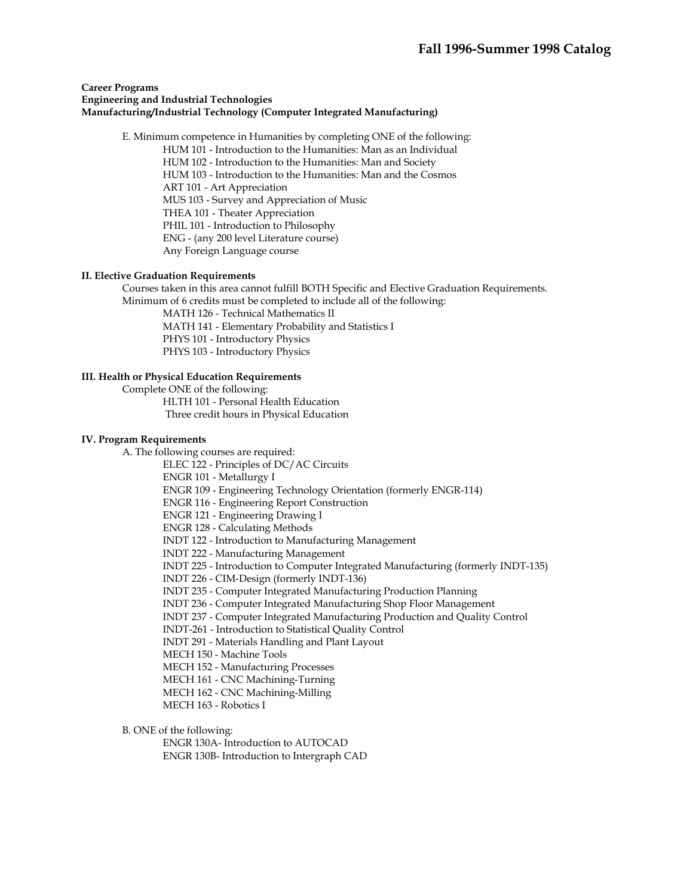**Career Programs**
**Engineering and Industrial Technologies**
**Manufacturing/Industrial Technology (Computer Integrated Manufacturing)**

E. Minimum competence in Humanities by completing ONE of the following:
- HUM 101 - Introduction to the Humanities: Man as an Individual
- HUM 102 - Introduction to the Humanities: Man and Society
- HUM 103 - Introduction to the Humanities: Man and the Cosmos
- ART 101 - Art Appreciation
- MUS 103 - Survey and Appreciation of Music
- THEA 101 - Theater Appreciation
- PHIL 101 - Introduction to Philosophy
- ENG - (any 200 level Literature course)
- Any Foreign Language course

**II. Elective Graduation Requirements**

Courses taken in this area cannot fulfill BOTH Specific and Elective Graduation Requirements.
Minimum of 6 credits must be completed to include all of the following:
- MATH 126 - Technical Mathematics II
- MATH 141 - Elementary Probability and Statistics I
- PHYS 101 - Introductory Physics
- PHYS 103 - Introductory Physics

**III. Health or Physical Education Requirements**

Complete ONE of the following:
- HLTH 101 - Personal Health Education
- Three credit hours in Physical Education

**IV. Program Requirements**

A. The following courses are required:
- ELEC 122 - Principles of DC/AC Circuits
- ENGR 101 - Metallurgy I
- ENGR 109 - Engineering Technology Orientation (formerly ENGR-114)
- ENGR 116 - Engineering Report Construction
- ENGR 121 - Engineering Drawing I
- ENGR 128 - Calculating Methods
- INDT 122 - Introduction to Manufacturing Management
- INDT 222 - Manufacturing Management
- INDT 225 - Introduction to Computer Integrated Manufacturing (formerly INDT-135)
- INDT 226 - CIM-Design (formerly INDT-136)
- INDT 235 - Computer Integrated Manufacturing Production Planning
- INDT 236 - Computer Integrated Manufacturing Shop Floor Management
- INDT 237 - Computer Integrated Manufacturing Production and Quality Control
- INDT-261 - Introduction to Statistical Quality Control
- INDT 291 - Materials Handling and Plant Layout
- MECH 150 - Machine Tools
- MECH 152 - Manufacturing Processes
- MECH 161 - CNC Machining-Turning
- MECH 162 - CNC Machining-Milling
- MECH 163 - Robotics I

B. ONE of the following:
- ENGR 130A- Introduction to AUTOCAD
- ENGR 130B- Introduction to Intergraph CAD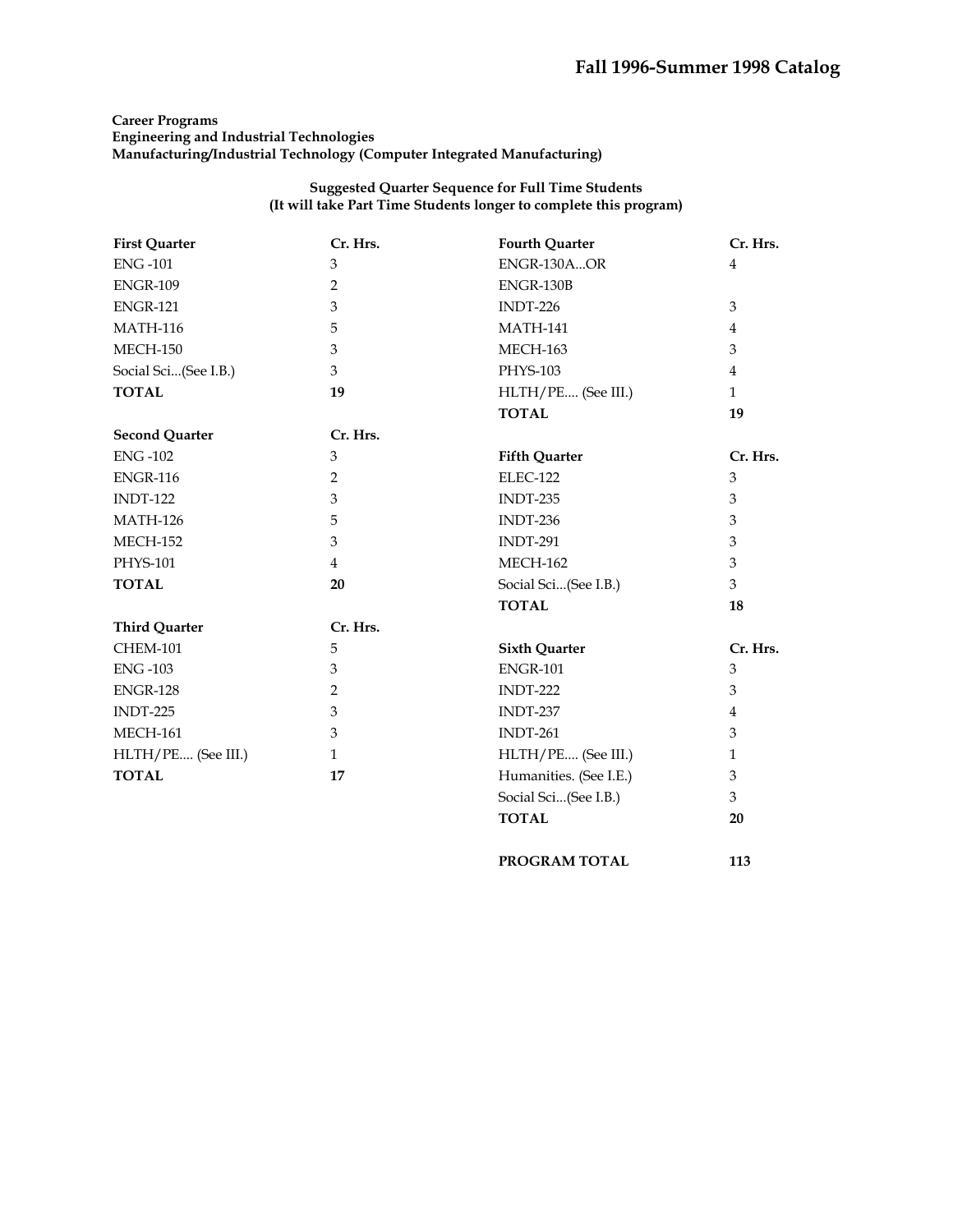**Career Programs**
**Engineering and Industrial Technologies**
**Manufacturing/Industrial Technology (Computer Integrated Manufacturing)**

**Suggested Quarter Sequence for Full Time Students**
**(It will take Part Time Students longer to complete this program)**

| First Quarter | Cr. Hrs. |
|---|---|
| ENG -101 | 3 |
| ENGR-109 | 2 |
| ENGR-121 | 3 |
| MATH-116 | 5 |
| MECH-150 | 3 |
| Social Sci...(See I.B.) | 3 |
| **TOTAL** | **19** |

| Second Quarter | Cr. Hrs. |
|---|---|
| ENG -102 | 3 |
| ENGR-116 | 2 |
| INDT-122 | 3 |
| MATH-126 | 5 |
| MECH-152 | 3 |
| PHYS-101 | 4 |
| **TOTAL** | **20** |

| Third Quarter | Cr. Hrs. |
|---|---|
| CHEM-101 | 5 |
| ENG -103 | 3 |
| ENGR-128 | 2 |
| INDT-225 | 3 |
| MECH-161 | 3 |
| HLTH/PE.... (See III.) | 1 |
| **TOTAL** | **17** |

| Fourth Quarter | Cr. Hrs. |
|---|---|
| ENGR-130A...OR | 4 |
| ENGR-130B | |
| INDT-226 | 3 |
| MATH-141 | 4 |
| MECH-163 | 3 |
| PHYS-103 | 4 |
| HLTH/PE.... (See III.) | 1 |
| **TOTAL** | **19** |

| Fifth Quarter | Cr. Hrs. |
|---|---|
| ELEC-122 | 3 |
| INDT-235 | 3 |
| INDT-236 | 3 |
| INDT-291 | 3 |
| MECH-162 | 3 |
| Social Sci...(See I.B.) | 3 |
| **TOTAL** | **18** |

| Sixth Quarter | Cr. Hrs. |
|---|---|
| ENGR-101 | 3 |
| INDT-222 | 3 |
| INDT-237 | 4 |
| INDT-261 | 3 |
| HLTH/PE.... (See III.) | 1 |
| Humanities. (See I.E.) | 3 |
| Social Sci...(See I.B.) | 3 |
| **TOTAL** | **20** |

**PROGRAM TOTAL** **113**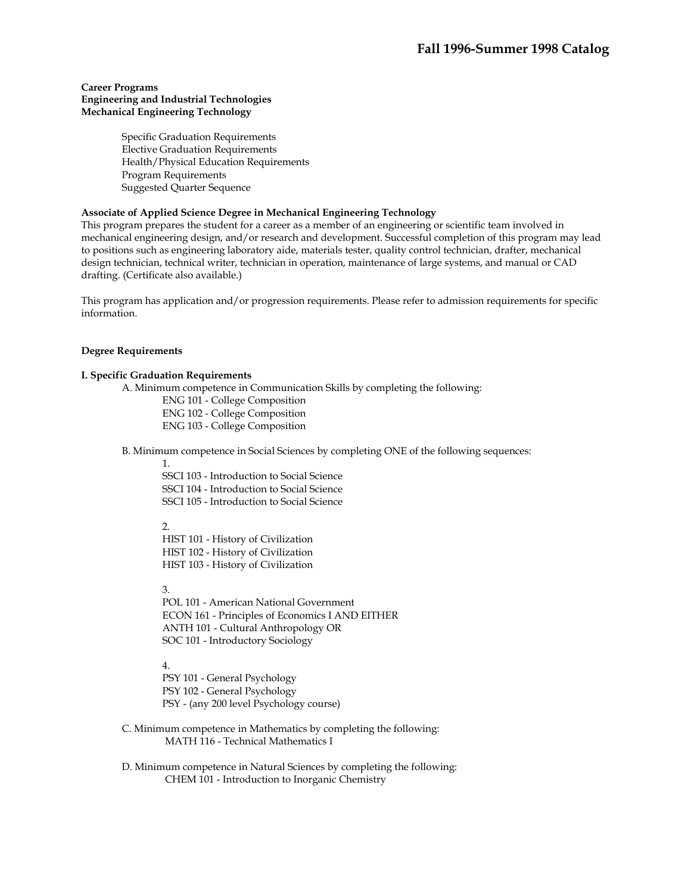**Career Programs**
**Engineering and Industrial Technologies**
**Mechanical Engineering Technology**

- Specific Graduation Requirements
- Elective Graduation Requirements
- Health/Physical Education Requirements
- Program Requirements
- Suggested Quarter Sequence

**Associate of Applied Science Degree in Mechanical Engineering Technology**

This program prepares the student for a career as a member of an engineering or scientific team involved in mechanical engineering design, and/or research and development. Successful completion of this program may lead to positions such as engineering laboratory aide, materials tester, quality control technician, drafter, mechanical design technician, technical writer, technician in operation, maintenance of large systems, and manual or CAD drafting. (Certificate also available.)

This program has application and/or progression requirements. Please refer to admission requirements for specific information.

**Degree Requirements**

**I. Specific Graduation Requirements**

A. Minimum competence in Communication Skills by completing the following:

ENG 101 - College Composition
ENG 102 - College Composition
ENG 103 - College Composition

B. Minimum competence in Social Sciences by completing ONE of the following sequences:

1.
SSCI 103 - Introduction to Social Science
SSCI 104 - Introduction to Social Science
SSCI 105 - Introduction to Social Science

2.
HIST 101 - History of Civilization
HIST 102 - History of Civilization
HIST 103 - History of Civilization

3.
POL 101 - American National Government
ECON 161 - Principles of Economics I AND EITHER
ANTH 101 - Cultural Anthropology OR
SOC 101 - Introductory Sociology

4.
PSY 101 - General Psychology
PSY 102 - General Psychology
PSY - (any 200 level Psychology course)

C. Minimum competence in Mathematics by completing the following:

MATH 116 - Technical Mathematics I

D. Minimum competence in Natural Sciences by completing the following:

CHEM 101 - Introduction to Inorganic Chemistry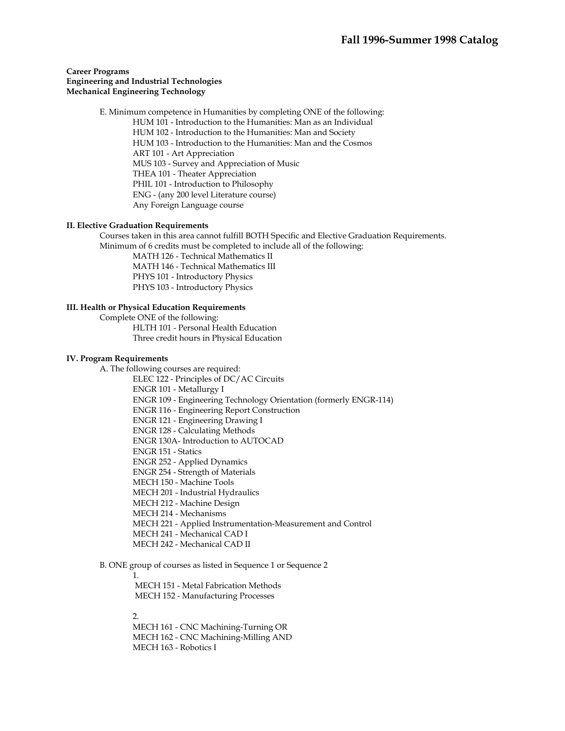**Career Programs**
**Engineering and Industrial Technologies**
**Mechanical Engineering Technology**

E. Minimum competence in Humanities by completing ONE of the following:
- HUM 101 - Introduction to the Humanities: Man as an Individual
- HUM 102 - Introduction to the Humanities: Man and Society
- HUM 103 - Introduction to the Humanities: Man and the Cosmos
- ART 101 - Art Appreciation
- MUS 103 - Survey and Appreciation of Music
- THEA 101 - Theater Appreciation
- PHIL 101 - Introduction to Philosophy
- ENG - (any 200 level Literature course)
- Any Foreign Language course

**II. Elective Graduation Requirements**

Courses taken in this area cannot fulfill BOTH Specific and Elective Graduation Requirements.
Minimum of 6 credits must be completed to include all of the following:
- MATH 126 - Technical Mathematics II
- MATH 146 - Technical Mathematics III
- PHYS 101 - Introductory Physics
- PHYS 103 - Introductory Physics

**III. Health or Physical Education Requirements**

Complete ONE of the following:
- HLTH 101 - Personal Health Education
- Three credit hours in Physical Education

**IV. Program Requirements**

A. The following courses are required:
- ELEC 122 - Principles of DC/AC Circuits
- ENGR 101 - Metallurgy I
- ENGR 109 - Engineering Technology Orientation (formerly ENGR-114)
- ENGR 116 - Engineering Report Construction
- ENGR 121 - Engineering Drawing I
- ENGR 128 - Calculating Methods
- ENGR 130A- Introduction to AUTOCAD
- ENGR 151 - Statics
- ENGR 252 - Applied Dynamics
- ENGR 254 - Strength of Materials
- MECH 150 - Machine Tools
- MECH 201 - Industrial Hydraulics
- MECH 212 - Machine Design
- MECH 214 - Mechanisms
- MECH 221 - Applied Instrumentation-Measurement and Control
- MECH 241 - Mechanical CAD I
- MECH 242 - Mechanical CAD II

B. ONE group of courses as listed in Sequence 1 or Sequence 2

1.
- MECH 151 - Metal Fabrication Methods
- MECH 152 - Manufacturing Processes

2.
- MECH 161 - CNC Machining-Turning OR
- MECH 162 - CNC Machining-Milling AND
- MECH 163 - Robotics I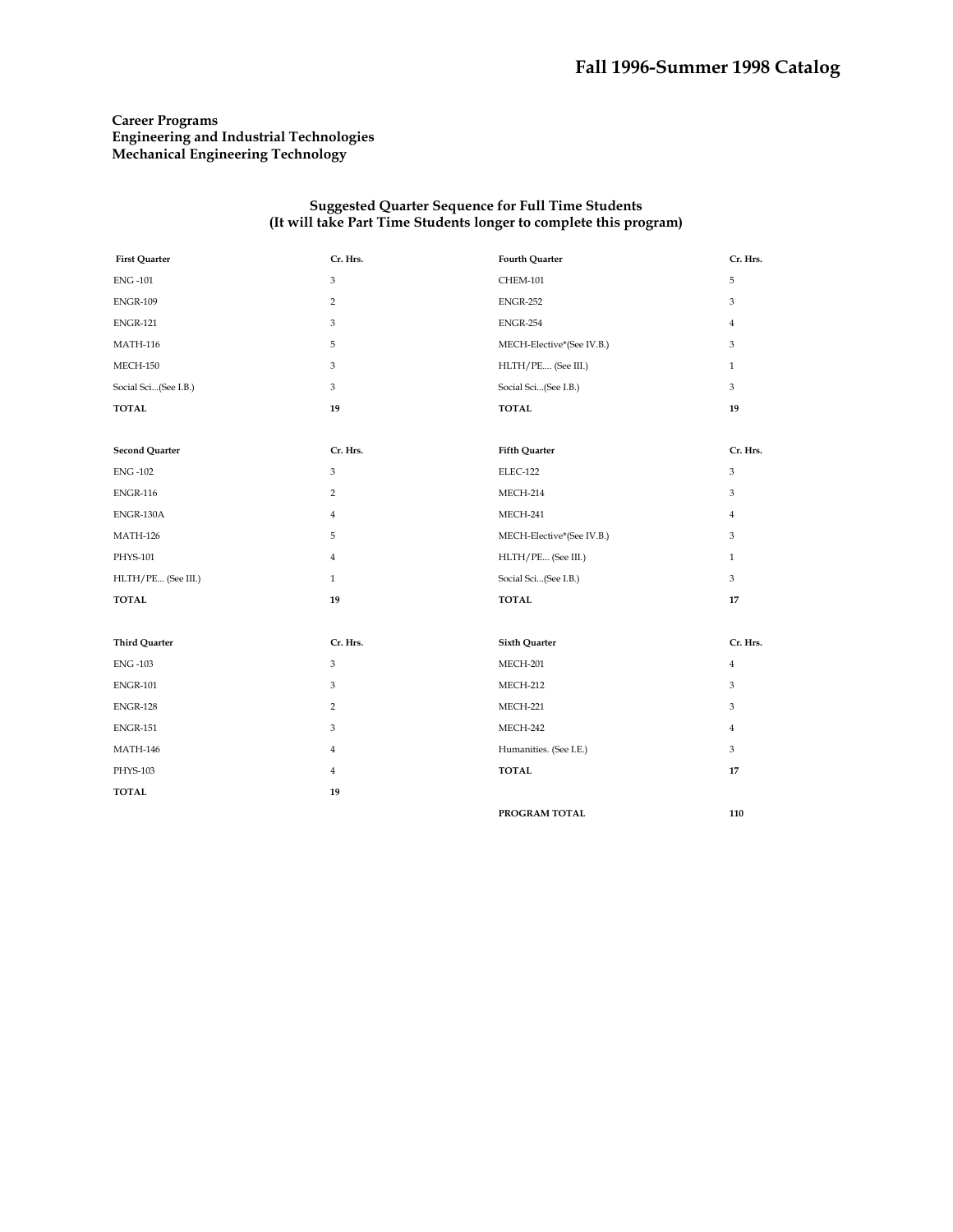**Career Programs**
**Engineering and Industrial Technologies**
**Mechanical Engineering Technology**

### Suggested Quarter Sequence for Full Time Students
### (It will take Part Time Students longer to complete this program)

| First Quarter | Cr. Hrs. | Fourth Quarter | Cr. Hrs. |
|---|---|---|---|
| ENG -101 | 3 | CHEM-101 | 5 |
| ENGR-109 | 2 | ENGR-252 | 3 |
| ENGR-121 | 3 | ENGR-254 | 4 |
| MATH-116 | 5 | MECH-Elective*(See IV.B.) | 3 |
| MECH-150 | 3 | HLTH/PE.... (See III.) | 1 |
| Social Sci...(See I.B.) | 3 | Social Sci...(See I.B.) | 3 |
| **TOTAL** | **19** | **TOTAL** | **19** |

| Second Quarter | Cr. Hrs. | Fifth Quarter | Cr. Hrs. |
|---|---|---|---|
| ENG -102 | 3 | ELEC-122 | 3 |
| ENGR-116 | 2 | MECH-214 | 3 |
| ENGR-130A | 4 | MECH-241 | 4 |
| MATH-126 | 5 | MECH-Elective*(See IV.B.) | 3 |
| PHYS-101 | 4 | HLTH/PE... (See III.) | 1 |
| HLTH/PE... (See III.) | 1 | Social Sci...(See I.B.) | 3 |
| **TOTAL** | **19** | **TOTAL** | **17** |

| Third Quarter | Cr. Hrs. | Sixth Quarter | Cr. Hrs. |
|---|---|---|---|
| ENG -103 | 3 | MECH-201 | 4 |
| ENGR-101 | 3 | MECH-212 | 3 |
| ENGR-128 | 2 | MECH-221 | 3 |
| ENGR-151 | 3 | MECH-242 | 4 |
| MATH-146 | 4 | Humanities. (See I.E.) | 3 |
| PHYS-103 | 4 | **TOTAL** | **17** |
| **TOTAL** | **19** | | |
| | | **PROGRAM TOTAL** | **110** |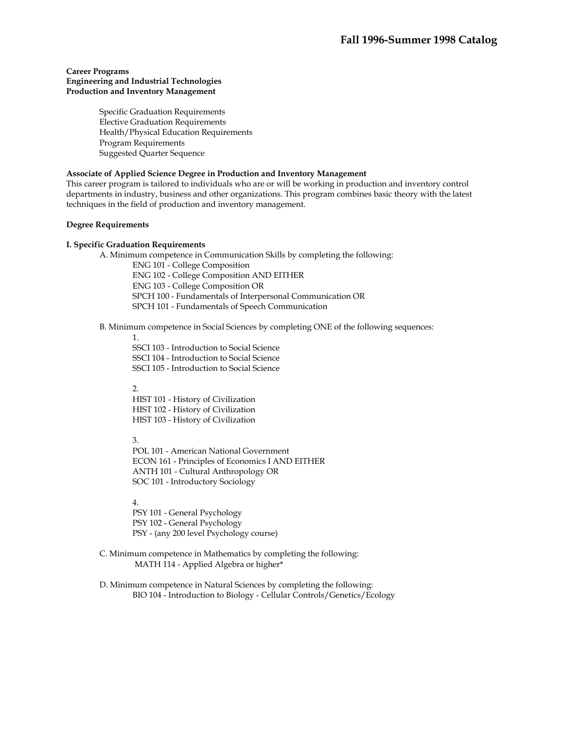**Career Programs**
**Engineering and Industrial Technologies**
**Production and Inventory Management**

- Specific Graduation Requirements
- Elective Graduation Requirements
- Health/Physical Education Requirements
- Program Requirements
- Suggested Quarter Sequence

**Associate of Applied Science Degree in Production and Inventory Management**
This career program is tailored to individuals who are or will be working in production and inventory control departments in industry, business and other organizations. This program combines basic theory with the latest techniques in the field of production and inventory management.

**Degree Requirements**

**I. Specific Graduation Requirements**

A. Minimum competence in Communication Skills by completing the following:

ENG 101 - College Composition
ENG 102 - College Composition AND EITHER
ENG 103 - College Composition OR
SPCH 100 - Fundamentals of Interpersonal Communication OR
SPCH 101 - Fundamentals of Speech Communication

B. Minimum competence in Social Sciences by completing ONE of the following sequences:

1.
SSCI 103 - Introduction to Social Science
SSCI 104 - Introduction to Social Science
SSCI 105 - Introduction to Social Science

2.
HIST 101 - History of Civilization
HIST 102 - History of Civilization
HIST 103 - History of Civilization

3.
POL 101 - American National Government
ECON 161 - Principles of Economics I AND EITHER
ANTH 101 - Cultural Anthropology OR
SOC 101 - Introductory Sociology

4.
PSY 101 - General Psychology
PSY 102 - General Psychology
PSY - (any 200 level Psychology course)

C. Minimum competence in Mathematics by completing the following:

MATH 114 - Applied Algebra or higher*

D. Minimum competence in Natural Sciences by completing the following:

BIO 104 - Introduction to Biology - Cellular Controls/Genetics/Ecology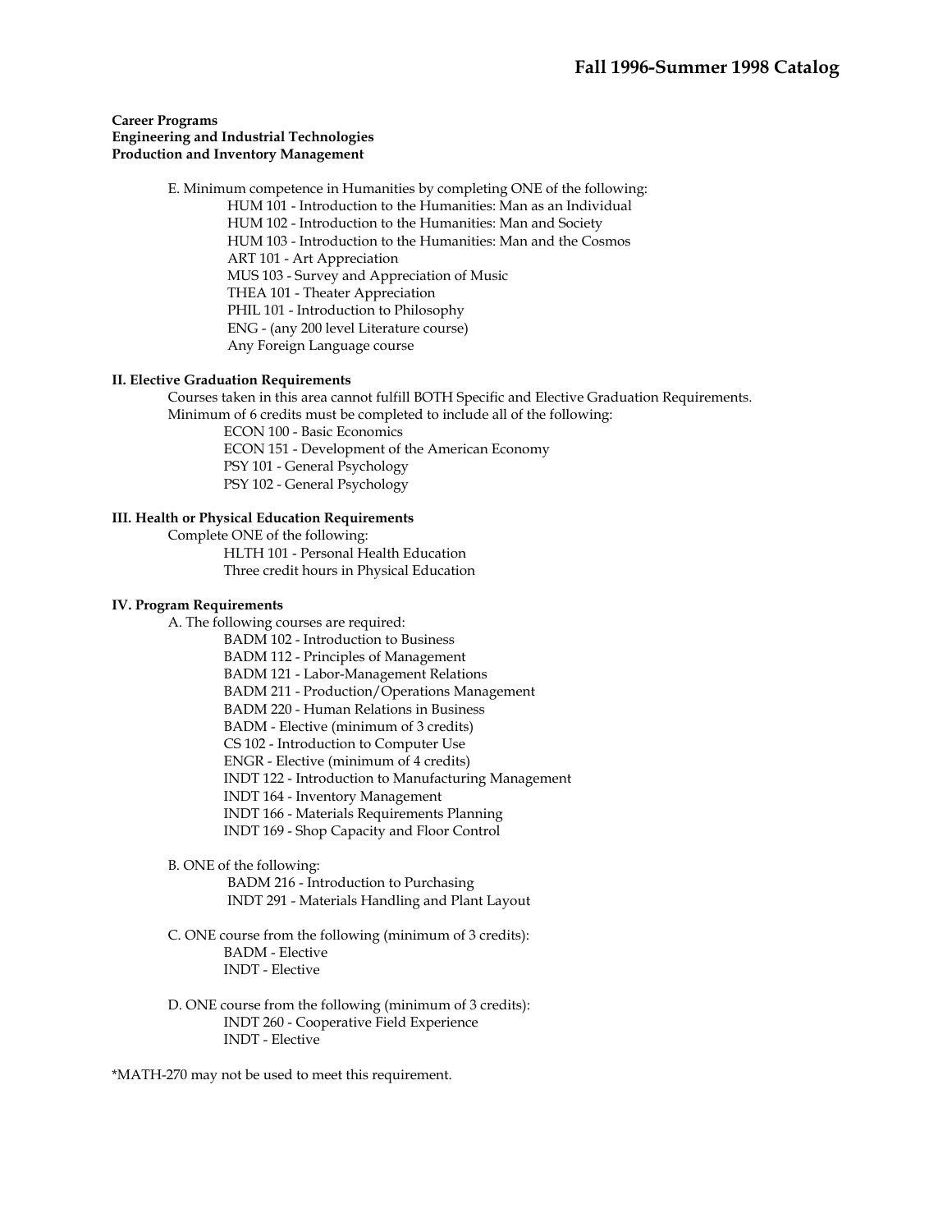**Career Programs**
**Engineering and Industrial Technologies**
**Production and Inventory Management**

E. Minimum competence in Humanities by completing ONE of the following:
- HUM 101 - Introduction to the Humanities: Man as an Individual
- HUM 102 - Introduction to the Humanities: Man and Society
- HUM 103 - Introduction to the Humanities: Man and the Cosmos
- ART 101 - Art Appreciation
- MUS 103 - Survey and Appreciation of Music
- THEA 101 - Theater Appreciation
- PHIL 101 - Introduction to Philosophy
- ENG - (any 200 level Literature course)
- Any Foreign Language course

### II. Elective Graduation Requirements

Courses taken in this area cannot fulfill BOTH Specific and Elective Graduation Requirements.
Minimum of 6 credits must be completed to include all of the following:
- ECON 100 - Basic Economics
- ECON 151 - Development of the American Economy
- PSY 101 - General Psychology
- PSY 102 - General Psychology

### III. Health or Physical Education Requirements

Complete ONE of the following:
- HLTH 101 - Personal Health Education
- Three credit hours in Physical Education

### IV. Program Requirements

A. The following courses are required:
- BADM 102 - Introduction to Business
- BADM 112 - Principles of Management
- BADM 121 - Labor-Management Relations
- BADM 211 - Production/Operations Management
- BADM 220 - Human Relations in Business
- BADM - Elective (minimum of 3 credits)
- CS 102 - Introduction to Computer Use
- ENGR - Elective (minimum of 4 credits)
- INDT 122 - Introduction to Manufacturing Management
- INDT 164 - Inventory Management
- INDT 166 - Materials Requirements Planning
- INDT 169 - Shop Capacity and Floor Control

B. ONE of the following:
- BADM 216 - Introduction to Purchasing
- INDT 291 - Materials Handling and Plant Layout

C. ONE course from the following (minimum of 3 credits):
- BADM - Elective
- INDT - Elective

D. ONE course from the following (minimum of 3 credits):
- INDT 260 - Cooperative Field Experience
- INDT - Elective

*MATH-270 may not be used to meet this requirement.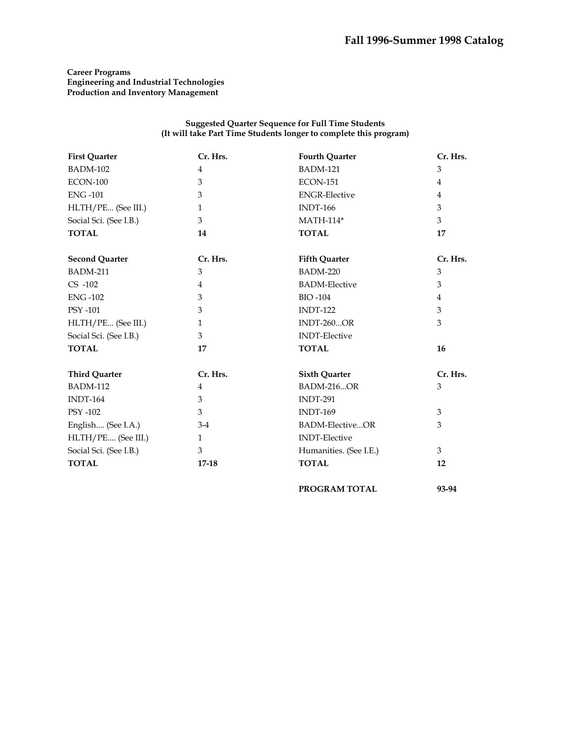**Career Programs**
**Engineering and Industrial Technologies**
**Production and Inventory Management**

**Suggested Quarter Sequence for Full Time Students**
**(It will take Part Time Students longer to complete this program)**

| **First Quarter** | **Cr. Hrs.** | **Fourth Quarter** | **Cr. Hrs.** |
|---|---|---|---|
| BADM-102 | 4 | BADM-121 | 3 |
| ECON-100 | 3 | ECON-151 | 4 |
| ENG -101 | 3 | ENGR-Elective | 4 |
| HLTH/PE... (See III.) | 1 | INDT-166 | 3 |
| Social Sci. (See I.B.) | 3 | MATH-114* | 3 |
| **TOTAL** | **14** | **TOTAL** | **17** |

| **Second Quarter** | **Cr. Hrs.** | **Fifth Quarter** | **Cr. Hrs.** |
|---|---|---|---|
| BADM-211 | 3 | BADM-220 | 3 |
| CS -102 | 4 | BADM-Elective | 3 |
| ENG -102 | 3 | BIO -104 | 4 |
| PSY -101 | 3 | INDT-122 | 3 |
| HLTH/PE... (See III.) | 1 | INDT-260...OR | 3 |
| Social Sci. (See I.B.) | 3 | INDT-Elective | |
| **TOTAL** | **17** | **TOTAL** | **16** |

| **Third Quarter** | **Cr. Hrs.** | **Sixth Quarter** | **Cr. Hrs.** |
|---|---|---|---|
| BADM-112 | 4 | BADM-216...OR | 3 |
| INDT-164 | 3 | INDT-291 | |
| PSY -102 | 3 | INDT-169 | 3 |
| English.... (See I.A.) | 3-4 | BADM-Elective...OR | 3 |
| HLTH/PE.... (See III.) | 1 | INDT-Elective | |
| Social Sci. (See I.B.) | 3 | Humanities. (See I.E.) | 3 |
| **TOTAL** | **17-18** | **TOTAL** | **12** |
| | | **PROGRAM TOTAL** | **93-94** |